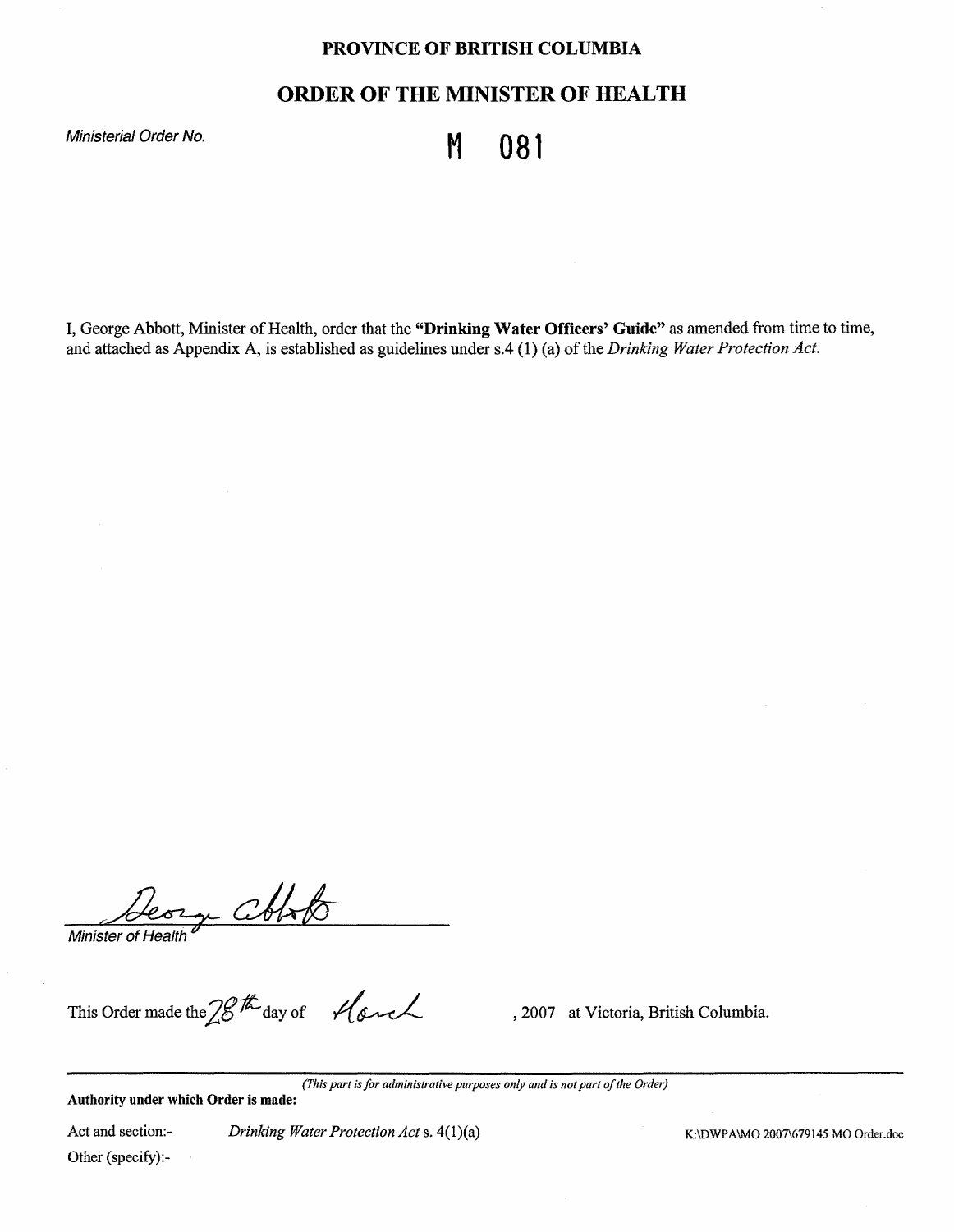# PROVINCE OF BRITISH COLUMBIA

## ORDER OF THE MINISTER OF HEALTH

*Ministerial Order No.* **M 081**

I, George Abbott, Minister of Health, order that the **"Drinking Water Officers' Guide"** as amended from time to time, and attached as Appendix A, is established as guidelines under s.4 (1) (a) of the *Drinking Water Protection Act.*

George Abbott

*Minister of Health*

This Order made the 28th day of March, 2007 at Victoria, British Columbia.

---

*(This part is for administrative purposes only and is not part of the Order)*

**Authority under which Order is made:**

Act and section:- *Drinking Water Protection Act* s. 4(1)(a)

Other (specify):-

K:\DWPA\MO 2007\679145 MO Order.doc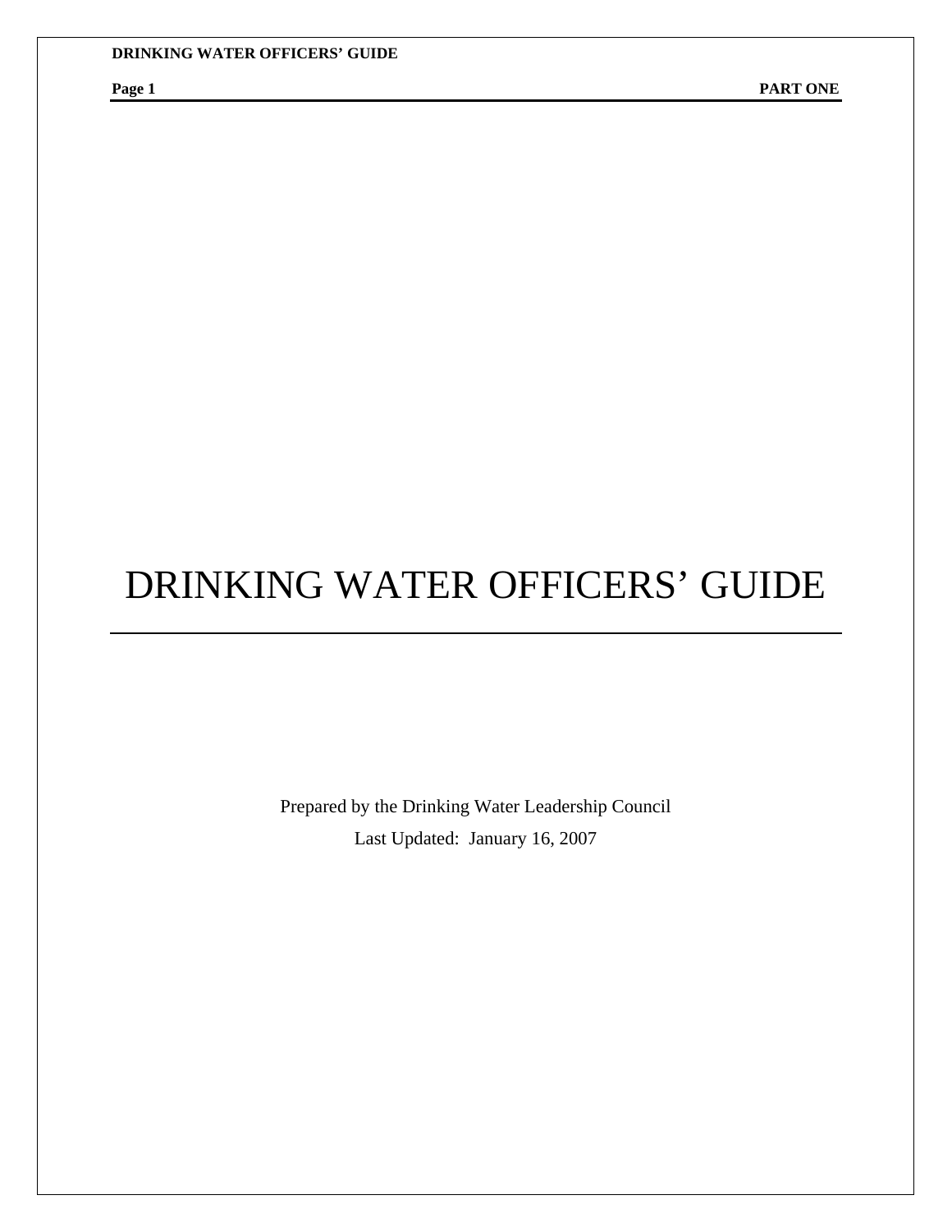# DRINKING WATER OFFICERS' GUIDE

Prepared by the Drinking Water Leadership Council

Last Updated: January 16, 2007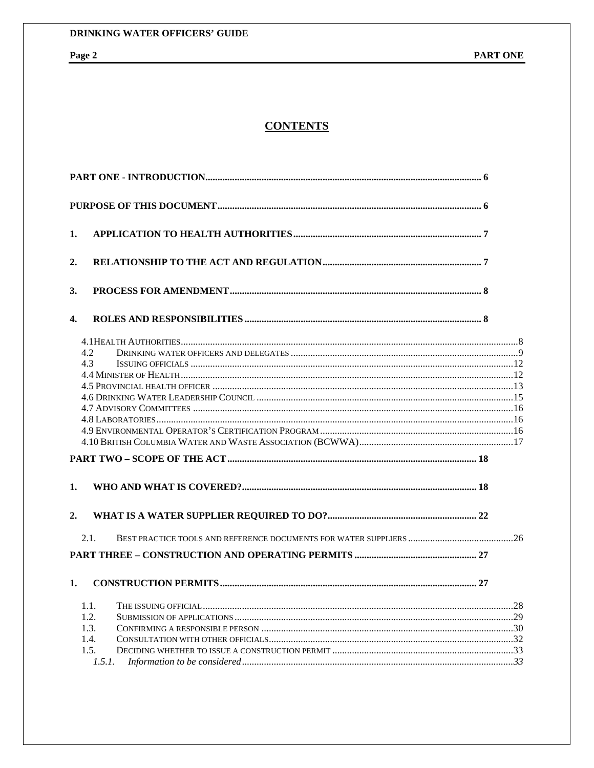# CONTENTS

PART ONE - INTRODUCTION ........ 6

PURPOSE OF THIS DOCUMENT ........ 6

1. APPLICATION TO HEALTH AUTHORITIES ........ 7

2. RELATIONSHIP TO THE ACT AND REGULATION ........ 7

3. PROCESS FOR AMENDMENT ........ 8

4. ROLES AND RESPONSIBILITIES ........ 8

- 4.1 HEALTH AUTHORITIES ........ 8
- 4.2 DRINKING WATER OFFICERS AND DELEGATES ........ 9
- 4.3 ISSUING OFFICIALS ........ 12
- 4.4 MINISTER OF HEALTH ........ 12
- 4.5 PROVINCIAL HEALTH OFFICER ........ 13
- 4.6 DRINKING WATER LEADERSHIP COUNCIL ........ 15
- 4.7 ADVISORY COMMITTEES ........ 16
- 4.8 LABORATORIES ........ 16
- 4.9 ENVIRONMENTAL OPERATOR'S CERTIFICATION PROGRAM ........ 16
- 4.10 BRITISH COLUMBIA WATER AND WASTE ASSOCIATION (BCWWA) ........ 17

PART TWO – SCOPE OF THE ACT ........ 18

1. WHO AND WHAT IS COVERED? ........ 18

2. WHAT IS A WATER SUPPLIER REQUIRED TO DO? ........ 22

- 2.1. BEST PRACTICE TOOLS AND REFERENCE DOCUMENTS FOR WATER SUPPLIERS ........ 26

PART THREE – CONSTRUCTION AND OPERATING PERMITS ........ 27

1. CONSTRUCTION PERMITS ........ 27

- 1.1. THE ISSUING OFFICIAL ........ 28
- 1.2. SUBMISSION OF APPLICATIONS ........ 29
- 1.3. CONFIRMING A RESPONSIBLE PERSON ........ 30
- 1.4. CONSULTATION WITH OTHER OFFICIALS ........ 32
- 1.5. DECIDING WHETHER TO ISSUE A CONSTRUCTION PERMIT ........ 33
  - *1.5.1. Information to be considered* ........ 33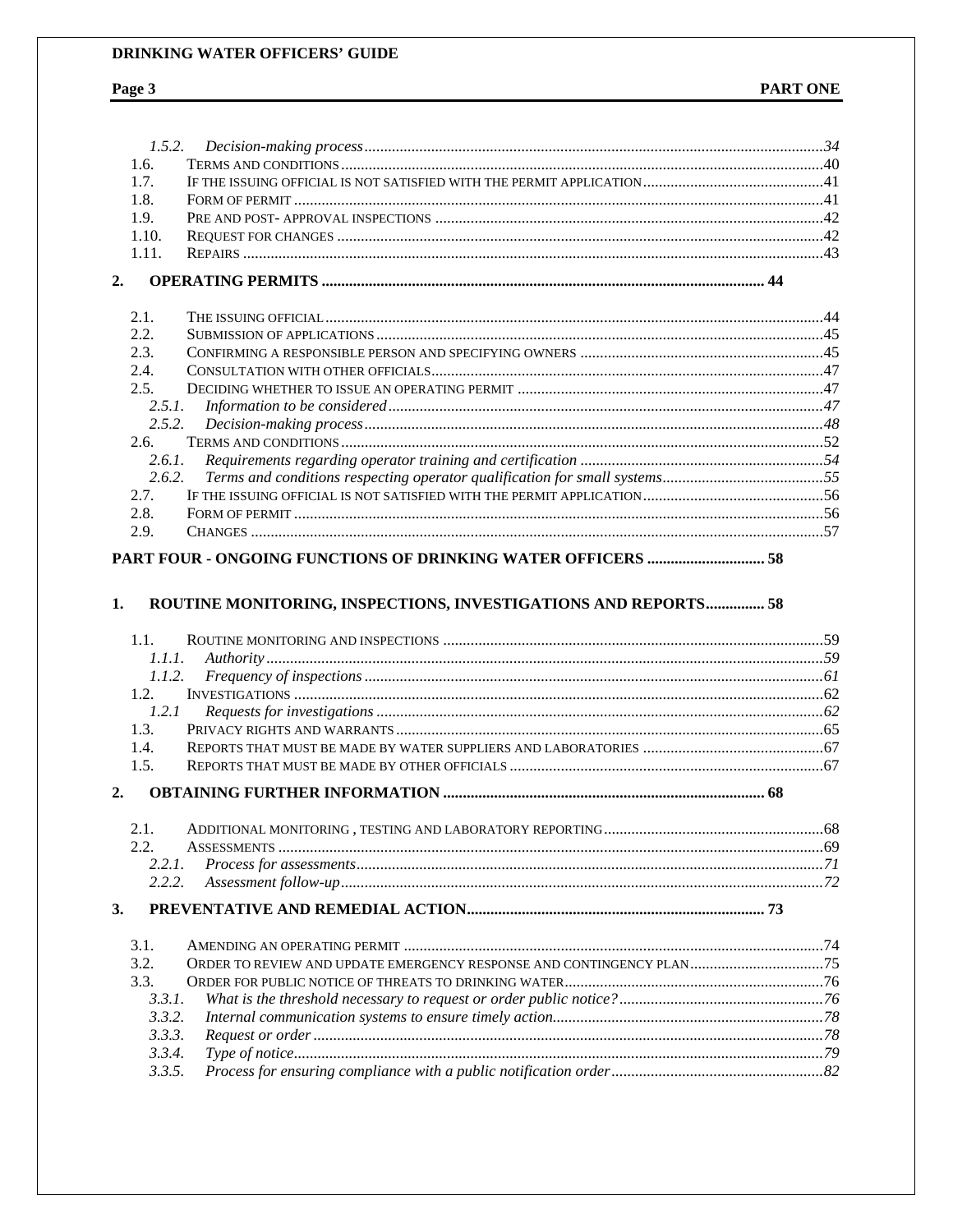1.5.2. *Decision-making process* ........ 34
1.6. TERMS AND CONDITIONS ........ 40
1.7. IF THE ISSUING OFFICIAL IS NOT SATISFIED WITH THE PERMIT APPLICATION ........ 41
1.8. FORM OF PERMIT ........ 41
1.9. PRE AND POST- APPROVAL INSPECTIONS ........ 42
1.10. REQUEST FOR CHANGES ........ 42
1.11. REPAIRS ........ 43

**2. OPERATING PERMITS ........ 44**

2.1. THE ISSUING OFFICIAL ........ 44
2.2. SUBMISSION OF APPLICATIONS ........ 45
2.3. CONFIRMING A RESPONSIBLE PERSON AND SPECIFYING OWNERS ........ 45
2.4. CONSULTATION WITH OTHER OFFICIALS ........ 47
2.5. DECIDING WHETHER TO ISSUE AN OPERATING PERMIT ........ 47
2.5.1. *Information to be considered* ........ 47
2.5.2. *Decision-making process* ........ 48
2.6. TERMS AND CONDITIONS ........ 52
2.6.1. *Requirements regarding operator training and certification* ........ 54
2.6.2. *Terms and conditions respecting operator qualification for small systems* ........ 55
2.7. IF THE ISSUING OFFICIAL IS NOT SATISFIED WITH THE PERMIT APPLICATION ........ 56
2.8. FORM OF PERMIT ........ 56
2.9. CHANGES ........ 57

**PART FOUR - ONGOING FUNCTIONS OF DRINKING WATER OFFICERS ........ 58**

**1. ROUTINE MONITORING, INSPECTIONS, INVESTIGATIONS AND REPORTS ........ 58**

1.1. ROUTINE MONITORING AND INSPECTIONS ........ 59
1.1.1. *Authority* ........ 59
1.1.2. *Frequency of inspections* ........ 61
1.2. INVESTIGATIONS ........ 62
1.2.1 *Requests for investigations* ........ 62
1.3. PRIVACY RIGHTS AND WARRANTS ........ 65
1.4. REPORTS THAT MUST BE MADE BY WATER SUPPLIERS AND LABORATORIES ........ 67
1.5. REPORTS THAT MUST BE MADE BY OTHER OFFICIALS ........ 67

**2. OBTAINING FURTHER INFORMATION ........ 68**

2.1. ADDITIONAL MONITORING , TESTING AND LABORATORY REPORTING ........ 68
2.2. ASSESSMENTS ........ 69
2.2.1. *Process for assessments* ........ 71
2.2.2. *Assessment follow-up* ........ 72

**3. PREVENTATIVE AND REMEDIAL ACTION ........ 73**

3.1. AMENDING AN OPERATING PERMIT ........ 74
3.2. ORDER TO REVIEW AND UPDATE EMERGENCY RESPONSE AND CONTINGENCY PLAN ........ 75
3.3. ORDER FOR PUBLIC NOTICE OF THREATS TO DRINKING WATER ........ 76
3.3.1. *What is the threshold necessary to request or order public notice?* ........ 76
3.3.2. *Internal communication systems to ensure timely action* ........ 78
3.3.3. *Request or order* ........ 78
3.3.4. *Type of notice* ........ 79
3.3.5. *Process for ensuring compliance with a public notification order* ........ 82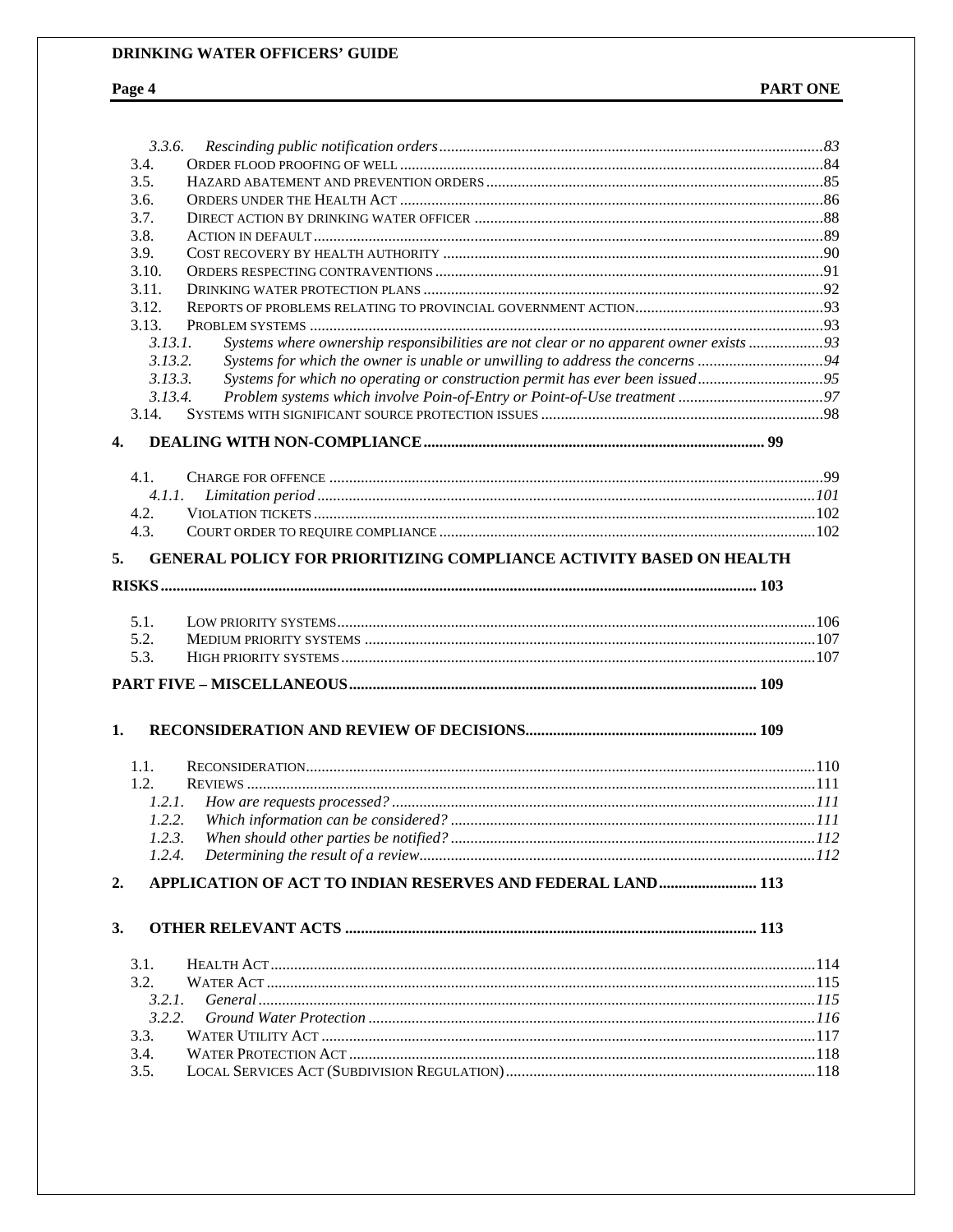3.3.6. *Rescinding public notification orders* ... 83

3.4. Order flood proofing of well ... 84

3.5. Hazard abatement and prevention orders ... 85

3.6. Orders under the Health Act ... 86

3.7. Direct action by drinking water officer ... 88

3.8. Action in default ... 89

3.9. Cost recovery by health authority ... 90

3.10. Orders respecting contraventions ... 91

3.11. Drinking water protection plans ... 92

3.12. Reports of problems relating to provincial government action ... 93

3.13. Problem systems ... 93

3.13.1. *Systems where ownership responsibilities are not clear or no apparent owner exists* ... 93

3.13.2. *Systems for which the owner is unable or unwilling to address the concerns* ... 94

3.13.3. *Systems for which no operating or construction permit has ever been issued* ... 95

3.13.4. *Problem systems which involve Poin-of-Entry or Point-of-Use treatment* ... 97

3.14. Systems with significant source protection issues ... 98

**4. DEALING WITH NON-COMPLIANCE ... 99**

4.1. Charge for offence ... 99

4.1.1. *Limitation period* ... 101

4.2. Violation tickets ... 102

4.3. Court order to require compliance ... 102

**5. GENERAL POLICY FOR PRIORITIZING COMPLIANCE ACTIVITY BASED ON HEALTH RISKS ... 103**

5.1. Low priority systems ... 106

5.2. Medium priority systems ... 107

5.3. High priority systems ... 107

**PART FIVE – MISCELLANEOUS ... 109**

**1. RECONSIDERATION AND REVIEW OF DECISIONS ... 109**

1.1. Reconsideration ... 110

1.2. Reviews ... 111

1.2.1. *How are requests processed?* ... 111

1.2.2. *Which information can be considered?* ... 111

1.2.3. *When should other parties be notified?* ... 112

1.2.4. *Determining the result of a review* ... 112

**2. APPLICATION OF ACT TO INDIAN RESERVES AND FEDERAL LAND ... 113**

**3. OTHER RELEVANT ACTS ... 113**

3.1. Health Act ... 114

3.2. Water Act ... 115

3.2.1. *General* ... 115

3.2.2. *Ground Water Protection* ... 116

3.3. Water Utility Act ... 117

3.4. Water Protection Act ... 118

3.5. Local Services Act (Subdivision Regulation) ... 118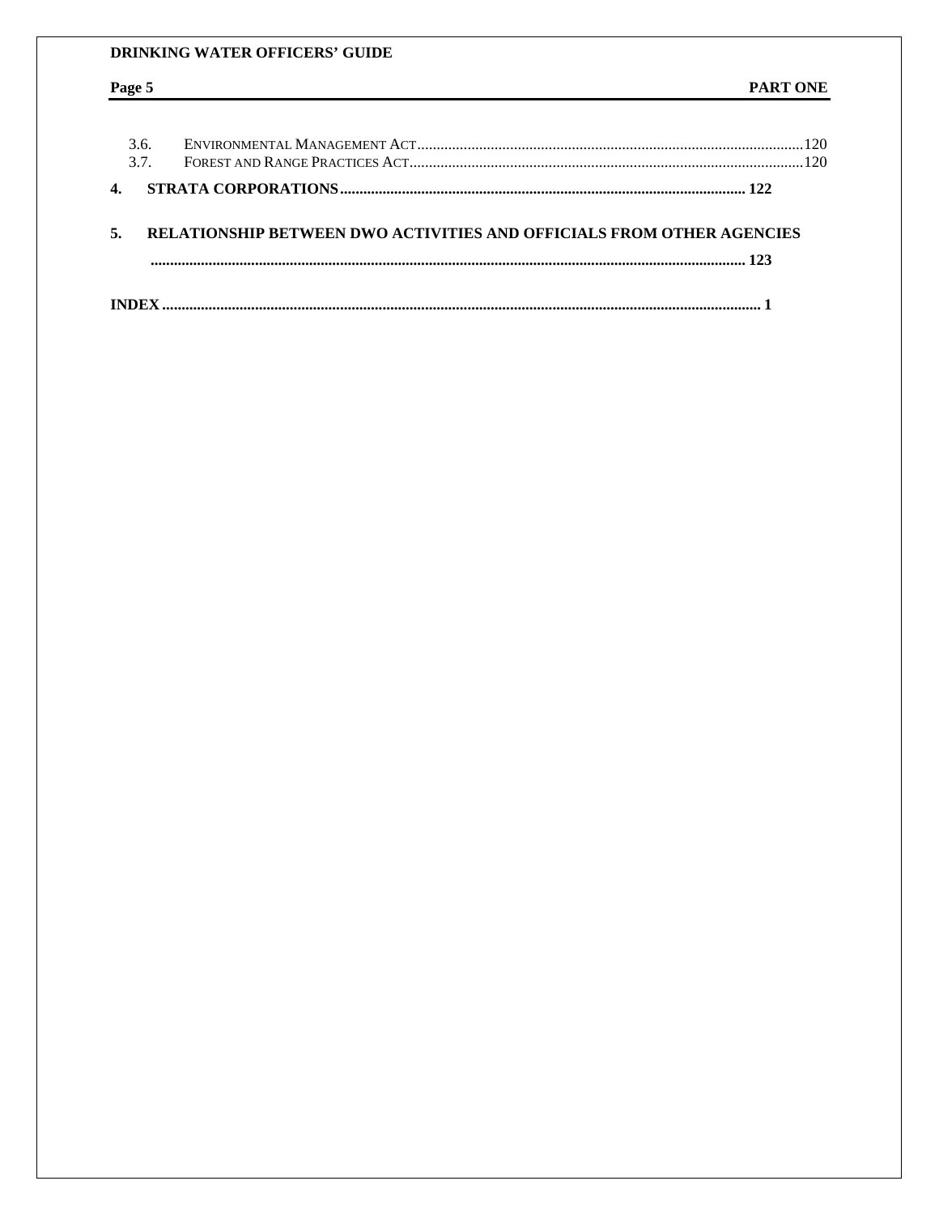3.6. ENVIRONMENTAL MANAGEMENT ACT....................................................................................................120
3.7. FOREST AND RANGE PRACTICES ACT.......................................................................................................120

**4. STRATA CORPORATIONS........................................................................................................ 122**

**5. RELATIONSHIP BETWEEN DWO ACTIVITIES AND OFFICIALS FROM OTHER AGENCIES ........................................................................................................................................ 123**

**INDEX ......................................................................................................................................... 1**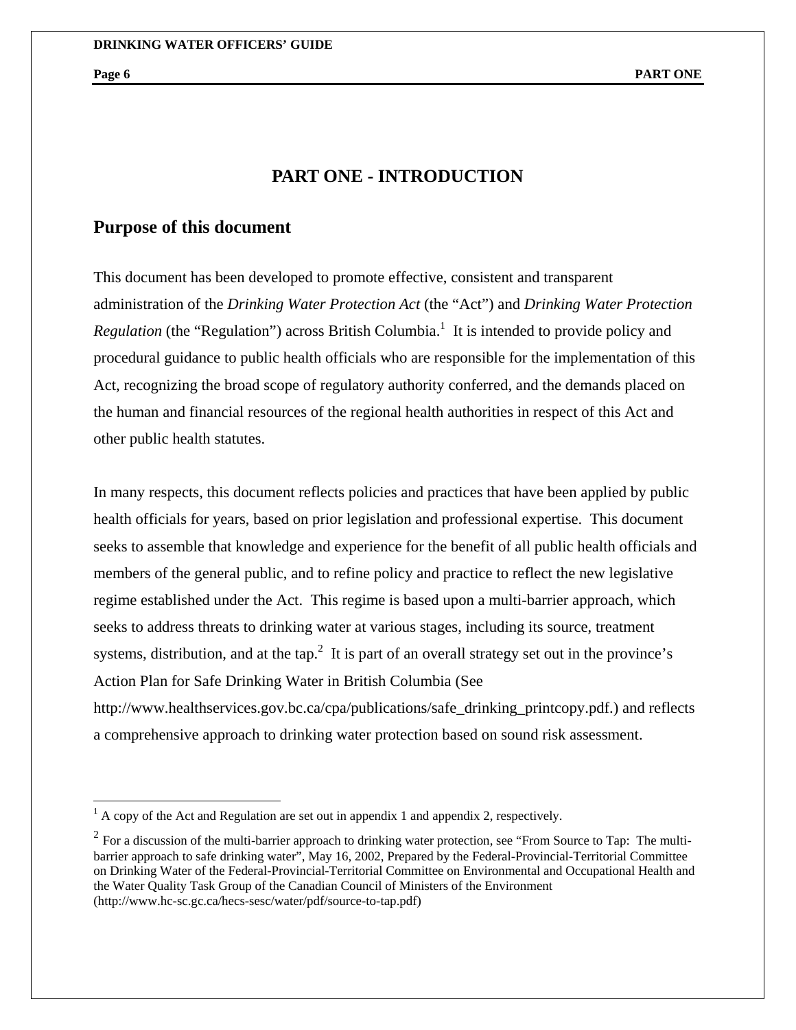# PART ONE - INTRODUCTION

## Purpose of this document

This document has been developed to promote effective, consistent and transparent administration of the *Drinking Water Protection Act* (the "Act") and *Drinking Water Protection Regulation* (the "Regulation") across British Columbia.[1] It is intended to provide policy and procedural guidance to public health officials who are responsible for the implementation of this Act, recognizing the broad scope of regulatory authority conferred, and the demands placed on the human and financial resources of the regional health authorities in respect of this Act and other public health statutes.

In many respects, this document reflects policies and practices that have been applied by public health officials for years, based on prior legislation and professional expertise. This document seeks to assemble that knowledge and experience for the benefit of all public health officials and members of the general public, and to refine policy and practice to reflect the new legislative regime established under the Act. This regime is based upon a multi-barrier approach, which seeks to address threats to drinking water at various stages, including its source, treatment systems, distribution, and at the tap.[2] It is part of an overall strategy set out in the province's Action Plan for Safe Drinking Water in British Columbia (See http://www.healthservices.gov.bc.ca/cpa/publications/safe_drinking_printcopy.pdf.) and reflects a comprehensive approach to drinking water protection based on sound risk assessment.

---

[1] A copy of the Act and Regulation are set out in appendix 1 and appendix 2, respectively.

[2] For a discussion of the multi-barrier approach to drinking water protection, see "From Source to Tap: The multi-barrier approach to safe drinking water", May 16, 2002, Prepared by the Federal-Provincial-Territorial Committee on Drinking Water of the Federal-Provincial-Territorial Committee on Environmental and Occupational Health and the Water Quality Task Group of the Canadian Council of Ministers of the Environment (http://www.hc-sc.gc.ca/hecs-sesc/water/pdf/source-to-tap.pdf)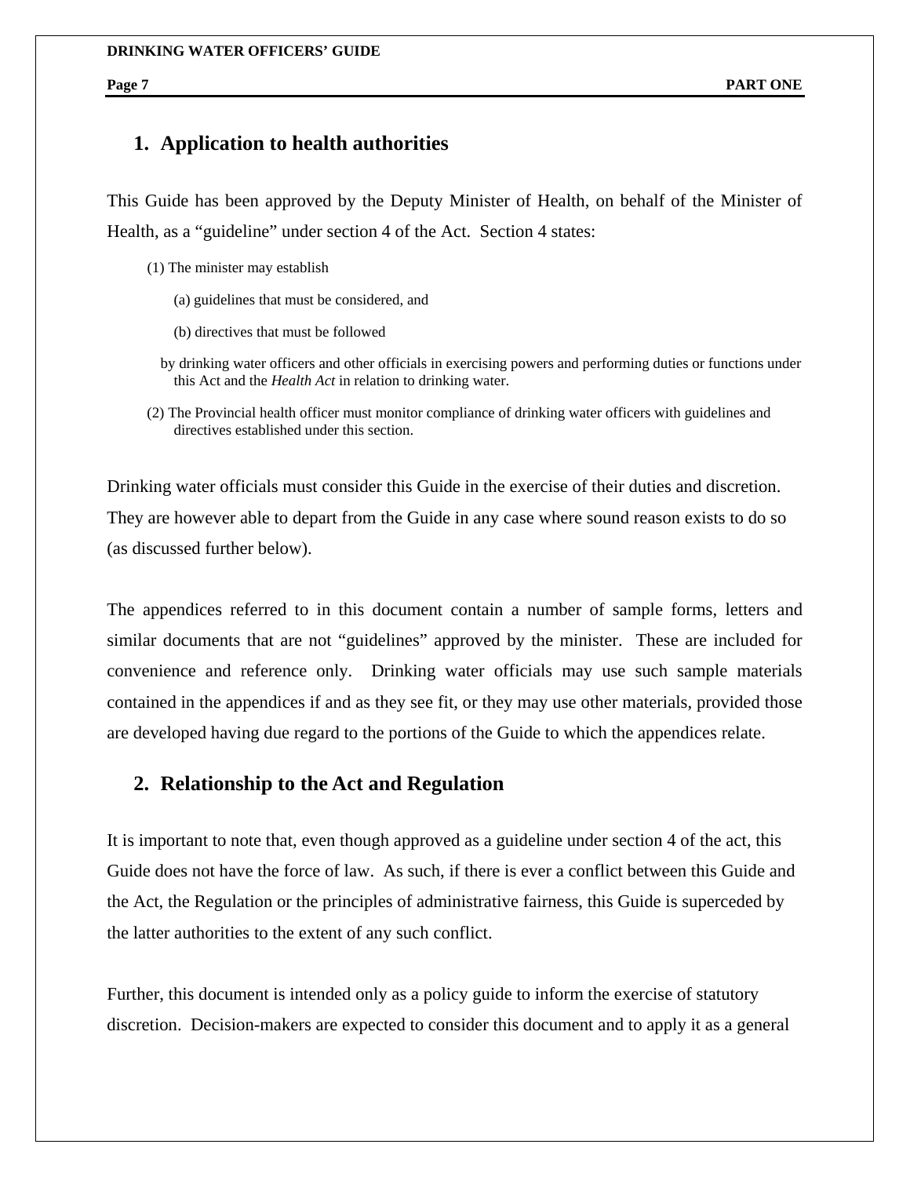## 1. Application to health authorities

This Guide has been approved by the Deputy Minister of Health, on behalf of the Minister of Health, as a "guideline" under section 4 of the Act. Section 4 states:

> (1) The minister may establish
>
> (a) guidelines that must be considered, and
>
> (b) directives that must be followed
>
> by drinking water officers and other officials in exercising powers and performing duties or functions under this Act and the *Health Act* in relation to drinking water.
>
> (2) The Provincial health officer must monitor compliance of drinking water officers with guidelines and directives established under this section.

Drinking water officials must consider this Guide in the exercise of their duties and discretion. They are however able to depart from the Guide in any case where sound reason exists to do so (as discussed further below).

The appendices referred to in this document contain a number of sample forms, letters and similar documents that are not "guidelines" approved by the minister. These are included for convenience and reference only. Drinking water officials may use such sample materials contained in the appendices if and as they see fit, or they may use other materials, provided those are developed having due regard to the portions of the Guide to which the appendices relate.

## 2. Relationship to the Act and Regulation

It is important to note that, even though approved as a guideline under section 4 of the act, this Guide does not have the force of law. As such, if there is ever a conflict between this Guide and the Act, the Regulation or the principles of administrative fairness, this Guide is superceded by the latter authorities to the extent of any such conflict.

Further, this document is intended only as a policy guide to inform the exercise of statutory discretion. Decision-makers are expected to consider this document and to apply it as a general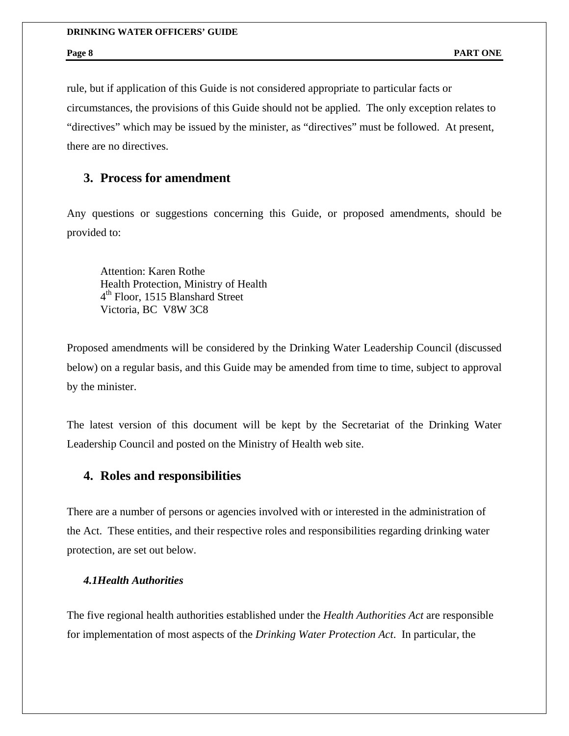rule, but if application of this Guide is not considered appropriate to particular facts or circumstances, the provisions of this Guide should not be applied. The only exception relates to "directives" which may be issued by the minister, as "directives" must be followed. At present, there are no directives.

## 3. Process for amendment

Any questions or suggestions concerning this Guide, or proposed amendments, should be provided to:

> Attention: Karen Rothe
> Health Protection, Ministry of Health
> 4th Floor, 1515 Blanshard Street
> Victoria, BC V8W 3C8

Proposed amendments will be considered by the Drinking Water Leadership Council (discussed below) on a regular basis, and this Guide may be amended from time to time, subject to approval by the minister.

The latest version of this document will be kept by the Secretariat of the Drinking Water Leadership Council and posted on the Ministry of Health web site.

## 4. Roles and responsibilities

There are a number of persons or agencies involved with or interested in the administration of the Act. These entities, and their respective roles and responsibilities regarding drinking water protection, are set out below.

### *4.1 Health Authorities*

The five regional health authorities established under the *Health Authorities Act* are responsible for implementation of most aspects of the *Drinking Water Protection Act*. In particular, the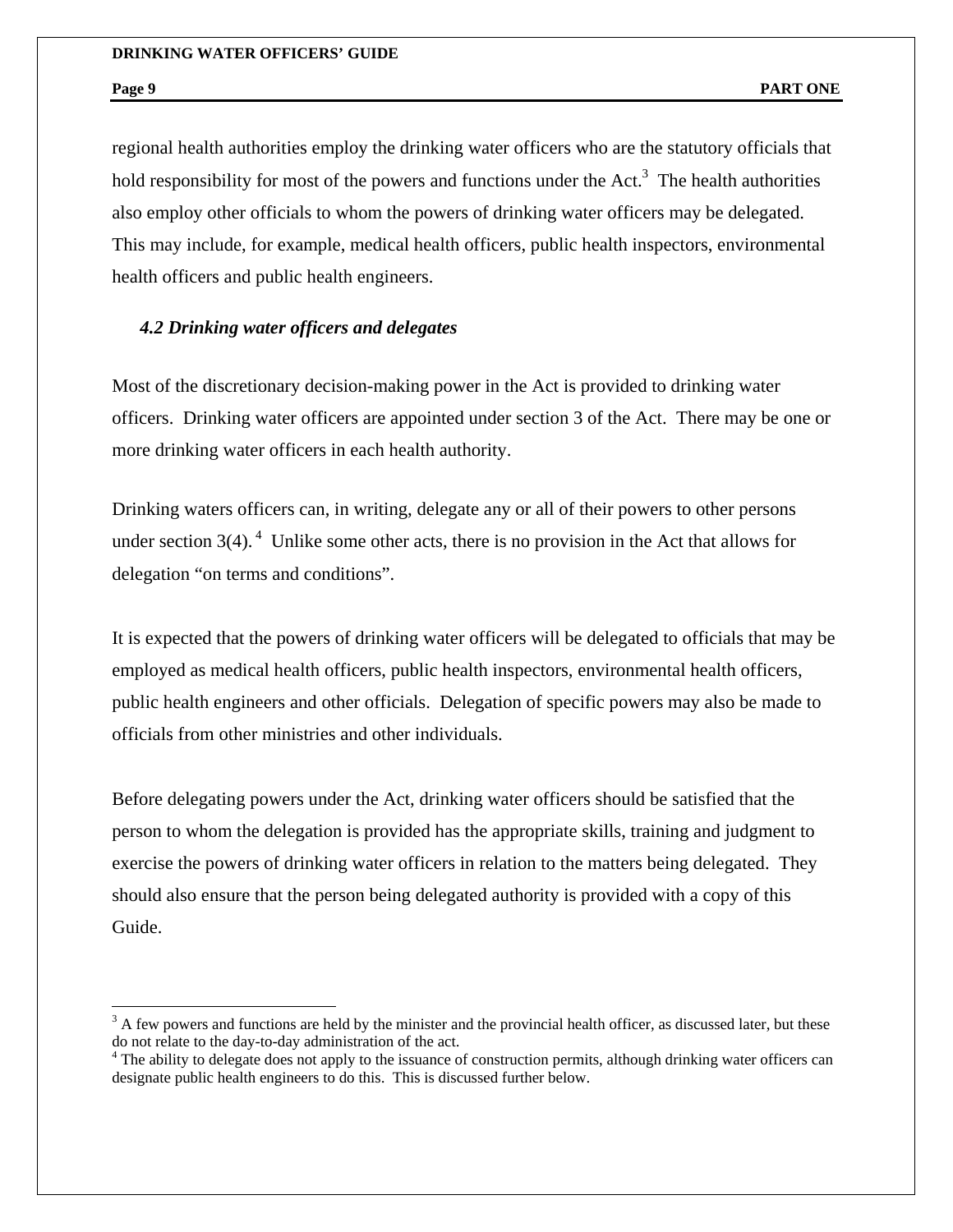regional health authorities employ the drinking water officers who are the statutory officials that hold responsibility for most of the powers and functions under the Act.[3] The health authorities also employ other officials to whom the powers of drinking water officers may be delegated. This may include, for example, medical health officers, public health inspectors, environmental health officers and public health engineers.

### *4.2 Drinking water officers and delegates*

Most of the discretionary decision-making power in the Act is provided to drinking water officers. Drinking water officers are appointed under section 3 of the Act. There may be one or more drinking water officers in each health authority.

Drinking waters officers can, in writing, delegate any or all of their powers to other persons under section 3(4).[4] Unlike some other acts, there is no provision in the Act that allows for delegation "on terms and conditions".

It is expected that the powers of drinking water officers will be delegated to officials that may be employed as medical health officers, public health inspectors, environmental health officers, public health engineers and other officials. Delegation of specific powers may also be made to officials from other ministries and other individuals.

Before delegating powers under the Act, drinking water officers should be satisfied that the person to whom the delegation is provided has the appropriate skills, training and judgment to exercise the powers of drinking water officers in relation to the matters being delegated. They should also ensure that the person being delegated authority is provided with a copy of this Guide.

---

[3] A few powers and functions are held by the minister and the provincial health officer, as discussed later, but these do not relate to the day-to-day administration of the act.

[4] The ability to delegate does not apply to the issuance of construction permits, although drinking water officers can designate public health engineers to do this. This is discussed further below.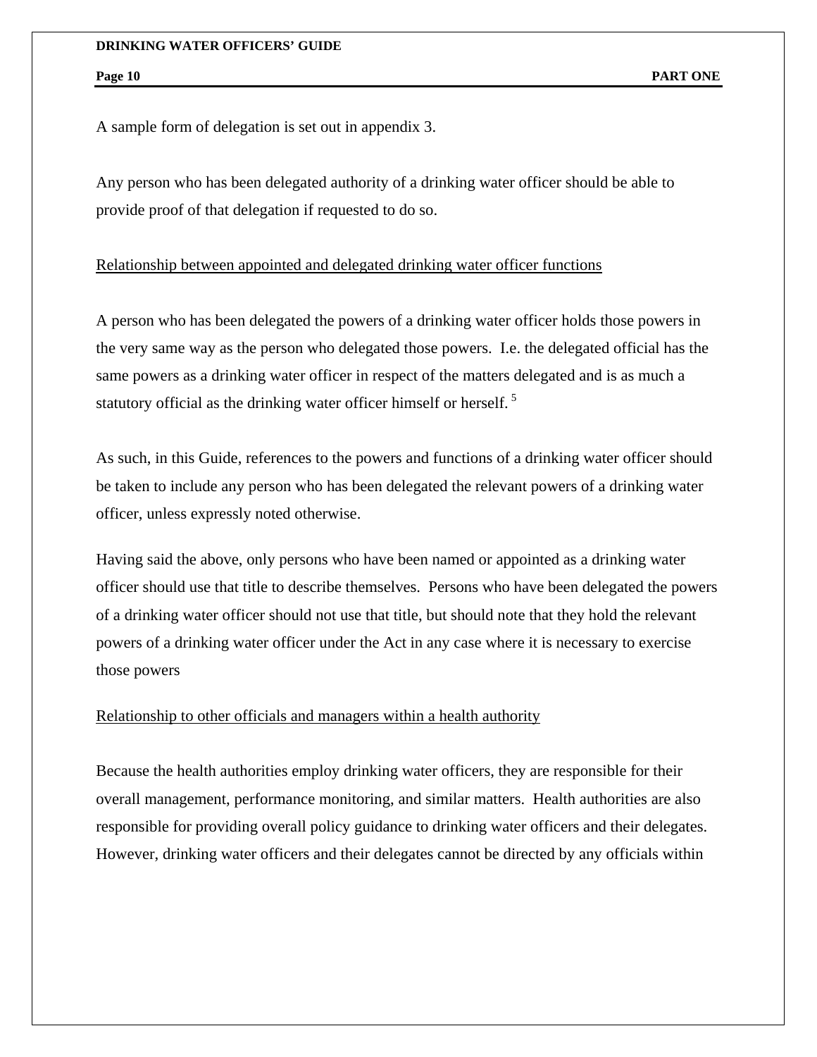A sample form of delegation is set out in appendix 3.

Any person who has been delegated authority of a drinking water officer should be able to provide proof of that delegation if requested to do so.

<u>Relationship between appointed and delegated drinking water officer functions</u>

A person who has been delegated the powers of a drinking water officer holds those powers in the very same way as the person who delegated those powers. I.e. the delegated official has the same powers as a drinking water officer in respect of the matters delegated and is as much a statutory official as the drinking water officer himself or herself. [5]

As such, in this Guide, references to the powers and functions of a drinking water officer should be taken to include any person who has been delegated the relevant powers of a drinking water officer, unless expressly noted otherwise.

Having said the above, only persons who have been named or appointed as a drinking water officer should use that title to describe themselves. Persons who have been delegated the powers of a drinking water officer should not use that title, but should note that they hold the relevant powers of a drinking water officer under the Act in any case where it is necessary to exercise those powers

<u>Relationship to other officials and managers within a health authority</u>

Because the health authorities employ drinking water officers, they are responsible for their overall management, performance monitoring, and similar matters. Health authorities are also responsible for providing overall policy guidance to drinking water officers and their delegates. However, drinking water officers and their delegates cannot be directed by any officials within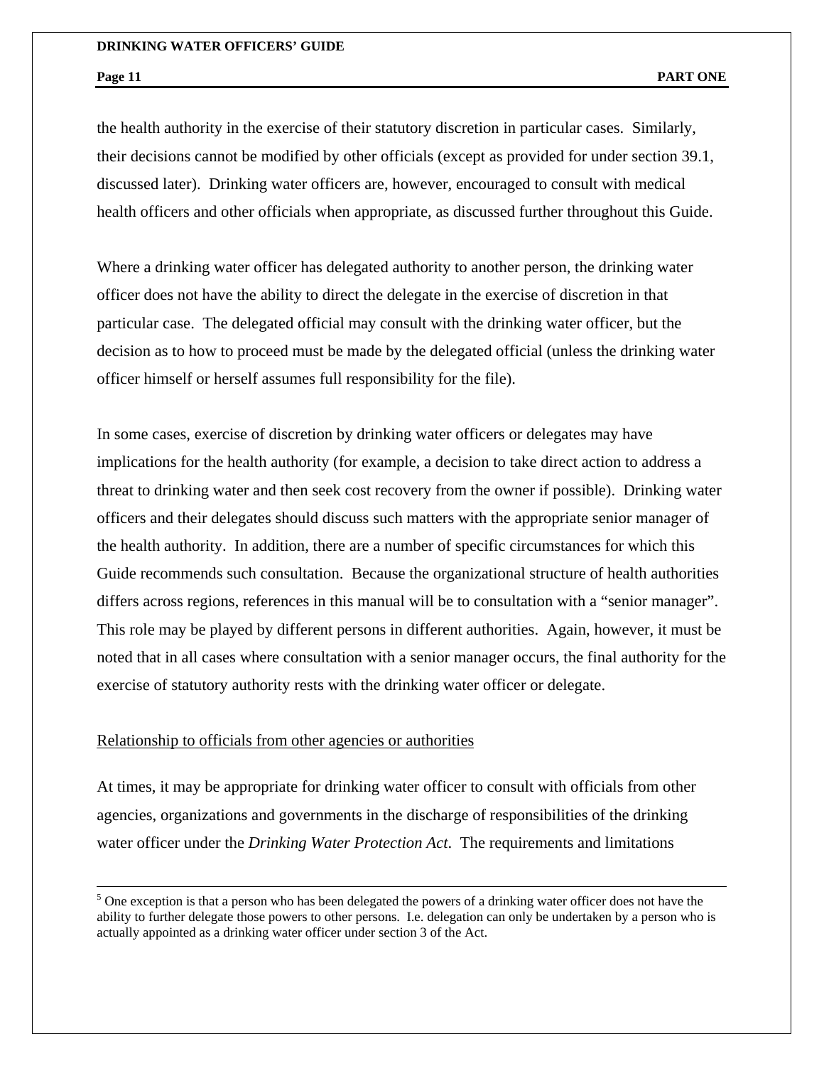the health authority in the exercise of their statutory discretion in particular cases. Similarly, their decisions cannot be modified by other officials (except as provided for under section 39.1, discussed later). Drinking water officers are, however, encouraged to consult with medical health officers and other officials when appropriate, as discussed further throughout this Guide.

Where a drinking water officer has delegated authority to another person, the drinking water officer does not have the ability to direct the delegate in the exercise of discretion in that particular case. The delegated official may consult with the drinking water officer, but the decision as to how to proceed must be made by the delegated official (unless the drinking water officer himself or herself assumes full responsibility for the file).

In some cases, exercise of discretion by drinking water officers or delegates may have implications for the health authority (for example, a decision to take direct action to address a threat to drinking water and then seek cost recovery from the owner if possible). Drinking water officers and their delegates should discuss such matters with the appropriate senior manager of the health authority. In addition, there are a number of specific circumstances for which this Guide recommends such consultation. Because the organizational structure of health authorities differs across regions, references in this manual will be to consultation with a "senior manager". This role may be played by different persons in different authorities. Again, however, it must be noted that in all cases where consultation with a senior manager occurs, the final authority for the exercise of statutory authority rests with the drinking water officer or delegate.

Relationship to officials from other agencies or authorities

At times, it may be appropriate for drinking water officer to consult with officials from other agencies, organizations and governments in the discharge of responsibilities of the drinking water officer under the *Drinking Water Protection Act*. The requirements and limitations

---

[5] One exception is that a person who has been delegated the powers of a drinking water officer does not have the ability to further delegate those powers to other persons. I.e. delegation can only be undertaken by a person who is actually appointed as a drinking water officer under section 3 of the Act.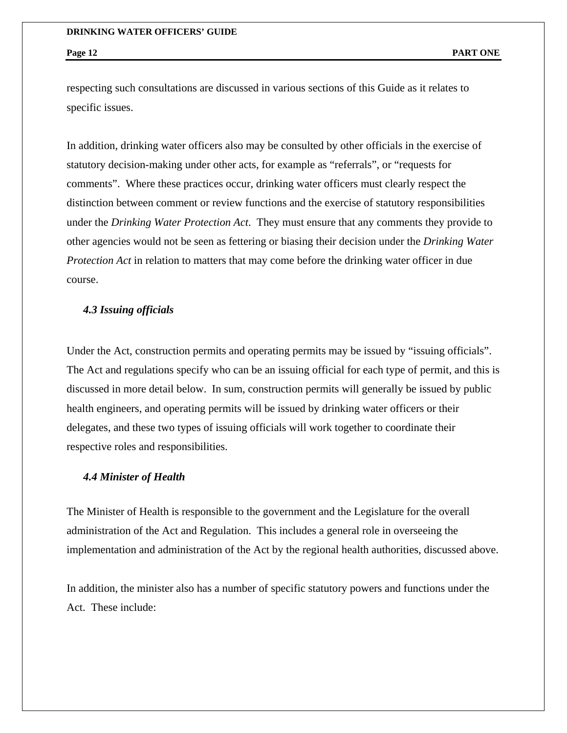respecting such consultations are discussed in various sections of this Guide as it relates to specific issues.

In addition, drinking water officers also may be consulted by other officials in the exercise of statutory decision-making under other acts, for example as "referrals", or "requests for comments". Where these practices occur, drinking water officers must clearly respect the distinction between comment or review functions and the exercise of statutory responsibilities under the *Drinking Water Protection Act*. They must ensure that any comments they provide to other agencies would not be seen as fettering or biasing their decision under the *Drinking Water Protection Act* in relation to matters that may come before the drinking water officer in due course.

### *4.3 Issuing officials*

Under the Act, construction permits and operating permits may be issued by "issuing officials". The Act and regulations specify who can be an issuing official for each type of permit, and this is discussed in more detail below. In sum, construction permits will generally be issued by public health engineers, and operating permits will be issued by drinking water officers or their delegates, and these two types of issuing officials will work together to coordinate their respective roles and responsibilities.

### *4.4 Minister of Health*

The Minister of Health is responsible to the government and the Legislature for the overall administration of the Act and Regulation. This includes a general role in overseeing the implementation and administration of the Act by the regional health authorities, discussed above.

In addition, the minister also has a number of specific statutory powers and functions under the Act. These include: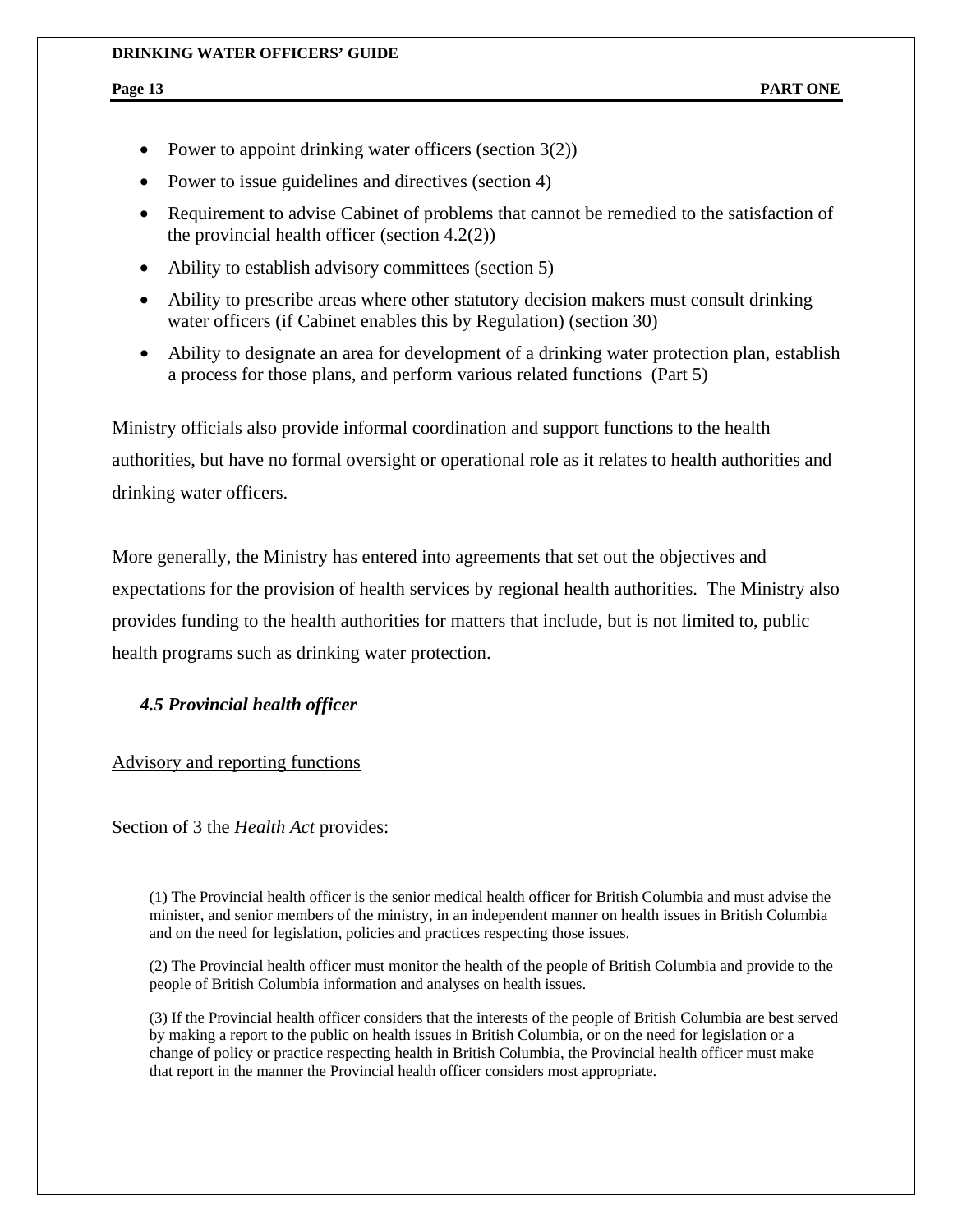- Power to appoint drinking water officers (section 3(2))
- Power to issue guidelines and directives (section 4)
- Requirement to advise Cabinet of problems that cannot be remedied to the satisfaction of the provincial health officer (section 4.2(2))
- Ability to establish advisory committees (section 5)
- Ability to prescribe areas where other statutory decision makers must consult drinking water officers (if Cabinet enables this by Regulation) (section 30)
- Ability to designate an area for development of a drinking water protection plan, establish a process for those plans, and perform various related functions (Part 5)

Ministry officials also provide informal coordination and support functions to the health authorities, but have no formal oversight or operational role as it relates to health authorities and drinking water officers.

More generally, the Ministry has entered into agreements that set out the objectives and expectations for the provision of health services by regional health authorities. The Ministry also provides funding to the health authorities for matters that include, but is not limited to, public health programs such as drinking water protection.

### *4.5 Provincial health officer*

<u>Advisory and reporting functions</u>

Section of 3 the *Health Act* provides:

> (1) The Provincial health officer is the senior medical health officer for British Columbia and must advise the minister, and senior members of the ministry, in an independent manner on health issues in British Columbia and on the need for legislation, policies and practices respecting those issues.
>
> (2) The Provincial health officer must monitor the health of the people of British Columbia and provide to the people of British Columbia information and analyses on health issues.
>
> (3) If the Provincial health officer considers that the interests of the people of British Columbia are best served by making a report to the public on health issues in British Columbia, or on the need for legislation or a change of policy or practice respecting health in British Columbia, the Provincial health officer must make that report in the manner the Provincial health officer considers most appropriate.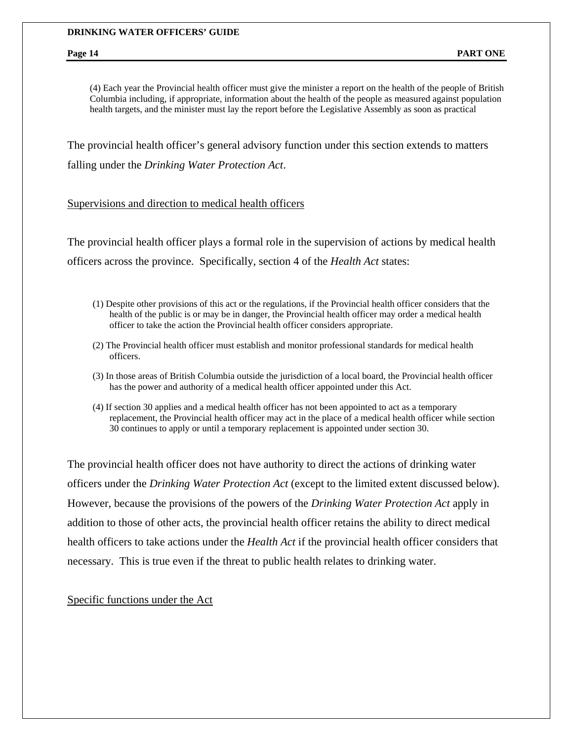> (4) Each year the Provincial health officer must give the minister a report on the health of the people of British Columbia including, if appropriate, information about the health of the people as measured against population health targets, and the minister must lay the report before the Legislative Assembly as soon as practical

The provincial health officer's general advisory function under this section extends to matters falling under the *Drinking Water Protection Act*.

<u>Supervisions and direction to medical health officers</u>

The provincial health officer plays a formal role in the supervision of actions by medical health officers across the province. Specifically, section 4 of the *Health Act* states:

> (1) Despite other provisions of this act or the regulations, if the Provincial health officer considers that the health of the public is or may be in danger, the Provincial health officer may order a medical health officer to take the action the Provincial health officer considers appropriate.
>
> (2) The Provincial health officer must establish and monitor professional standards for medical health officers.
>
> (3) In those areas of British Columbia outside the jurisdiction of a local board, the Provincial health officer has the power and authority of a medical health officer appointed under this Act.
>
> (4) If section 30 applies and a medical health officer has not been appointed to act as a temporary replacement, the Provincial health officer may act in the place of a medical health officer while section 30 continues to apply or until a temporary replacement is appointed under section 30.

The provincial health officer does not have authority to direct the actions of drinking water officers under the *Drinking Water Protection Act* (except to the limited extent discussed below). However, because the provisions of the powers of the *Drinking Water Protection Act* apply in addition to those of other acts, the provincial health officer retains the ability to direct medical health officers to take actions under the *Health Act* if the provincial health officer considers that necessary. This is true even if the threat to public health relates to drinking water.

<u>Specific functions under the Act</u>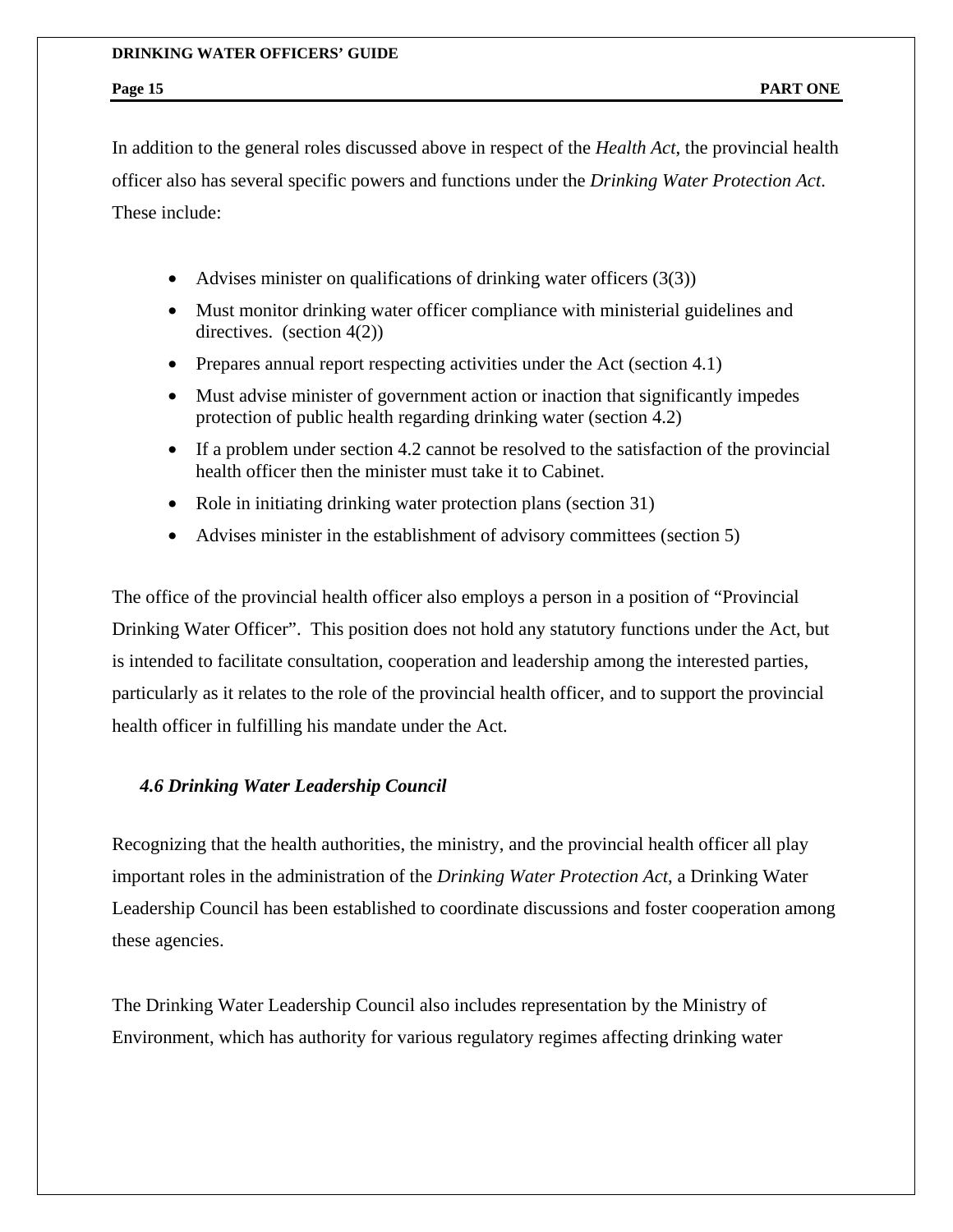In addition to the general roles discussed above in respect of the *Health Act*, the provincial health officer also has several specific powers and functions under the *Drinking Water Protection Act*. These include:

- Advises minister on qualifications of drinking water officers (3(3))
- Must monitor drinking water officer compliance with ministerial guidelines and directives. (section 4(2))
- Prepares annual report respecting activities under the Act (section 4.1)
- Must advise minister of government action or inaction that significantly impedes protection of public health regarding drinking water (section 4.2)
- If a problem under section 4.2 cannot be resolved to the satisfaction of the provincial health officer then the minister must take it to Cabinet.
- Role in initiating drinking water protection plans (section 31)
- Advises minister in the establishment of advisory committees (section 5)

The office of the provincial health officer also employs a person in a position of "Provincial Drinking Water Officer". This position does not hold any statutory functions under the Act, but is intended to facilitate consultation, cooperation and leadership among the interested parties, particularly as it relates to the role of the provincial health officer, and to support the provincial health officer in fulfilling his mandate under the Act.

### *4.6 Drinking Water Leadership Council*

Recognizing that the health authorities, the ministry, and the provincial health officer all play important roles in the administration of the *Drinking Water Protection Act*, a Drinking Water Leadership Council has been established to coordinate discussions and foster cooperation among these agencies.

The Drinking Water Leadership Council also includes representation by the Ministry of Environment, which has authority for various regulatory regimes affecting drinking water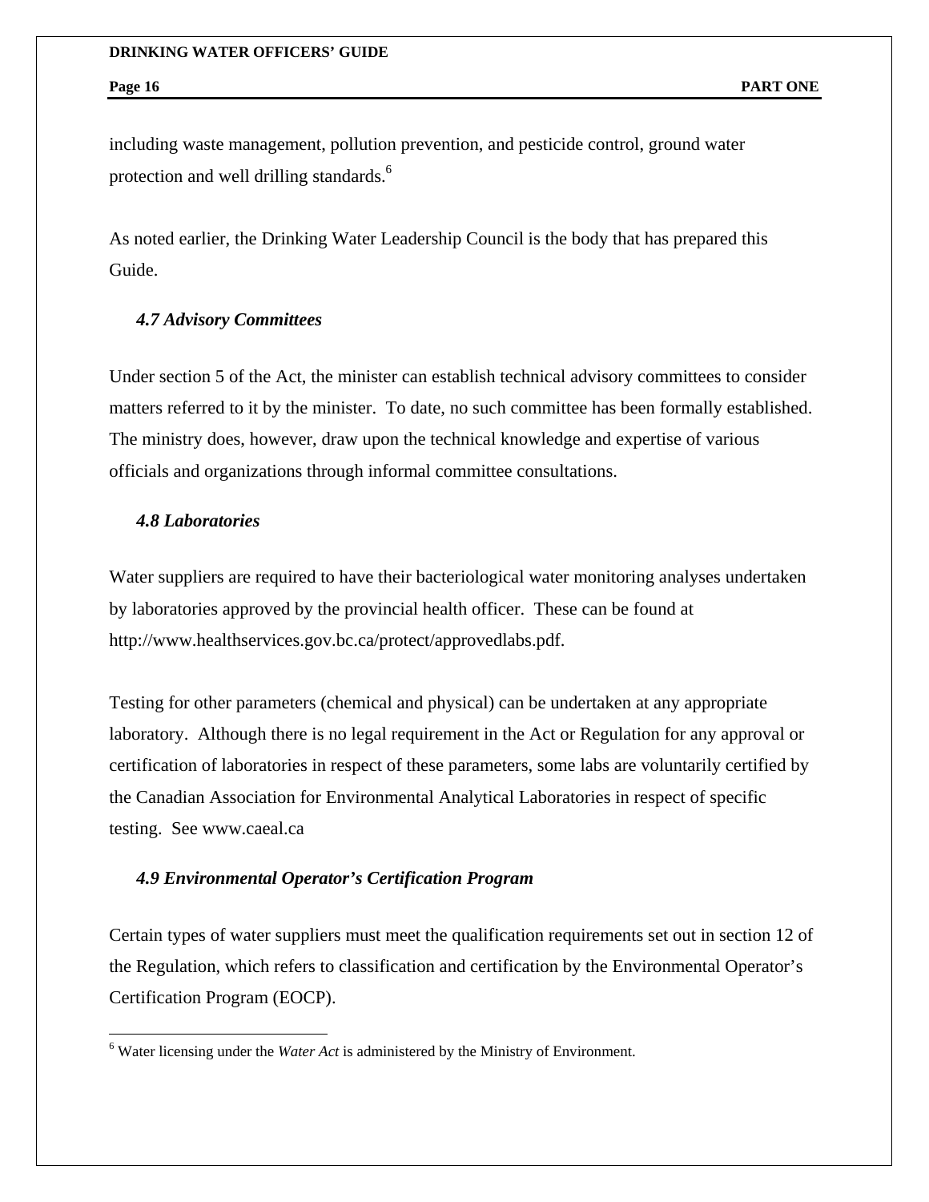including waste management, pollution prevention, and pesticide control, ground water protection and well drilling standards.[6]

As noted earlier, the Drinking Water Leadership Council is the body that has prepared this Guide.

### *4.7 Advisory Committees*

Under section 5 of the Act, the minister can establish technical advisory committees to consider matters referred to it by the minister. To date, no such committee has been formally established. The ministry does, however, draw upon the technical knowledge and expertise of various officials and organizations through informal committee consultations.

### *4.8 Laboratories*

Water suppliers are required to have their bacteriological water monitoring analyses undertaken by laboratories approved by the provincial health officer. These can be found at http://www.healthservices.gov.bc.ca/protect/approvedlabs.pdf.

Testing for other parameters (chemical and physical) can be undertaken at any appropriate laboratory. Although there is no legal requirement in the Act or Regulation for any approval or certification of laboratories in respect of these parameters, some labs are voluntarily certified by the Canadian Association for Environmental Analytical Laboratories in respect of specific testing. See www.caeal.ca

### *4.9 Environmental Operator's Certification Program*

Certain types of water suppliers must meet the qualification requirements set out in section 12 of the Regulation, which refers to classification and certification by the Environmental Operator's Certification Program (EOCP).

---

[6] Water licensing under the *Water Act* is administered by the Ministry of Environment.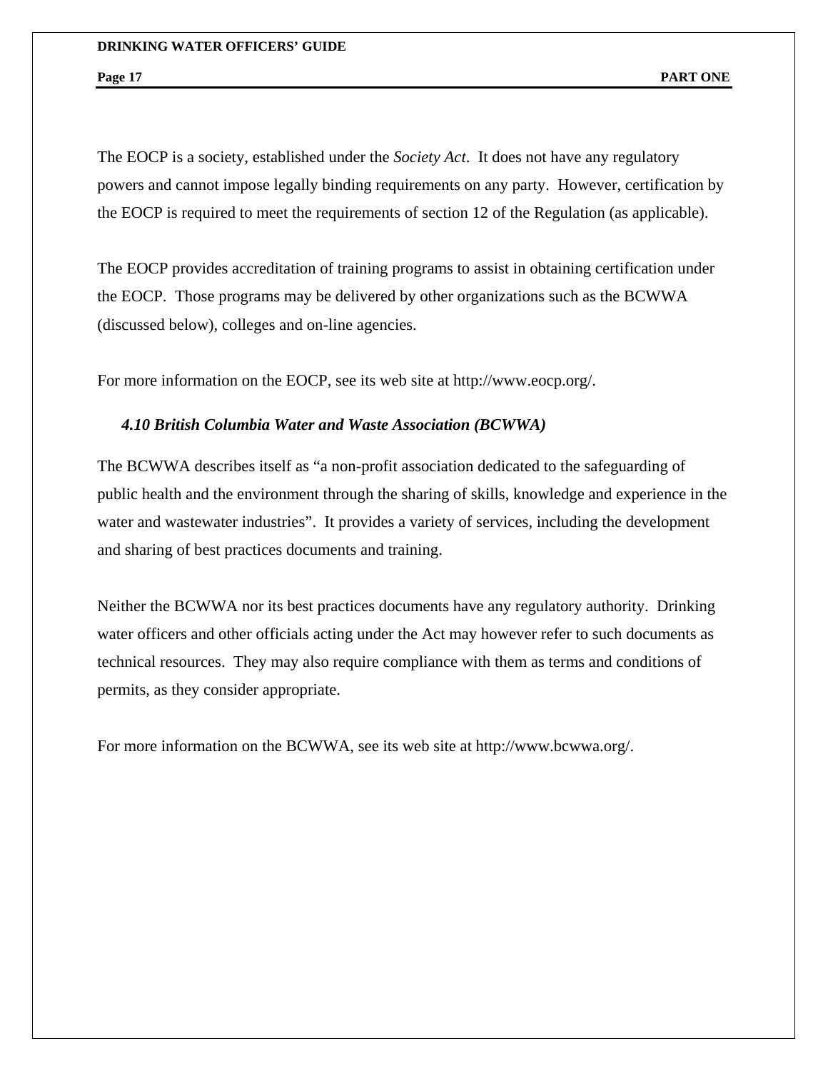The EOCP is a society, established under the *Society Act*. It does not have any regulatory powers and cannot impose legally binding requirements on any party. However, certification by the EOCP is required to meet the requirements of section 12 of the Regulation (as applicable).

The EOCP provides accreditation of training programs to assist in obtaining certification under the EOCP. Those programs may be delivered by other organizations such as the BCWWA (discussed below), colleges and on-line agencies.

For more information on the EOCP, see its web site at http://www.eocp.org/.

### *4.10 British Columbia Water and Waste Association (BCWWA)*

The BCWWA describes itself as "a non-profit association dedicated to the safeguarding of public health and the environment through the sharing of skills, knowledge and experience in the water and wastewater industries". It provides a variety of services, including the development and sharing of best practices documents and training.

Neither the BCWWA nor its best practices documents have any regulatory authority. Drinking water officers and other officials acting under the Act may however refer to such documents as technical resources. They may also require compliance with them as terms and conditions of permits, as they consider appropriate.

For more information on the BCWWA, see its web site at http://www.bcwwa.org/.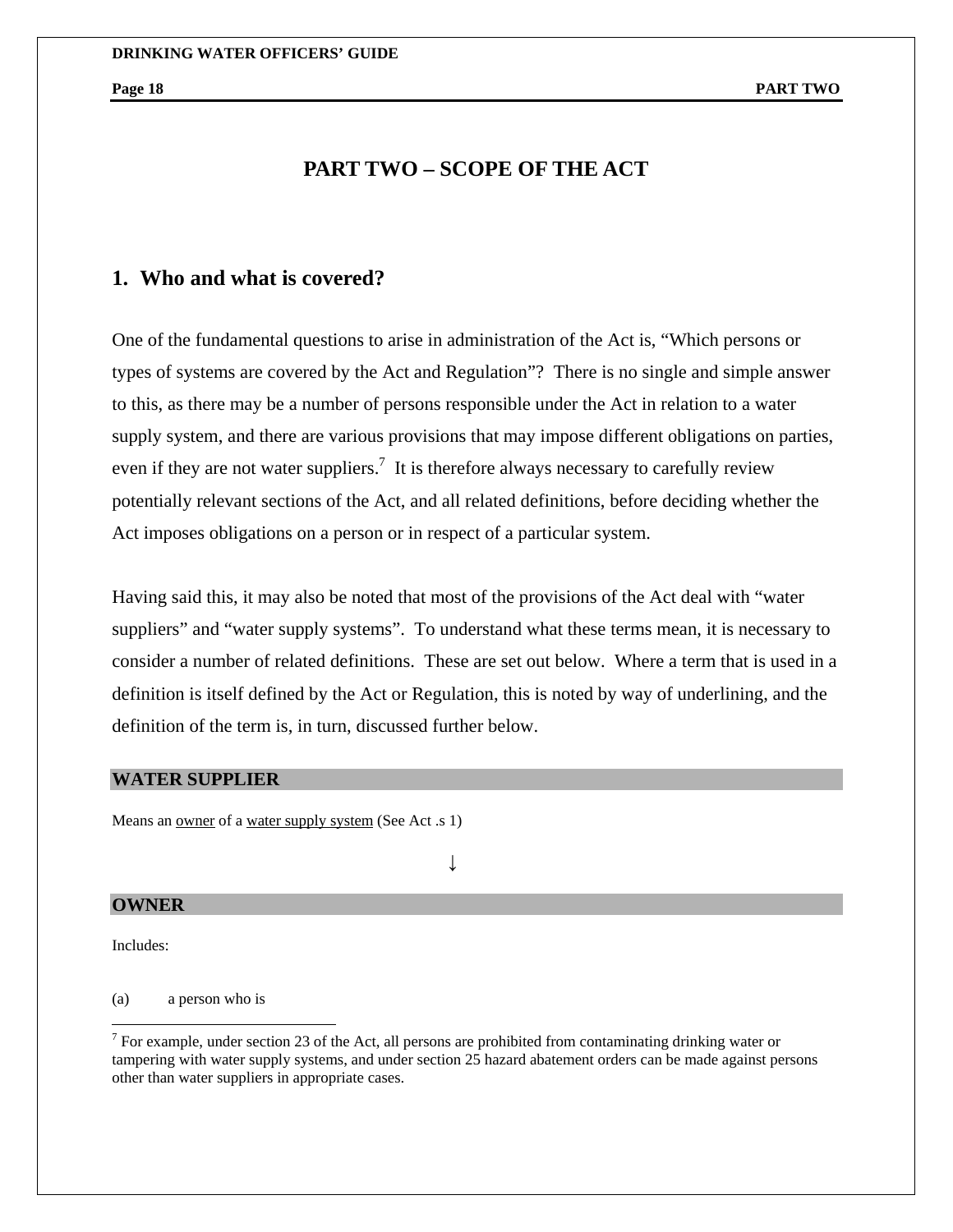# PART TWO – SCOPE OF THE ACT

## 1. Who and what is covered?

One of the fundamental questions to arise in administration of the Act is, "Which persons or types of systems are covered by the Act and Regulation"? There is no single and simple answer to this, as there may be a number of persons responsible under the Act in relation to a water supply system, and there are various provisions that may impose different obligations on parties, even if they are not water suppliers.[7] It is therefore always necessary to carefully review potentially relevant sections of the Act, and all related definitions, before deciding whether the Act imposes obligations on a person or in respect of a particular system.

Having said this, it may also be noted that most of the provisions of the Act deal with "water suppliers" and "water supply systems". To understand what these terms mean, it is necessary to consider a number of related definitions. These are set out below. Where a term that is used in a definition is itself defined by the Act or Regulation, this is noted by way of underlining, and the definition of the term is, in turn, discussed further below.

**WATER SUPPLIER**

Means an <u>owner</u> of a <u>water supply system</u> (See Act .s 1)

↓

**OWNER**

Includes:

(a) a person who is

---

[7] For example, under section 23 of the Act, all persons are prohibited from contaminating drinking water or tampering with water supply systems, and under section 25 hazard abatement orders can be made against persons other than water suppliers in appropriate cases.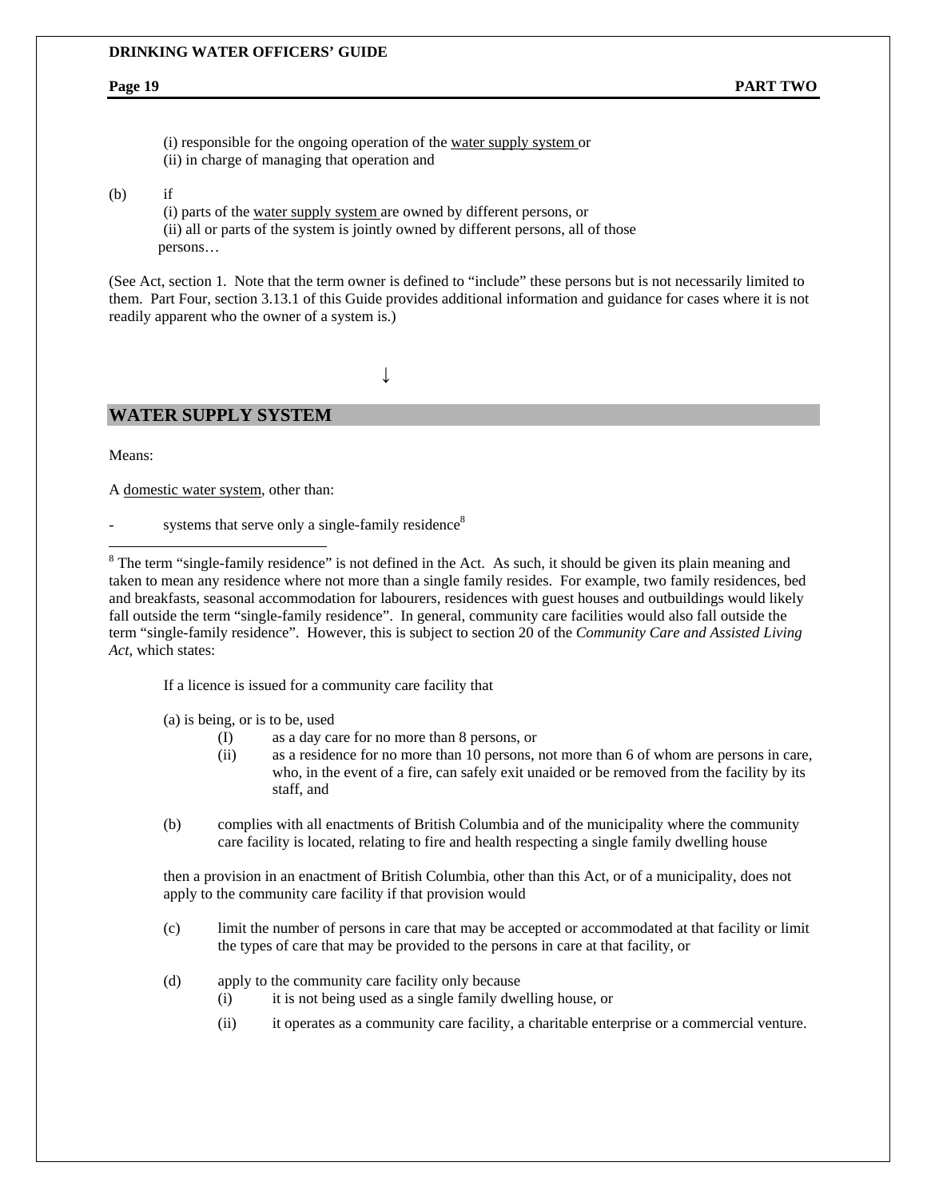(i) responsible for the ongoing operation of the water supply system or
(ii) in charge of managing that operation and

(b) if
(i) parts of the water supply system are owned by different persons, or
(ii) all or parts of the system is jointly owned by different persons, all of those persons…

(See Act, section 1. Note that the term owner is defined to "include" these persons but is not necessarily limited to them. Part Four, section 3.13.1 of this Guide provides additional information and guidance for cases where it is not readily apparent who the owner of a system is.)

↓

## WATER SUPPLY SYSTEM

Means:

A domestic water system, other than:

- systems that serve only a single-family residence[8]

---

[8] The term "single-family residence" is not defined in the Act. As such, it should be given its plain meaning and taken to mean any residence where not more than a single family resides. For example, two family residences, bed and breakfasts, seasonal accommodation for labourers, residences with guest houses and outbuildings would likely fall outside the term "single-family residence". In general, community care facilities would also fall outside the term "single-family residence". However, this is subject to section 20 of the *Community Care and Assisted Living Act*, which states:

> If a licence is issued for a community care facility that
>
> (a) is being, or is to be, used
>
> (I) as a day care for no more than 8 persons, or
>
> (ii) as a residence for no more than 10 persons, not more than 6 of whom are persons in care, who, in the event of a fire, can safely exit unaided or be removed from the facility by its staff, and
>
> (b) complies with all enactments of British Columbia and of the municipality where the community care facility is located, relating to fire and health respecting a single family dwelling house
>
> then a provision in an enactment of British Columbia, other than this Act, or of a municipality, does not apply to the community care facility if that provision would
>
> (c) limit the number of persons in care that may be accepted or accommodated at that facility or limit the types of care that may be provided to the persons in care at that facility, or
>
> (d) apply to the community care facility only because
>
> (i) it is not being used as a single family dwelling house, or
>
> (ii) it operates as a community care facility, a charitable enterprise or a commercial venture.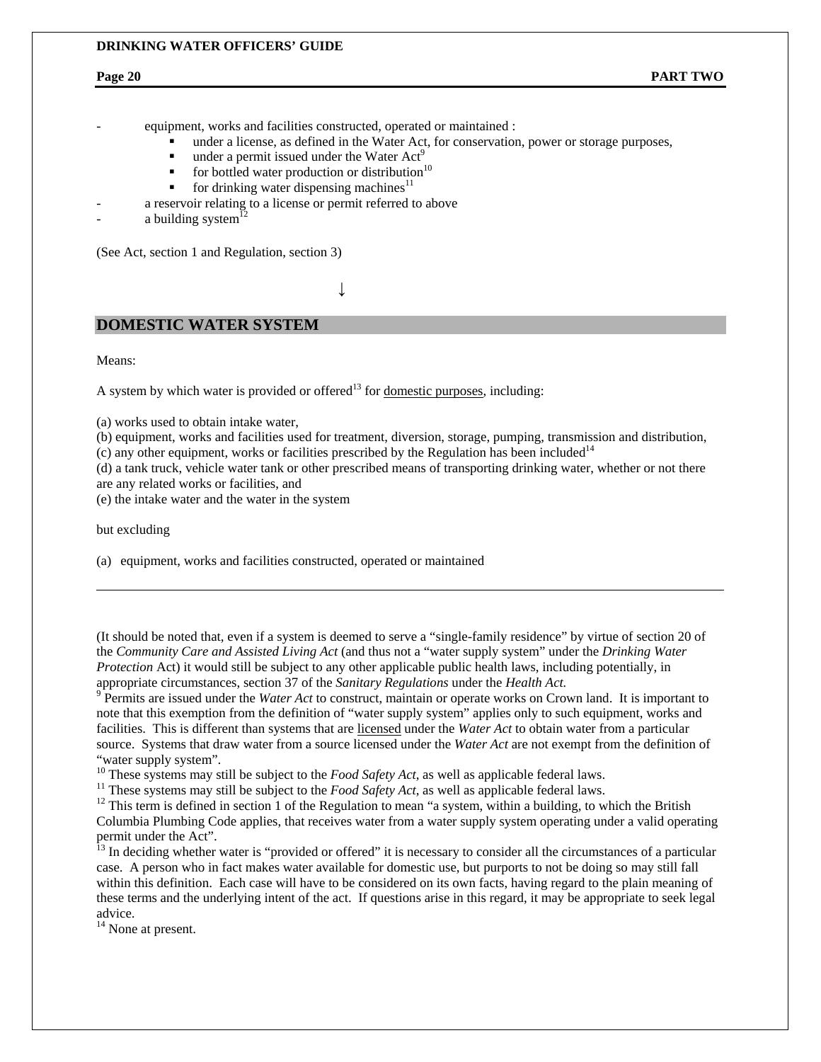- equipment, works and facilities constructed, operated or maintained :
    - under a license, as defined in the Water Act, for conservation, power or storage purposes,
    - under a permit issued under the Water Act[9]
    - for bottled water production or distribution[10]
    - for drinking water dispensing machines[11]
- a reservoir relating to a license or permit referred to above
- a building system[12]

(See Act, section 1 and Regulation, section 3)

↓

## DOMESTIC WATER SYSTEM

Means:

A system by which water is provided or offered[13] for <u>domestic purposes</u>, including:

(a) works used to obtain intake water,
(b) equipment, works and facilities used for treatment, diversion, storage, pumping, transmission and distribution,
(c) any other equipment, works or facilities prescribed by the Regulation has been included[14]
(d) a tank truck, vehicle water tank or other prescribed means of transporting drinking water, whether or not there are any related works or facilities, and
(e) the intake water and the water in the system

but excluding

(a) equipment, works and facilities constructed, operated or maintained

---

(It should be noted that, even if a system is deemed to serve a "single-family residence" by virtue of section 20 of the *Community Care and Assisted Living Act* (and thus not a "water supply system" under the *Drinking Water Protection* Act) it would still be subject to any other applicable public health laws, including potentially, in appropriate circumstances, section 37 of the *Sanitary Regulations* under the *Health Act.*

[9] Permits are issued under the *Water Act* to construct, maintain or operate works on Crown land. It is important to note that this exemption from the definition of "water supply system" applies only to such equipment, works and facilities. This is different than systems that are <u>licensed</u> under the *Water Act* to obtain water from a particular source. Systems that draw water from a source licensed under the *Water Act* are not exempt from the definition of "water supply system".

[10] These systems may still be subject to the *Food Safety Act*, as well as applicable federal laws.

[11] These systems may still be subject to the *Food Safety Act*, as well as applicable federal laws.

[12] This term is defined in section 1 of the Regulation to mean "a system, within a building, to which the British Columbia Plumbing Code applies, that receives water from a water supply system operating under a valid operating permit under the Act".

[13] In deciding whether water is "provided or offered" it is necessary to consider all the circumstances of a particular case. A person who in fact makes water available for domestic use, but purports to not be doing so may still fall within this definition. Each case will have to be considered on its own facts, having regard to the plain meaning of these terms and the underlying intent of the act. If questions arise in this regard, it may be appropriate to seek legal advice.

[14] None at present.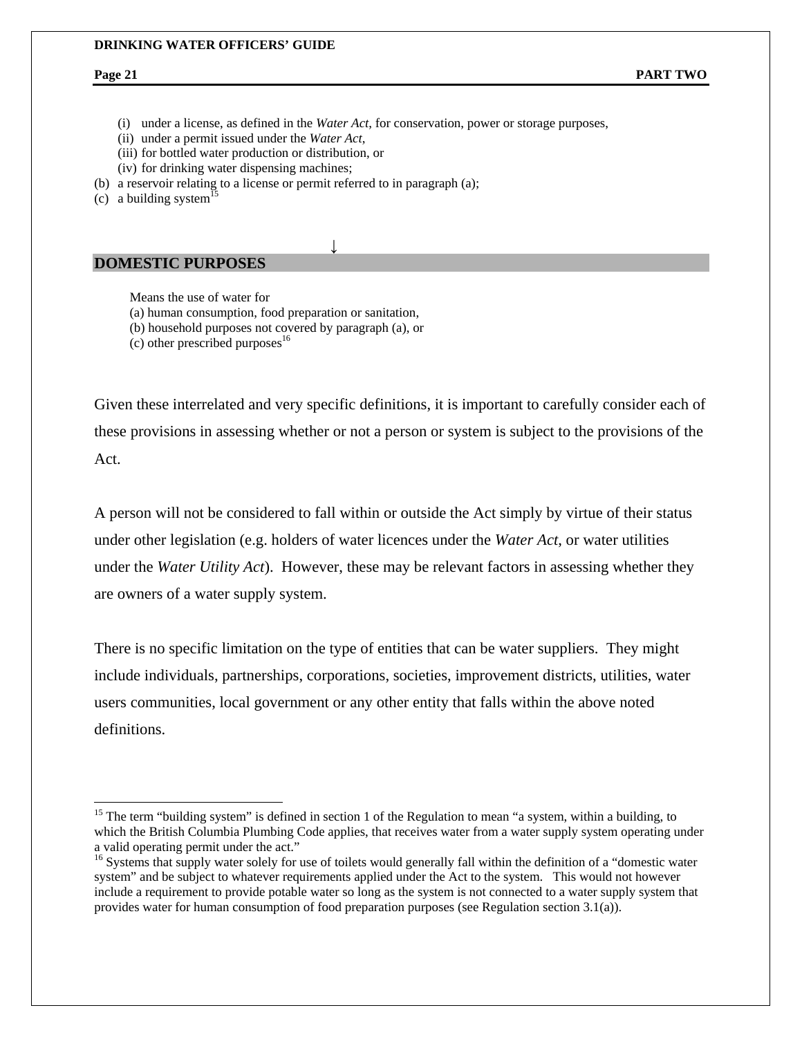(i) under a license, as defined in the *Water Act*, for conservation, power or storage purposes,
   (ii) under a permit issued under the *Water Act*,
   (iii) for bottled water production or distribution, or
   (iv) for drinking water dispensing machines;

(b) a reservoir relating to a license or permit referred to in paragraph (a);
(c) a building system[15]

↓

## DOMESTIC PURPOSES

Means the use of water for
(a) human consumption, food preparation or sanitation,
(b) household purposes not covered by paragraph (a), or
(c) other prescribed purposes[16]

Given these interrelated and very specific definitions, it is important to carefully consider each of these provisions in assessing whether or not a person or system is subject to the provisions of the Act.

A person will not be considered to fall within or outside the Act simply by virtue of their status under other legislation (e.g. holders of water licences under the *Water Act*, or water utilities under the *Water Utility Act*). However, these may be relevant factors in assessing whether they are owners of a water supply system.

There is no specific limitation on the type of entities that can be water suppliers. They might include individuals, partnerships, corporations, societies, improvement districts, utilities, water users communities, local government or any other entity that falls within the above noted definitions.

---

[15] The term "building system" is defined in section 1 of the Regulation to mean "a system, within a building, to which the British Columbia Plumbing Code applies, that receives water from a water supply system operating under a valid operating permit under the act."

[16] Systems that supply water solely for use of toilets would generally fall within the definition of a "domestic water system" and be subject to whatever requirements applied under the Act to the system. This would not however include a requirement to provide potable water so long as the system is not connected to a water supply system that provides water for human consumption of food preparation purposes (see Regulation section 3.1(a)).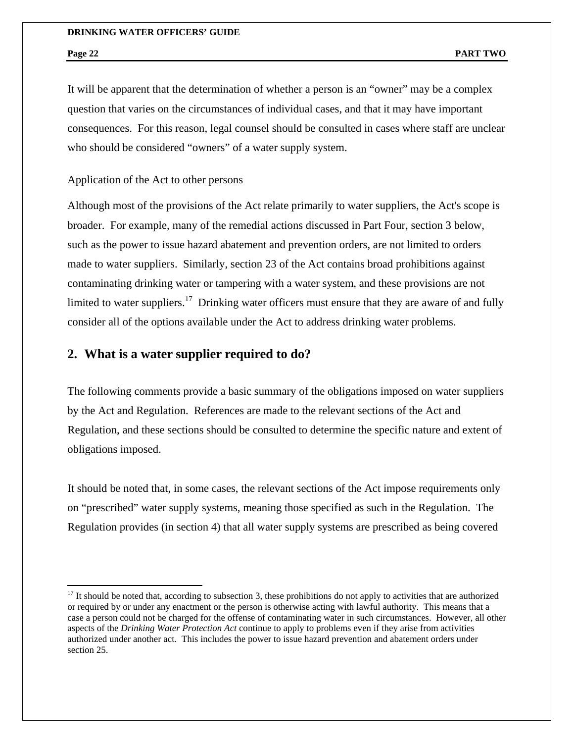It will be apparent that the determination of whether a person is an "owner" may be a complex question that varies on the circumstances of individual cases, and that it may have important consequences. For this reason, legal counsel should be consulted in cases where staff are unclear who should be considered "owners" of a water supply system.

Application of the Act to other persons

Although most of the provisions of the Act relate primarily to water suppliers, the Act's scope is broader. For example, many of the remedial actions discussed in Part Four, section 3 below, such as the power to issue hazard abatement and prevention orders, are not limited to orders made to water suppliers. Similarly, section 23 of the Act contains broad prohibitions against contaminating drinking water or tampering with a water system, and these provisions are not limited to water suppliers.[17] Drinking water officers must ensure that they are aware of and fully consider all of the options available under the Act to address drinking water problems.

## 2. What is a water supplier required to do?

The following comments provide a basic summary of the obligations imposed on water suppliers by the Act and Regulation. References are made to the relevant sections of the Act and Regulation, and these sections should be consulted to determine the specific nature and extent of obligations imposed.

It should be noted that, in some cases, the relevant sections of the Act impose requirements only on "prescribed" water supply systems, meaning those specified as such in the Regulation. The Regulation provides (in section 4) that all water supply systems are prescribed as being covered

---

[17] It should be noted that, according to subsection 3, these prohibitions do not apply to activities that are authorized or required by or under any enactment or the person is otherwise acting with lawful authority. This means that a case a person could not be charged for the offense of contaminating water in such circumstances. However, all other aspects of the *Drinking Water Protection Act* continue to apply to problems even if they arise from activities authorized under another act. This includes the power to issue hazard prevention and abatement orders under section 25.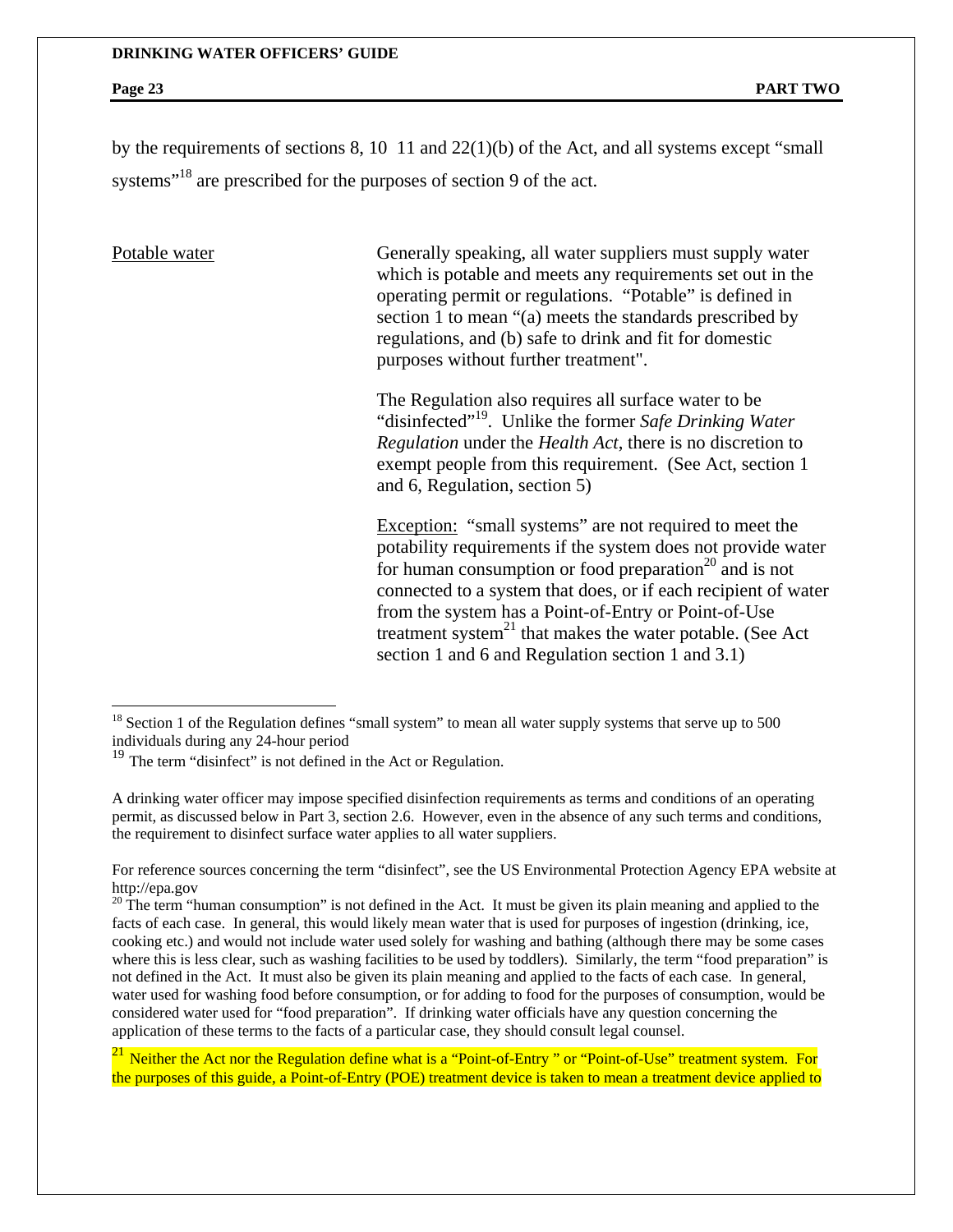by the requirements of sections 8, 10 11 and 22(1)(b) of the Act, and all systems except "small systems"[18] are prescribed for the purposes of section 9 of the act.

Potable water

Generally speaking, all water suppliers must supply water which is potable and meets any requirements set out in the operating permit or regulations. "Potable" is defined in section 1 to mean "(a) meets the standards prescribed by regulations, and (b) safe to drink and fit for domestic purposes without further treatment".

The Regulation also requires all surface water to be "disinfected"[19]. Unlike the former *Safe Drinking Water Regulation* under the *Health Act*, there is no discretion to exempt people from this requirement. (See Act, section 1 and 6, Regulation, section 5)

Exception: "small systems" are not required to meet the potability requirements if the system does not provide water for human consumption or food preparation[20] and is not connected to a system that does, or if each recipient of water from the system has a Point-of-Entry or Point-of-Use treatment system[21] that makes the water potable. (See Act section 1 and 6 and Regulation section 1 and 3.1)

---

[18] Section 1 of the Regulation defines "small system" to mean all water supply systems that serve up to 500 individuals during any 24-hour period

[19] The term "disinfect" is not defined in the Act or Regulation.

A drinking water officer may impose specified disinfection requirements as terms and conditions of an operating permit, as discussed below in Part 3, section 2.6. However, even in the absence of any such terms and conditions, the requirement to disinfect surface water applies to all water suppliers.

For reference sources concerning the term "disinfect", see the US Environmental Protection Agency EPA website at http://epa.gov

[20] The term "human consumption" is not defined in the Act. It must be given its plain meaning and applied to the facts of each case. In general, this would likely mean water that is used for purposes of ingestion (drinking, ice, cooking etc.) and would not include water used solely for washing and bathing (although there may be some cases where this is less clear, such as washing facilities to be used by toddlers). Similarly, the term "food preparation" is not defined in the Act. It must also be given its plain meaning and applied to the facts of each case. In general, water used for washing food before consumption, or for adding to food for the purposes of consumption, would be considered water used for "food preparation". If drinking water officials have any question concerning the application of these terms to the facts of a particular case, they should consult legal counsel.

[21] Neither the Act nor the Regulation define what is a "Point-of-Entry " or "Point-of-Use" treatment system. For the purposes of this guide, a Point-of-Entry (POE) treatment device is taken to mean a treatment device applied to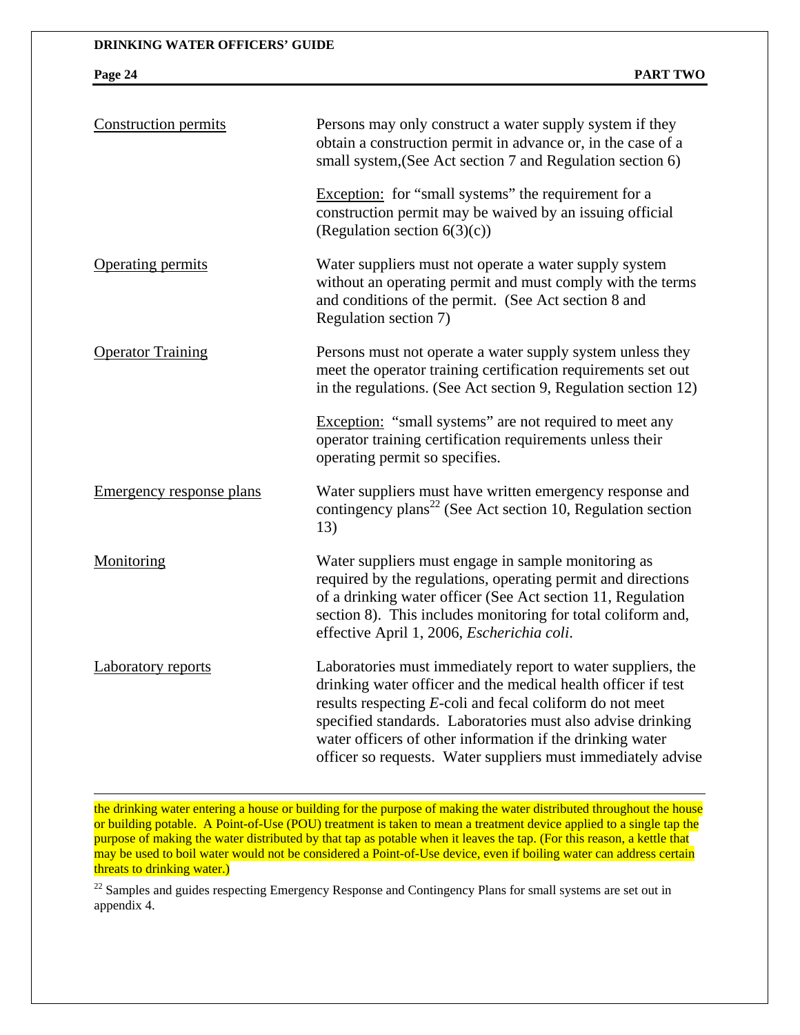| | |
|---|---|
| Construction permits | Persons may only construct a water supply system if they obtain a construction permit in advance or, in the case of a small system,(See Act section 7 and Regulation section 6)<br><br>Exception: for "small systems" the requirement for a construction permit may be waived by an issuing official (Regulation section 6(3)(c)) |
| Operating permits | Water suppliers must not operate a water supply system without an operating permit and must comply with the terms and conditions of the permit. (See Act section 8 and Regulation section 7) |
| Operator Training | Persons must not operate a water supply system unless they meet the operator training certification requirements set out in the regulations. (See Act section 9, Regulation section 12)<br><br>Exception: "small systems" are not required to meet any operator training certification requirements unless their operating permit so specifies. |
| Emergency response plans | Water suppliers must have written emergency response and contingency plans[22] (See Act section 10, Regulation section 13) |
| Monitoring | Water suppliers must engage in sample monitoring as required by the regulations, operating permit and directions of a drinking water officer (See Act section 11, Regulation section 8). This includes monitoring for total coliform and, effective April 1, 2006, *Escherichia coli*. |
| Laboratory reports | Laboratories must immediately report to water suppliers, the drinking water officer and the medical health officer if test results respecting *E*-coli and fecal coliform do not meet specified standards. Laboratories must also advise drinking water officers of other information if the drinking water officer so requests. Water suppliers must immediately advise |

---

the drinking water entering a house or building for the purpose of making the water distributed throughout the house or building potable. A Point-of-Use (POU) treatment is taken to mean a treatment device applied to a single tap the purpose of making the water distributed by that tap as potable when it leaves the tap. (For this reason, a kettle that may be used to boil water would not be considered a Point-of-Use device, even if boiling water can address certain threats to drinking water.)

[22] Samples and guides respecting Emergency Response and Contingency Plans for small systems are set out in appendix 4.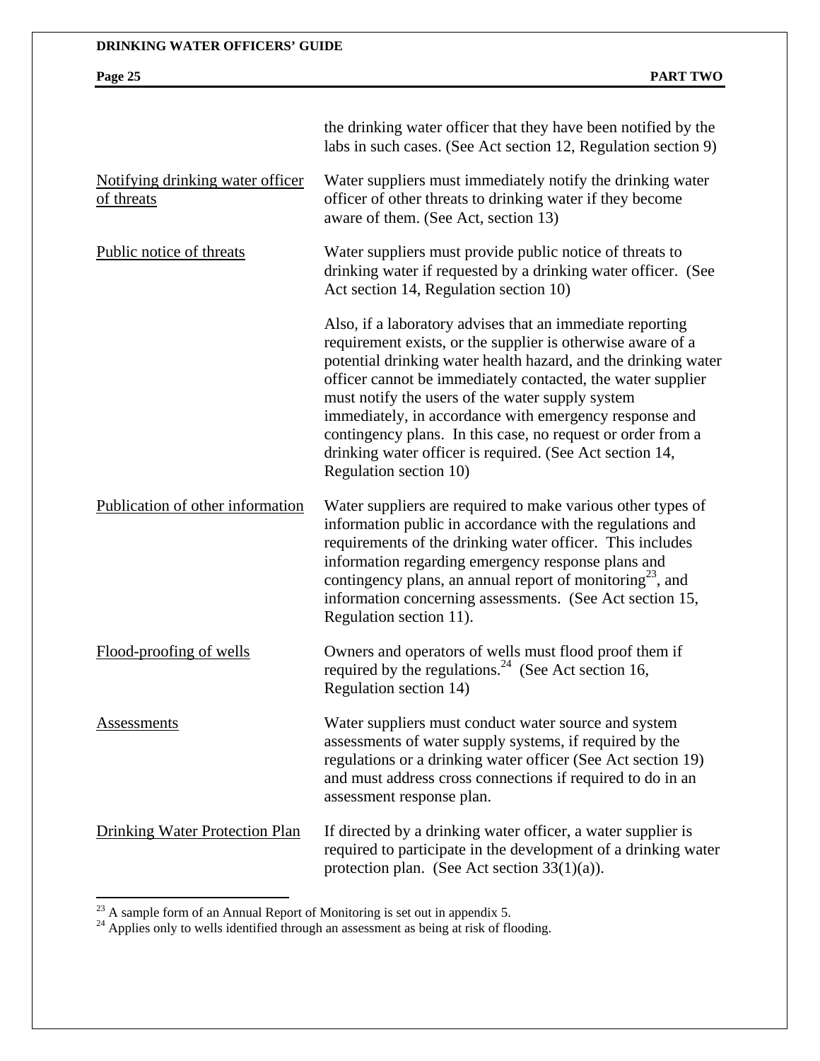the drinking water officer that they have been notified by the labs in such cases. (See Act section 12, Regulation section 9)

Notifying drinking water officer of threats
Water suppliers must immediately notify the drinking water officer of other threats to drinking water if they become aware of them. (See Act, section 13)

Public notice of threats
Water suppliers must provide public notice of threats to drinking water if requested by a drinking water officer. (See Act section 14, Regulation section 10)

Also, if a laboratory advises that an immediate reporting requirement exists, or the supplier is otherwise aware of a potential drinking water health hazard, and the drinking water officer cannot be immediately contacted, the water supplier must notify the users of the water supply system immediately, in accordance with emergency response and contingency plans. In this case, no request or order from a drinking water officer is required. (See Act section 14, Regulation section 10)

Publication of other information
Water suppliers are required to make various other types of information public in accordance with the regulations and requirements of the drinking water officer. This includes information regarding emergency response plans and contingency plans, an annual report of monitoring[23], and information concerning assessments. (See Act section 15, Regulation section 11).

Flood-proofing of wells
Owners and operators of wells must flood proof them if required by the regulations.[24] (See Act section 16, Regulation section 14)

Assessments
Water suppliers must conduct water source and system assessments of water supply systems, if required by the regulations or a drinking water officer (See Act section 19) and must address cross connections if required to do in an assessment response plan.

Drinking Water Protection Plan
If directed by a drinking water officer, a water supplier is required to participate in the development of a drinking water protection plan. (See Act section 33(1)(a)).

---

[23] A sample form of an Annual Report of Monitoring is set out in appendix 5.

[24] Applies only to wells identified through an assessment as being at risk of flooding.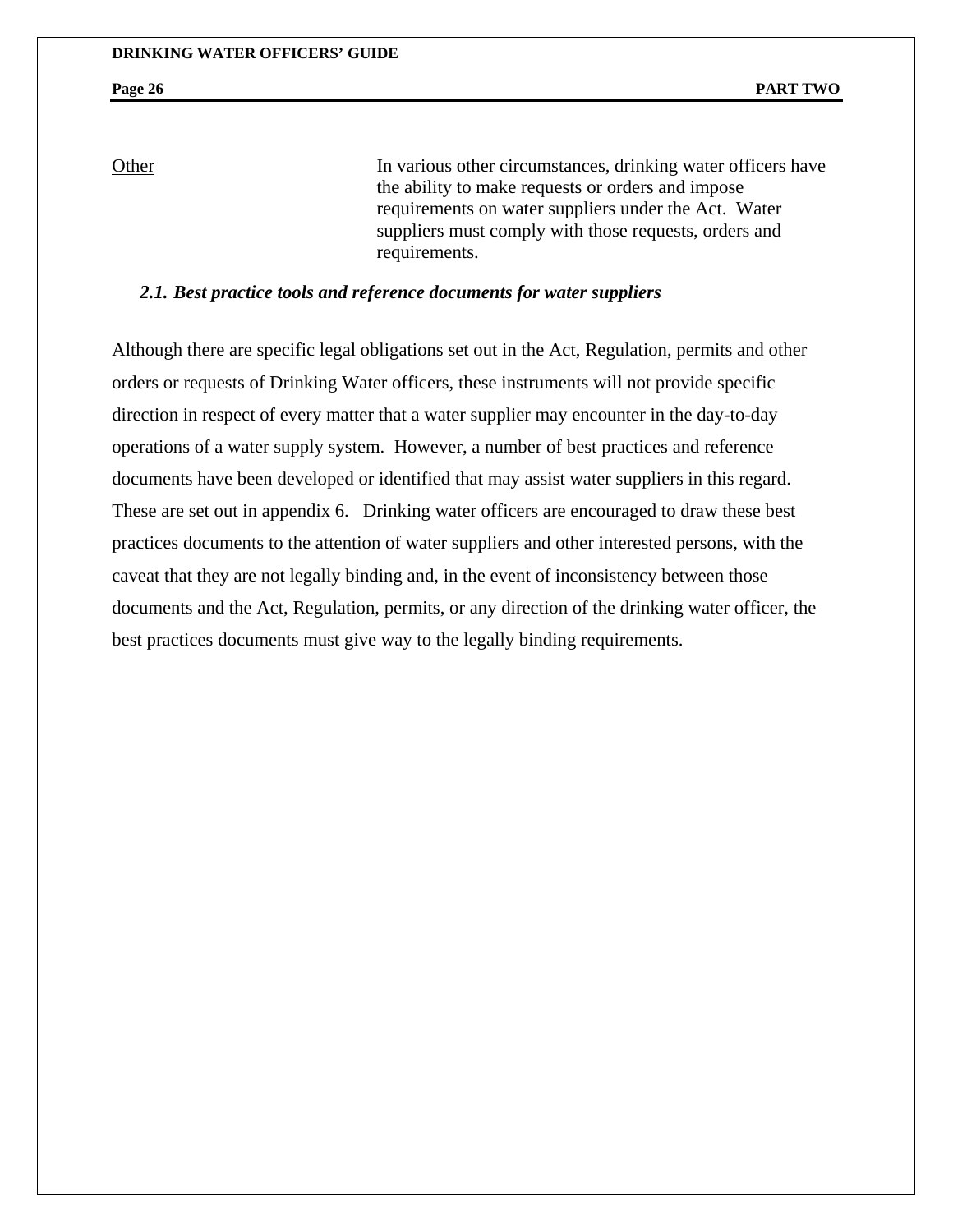Other — In various other circumstances, drinking water officers have the ability to make requests or orders and impose requirements on water suppliers under the Act. Water suppliers must comply with those requests, orders and requirements.

### *2.1. Best practice tools and reference documents for water suppliers*

Although there are specific legal obligations set out in the Act, Regulation, permits and other orders or requests of Drinking Water officers, these instruments will not provide specific direction in respect of every matter that a water supplier may encounter in the day-to-day operations of a water supply system. However, a number of best practices and reference documents have been developed or identified that may assist water suppliers in this regard. These are set out in appendix 6. Drinking water officers are encouraged to draw these best practices documents to the attention of water suppliers and other interested persons, with the caveat that they are not legally binding and, in the event of inconsistency between those documents and the Act, Regulation, permits, or any direction of the drinking water officer, the best practices documents must give way to the legally binding requirements.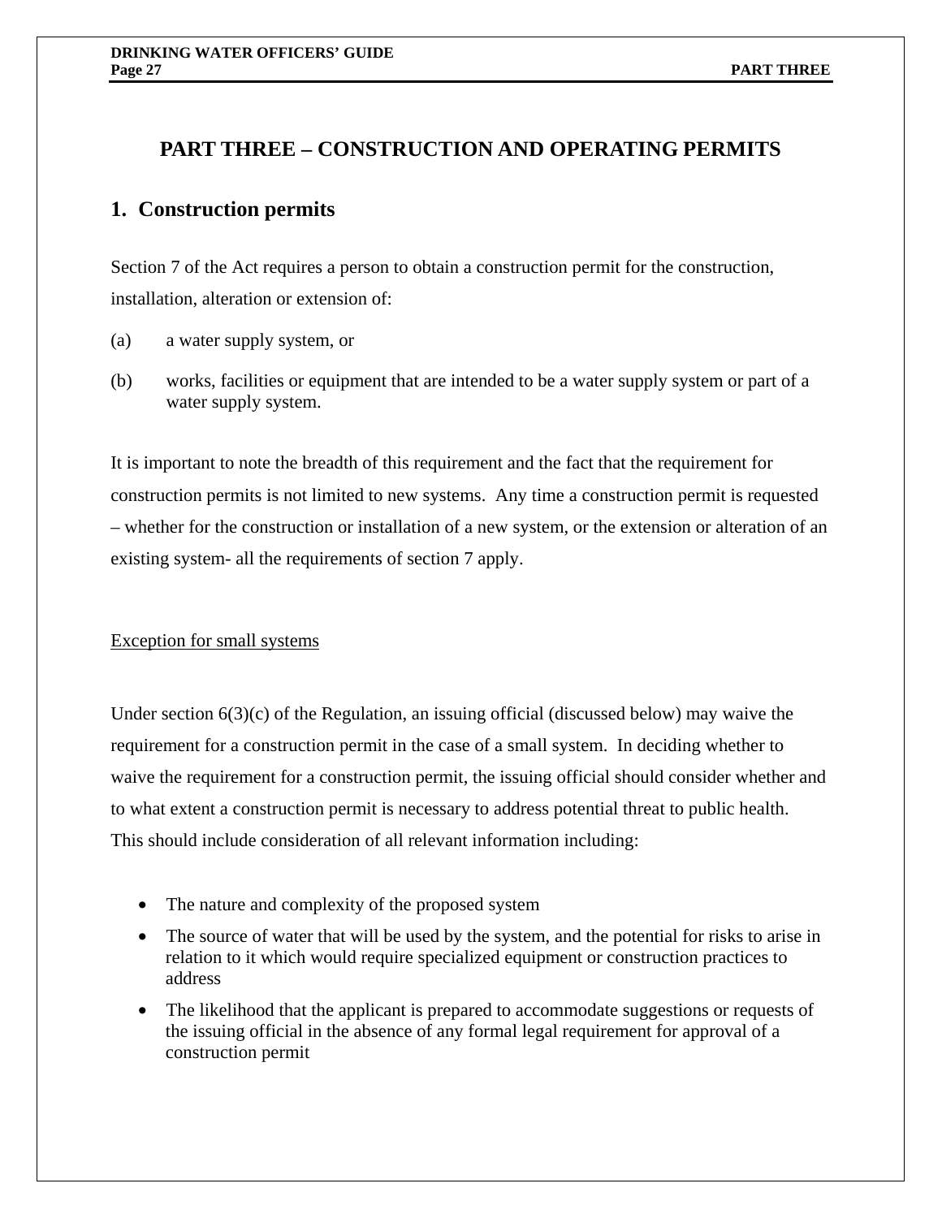# PART THREE – CONSTRUCTION AND OPERATING PERMITS

## 1. Construction permits

Section 7 of the Act requires a person to obtain a construction permit for the construction, installation, alteration or extension of:

(a) a water supply system, or

(b) works, facilities or equipment that are intended to be a water supply system or part of a water supply system.

It is important to note the breadth of this requirement and the fact that the requirement for construction permits is not limited to new systems. Any time a construction permit is requested – whether for the construction or installation of a new system, or the extension or alteration of an existing system- all the requirements of section 7 apply.

<u>Exception for small systems</u>

Under section 6(3)(c) of the Regulation, an issuing official (discussed below) may waive the requirement for a construction permit in the case of a small system. In deciding whether to waive the requirement for a construction permit, the issuing official should consider whether and to what extent a construction permit is necessary to address potential threat to public health. This should include consideration of all relevant information including:

- The nature and complexity of the proposed system
- The source of water that will be used by the system, and the potential for risks to arise in relation to it which would require specialized equipment or construction practices to address
- The likelihood that the applicant is prepared to accommodate suggestions or requests of the issuing official in the absence of any formal legal requirement for approval of a construction permit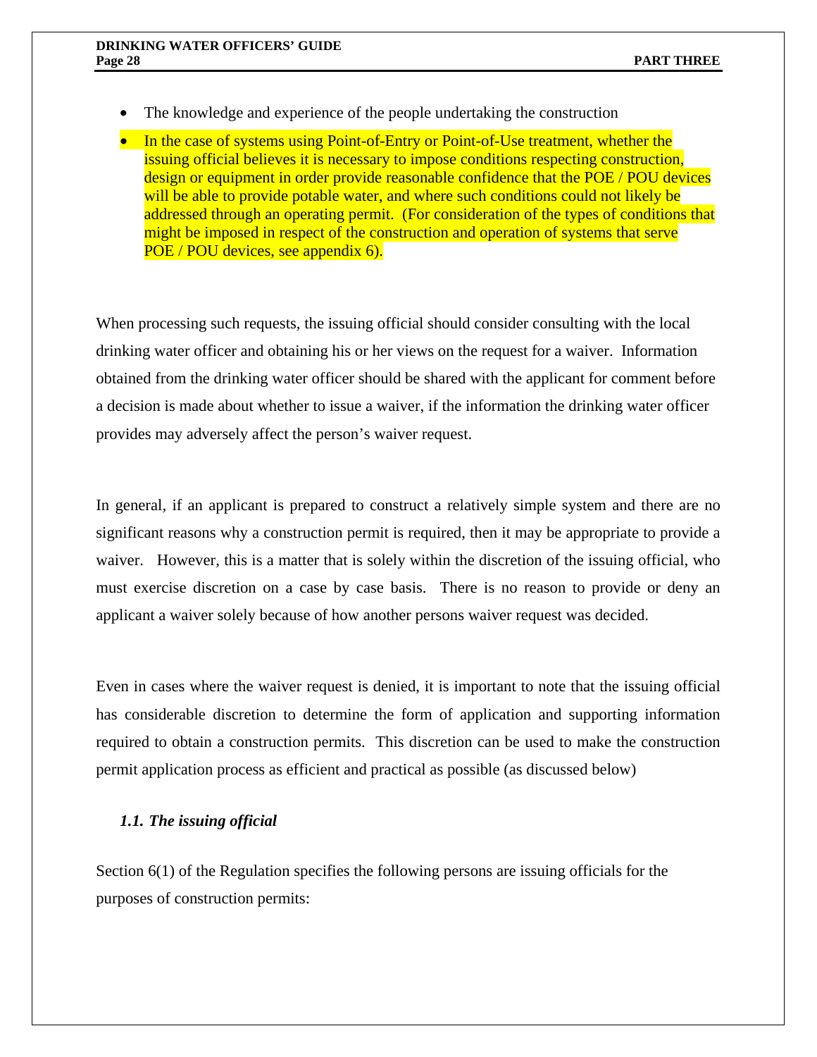- The knowledge and experience of the people undertaking the construction
- In the case of systems using Point-of-Entry or Point-of-Use treatment, whether the issuing official believes it is necessary to impose conditions respecting construction, design or equipment in order provide reasonable confidence that the POE / POU devices will be able to provide potable water, and where such conditions could not likely be addressed through an operating permit. (For consideration of the types of conditions that might be imposed in respect of the construction and operation of systems that serve POE / POU devices, see appendix 6).

When processing such requests, the issuing official should consider consulting with the local drinking water officer and obtaining his or her views on the request for a waiver. Information obtained from the drinking water officer should be shared with the applicant for comment before a decision is made about whether to issue a waiver, if the information the drinking water officer provides may adversely affect the person's waiver request.

In general, if an applicant is prepared to construct a relatively simple system and there are no significant reasons why a construction permit is required, then it may be appropriate to provide a waiver. However, this is a matter that is solely within the discretion of the issuing official, who must exercise discretion on a case by case basis. There is no reason to provide or deny an applicant a waiver solely because of how another persons waiver request was decided.

Even in cases where the waiver request is denied, it is important to note that the issuing official has considerable discretion to determine the form of application and supporting information required to obtain a construction permits. This discretion can be used to make the construction permit application process as efficient and practical as possible (as discussed below)

### *1.1. The issuing official*

Section 6(1) of the Regulation specifies the following persons are issuing officials for the purposes of construction permits: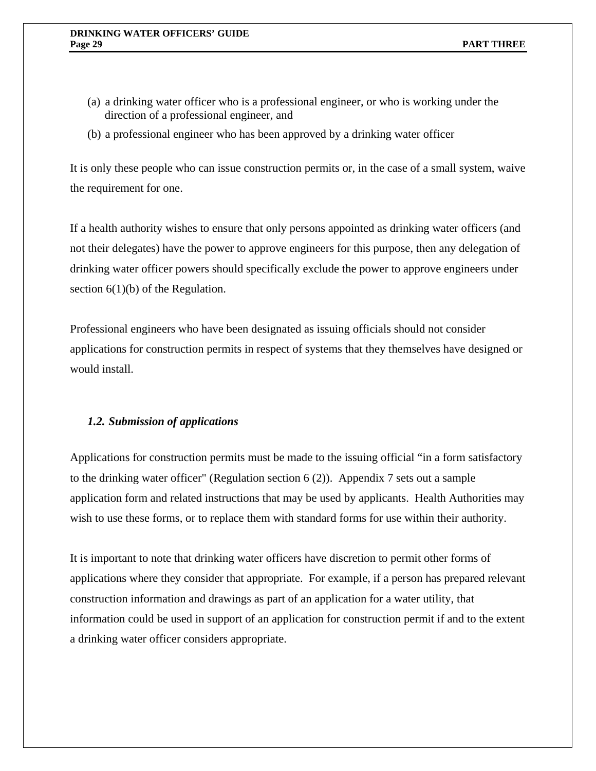(a) a drinking water officer who is a professional engineer, or who is working under the direction of a professional engineer, and

(b) a professional engineer who has been approved by a drinking water officer

It is only these people who can issue construction permits or, in the case of a small system, waive the requirement for one.

If a health authority wishes to ensure that only persons appointed as drinking water officers (and not their delegates) have the power to approve engineers for this purpose, then any delegation of drinking water officer powers should specifically exclude the power to approve engineers under section 6(1)(b) of the Regulation.

Professional engineers who have been designated as issuing officials should not consider applications for construction permits in respect of systems that they themselves have designed or would install.

### *1.2. Submission of applications*

Applications for construction permits must be made to the issuing official “in a form satisfactory to the drinking water officer" (Regulation section 6 (2)). Appendix 7 sets out a sample application form and related instructions that may be used by applicants. Health Authorities may wish to use these forms, or to replace them with standard forms for use within their authority.

It is important to note that drinking water officers have discretion to permit other forms of applications where they consider that appropriate. For example, if a person has prepared relevant construction information and drawings as part of an application for a water utility, that information could be used in support of an application for construction permit if and to the extent a drinking water officer considers appropriate.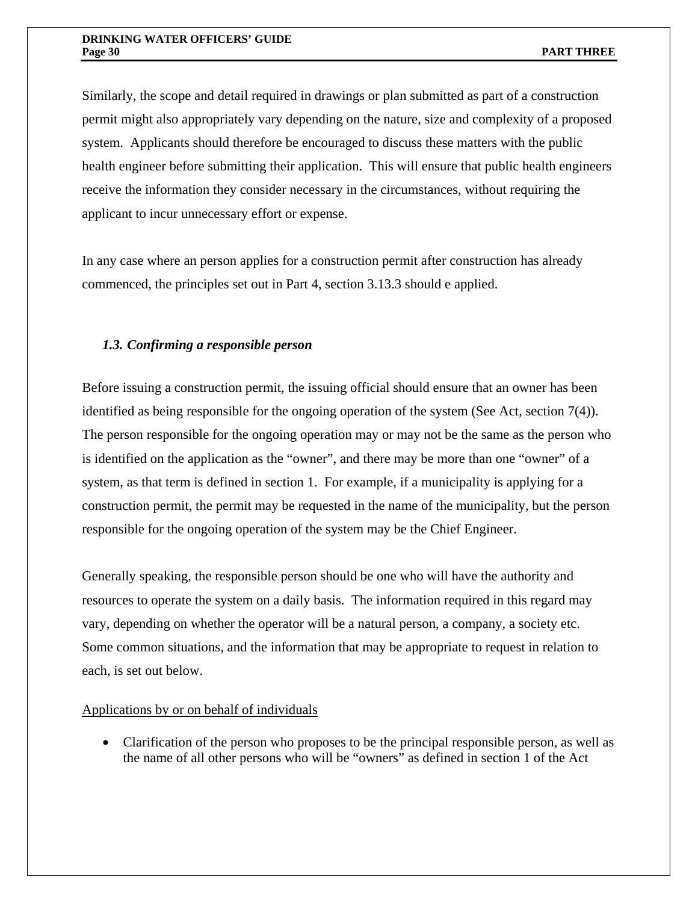Similarly, the scope and detail required in drawings or plan submitted as part of a construction permit might also appropriately vary depending on the nature, size and complexity of a proposed system. Applicants should therefore be encouraged to discuss these matters with the public health engineer before submitting their application. This will ensure that public health engineers receive the information they consider necessary in the circumstances, without requiring the applicant to incur unnecessary effort or expense.

In any case where an person applies for a construction permit after construction has already commenced, the principles set out in Part 4, section 3.13.3 should e applied.

### *1.3. Confirming a responsible person*

Before issuing a construction permit, the issuing official should ensure that an owner has been identified as being responsible for the ongoing operation of the system (See Act, section 7(4)). The person responsible for the ongoing operation may or may not be the same as the person who is identified on the application as the "owner", and there may be more than one "owner" of a system, as that term is defined in section 1. For example, if a municipality is applying for a construction permit, the permit may be requested in the name of the municipality, but the person responsible for the ongoing operation of the system may be the Chief Engineer.

Generally speaking, the responsible person should be one who will have the authority and resources to operate the system on a daily basis. The information required in this regard may vary, depending on whether the operator will be a natural person, a company, a society etc. Some common situations, and the information that may be appropriate to request in relation to each, is set out below.

<u>Applications by or on behalf of individuals</u>

- Clarification of the person who proposes to be the principal responsible person, as well as the name of all other persons who will be "owners" as defined in section 1 of the Act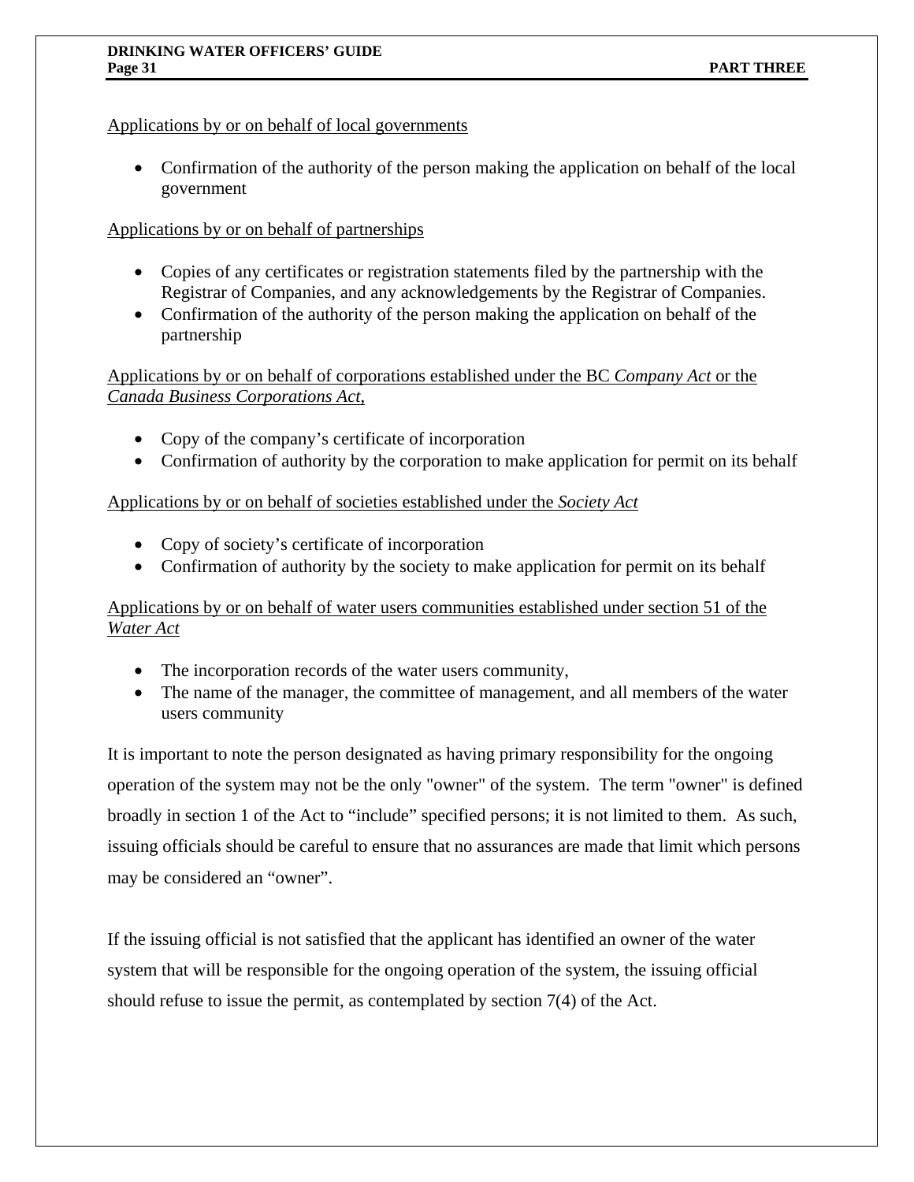Applications by or on behalf of local governments

- Confirmation of the authority of the person making the application on behalf of the local government

Applications by or on behalf of partnerships

- Copies of any certificates or registration statements filed by the partnership with the Registrar of Companies, and any acknowledgements by the Registrar of Companies.
- Confirmation of the authority of the person making the application on behalf of the partnership

Applications by or on behalf of corporations established under the BC *Company Act* or the *Canada Business Corporations Act*,

- Copy of the company's certificate of incorporation
- Confirmation of authority by the corporation to make application for permit on its behalf

Applications by or on behalf of societies established under the *Society Act*

- Copy of society's certificate of incorporation
- Confirmation of authority by the society to make application for permit on its behalf

Applications by or on behalf of water users communities established under section 51 of the *Water Act*

- The incorporation records of the water users community,
- The name of the manager, the committee of management, and all members of the water users community

It is important to note the person designated as having primary responsibility for the ongoing operation of the system may not be the only "owner" of the system. The term "owner" is defined broadly in section 1 of the Act to "include" specified persons; it is not limited to them. As such, issuing officials should be careful to ensure that no assurances are made that limit which persons may be considered an "owner".

If the issuing official is not satisfied that the applicant has identified an owner of the water system that will be responsible for the ongoing operation of the system, the issuing official should refuse to issue the permit, as contemplated by section 7(4) of the Act.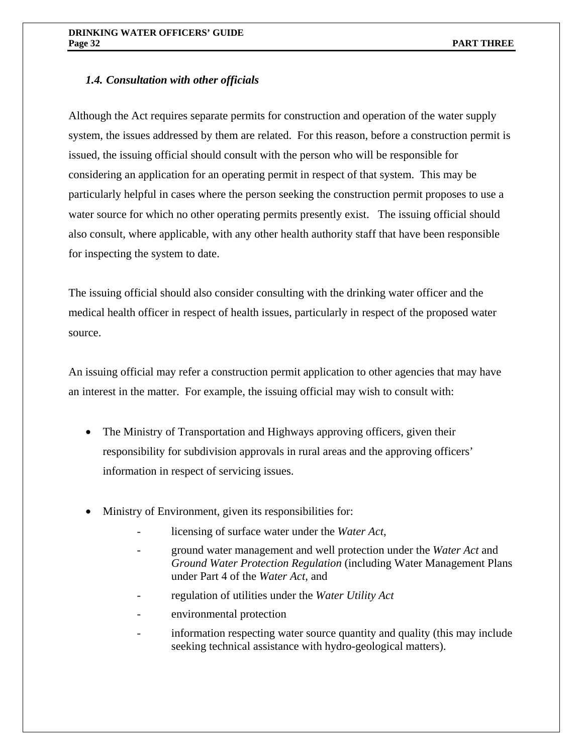### *1.4. Consultation with other officials*

Although the Act requires separate permits for construction and operation of the water supply system, the issues addressed by them are related. For this reason, before a construction permit is issued, the issuing official should consult with the person who will be responsible for considering an application for an operating permit in respect of that system. This may be particularly helpful in cases where the person seeking the construction permit proposes to use a water source for which no other operating permits presently exist. The issuing official should also consult, where applicable, with any other health authority staff that have been responsible for inspecting the system to date.

The issuing official should also consider consulting with the drinking water officer and the medical health officer in respect of health issues, particularly in respect of the proposed water source.

An issuing official may refer a construction permit application to other agencies that may have an interest in the matter. For example, the issuing official may wish to consult with:

- The Ministry of Transportation and Highways approving officers, given their responsibility for subdivision approvals in rural areas and the approving officers' information in respect of servicing issues.

- Ministry of Environment, given its responsibilities for:
    - licensing of surface water under the *Water Act*,
    - ground water management and well protection under the *Water Act* and *Ground Water Protection Regulation* (including Water Management Plans under Part 4 of the *Water Act*, and
    - regulation of utilities under the *Water Utility Act*
    - environmental protection
    - information respecting water source quantity and quality (this may include seeking technical assistance with hydro-geological matters).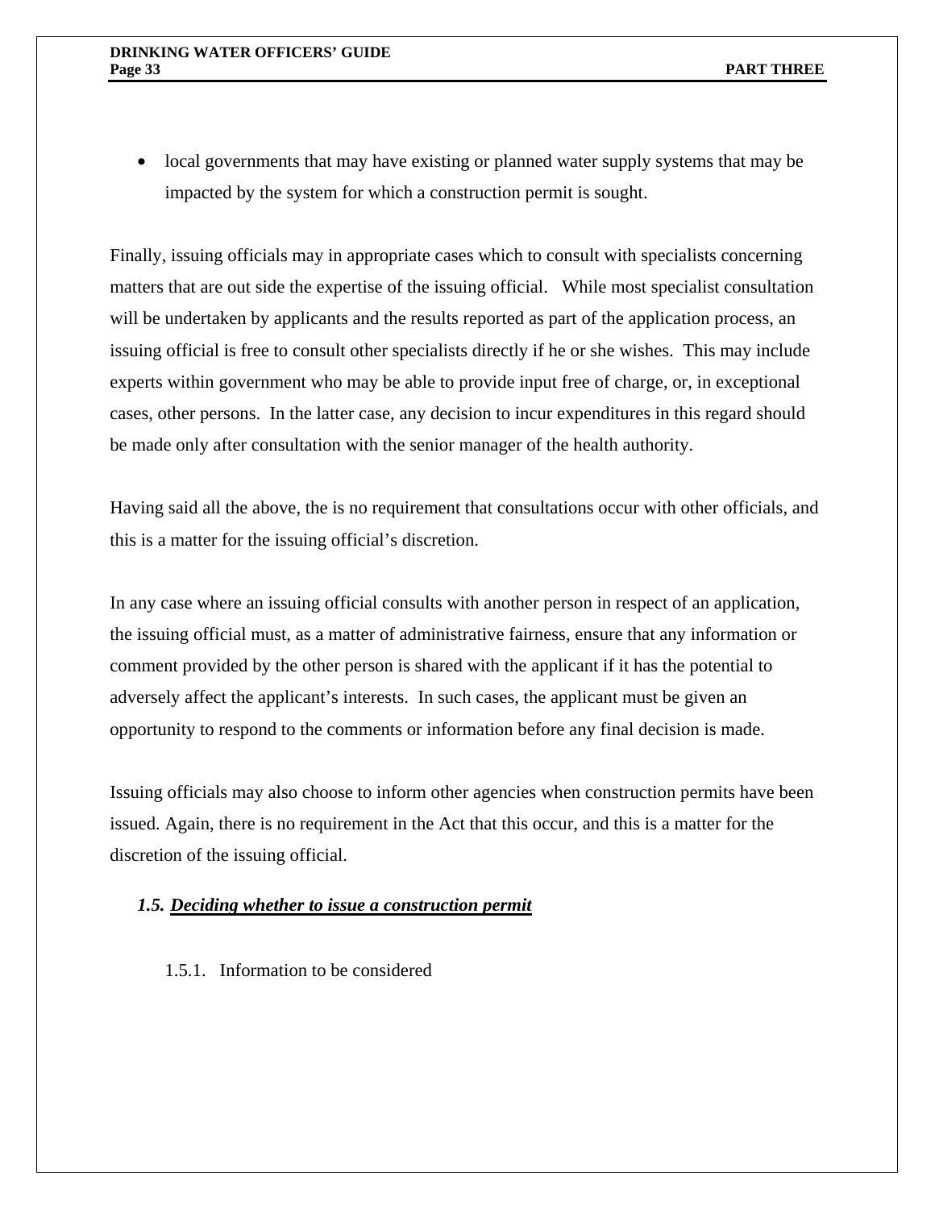- local governments that may have existing or planned water supply systems that may be impacted by the system for which a construction permit is sought.

Finally, issuing officials may in appropriate cases which to consult with specialists concerning matters that are out side the expertise of the issuing official. While most specialist consultation will be undertaken by applicants and the results reported as part of the application process, an issuing official is free to consult other specialists directly if he or she wishes. This may include experts within government who may be able to provide input free of charge, or, in exceptional cases, other persons. In the latter case, any decision to incur expenditures in this regard should be made only after consultation with the senior manager of the health authority.

Having said all the above, the is no requirement that consultations occur with other officials, and this is a matter for the issuing official's discretion.

In any case where an issuing official consults with another person in respect of an application, the issuing official must, as a matter of administrative fairness, ensure that any information or comment provided by the other person is shared with the applicant if it has the potential to adversely affect the applicant's interests. In such cases, the applicant must be given an opportunity to respond to the comments or information before any final decision is made.

Issuing officials may also choose to inform other agencies when construction permits have been issued. Again, there is no requirement in the Act that this occur, and this is a matter for the discretion of the issuing official.

### *1.5. Deciding whether to issue a construction permit*

#### 1.5.1. Information to be considered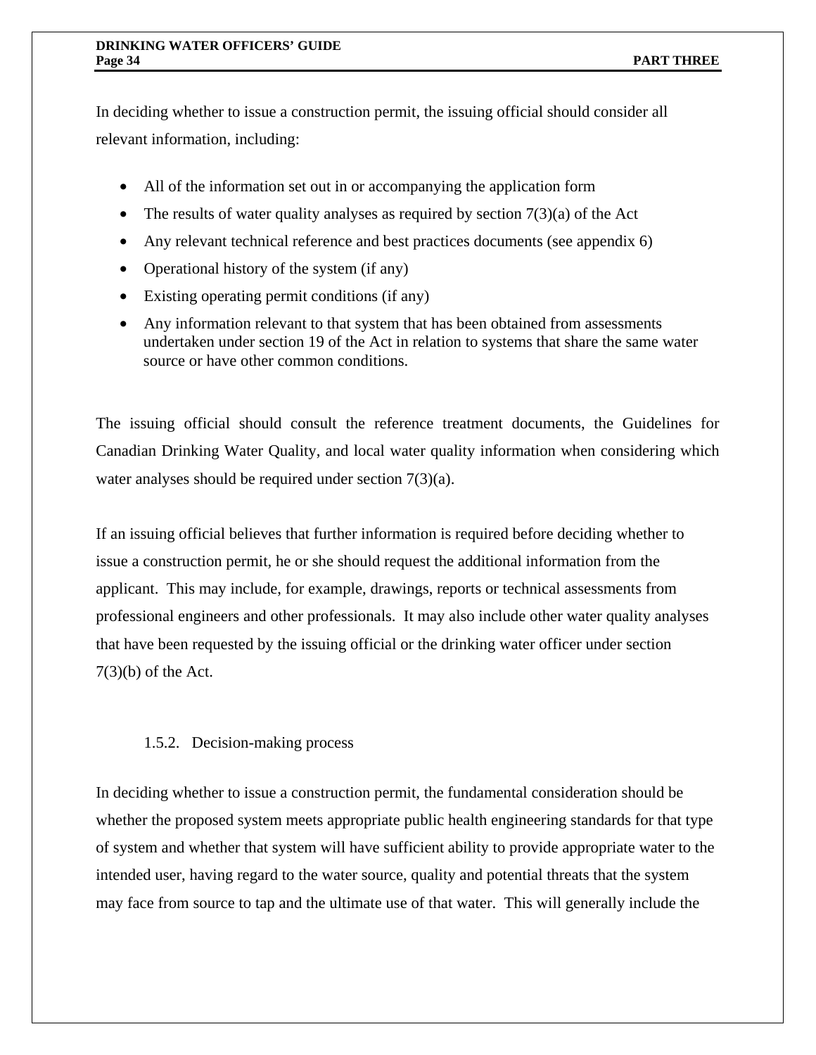In deciding whether to issue a construction permit, the issuing official should consider all relevant information, including:

- All of the information set out in or accompanying the application form
- The results of water quality analyses as required by section 7(3)(a) of the Act
- Any relevant technical reference and best practices documents (see appendix 6)
- Operational history of the system (if any)
- Existing operating permit conditions (if any)
- Any information relevant to that system that has been obtained from assessments undertaken under section 19 of the Act in relation to systems that share the same water source or have other common conditions.

The issuing official should consult the reference treatment documents, the Guidelines for Canadian Drinking Water Quality, and local water quality information when considering which water analyses should be required under section 7(3)(a).

If an issuing official believes that further information is required before deciding whether to issue a construction permit, he or she should request the additional information from the applicant. This may include, for example, drawings, reports or technical assessments from professional engineers and other professionals. It may also include other water quality analyses that have been requested by the issuing official or the drinking water officer under section 7(3)(b) of the Act.

#### 1.5.2. Decision-making process

In deciding whether to issue a construction permit, the fundamental consideration should be whether the proposed system meets appropriate public health engineering standards for that type of system and whether that system will have sufficient ability to provide appropriate water to the intended user, having regard to the water source, quality and potential threats that the system may face from source to tap and the ultimate use of that water. This will generally include the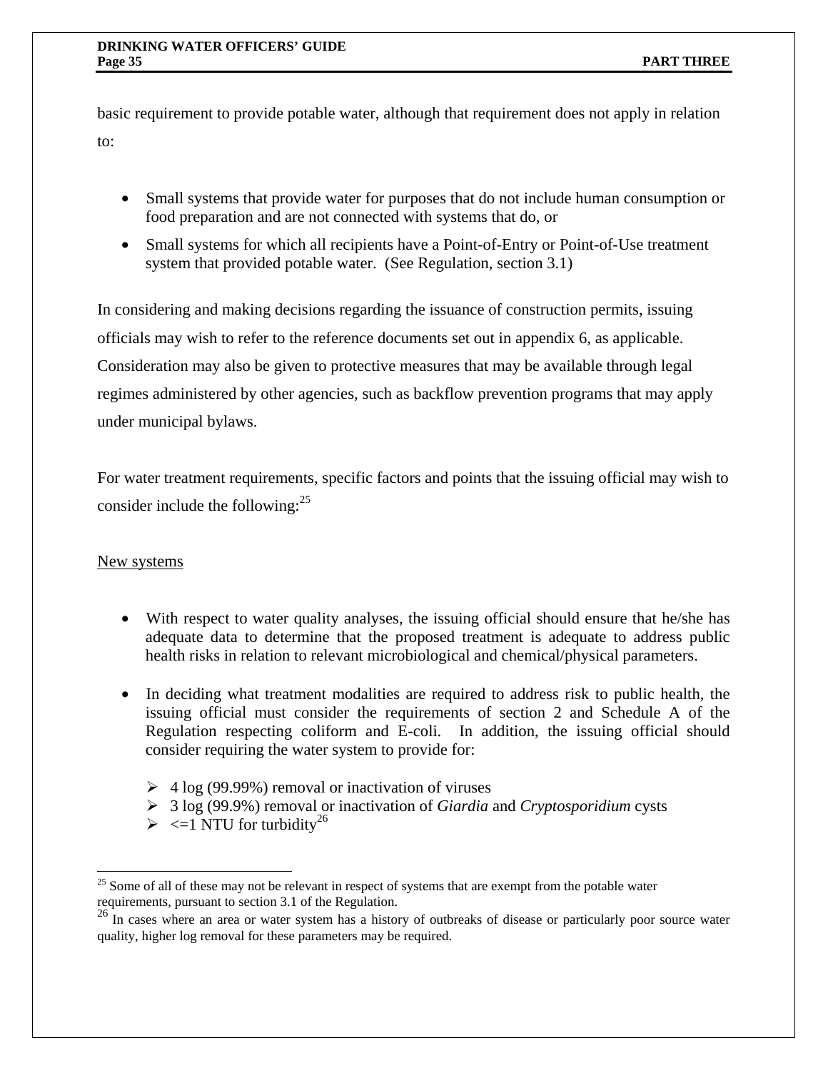basic requirement to provide potable water, although that requirement does not apply in relation to:

- Small systems that provide water for purposes that do not include human consumption or food preparation and are not connected with systems that do, or
- Small systems for which all recipients have a Point-of-Entry or Point-of-Use treatment system that provided potable water. (See Regulation, section 3.1)

In considering and making decisions regarding the issuance of construction permits, issuing officials may wish to refer to the reference documents set out in appendix 6, as applicable. Consideration may also be given to protective measures that may be available through legal regimes administered by other agencies, such as backflow prevention programs that may apply under municipal bylaws.

For water treatment requirements, specific factors and points that the issuing official may wish to consider include the following:[25]

<u>New systems</u>

- With respect to water quality analyses, the issuing official should ensure that he/she has adequate data to determine that the proposed treatment is adequate to address public health risks in relation to relevant microbiological and chemical/physical parameters.
- In deciding what treatment modalities are required to address risk to public health, the issuing official must consider the requirements of section 2 and Schedule A of the Regulation respecting coliform and E-coli. In addition, the issuing official should consider requiring the water system to provide for:
  - 4 log (99.99%) removal or inactivation of viruses
  - 3 log (99.9%) removal or inactivation of *Giardia* and *Cryptosporidium* cysts
  - <=1 NTU for turbidity[26]

---

[25] Some of all of these may not be relevant in respect of systems that are exempt from the potable water requirements, pursuant to section 3.1 of the Regulation.

[26] In cases where an area or water system has a history of outbreaks of disease or particularly poor source water quality, higher log removal for these parameters may be required.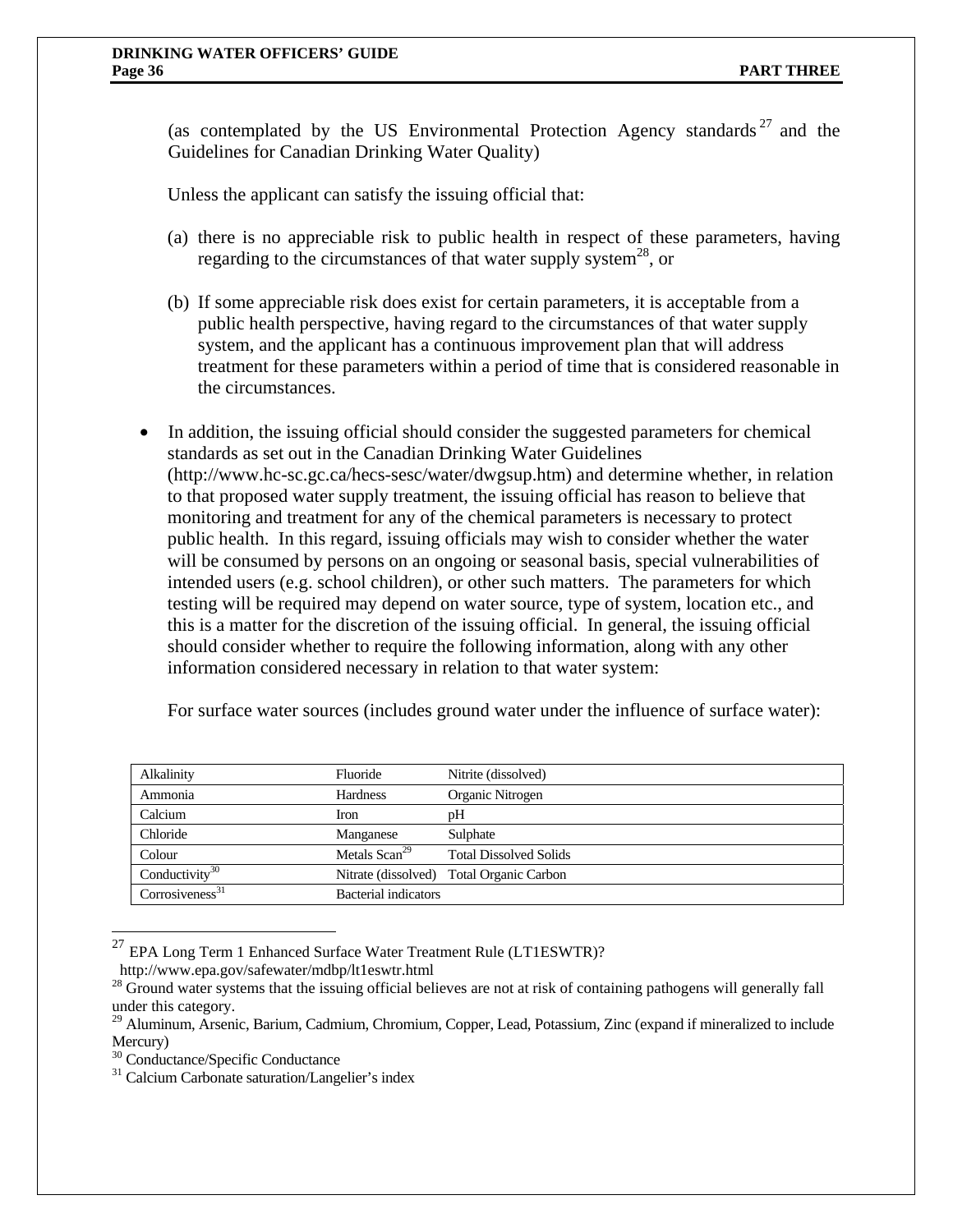(as contemplated by the US Environmental Protection Agency standards [27] and the Guidelines for Canadian Drinking Water Quality)

Unless the applicant can satisfy the issuing official that:

(a) there is no appreciable risk to public health in respect of these parameters, having regarding to the circumstances of that water supply system[28], or

(b) If some appreciable risk does exist for certain parameters, it is acceptable from a public health perspective, having regard to the circumstances of that water supply system, and the applicant has a continuous improvement plan that will address treatment for these parameters within a period of time that is considered reasonable in the circumstances.

- In addition, the issuing official should consider the suggested parameters for chemical standards as set out in the Canadian Drinking Water Guidelines (http://www.hc-sc.gc.ca/hecs-sesc/water/dwgsup.htm) and determine whether, in relation to that proposed water supply treatment, the issuing official has reason to believe that monitoring and treatment for any of the chemical parameters is necessary to protect public health. In this regard, issuing officials may wish to consider whether the water will be consumed by persons on an ongoing or seasonal basis, special vulnerabilities of intended users (e.g. school children), or other such matters. The parameters for which testing will be required may depend on water source, type of system, location etc., and this is a matter for the discretion of the issuing official. In general, the issuing official should consider whether to require the following information, along with any other information considered necessary in relation to that water system:

For surface water sources (includes ground water under the influence of surface water):

| | | |
|---|---|---|
| Alkalinity | Fluoride | Nitrite (dissolved) |
| Ammonia | Hardness | Organic Nitrogen |
| Calcium | Iron | pH |
| Chloride | Manganese | Sulphate |
| Colour | Metals Scan[29] | Total Dissolved Solids |
| Conductivity[30] | Nitrate (dissolved) | Total Organic Carbon |
| Corrosiveness[31] | Bacterial indicators | |

[27] EPA Long Term 1 Enhanced Surface Water Treatment Rule (LT1ESWTR)? http://www.epa.gov/safewater/mdbp/lt1eswtr.html

[28] Ground water systems that the issuing official believes are not at risk of containing pathogens will generally fall under this category.

[29] Aluminum, Arsenic, Barium, Cadmium, Chromium, Copper, Lead, Potassium, Zinc (expand if mineralized to include Mercury)

[30] Conductance/Specific Conductance

[31] Calcium Carbonate saturation/Langelier's index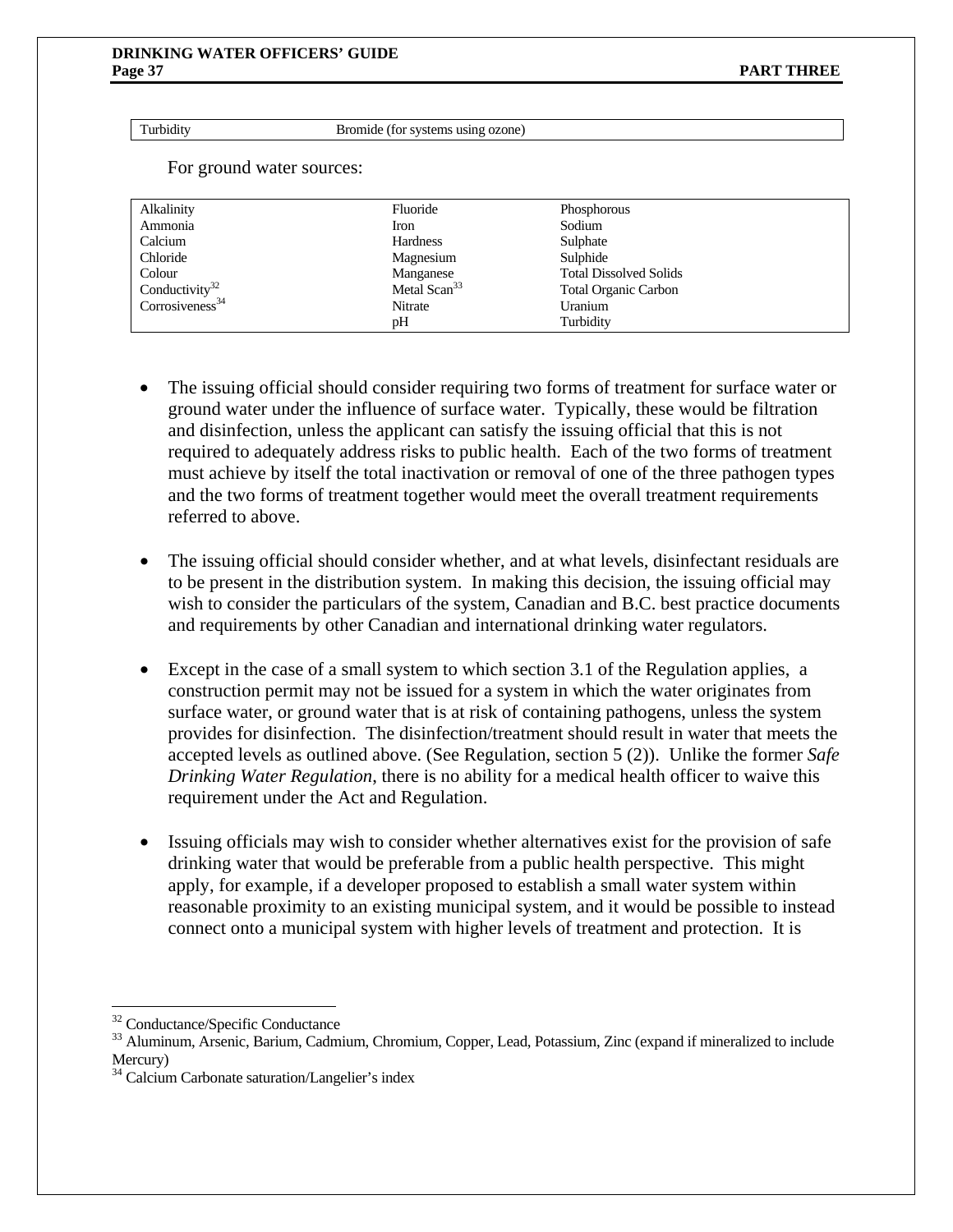| Turbidity | Bromide (for systems using ozone) |
|---|---|

For ground water sources:

| | | |
|---|---|---|
| Alkalinity | Fluoride | Phosphorous |
| Ammonia | Iron | Sodium |
| Calcium | Hardness | Sulphate |
| Chloride | Magnesium | Sulphide |
| Colour | Manganese | Total Dissolved Solids |
| Conductivity[32] | Metal Scan[33] | Total Organic Carbon |
| Corrosiveness[34] | Nitrate | Uranium |
| | pH | Turbidity |

- The issuing official should consider requiring two forms of treatment for surface water or ground water under the influence of surface water. Typically, these would be filtration and disinfection, unless the applicant can satisfy the issuing official that this is not required to adequately address risks to public health. Each of the two forms of treatment must achieve by itself the total inactivation or removal of one of the three pathogen types and the two forms of treatment together would meet the overall treatment requirements referred to above.

- The issuing official should consider whether, and at what levels, disinfectant residuals are to be present in the distribution system. In making this decision, the issuing official may wish to consider the particulars of the system, Canadian and B.C. best practice documents and requirements by other Canadian and international drinking water regulators.

- Except in the case of a small system to which section 3.1 of the Regulation applies, a construction permit may not be issued for a system in which the water originates from surface water, or ground water that is at risk of containing pathogens, unless the system provides for disinfection. The disinfection/treatment should result in water that meets the accepted levels as outlined above. (See Regulation, section 5 (2)). Unlike the former *Safe Drinking Water Regulation*, there is no ability for a medical health officer to waive this requirement under the Act and Regulation.

- Issuing officials may wish to consider whether alternatives exist for the provision of safe drinking water that would be preferable from a public health perspective. This might apply, for example, if a developer proposed to establish a small water system within reasonable proximity to an existing municipal system, and it would be possible to instead connect onto a municipal system with higher levels of treatment and protection. It is

---

[32] Conductance/Specific Conductance

[33] Aluminum, Arsenic, Barium, Cadmium, Chromium, Copper, Lead, Potassium, Zinc (expand if mineralized to include Mercury)

[34] Calcium Carbonate saturation/Langelier's index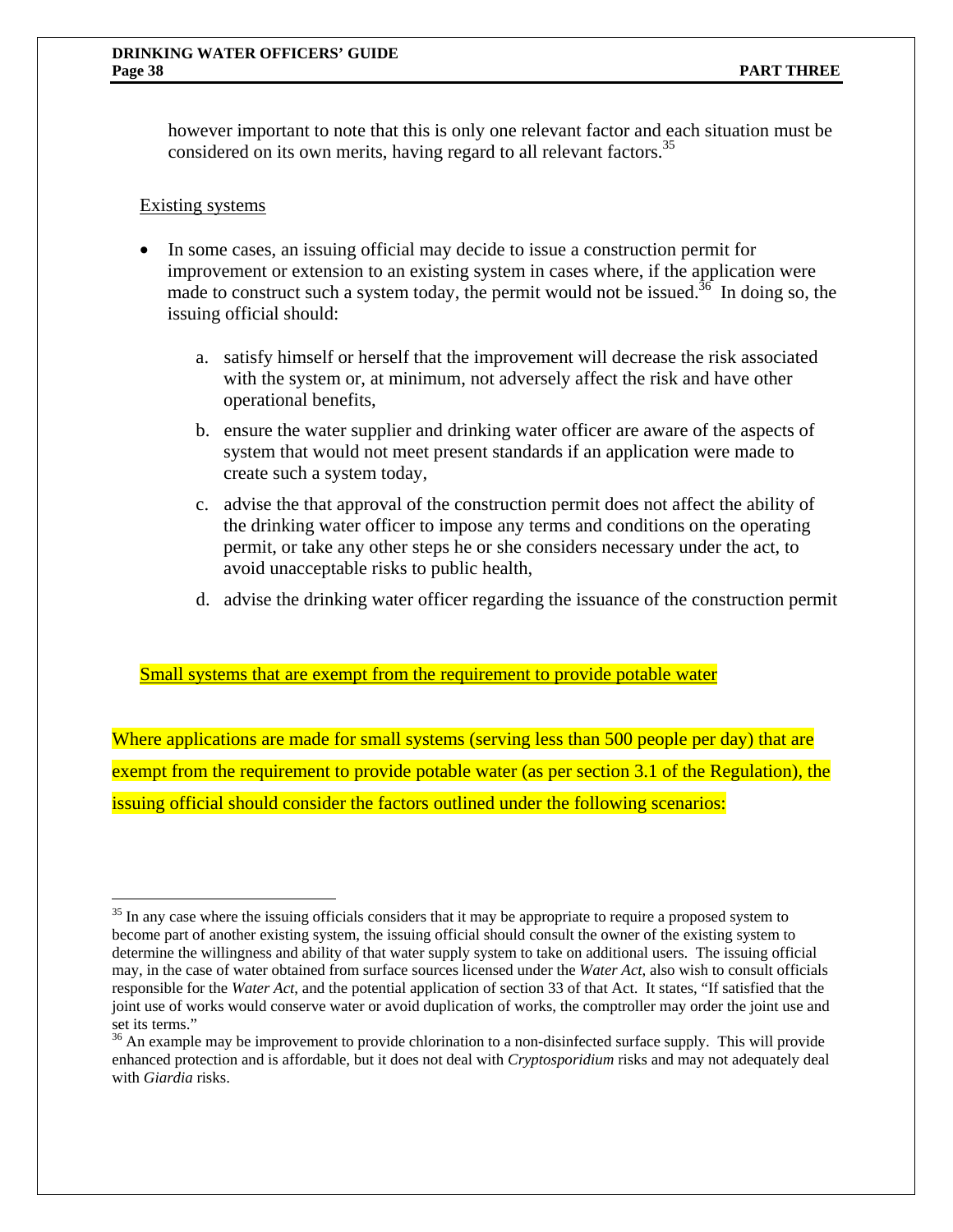however important to note that this is only one relevant factor and each situation must be considered on its own merits, having regard to all relevant factors.[35]

Existing systems

- In some cases, an issuing official may decide to issue a construction permit for improvement or extension to an existing system in cases where, if the application were made to construct such a system today, the permit would not be issued.[36] In doing so, the issuing official should:

  a. satisfy himself or herself that the improvement will decrease the risk associated with the system or, at minimum, not adversely affect the risk and have other operational benefits,

  b. ensure the water supplier and drinking water officer are aware of the aspects of system that would not meet present standards if an application were made to create such a system today,

  c. advise the that approval of the construction permit does not affect the ability of the drinking water officer to impose any terms and conditions on the operating permit, or take any other steps he or she considers necessary under the act, to avoid unacceptable risks to public health,

  d. advise the drinking water officer regarding the issuance of the construction permit

Small systems that are exempt from the requirement to provide potable water

Where applications are made for small systems (serving less than 500 people per day) that are exempt from the requirement to provide potable water (as per section 3.1 of the Regulation), the issuing official should consider the factors outlined under the following scenarios:

---

[35] In any case where the issuing officials considers that it may be appropriate to require a proposed system to become part of another existing system, the issuing official should consult the owner of the existing system to determine the willingness and ability of that water supply system to take on additional users. The issuing official may, in the case of water obtained from surface sources licensed under the *Water Act*, also wish to consult officials responsible for the *Water Act*, and the potential application of section 33 of that Act. It states, "If satisfied that the joint use of works would conserve water or avoid duplication of works, the comptroller may order the joint use and set its terms."

[36] An example may be improvement to provide chlorination to a non-disinfected surface supply. This will provide enhanced protection and is affordable, but it does not deal with *Cryptosporidium* risks and may not adequately deal with *Giardia* risks.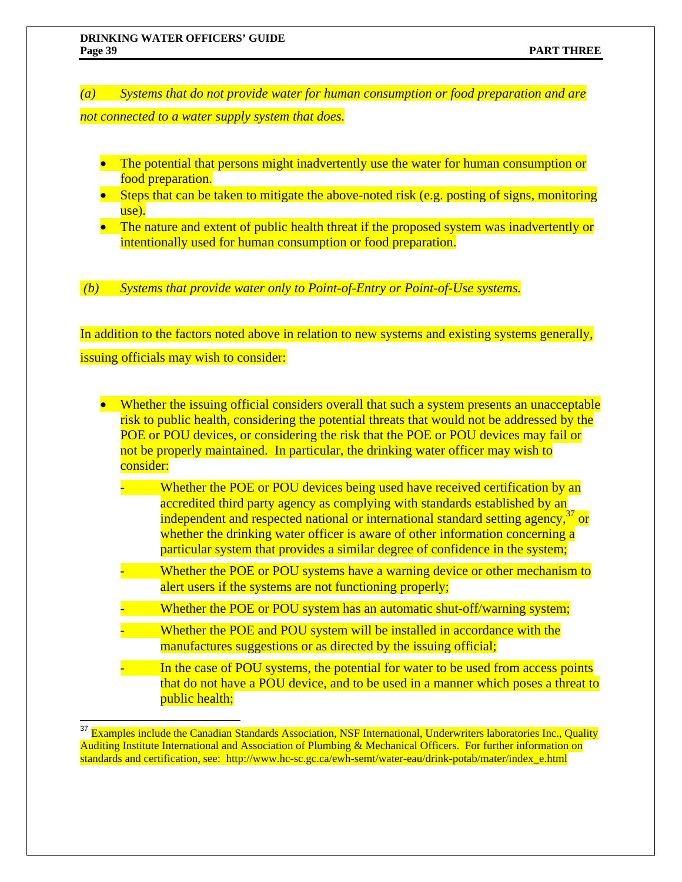*(a) Systems that do not provide water for human consumption or food preparation and are not connected to a water supply system that does.*

- The potential that persons might inadvertently use the water for human consumption or food preparation.
- Steps that can be taken to mitigate the above-noted risk (e.g. posting of signs, monitoring use).
- The nature and extent of public health threat if the proposed system was inadvertently or intentionally used for human consumption or food preparation.

*(b) Systems that provide water only to Point-of-Entry or Point-of-Use systems.*

In addition to the factors noted above in relation to new systems and existing systems generally, issuing officials may wish to consider:

- Whether the issuing official considers overall that such a system presents an unacceptable risk to public health, considering the potential threats that would not be addressed by the POE or POU devices, or considering the risk that the POE or POU devices may fail or not be properly maintained. In particular, the drinking water officer may wish to consider:
  - Whether the POE or POU devices being used have received certification by an accredited third party agency as complying with standards established by an independent and respected national or international standard setting agency,[37] or whether the drinking water officer is aware of other information concerning a particular system that provides a similar degree of confidence in the system;
  - Whether the POE or POU systems have a warning device or other mechanism to alert users if the systems are not functioning properly;
  - Whether the POE or POU system has an automatic shut-off/warning system;
  - Whether the POE and POU system will be installed in accordance with the manufactures suggestions or as directed by the issuing official;
  - In the case of POU systems, the potential for water to be used from access points that do not have a POU device, and to be used in a manner which poses a threat to public health;

---

[37] Examples include the Canadian Standards Association, NSF International, Underwriters laboratories Inc., Quality Auditing Institute International and Association of Plumbing & Mechanical Officers. For further information on standards and certification, see: http://www.hc-sc.gc.ca/ewh-semt/water-eau/drink-potab/mater/index_e.html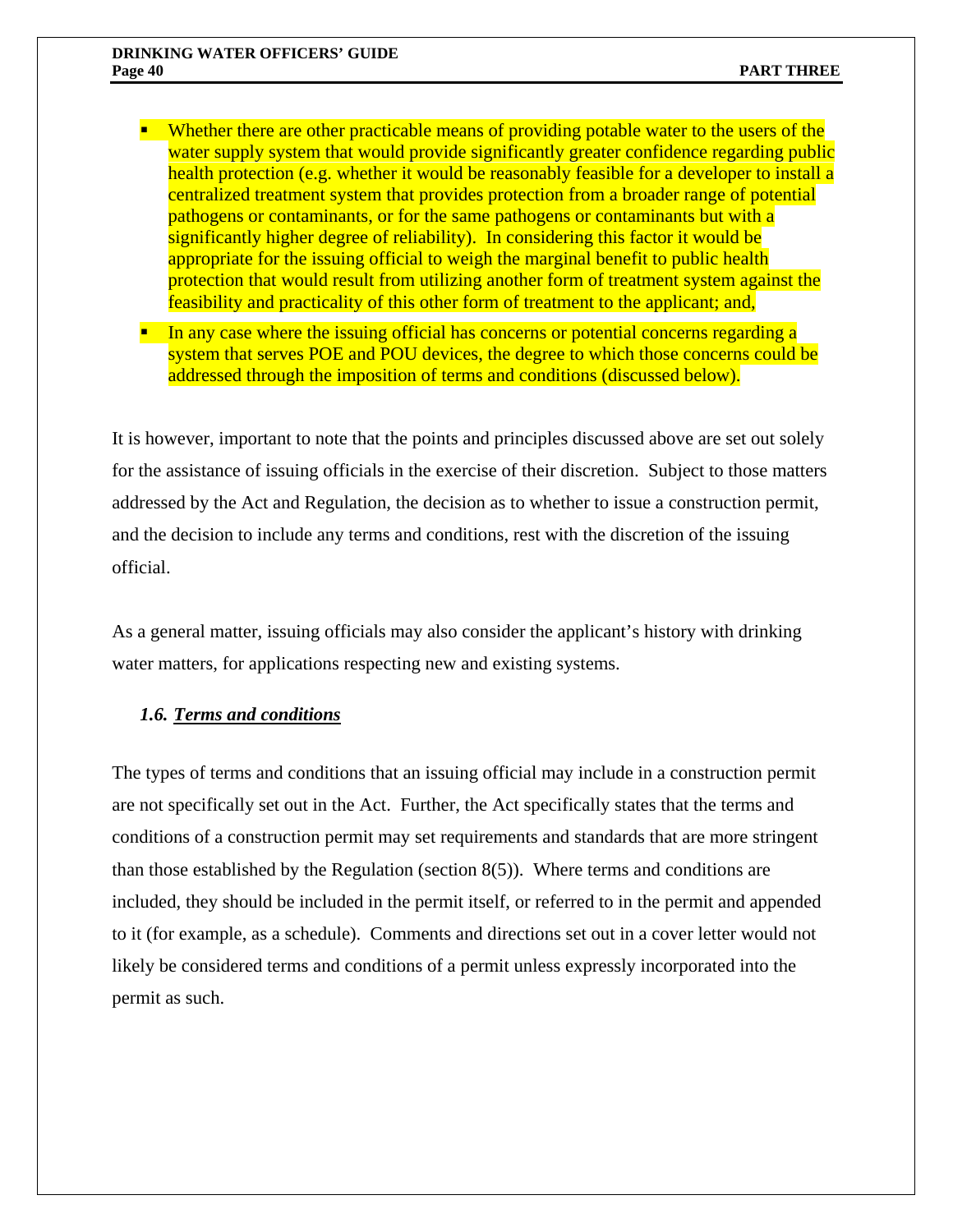- Whether there are other practicable means of providing potable water to the users of the water supply system that would provide significantly greater confidence regarding public health protection (e.g. whether it would be reasonably feasible for a developer to install a centralized treatment system that provides protection from a broader range of potential pathogens or contaminants, or for the same pathogens or contaminants but with a significantly higher degree of reliability). In considering this factor it would be appropriate for the issuing official to weigh the marginal benefit to public health protection that would result from utilizing another form of treatment system against the feasibility and practicality of this other form of treatment to the applicant; and,
- In any case where the issuing official has concerns or potential concerns regarding a system that serves POE and POU devices, the degree to which those concerns could be addressed through the imposition of terms and conditions (discussed below).

It is however, important to note that the points and principles discussed above are set out solely for the assistance of issuing officials in the exercise of their discretion. Subject to those matters addressed by the Act and Regulation, the decision as to whether to issue a construction permit, and the decision to include any terms and conditions, rest with the discretion of the issuing official.

As a general matter, issuing officials may also consider the applicant's history with drinking water matters, for applications respecting new and existing systems.

### *1.6. Terms and conditions*

The types of terms and conditions that an issuing official may include in a construction permit are not specifically set out in the Act. Further, the Act specifically states that the terms and conditions of a construction permit may set requirements and standards that are more stringent than those established by the Regulation (section 8(5)). Where terms and conditions are included, they should be included in the permit itself, or referred to in the permit and appended to it (for example, as a schedule). Comments and directions set out in a cover letter would not likely be considered terms and conditions of a permit unless expressly incorporated into the permit as such.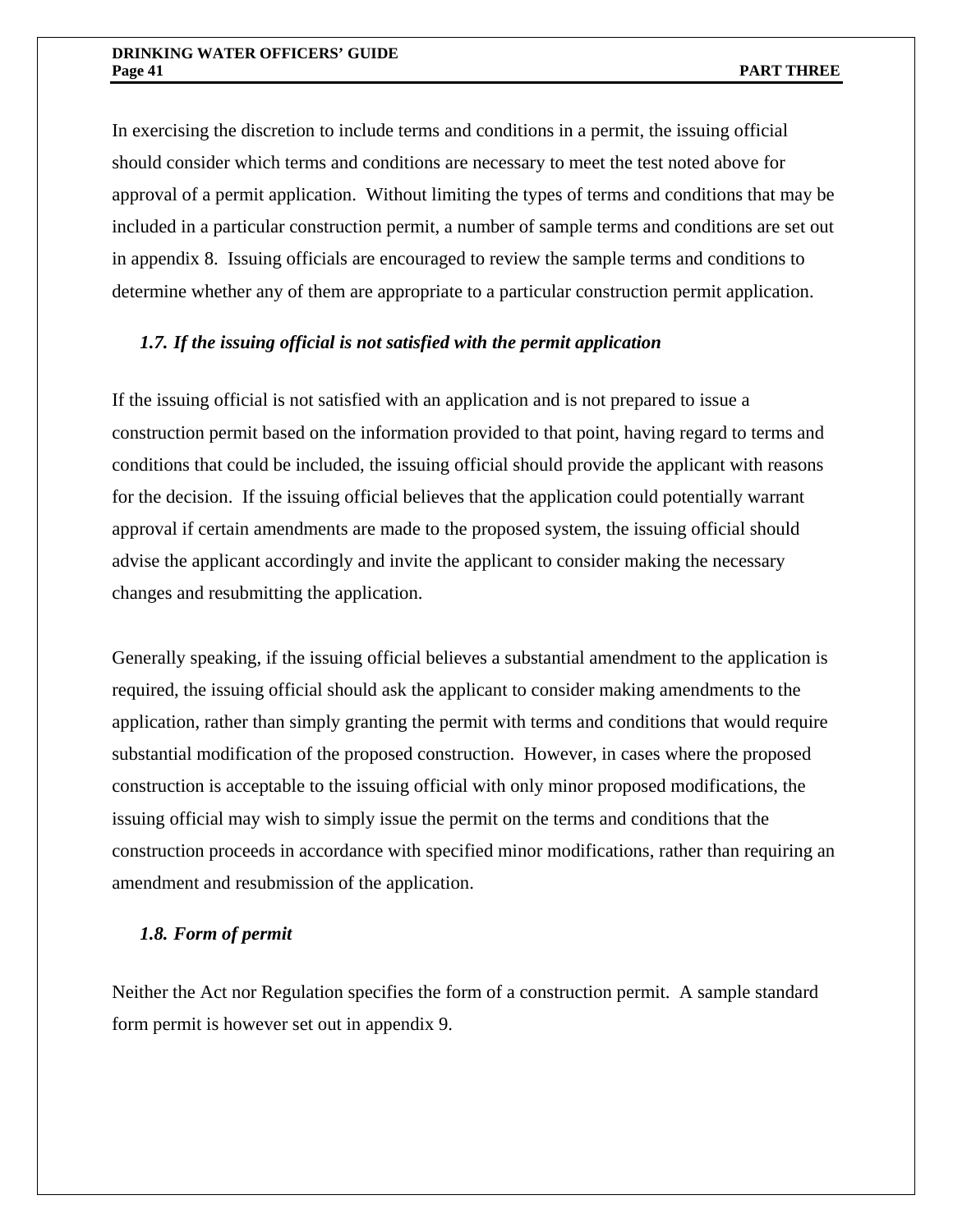In exercising the discretion to include terms and conditions in a permit, the issuing official should consider which terms and conditions are necessary to meet the test noted above for approval of a permit application. Without limiting the types of terms and conditions that may be included in a particular construction permit, a number of sample terms and conditions are set out in appendix 8. Issuing officials are encouraged to review the sample terms and conditions to determine whether any of them are appropriate to a particular construction permit application.

### *1.7. If the issuing official is not satisfied with the permit application*

If the issuing official is not satisfied with an application and is not prepared to issue a construction permit based on the information provided to that point, having regard to terms and conditions that could be included, the issuing official should provide the applicant with reasons for the decision. If the issuing official believes that the application could potentially warrant approval if certain amendments are made to the proposed system, the issuing official should advise the applicant accordingly and invite the applicant to consider making the necessary changes and resubmitting the application.

Generally speaking, if the issuing official believes a substantial amendment to the application is required, the issuing official should ask the applicant to consider making amendments to the application, rather than simply granting the permit with terms and conditions that would require substantial modification of the proposed construction. However, in cases where the proposed construction is acceptable to the issuing official with only minor proposed modifications, the issuing official may wish to simply issue the permit on the terms and conditions that the construction proceeds in accordance with specified minor modifications, rather than requiring an amendment and resubmission of the application.

### *1.8. Form of permit*

Neither the Act nor Regulation specifies the form of a construction permit. A sample standard form permit is however set out in appendix 9.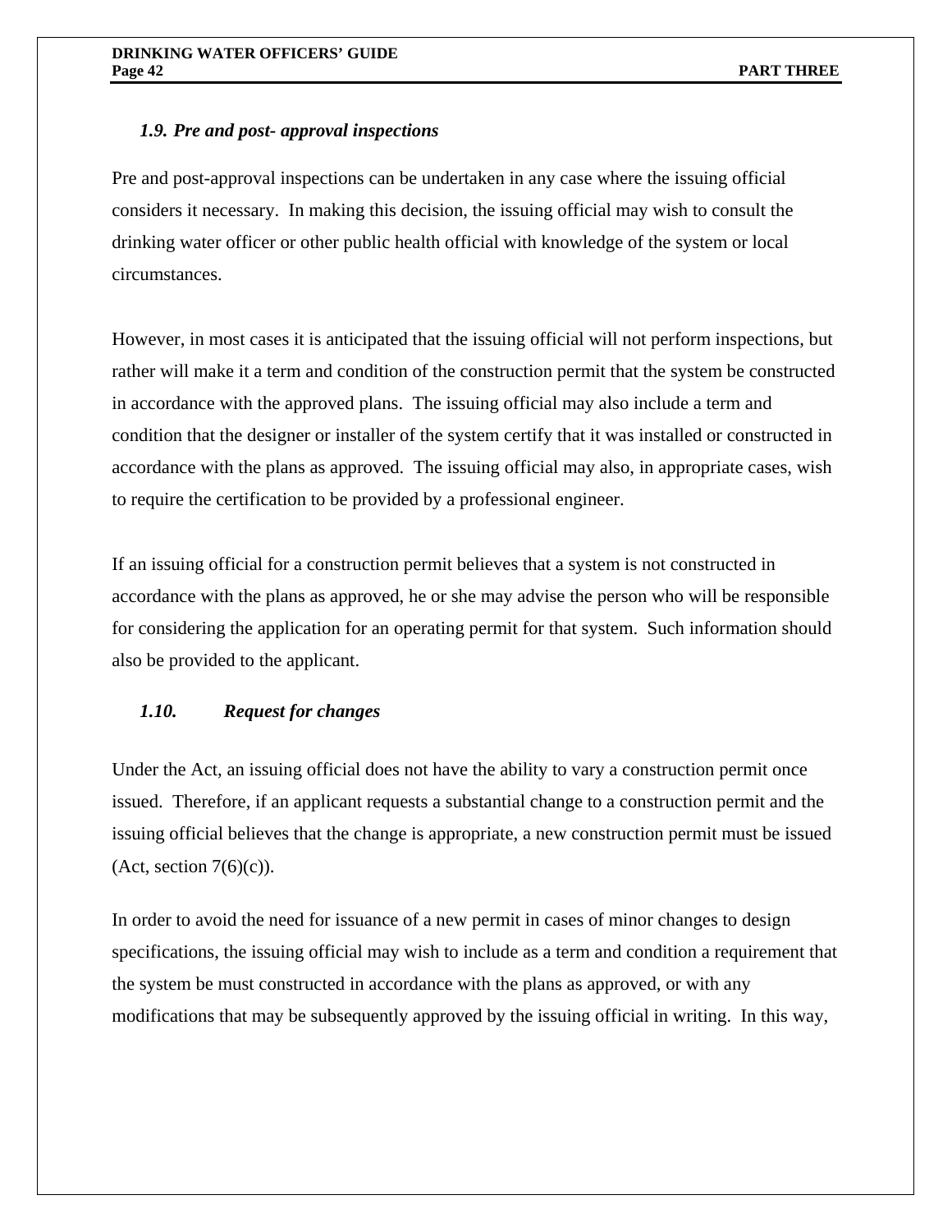### *1.9. Pre and post- approval inspections*

Pre and post-approval inspections can be undertaken in any case where the issuing official considers it necessary. In making this decision, the issuing official may wish to consult the drinking water officer or other public health official with knowledge of the system or local circumstances.

However, in most cases it is anticipated that the issuing official will not perform inspections, but rather will make it a term and condition of the construction permit that the system be constructed in accordance with the approved plans. The issuing official may also include a term and condition that the designer or installer of the system certify that it was installed or constructed in accordance with the plans as approved. The issuing official may also, in appropriate cases, wish to require the certification to be provided by a professional engineer.

If an issuing official for a construction permit believes that a system is not constructed in accordance with the plans as approved, he or she may advise the person who will be responsible for considering the application for an operating permit for that system. Such information should also be provided to the applicant.

### *1.10. Request for changes*

Under the Act, an issuing official does not have the ability to vary a construction permit once issued. Therefore, if an applicant requests a substantial change to a construction permit and the issuing official believes that the change is appropriate, a new construction permit must be issued (Act, section 7(6)(c)).

In order to avoid the need for issuance of a new permit in cases of minor changes to design specifications, the issuing official may wish to include as a term and condition a requirement that the system be must constructed in accordance with the plans as approved, or with any modifications that may be subsequently approved by the issuing official in writing. In this way,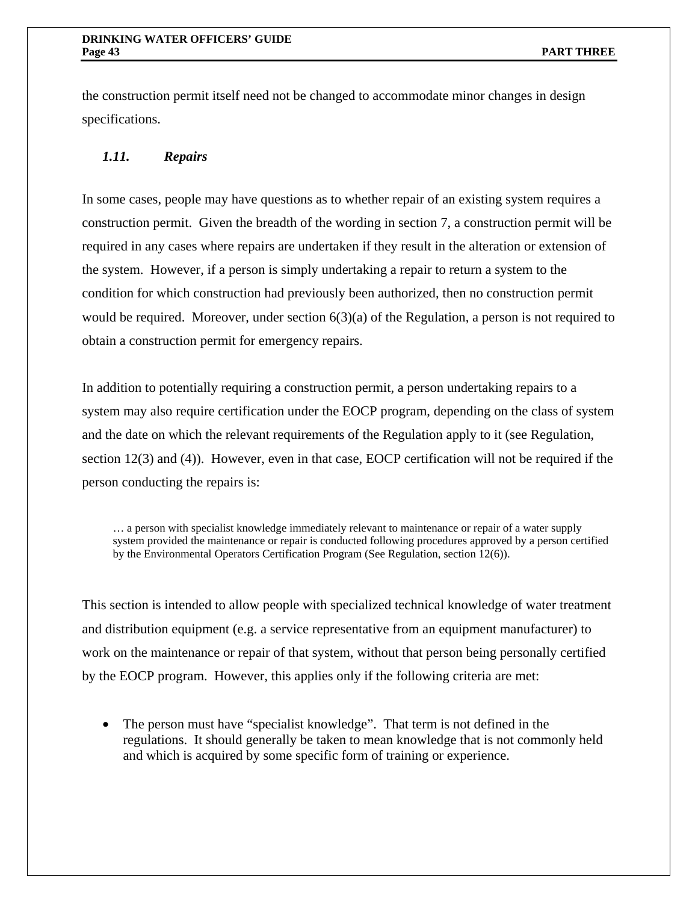the construction permit itself need not be changed to accommodate minor changes in design specifications.

### *1.11. Repairs*

In some cases, people may have questions as to whether repair of an existing system requires a construction permit. Given the breadth of the wording in section 7, a construction permit will be required in any cases where repairs are undertaken if they result in the alteration or extension of the system. However, if a person is simply undertaking a repair to return a system to the condition for which construction had previously been authorized, then no construction permit would be required. Moreover, under section 6(3)(a) of the Regulation, a person is not required to obtain a construction permit for emergency repairs.

In addition to potentially requiring a construction permit, a person undertaking repairs to a system may also require certification under the EOCP program, depending on the class of system and the date on which the relevant requirements of the Regulation apply to it (see Regulation, section 12(3) and (4)). However, even in that case, EOCP certification will not be required if the person conducting the repairs is:

> … a person with specialist knowledge immediately relevant to maintenance or repair of a water supply system provided the maintenance or repair is conducted following procedures approved by a person certified by the Environmental Operators Certification Program (See Regulation, section 12(6)).

This section is intended to allow people with specialized technical knowledge of water treatment and distribution equipment (e.g. a service representative from an equipment manufacturer) to work on the maintenance or repair of that system, without that person being personally certified by the EOCP program. However, this applies only if the following criteria are met:

- The person must have "specialist knowledge". That term is not defined in the regulations. It should generally be taken to mean knowledge that is not commonly held and which is acquired by some specific form of training or experience.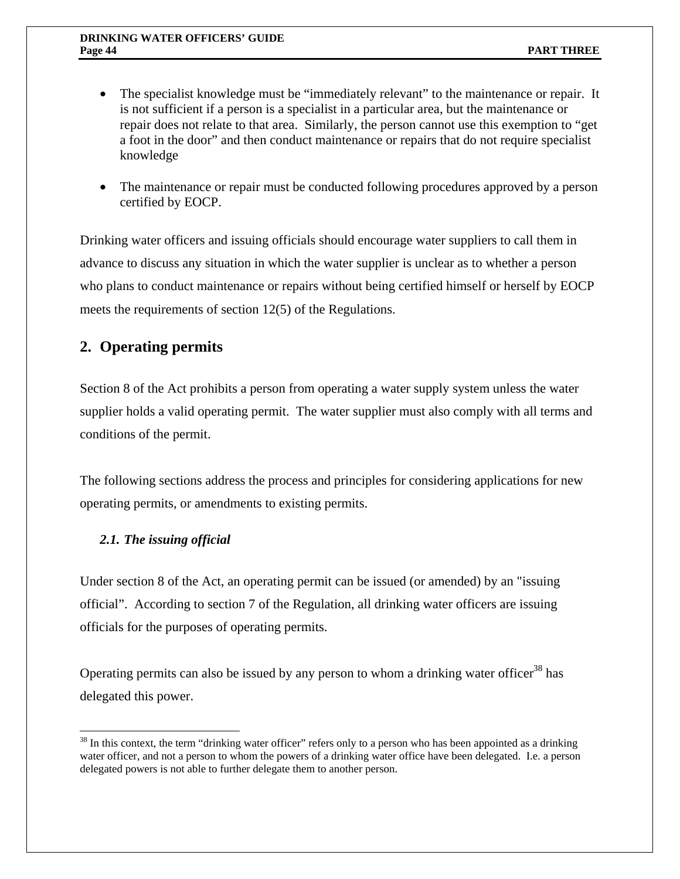- The specialist knowledge must be "immediately relevant" to the maintenance or repair. It is not sufficient if a person is a specialist in a particular area, but the maintenance or repair does not relate to that area. Similarly, the person cannot use this exemption to "get a foot in the door" and then conduct maintenance or repairs that do not require specialist knowledge

- The maintenance or repair must be conducted following procedures approved by a person certified by EOCP.

Drinking water officers and issuing officials should encourage water suppliers to call them in advance to discuss any situation in which the water supplier is unclear as to whether a person who plans to conduct maintenance or repairs without being certified himself or herself by EOCP meets the requirements of section 12(5) of the Regulations.

## 2. Operating permits

Section 8 of the Act prohibits a person from operating a water supply system unless the water supplier holds a valid operating permit. The water supplier must also comply with all terms and conditions of the permit.

The following sections address the process and principles for considering applications for new operating permits, or amendments to existing permits.

### *2.1. The issuing official*

Under section 8 of the Act, an operating permit can be issued (or amended) by an "issuing official". According to section 7 of the Regulation, all drinking water officers are issuing officials for the purposes of operating permits.

Operating permits can also be issued by any person to whom a drinking water officer[38] has delegated this power.

[38] In this context, the term "drinking water officer" refers only to a person who has been appointed as a drinking water officer, and not a person to whom the powers of a drinking water office have been delegated. I.e. a person delegated powers is not able to further delegate them to another person.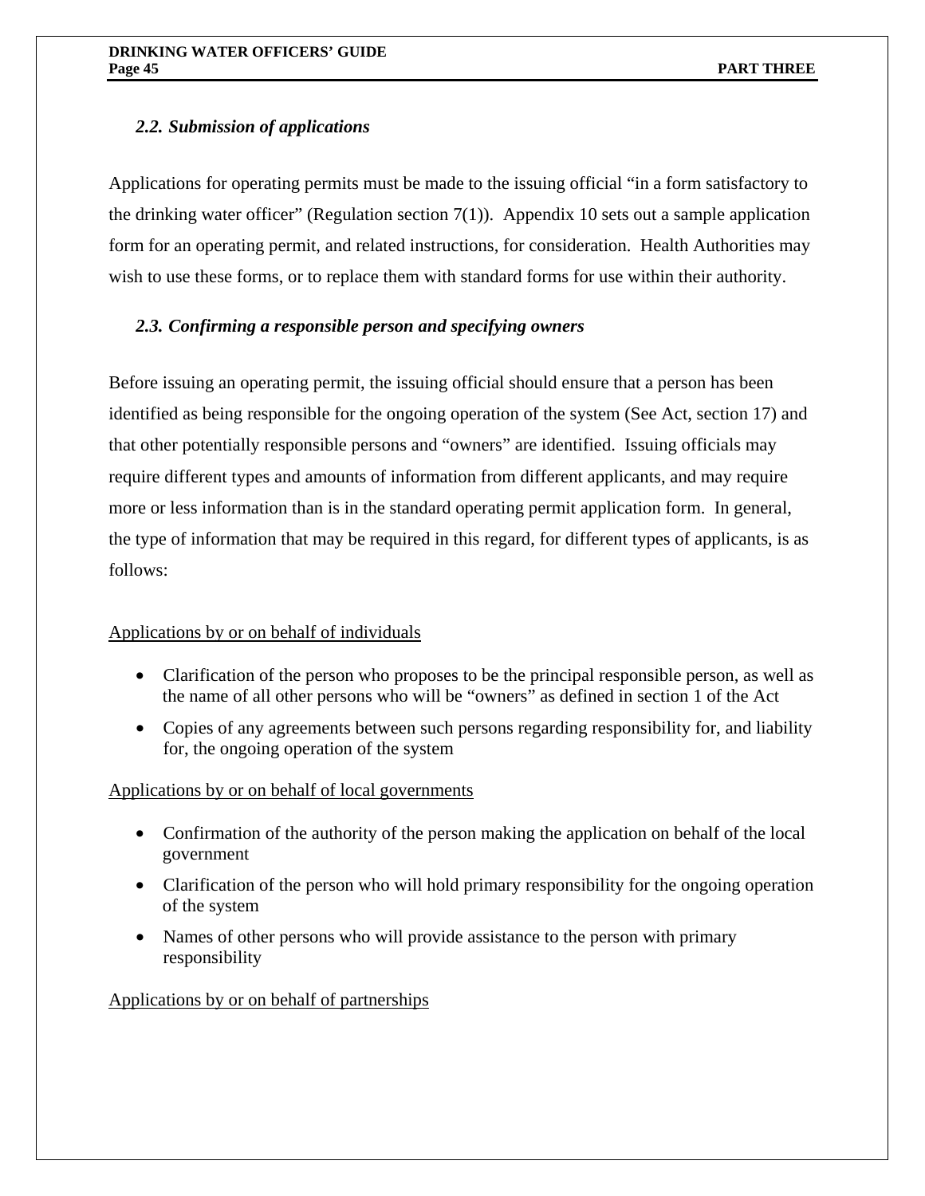### *2.2. Submission of applications*

Applications for operating permits must be made to the issuing official "in a form satisfactory to the drinking water officer" (Regulation section 7(1)). Appendix 10 sets out a sample application form for an operating permit, and related instructions, for consideration. Health Authorities may wish to use these forms, or to replace them with standard forms for use within their authority.

### *2.3. Confirming a responsible person and specifying owners*

Before issuing an operating permit, the issuing official should ensure that a person has been identified as being responsible for the ongoing operation of the system (See Act, section 17) and that other potentially responsible persons and "owners" are identified. Issuing officials may require different types and amounts of information from different applicants, and may require more or less information than is in the standard operating permit application form. In general, the type of information that may be required in this regard, for different types of applicants, is as follows:

<u>Applications by or on behalf of individuals</u>

- Clarification of the person who proposes to be the principal responsible person, as well as the name of all other persons who will be "owners" as defined in section 1 of the Act
- Copies of any agreements between such persons regarding responsibility for, and liability for, the ongoing operation of the system

<u>Applications by or on behalf of local governments</u>

- Confirmation of the authority of the person making the application on behalf of the local government
- Clarification of the person who will hold primary responsibility for the ongoing operation of the system
- Names of other persons who will provide assistance to the person with primary responsibility

<u>Applications by or on behalf of partnerships</u>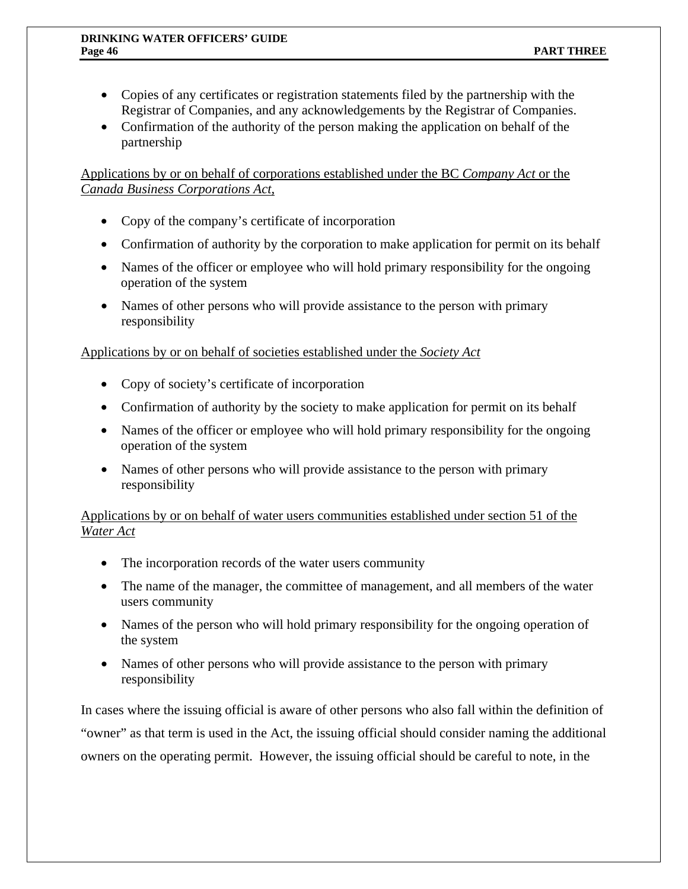- Copies of any certificates or registration statements filed by the partnership with the Registrar of Companies, and any acknowledgements by the Registrar of Companies.
- Confirmation of the authority of the person making the application on behalf of the partnership

Applications by or on behalf of corporations established under the BC *Company Act* or the *Canada Business Corporations Act*,

- Copy of the company's certificate of incorporation
- Confirmation of authority by the corporation to make application for permit on its behalf
- Names of the officer or employee who will hold primary responsibility for the ongoing operation of the system
- Names of other persons who will provide assistance to the person with primary responsibility

Applications by or on behalf of societies established under the *Society Act*

- Copy of society's certificate of incorporation
- Confirmation of authority by the society to make application for permit on its behalf
- Names of the officer or employee who will hold primary responsibility for the ongoing operation of the system
- Names of other persons who will provide assistance to the person with primary responsibility

Applications by or on behalf of water users communities established under section 51 of the *Water Act*

- The incorporation records of the water users community
- The name of the manager, the committee of management, and all members of the water users community
- Names of the person who will hold primary responsibility for the ongoing operation of the system
- Names of other persons who will provide assistance to the person with primary responsibility

In cases where the issuing official is aware of other persons who also fall within the definition of "owner" as that term is used in the Act, the issuing official should consider naming the additional owners on the operating permit. However, the issuing official should be careful to note, in the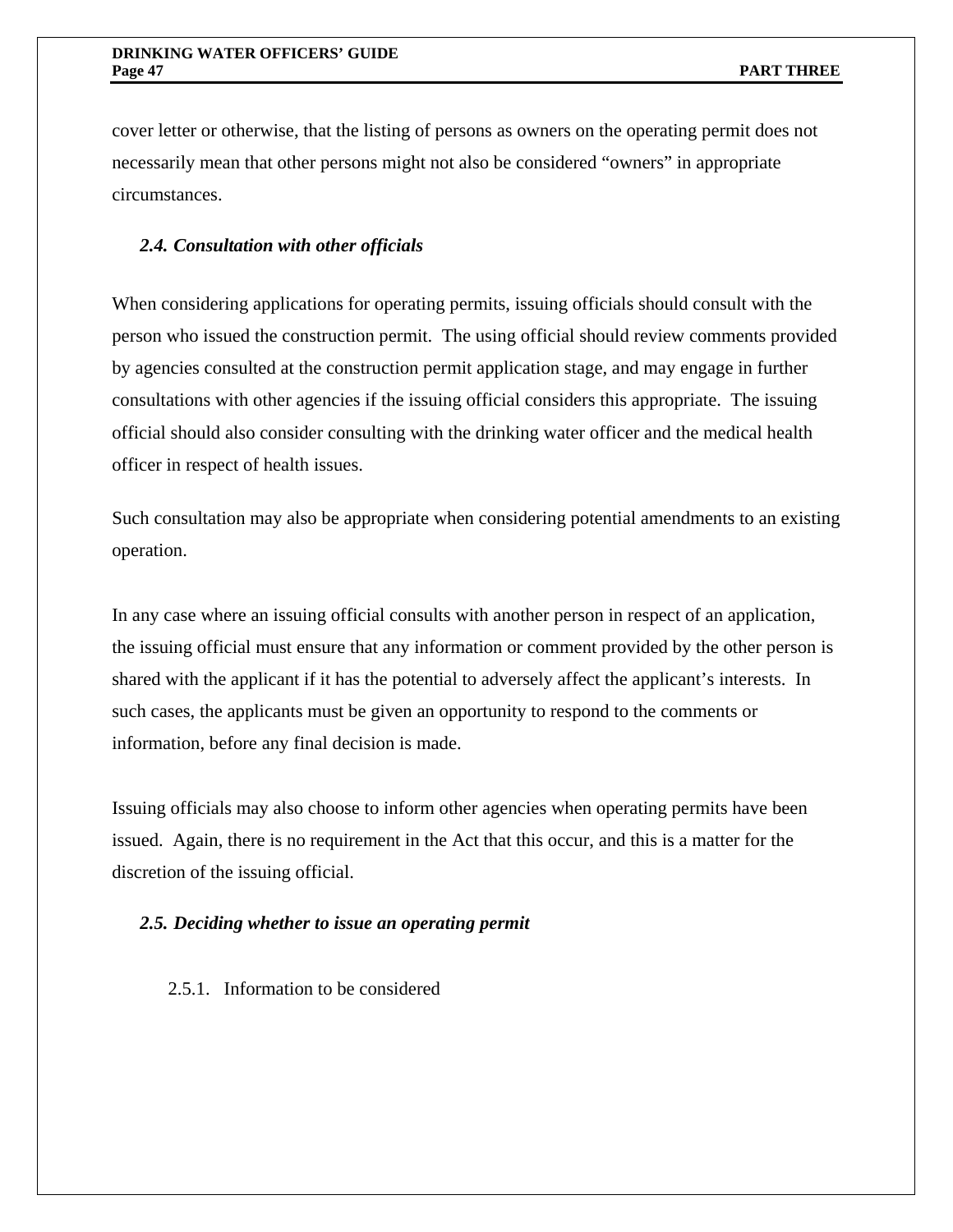cover letter or otherwise, that the listing of persons as owners on the operating permit does not necessarily mean that other persons might not also be considered "owners" in appropriate circumstances.

### *2.4. Consultation with other officials*

When considering applications for operating permits, issuing officials should consult with the person who issued the construction permit. The using official should review comments provided by agencies consulted at the construction permit application stage, and may engage in further consultations with other agencies if the issuing official considers this appropriate. The issuing official should also consider consulting with the drinking water officer and the medical health officer in respect of health issues.

Such consultation may also be appropriate when considering potential amendments to an existing operation.

In any case where an issuing official consults with another person in respect of an application, the issuing official must ensure that any information or comment provided by the other person is shared with the applicant if it has the potential to adversely affect the applicant's interests. In such cases, the applicants must be given an opportunity to respond to the comments or information, before any final decision is made.

Issuing officials may also choose to inform other agencies when operating permits have been issued. Again, there is no requirement in the Act that this occur, and this is a matter for the discretion of the issuing official.

### *2.5. Deciding whether to issue an operating permit*

#### 2.5.1. Information to be considered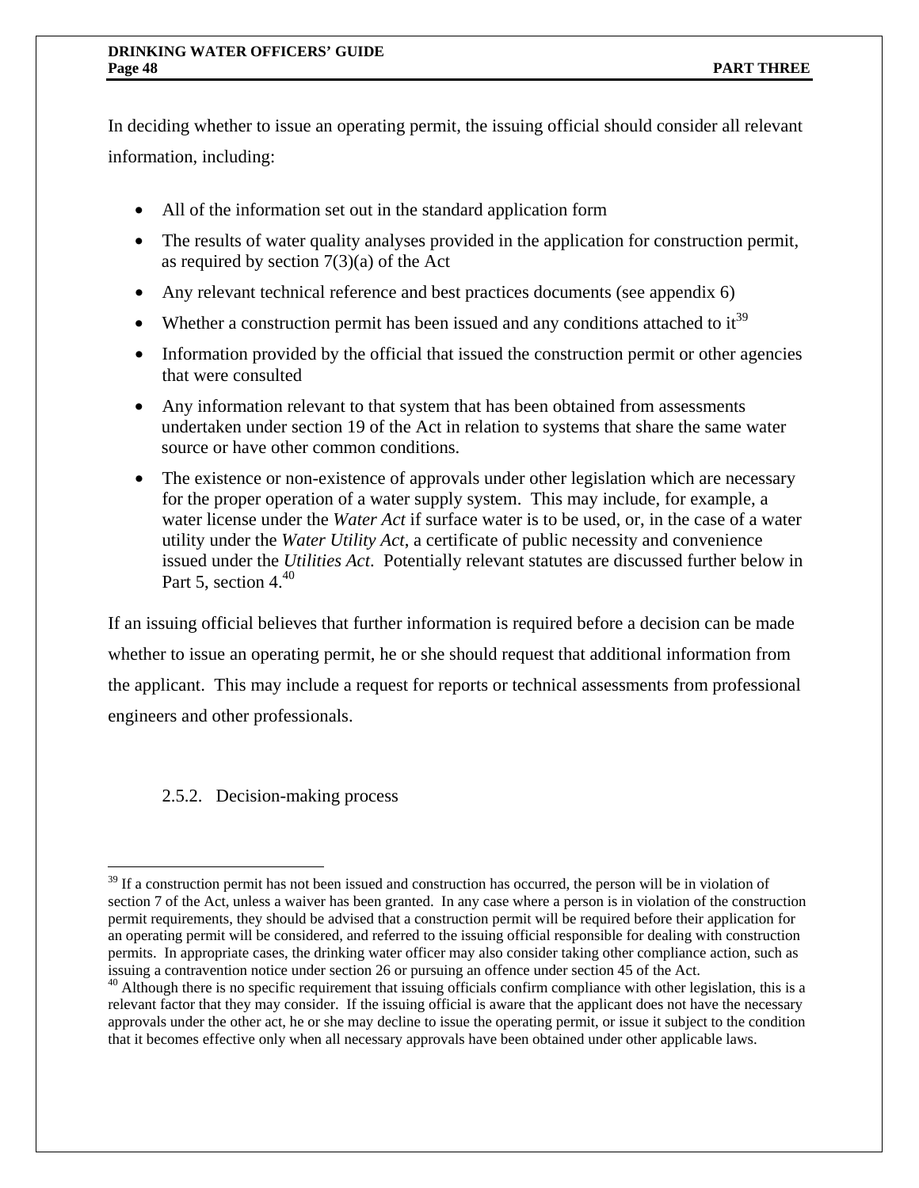In deciding whether to issue an operating permit, the issuing official should consider all relevant information, including:

- All of the information set out in the standard application form
- The results of water quality analyses provided in the application for construction permit, as required by section 7(3)(a) of the Act
- Any relevant technical reference and best practices documents (see appendix 6)
- Whether a construction permit has been issued and any conditions attached to it[39]
- Information provided by the official that issued the construction permit or other agencies that were consulted
- Any information relevant to that system that has been obtained from assessments undertaken under section 19 of the Act in relation to systems that share the same water source or have other common conditions.
- The existence or non-existence of approvals under other legislation which are necessary for the proper operation of a water supply system. This may include, for example, a water license under the *Water Act* if surface water is to be used, or, in the case of a water utility under the *Water Utility Act*, a certificate of public necessity and convenience issued under the *Utilities Act*. Potentially relevant statutes are discussed further below in Part 5, section 4.[40]

If an issuing official believes that further information is required before a decision can be made whether to issue an operating permit, he or she should request that additional information from the applicant. This may include a request for reports or technical assessments from professional engineers and other professionals.

### 2.5.2. Decision-making process

---

[39] If a construction permit has not been issued and construction has occurred, the person will be in violation of section 7 of the Act, unless a waiver has been granted. In any case where a person is in violation of the construction permit requirements, they should be advised that a construction permit will be required before their application for an operating permit will be considered, and referred to the issuing official responsible for dealing with construction permits. In appropriate cases, the drinking water officer may also consider taking other compliance action, such as issuing a contravention notice under section 26 or pursuing an offence under section 45 of the Act.

[40] Although there is no specific requirement that issuing officials confirm compliance with other legislation, this is a relevant factor that they may consider. If the issuing official is aware that the applicant does not have the necessary approvals under the other act, he or she may decline to issue the operating permit, or issue it subject to the condition that it becomes effective only when all necessary approvals have been obtained under other applicable laws.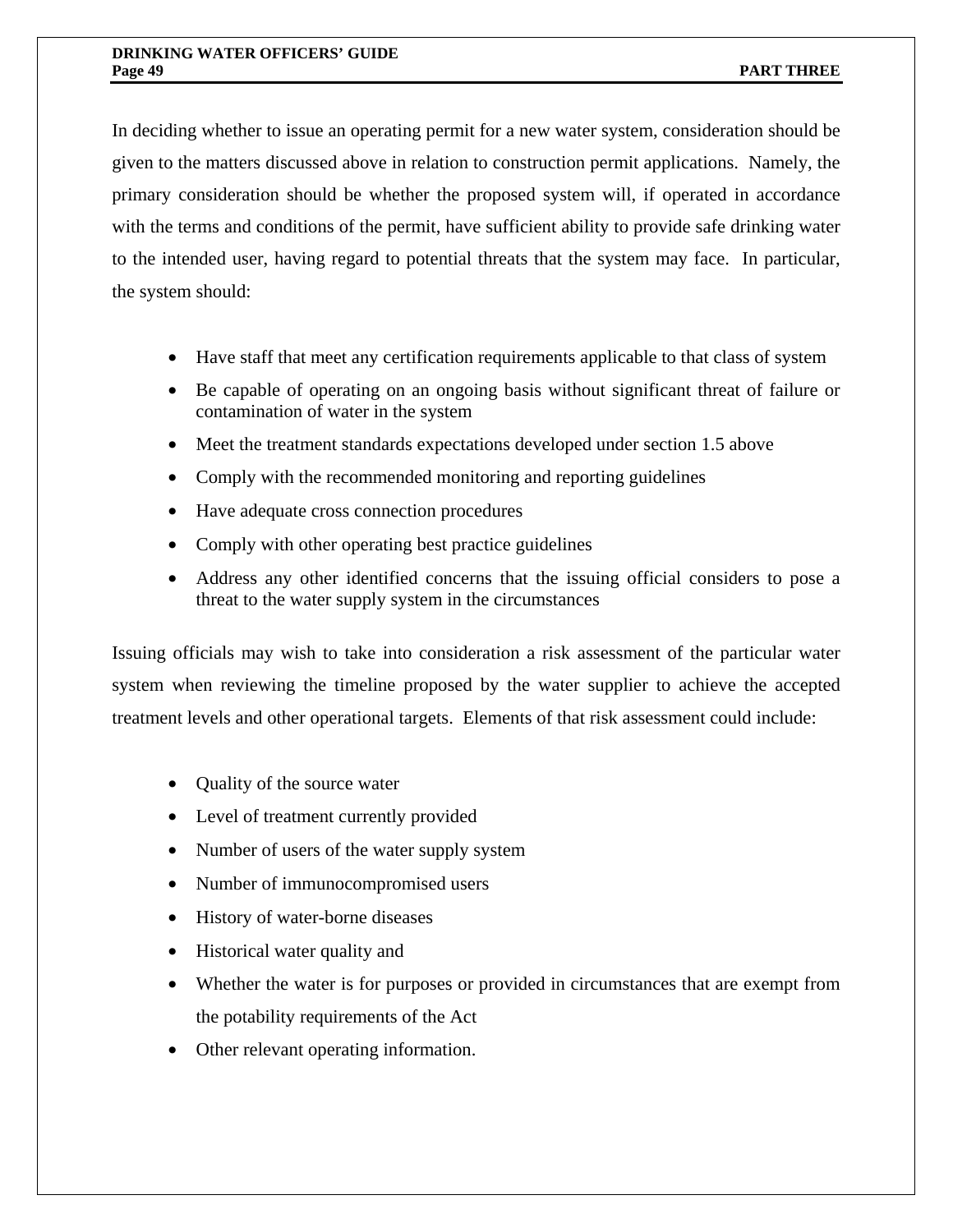In deciding whether to issue an operating permit for a new water system, consideration should be given to the matters discussed above in relation to construction permit applications. Namely, the primary consideration should be whether the proposed system will, if operated in accordance with the terms and conditions of the permit, have sufficient ability to provide safe drinking water to the intended user, having regard to potential threats that the system may face. In particular, the system should:

- Have staff that meet any certification requirements applicable to that class of system
- Be capable of operating on an ongoing basis without significant threat of failure or contamination of water in the system
- Meet the treatment standards expectations developed under section 1.5 above
- Comply with the recommended monitoring and reporting guidelines
- Have adequate cross connection procedures
- Comply with other operating best practice guidelines
- Address any other identified concerns that the issuing official considers to pose a threat to the water supply system in the circumstances

Issuing officials may wish to take into consideration a risk assessment of the particular water system when reviewing the timeline proposed by the water supplier to achieve the accepted treatment levels and other operational targets. Elements of that risk assessment could include:

- Quality of the source water
- Level of treatment currently provided
- Number of users of the water supply system
- Number of immunocompromised users
- History of water-borne diseases
- Historical water quality and
- Whether the water is for purposes or provided in circumstances that are exempt from the potability requirements of the Act
- Other relevant operating information.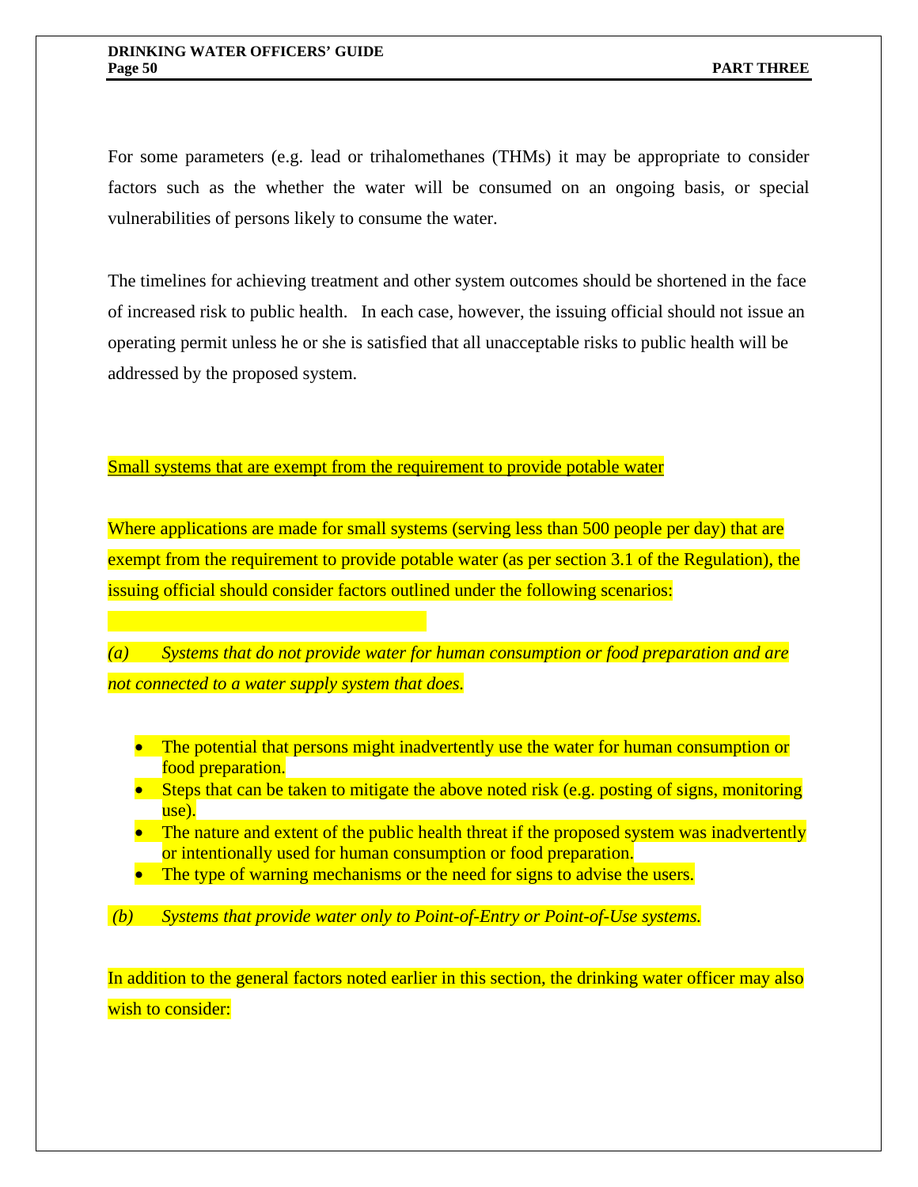For some parameters (e.g. lead or trihalomethanes (THMs) it may be appropriate to consider factors such as the whether the water will be consumed on an ongoing basis, or special vulnerabilities of persons likely to consume the water.

The timelines for achieving treatment and other system outcomes should be shortened in the face of increased risk to public health. In each case, however, the issuing official should not issue an operating permit unless he or she is satisfied that all unacceptable risks to public health will be addressed by the proposed system.

<u>Small systems that are exempt from the requirement to provide potable water</u>

Where applications are made for small systems (serving less than 500 people per day) that are exempt from the requirement to provide potable water (as per section 3.1 of the Regulation), the issuing official should consider factors outlined under the following scenarios:

*(a) Systems that do not provide water for human consumption or food preparation and are not connected to a water supply system that does.*

- The potential that persons might inadvertently use the water for human consumption or food preparation.
- Steps that can be taken to mitigate the above noted risk (e.g. posting of signs, monitoring use).
- The nature and extent of the public health threat if the proposed system was inadvertently or intentionally used for human consumption or food preparation.
- The type of warning mechanisms or the need for signs to advise the users.

*(b) Systems that provide water only to Point-of-Entry or Point-of-Use systems.*

In addition to the general factors noted earlier in this section, the drinking water officer may also wish to consider: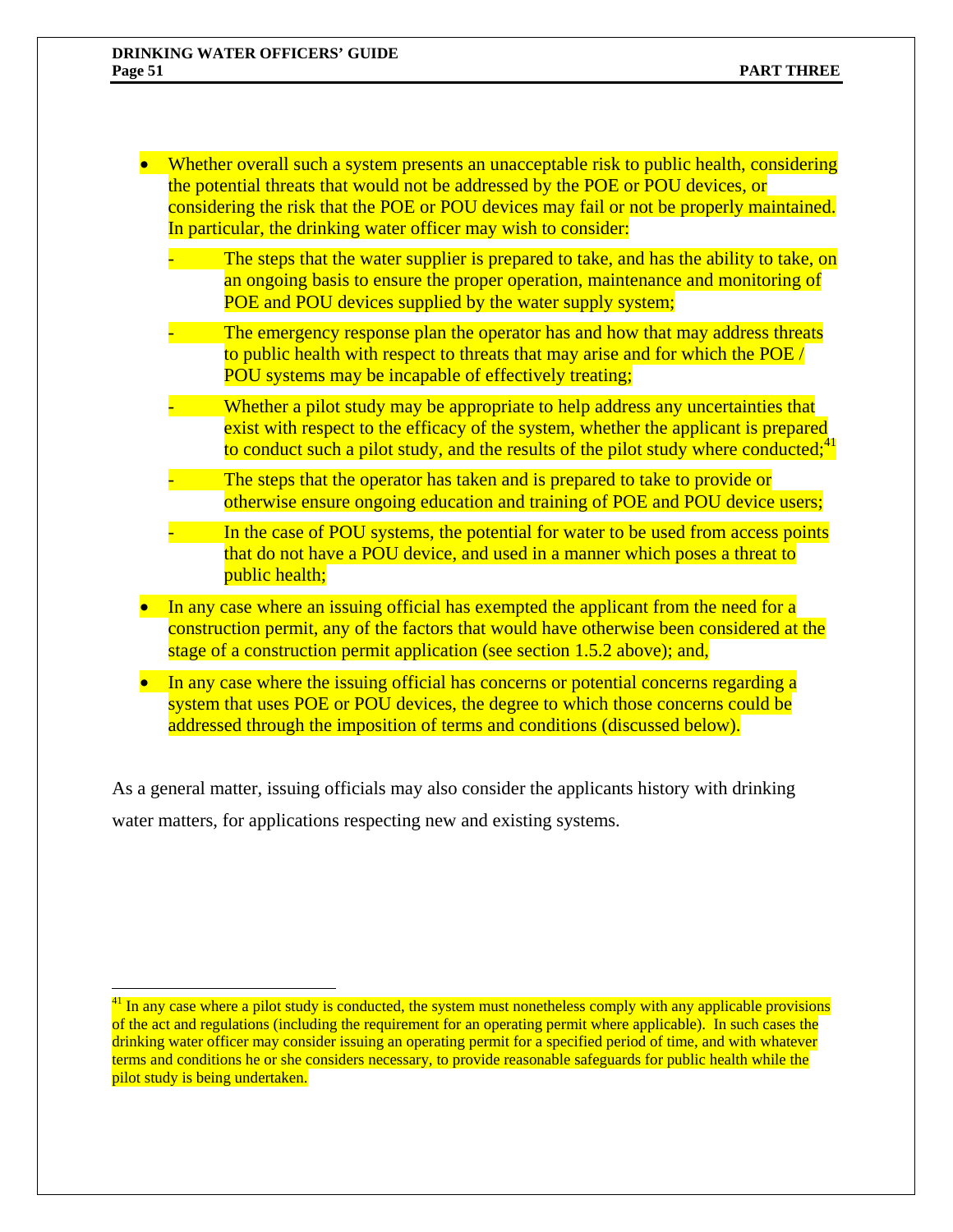- Whether overall such a system presents an unacceptable risk to public health, considering the potential threats that would not be addressed by the POE or POU devices, or considering the risk that the POE or POU devices may fail or not be properly maintained. In particular, the drinking water officer may wish to consider:
  - The steps that the water supplier is prepared to take, and has the ability to take, on an ongoing basis to ensure the proper operation, maintenance and monitoring of POE and POU devices supplied by the water supply system;
  - The emergency response plan the operator has and how that may address threats to public health with respect to threats that may arise and for which the POE / POU systems may be incapable of effectively treating;
  - Whether a pilot study may be appropriate to help address any uncertainties that exist with respect to the efficacy of the system, whether the applicant is prepared to conduct such a pilot study, and the results of the pilot study where conducted;[41]
  - The steps that the operator has taken and is prepared to take to provide or otherwise ensure ongoing education and training of POE and POU device users;
  - In the case of POU systems, the potential for water to be used from access points that do not have a POU device, and used in a manner which poses a threat to public health;
- In any case where an issuing official has exempted the applicant from the need for a construction permit, any of the factors that would have otherwise been considered at the stage of a construction permit application (see section 1.5.2 above); and,
- In any case where the issuing official has concerns or potential concerns regarding a system that uses POE or POU devices, the degree to which those concerns could be addressed through the imposition of terms and conditions (discussed below).

As a general matter, issuing officials may also consider the applicants history with drinking water matters, for applications respecting new and existing systems.

---

[41] In any case where a pilot study is conducted, the system must nonetheless comply with any applicable provisions of the act and regulations (including the requirement for an operating permit where applicable). In such cases the drinking water officer may consider issuing an operating permit for a specified period of time, and with whatever terms and conditions he or she considers necessary, to provide reasonable safeguards for public health while the pilot study is being undertaken.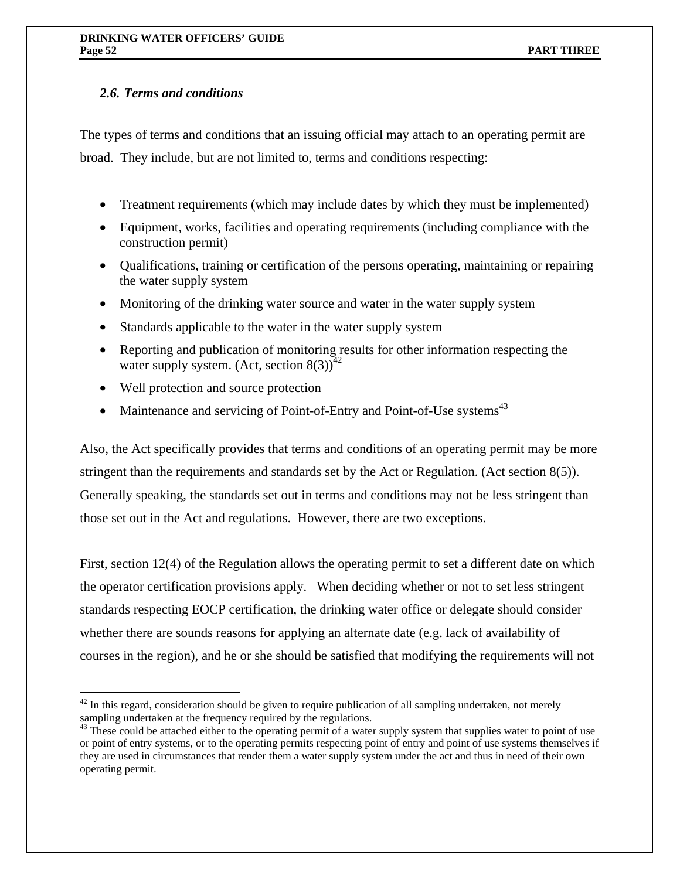### *2.6. Terms and conditions*

The types of terms and conditions that an issuing official may attach to an operating permit are broad. They include, but are not limited to, terms and conditions respecting:

- Treatment requirements (which may include dates by which they must be implemented)
- Equipment, works, facilities and operating requirements (including compliance with the construction permit)
- Qualifications, training or certification of the persons operating, maintaining or repairing the water supply system
- Monitoring of the drinking water source and water in the water supply system
- Standards applicable to the water in the water supply system
- Reporting and publication of monitoring results for other information respecting the water supply system. (Act, section 8(3))[42]
- Well protection and source protection
- Maintenance and servicing of Point-of-Entry and Point-of-Use systems[43]

Also, the Act specifically provides that terms and conditions of an operating permit may be more stringent than the requirements and standards set by the Act or Regulation. (Act section 8(5)). Generally speaking, the standards set out in terms and conditions may not be less stringent than those set out in the Act and regulations. However, there are two exceptions.

First, section 12(4) of the Regulation allows the operating permit to set a different date on which the operator certification provisions apply. When deciding whether or not to set less stringent standards respecting EOCP certification, the drinking water office or delegate should consider whether there are sounds reasons for applying an alternate date (e.g. lack of availability of courses in the region), and he or she should be satisfied that modifying the requirements will not

---

[42] In this regard, consideration should be given to require publication of all sampling undertaken, not merely sampling undertaken at the frequency required by the regulations.

[43] These could be attached either to the operating permit of a water supply system that supplies water to point of use or point of entry systems, or to the operating permits respecting point of entry and point of use systems themselves if they are used in circumstances that render them a water supply system under the act and thus in need of their own operating permit.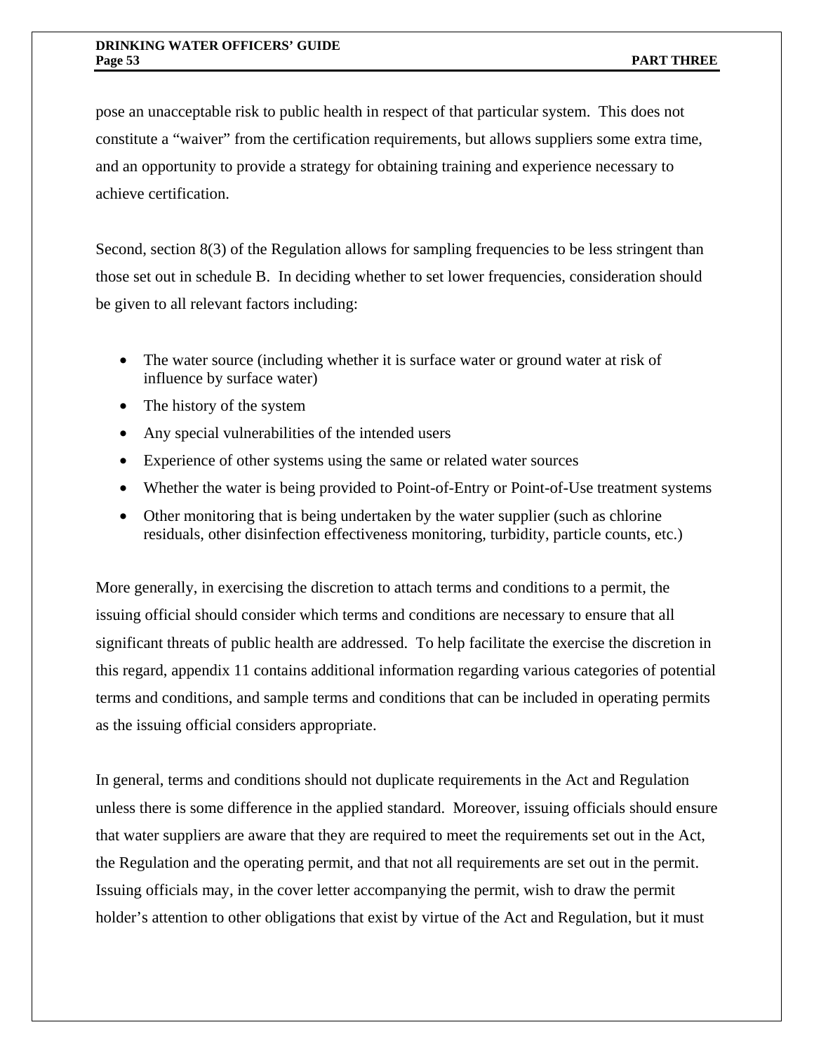pose an unacceptable risk to public health in respect of that particular system. This does not constitute a "waiver" from the certification requirements, but allows suppliers some extra time, and an opportunity to provide a strategy for obtaining training and experience necessary to achieve certification.

Second, section 8(3) of the Regulation allows for sampling frequencies to be less stringent than those set out in schedule B. In deciding whether to set lower frequencies, consideration should be given to all relevant factors including:

- The water source (including whether it is surface water or ground water at risk of influence by surface water)
- The history of the system
- Any special vulnerabilities of the intended users
- Experience of other systems using the same or related water sources
- Whether the water is being provided to Point-of-Entry or Point-of-Use treatment systems
- Other monitoring that is being undertaken by the water supplier (such as chlorine residuals, other disinfection effectiveness monitoring, turbidity, particle counts, etc.)

More generally, in exercising the discretion to attach terms and conditions to a permit, the issuing official should consider which terms and conditions are necessary to ensure that all significant threats of public health are addressed. To help facilitate the exercise the discretion in this regard, appendix 11 contains additional information regarding various categories of potential terms and conditions, and sample terms and conditions that can be included in operating permits as the issuing official considers appropriate.

In general, terms and conditions should not duplicate requirements in the Act and Regulation unless there is some difference in the applied standard. Moreover, issuing officials should ensure that water suppliers are aware that they are required to meet the requirements set out in the Act, the Regulation and the operating permit, and that not all requirements are set out in the permit. Issuing officials may, in the cover letter accompanying the permit, wish to draw the permit holder's attention to other obligations that exist by virtue of the Act and Regulation, but it must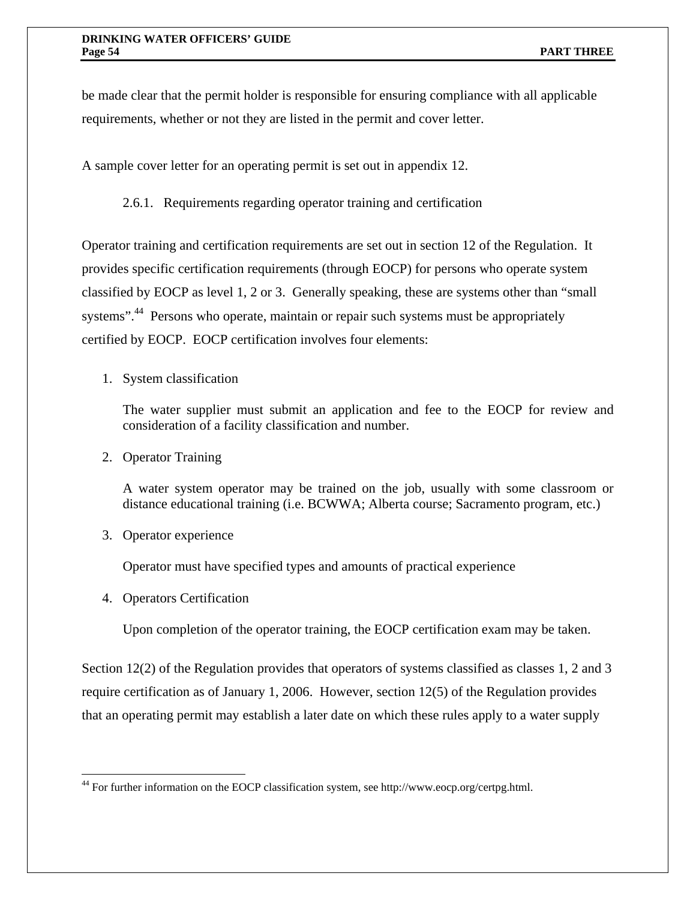be made clear that the permit holder is responsible for ensuring compliance with all applicable requirements, whether or not they are listed in the permit and cover letter.

A sample cover letter for an operating permit is set out in appendix 12.

#### 2.6.1. Requirements regarding operator training and certification

Operator training and certification requirements are set out in section 12 of the Regulation. It provides specific certification requirements (through EOCP) for persons who operate system classified by EOCP as level 1, 2 or 3. Generally speaking, these are systems other than "small systems".[44] Persons who operate, maintain or repair such systems must be appropriately certified by EOCP. EOCP certification involves four elements:

1. System classification

   The water supplier must submit an application and fee to the EOCP for review and consideration of a facility classification and number.

2. Operator Training

   A water system operator may be trained on the job, usually with some classroom or distance educational training (i.e. BCWWA; Alberta course; Sacramento program, etc.)

3. Operator experience

   Operator must have specified types and amounts of practical experience

4. Operators Certification

   Upon completion of the operator training, the EOCP certification exam may be taken.

Section 12(2) of the Regulation provides that operators of systems classified as classes 1, 2 and 3 require certification as of January 1, 2006. However, section 12(5) of the Regulation provides that an operating permit may establish a later date on which these rules apply to a water supply

---

[44] For further information on the EOCP classification system, see http://www.eocp.org/certpg.html.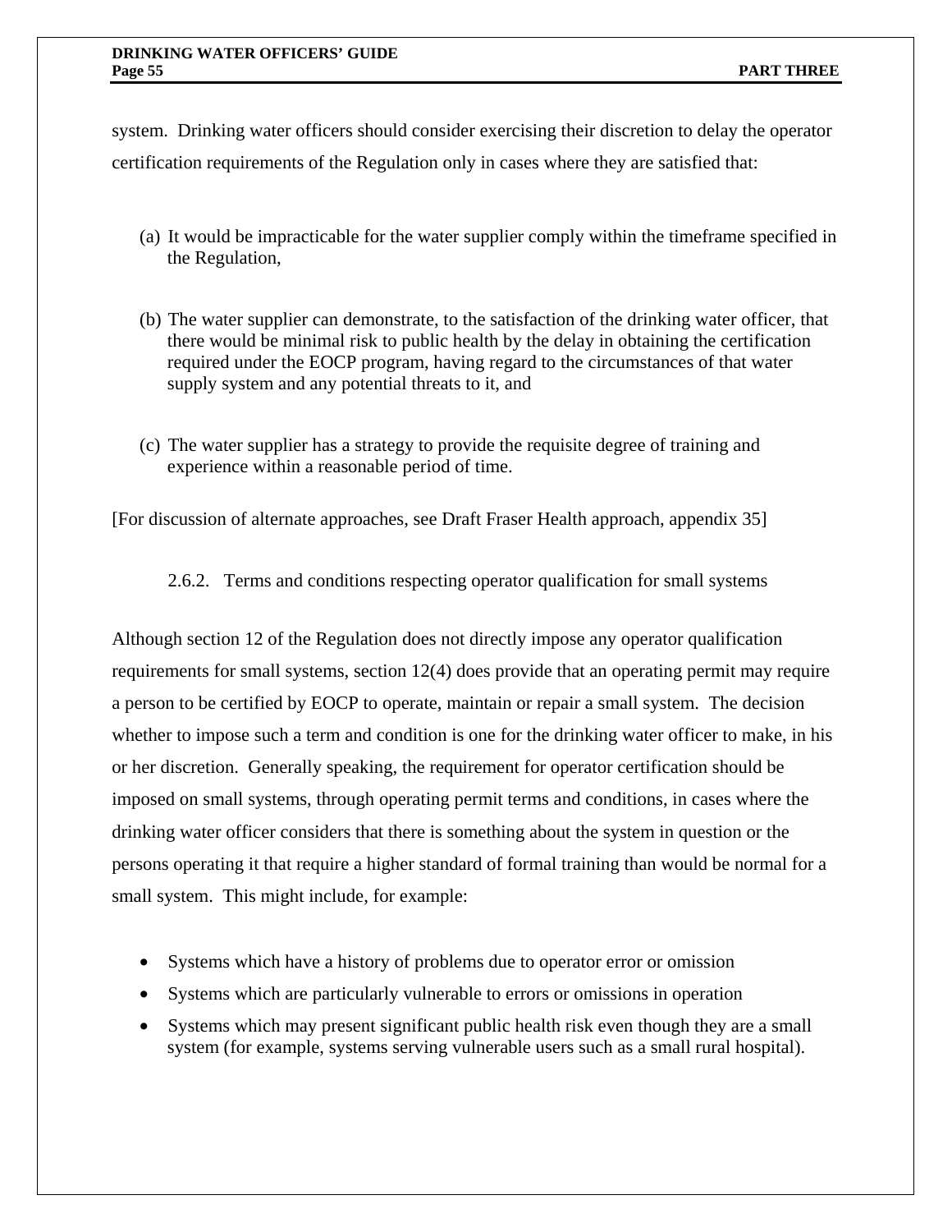system. Drinking water officers should consider exercising their discretion to delay the operator certification requirements of the Regulation only in cases where they are satisfied that:

(a) It would be impracticable for the water supplier comply within the timeframe specified in the Regulation,

(b) The water supplier can demonstrate, to the satisfaction of the drinking water officer, that there would be minimal risk to public health by the delay in obtaining the certification required under the EOCP program, having regard to the circumstances of that water supply system and any potential threats to it, and

(c) The water supplier has a strategy to provide the requisite degree of training and experience within a reasonable period of time.

[For discussion of alternate approaches, see Draft Fraser Health approach, appendix 35]

### 2.6.2. Terms and conditions respecting operator qualification for small systems

Although section 12 of the Regulation does not directly impose any operator qualification requirements for small systems, section 12(4) does provide that an operating permit may require a person to be certified by EOCP to operate, maintain or repair a small system. The decision whether to impose such a term and condition is one for the drinking water officer to make, in his or her discretion. Generally speaking, the requirement for operator certification should be imposed on small systems, through operating permit terms and conditions, in cases where the drinking water officer considers that there is something about the system in question or the persons operating it that require a higher standard of formal training than would be normal for a small system. This might include, for example:

- Systems which have a history of problems due to operator error or omission
- Systems which are particularly vulnerable to errors or omissions in operation
- Systems which may present significant public health risk even though they are a small system (for example, systems serving vulnerable users such as a small rural hospital).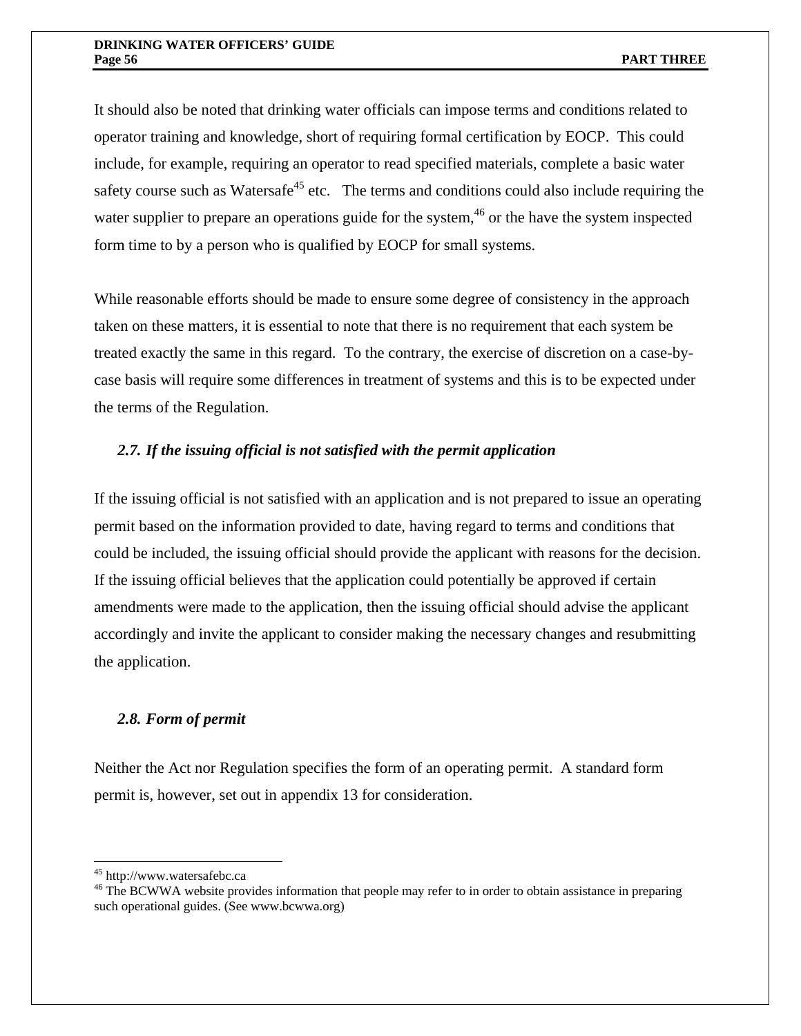It should also be noted that drinking water officials can impose terms and conditions related to operator training and knowledge, short of requiring formal certification by EOCP. This could include, for example, requiring an operator to read specified materials, complete a basic water safety course such as Watersafe[45] etc. The terms and conditions could also include requiring the water supplier to prepare an operations guide for the system,[46] or the have the system inspected form time to by a person who is qualified by EOCP for small systems.

While reasonable efforts should be made to ensure some degree of consistency in the approach taken on these matters, it is essential to note that there is no requirement that each system be treated exactly the same in this regard. To the contrary, the exercise of discretion on a case-by-case basis will require some differences in treatment of systems and this is to be expected under the terms of the Regulation.

### *2.7. If the issuing official is not satisfied with the permit application*

If the issuing official is not satisfied with an application and is not prepared to issue an operating permit based on the information provided to date, having regard to terms and conditions that could be included, the issuing official should provide the applicant with reasons for the decision. If the issuing official believes that the application could potentially be approved if certain amendments were made to the application, then the issuing official should advise the applicant accordingly and invite the applicant to consider making the necessary changes and resubmitting the application.

### *2.8. Form of permit*

Neither the Act nor Regulation specifies the form of an operating permit. A standard form permit is, however, set out in appendix 13 for consideration.

---

[45] http://www.watersafebc.ca

[46] The BCWWA website provides information that people may refer to in order to obtain assistance in preparing such operational guides. (See www.bcwwa.org)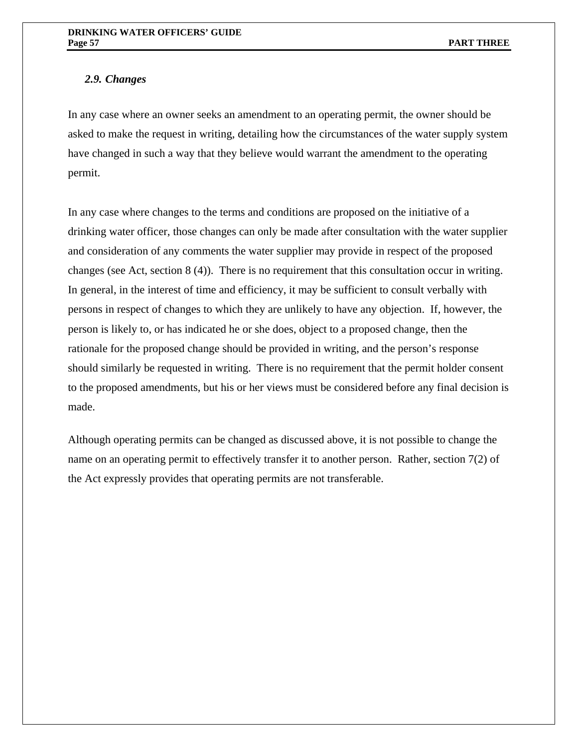### *2.9. Changes*

In any case where an owner seeks an amendment to an operating permit, the owner should be asked to make the request in writing, detailing how the circumstances of the water supply system have changed in such a way that they believe would warrant the amendment to the operating permit.

In any case where changes to the terms and conditions are proposed on the initiative of a drinking water officer, those changes can only be made after consultation with the water supplier and consideration of any comments the water supplier may provide in respect of the proposed changes (see Act, section 8 (4)). There is no requirement that this consultation occur in writing. In general, in the interest of time and efficiency, it may be sufficient to consult verbally with persons in respect of changes to which they are unlikely to have any objection. If, however, the person is likely to, or has indicated he or she does, object to a proposed change, then the rationale for the proposed change should be provided in writing, and the person's response should similarly be requested in writing. There is no requirement that the permit holder consent to the proposed amendments, but his or her views must be considered before any final decision is made.

Although operating permits can be changed as discussed above, it is not possible to change the name on an operating permit to effectively transfer it to another person. Rather, section 7(2) of the Act expressly provides that operating permits are not transferable.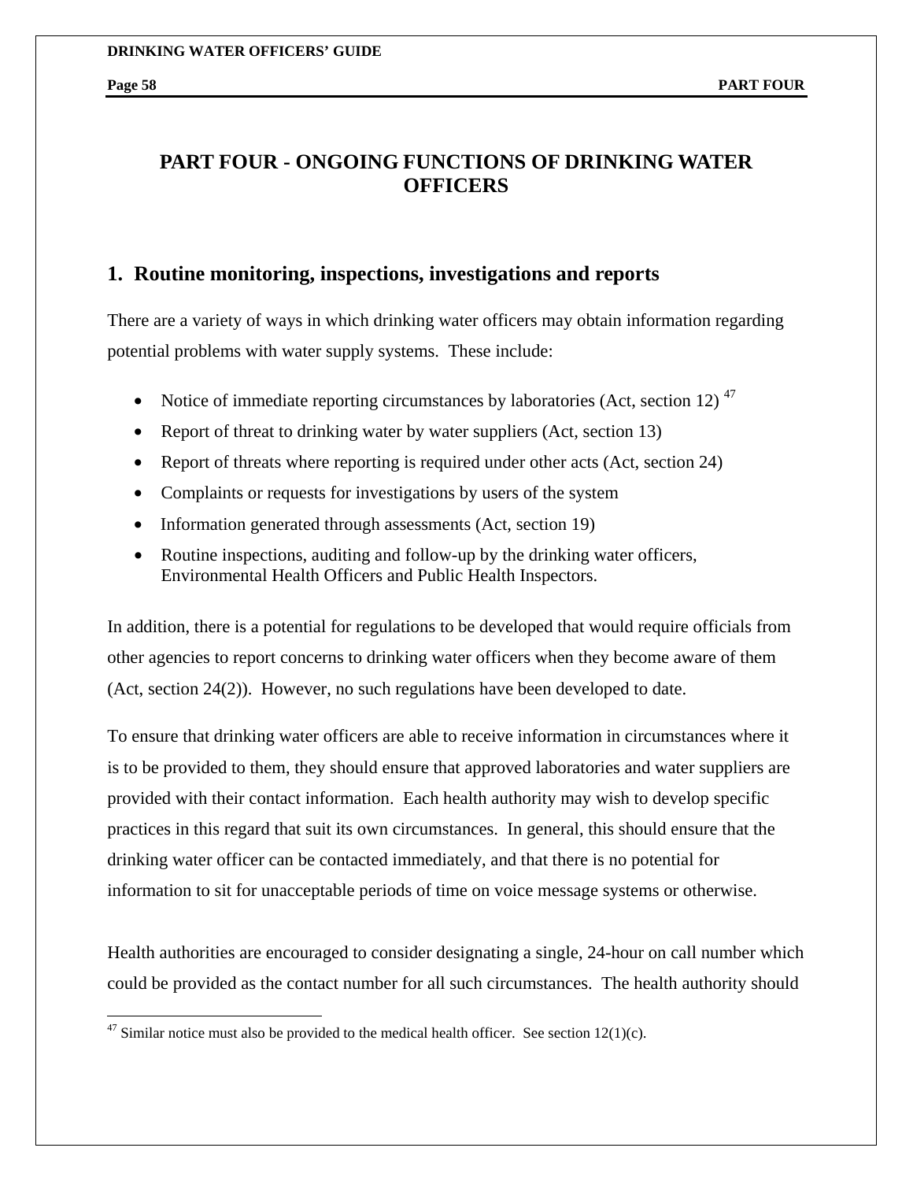# PART FOUR - ONGOING FUNCTIONS OF DRINKING WATER OFFICERS

## 1. Routine monitoring, inspections, investigations and reports

There are a variety of ways in which drinking water officers may obtain information regarding potential problems with water supply systems. These include:

- Notice of immediate reporting circumstances by laboratories (Act, section 12) [47]
- Report of threat to drinking water by water suppliers (Act, section 13)
- Report of threats where reporting is required under other acts (Act, section 24)
- Complaints or requests for investigations by users of the system
- Information generated through assessments (Act, section 19)
- Routine inspections, auditing and follow-up by the drinking water officers, Environmental Health Officers and Public Health Inspectors.

In addition, there is a potential for regulations to be developed that would require officials from other agencies to report concerns to drinking water officers when they become aware of them (Act, section 24(2)). However, no such regulations have been developed to date.

To ensure that drinking water officers are able to receive information in circumstances where it is to be provided to them, they should ensure that approved laboratories and water suppliers are provided with their contact information. Each health authority may wish to develop specific practices in this regard that suit its own circumstances. In general, this should ensure that the drinking water officer can be contacted immediately, and that there is no potential for information to sit for unacceptable periods of time on voice message systems or otherwise.

Health authorities are encouraged to consider designating a single, 24-hour on call number which could be provided as the contact number for all such circumstances. The health authority should

[47] Similar notice must also be provided to the medical health officer. See section 12(1)(c).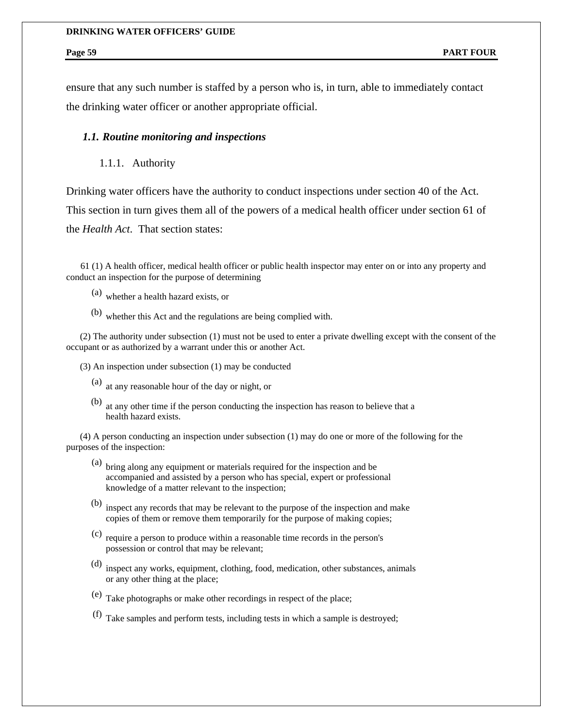ensure that any such number is staffed by a person who is, in turn, able to immediately contact the drinking water officer or another appropriate official.

### *1.1. Routine monitoring and inspections*

#### 1.1.1. Authority

Drinking water officers have the authority to conduct inspections under section 40 of the Act. This section in turn gives them all of the powers of a medical health officer under section 61 of the *Health Act*. That section states:

61 (1) A health officer, medical health officer or public health inspector may enter on or into any property and conduct an inspection for the purpose of determining

(a) whether a health hazard exists, or

(b) whether this Act and the regulations are being complied with.

(2) The authority under subsection (1) must not be used to enter a private dwelling except with the consent of the occupant or as authorized by a warrant under this or another Act.

(3) An inspection under subsection (1) may be conducted

(a) at any reasonable hour of the day or night, or

(b) at any other time if the person conducting the inspection has reason to believe that a health hazard exists.

(4) A person conducting an inspection under subsection (1) may do one or more of the following for the purposes of the inspection:

(a) bring along any equipment or materials required for the inspection and be accompanied and assisted by a person who has special, expert or professional knowledge of a matter relevant to the inspection;

(b) inspect any records that may be relevant to the purpose of the inspection and make copies of them or remove them temporarily for the purpose of making copies;

(c) require a person to produce within a reasonable time records in the person's possession or control that may be relevant;

(d) inspect any works, equipment, clothing, food, medication, other substances, animals or any other thing at the place;

(e) Take photographs or make other recordings in respect of the place;

(f) Take samples and perform tests, including tests in which a sample is destroyed;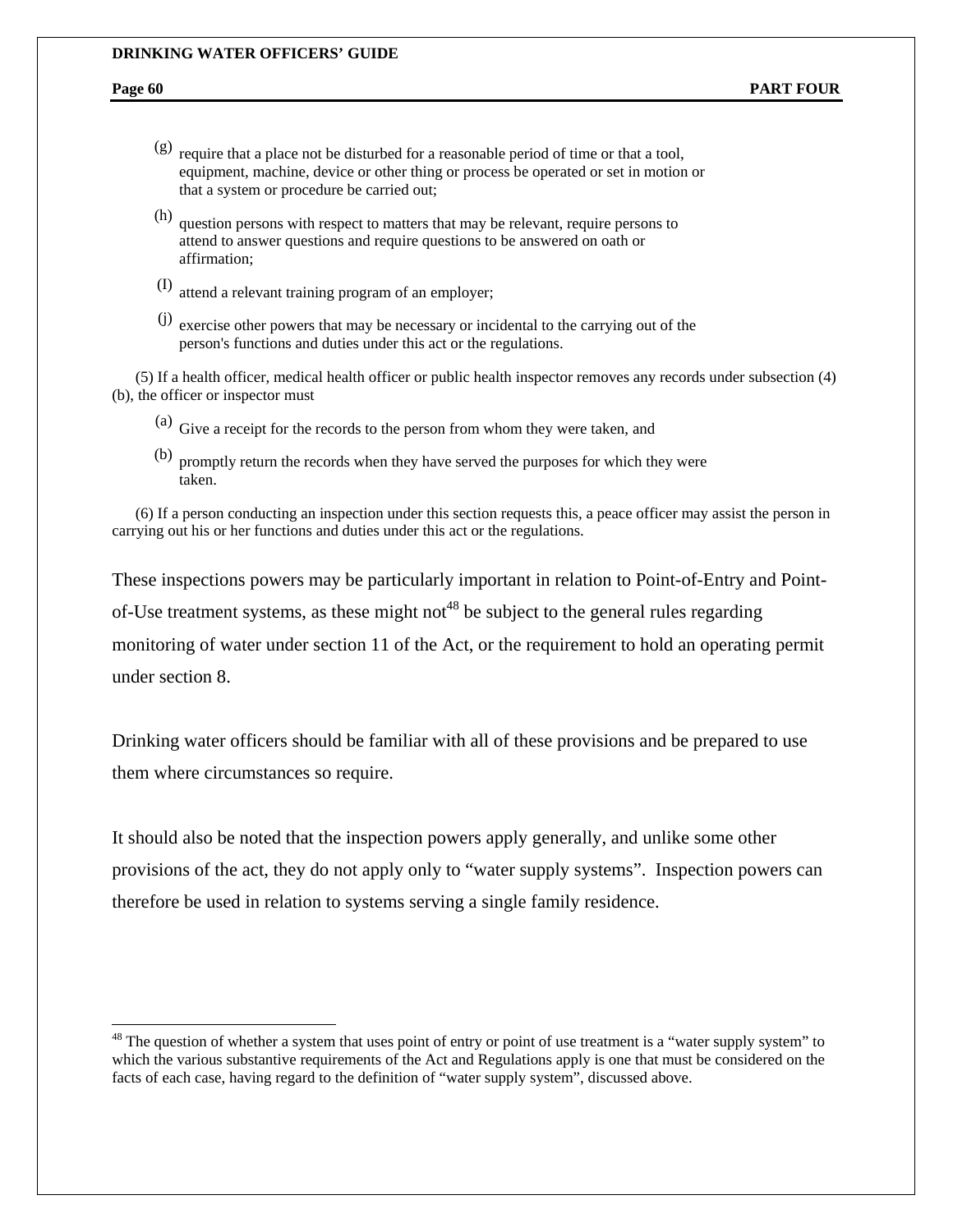(g) require that a place not be disturbed for a reasonable period of time or that a tool, equipment, machine, device or other thing or process be operated or set in motion or that a system or procedure be carried out;

(h) question persons with respect to matters that may be relevant, require persons to attend to answer questions and require questions to be answered on oath or affirmation;

(I) attend a relevant training program of an employer;

(j) exercise other powers that may be necessary or incidental to the carrying out of the person's functions and duties under this act or the regulations.

(5) If a health officer, medical health officer or public health inspector removes any records under subsection (4) (b), the officer or inspector must

(a) Give a receipt for the records to the person from whom they were taken, and

(b) promptly return the records when they have served the purposes for which they were taken.

(6) If a person conducting an inspection under this section requests this, a peace officer may assist the person in carrying out his or her functions and duties under this act or the regulations.

These inspections powers may be particularly important in relation to Point-of-Entry and Point-of-Use treatment systems, as these might not[48] be subject to the general rules regarding monitoring of water under section 11 of the Act, or the requirement to hold an operating permit under section 8.

Drinking water officers should be familiar with all of these provisions and be prepared to use them where circumstances so require.

It should also be noted that the inspection powers apply generally, and unlike some other provisions of the act, they do not apply only to "water supply systems". Inspection powers can therefore be used in relation to systems serving a single family residence.

---

[48] The question of whether a system that uses point of entry or point of use treatment is a "water supply system" to which the various substantive requirements of the Act and Regulations apply is one that must be considered on the facts of each case, having regard to the definition of "water supply system", discussed above.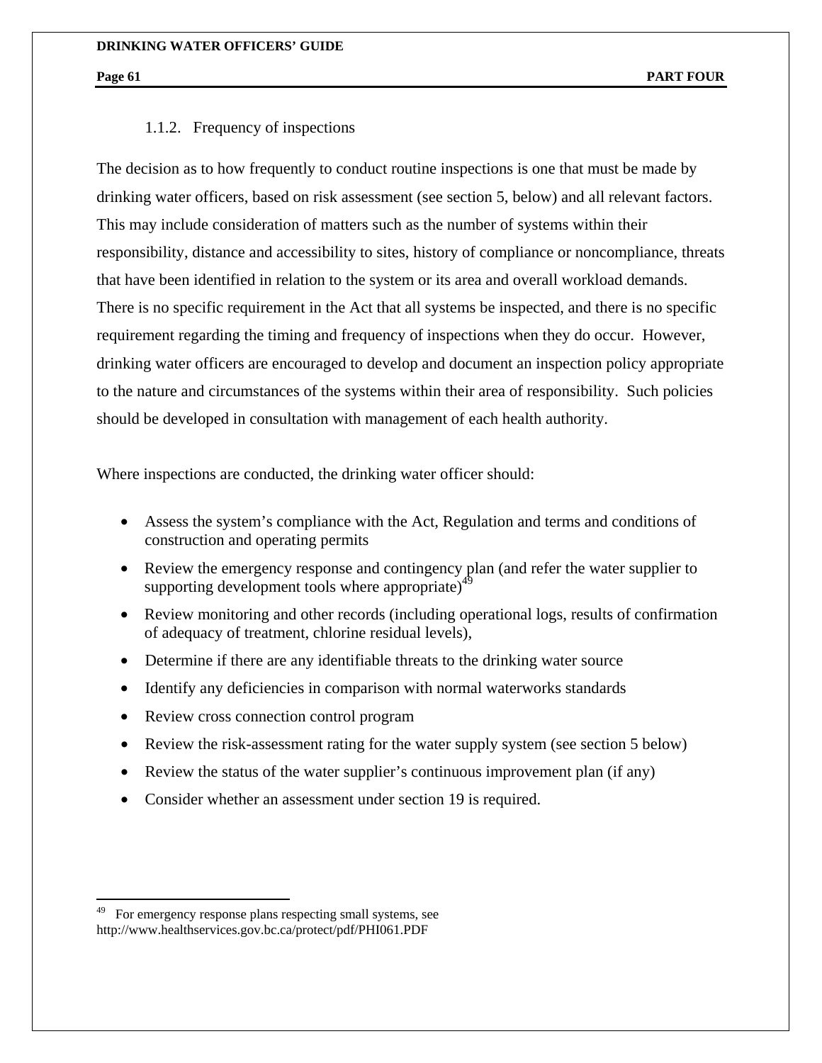### 1.1.2. Frequency of inspections

The decision as to how frequently to conduct routine inspections is one that must be made by drinking water officers, based on risk assessment (see section 5, below) and all relevant factors. This may include consideration of matters such as the number of systems within their responsibility, distance and accessibility to sites, history of compliance or noncompliance, threats that have been identified in relation to the system or its area and overall workload demands. There is no specific requirement in the Act that all systems be inspected, and there is no specific requirement regarding the timing and frequency of inspections when they do occur. However, drinking water officers are encouraged to develop and document an inspection policy appropriate to the nature and circumstances of the systems within their area of responsibility. Such policies should be developed in consultation with management of each health authority.

Where inspections are conducted, the drinking water officer should:

- Assess the system's compliance with the Act, Regulation and terms and conditions of construction and operating permits
- Review the emergency response and contingency plan (and refer the water supplier to supporting development tools where appropriate)[49]
- Review monitoring and other records (including operational logs, results of confirmation of adequacy of treatment, chlorine residual levels),
- Determine if there are any identifiable threats to the drinking water source
- Identify any deficiencies in comparison with normal waterworks standards
- Review cross connection control program
- Review the risk-assessment rating for the water supply system (see section 5 below)
- Review the status of the water supplier's continuous improvement plan (if any)
- Consider whether an assessment under section 19 is required.

---

[49] For emergency response plans respecting small systems, see http://www.healthservices.gov.bc.ca/protect/pdf/PHI061.PDF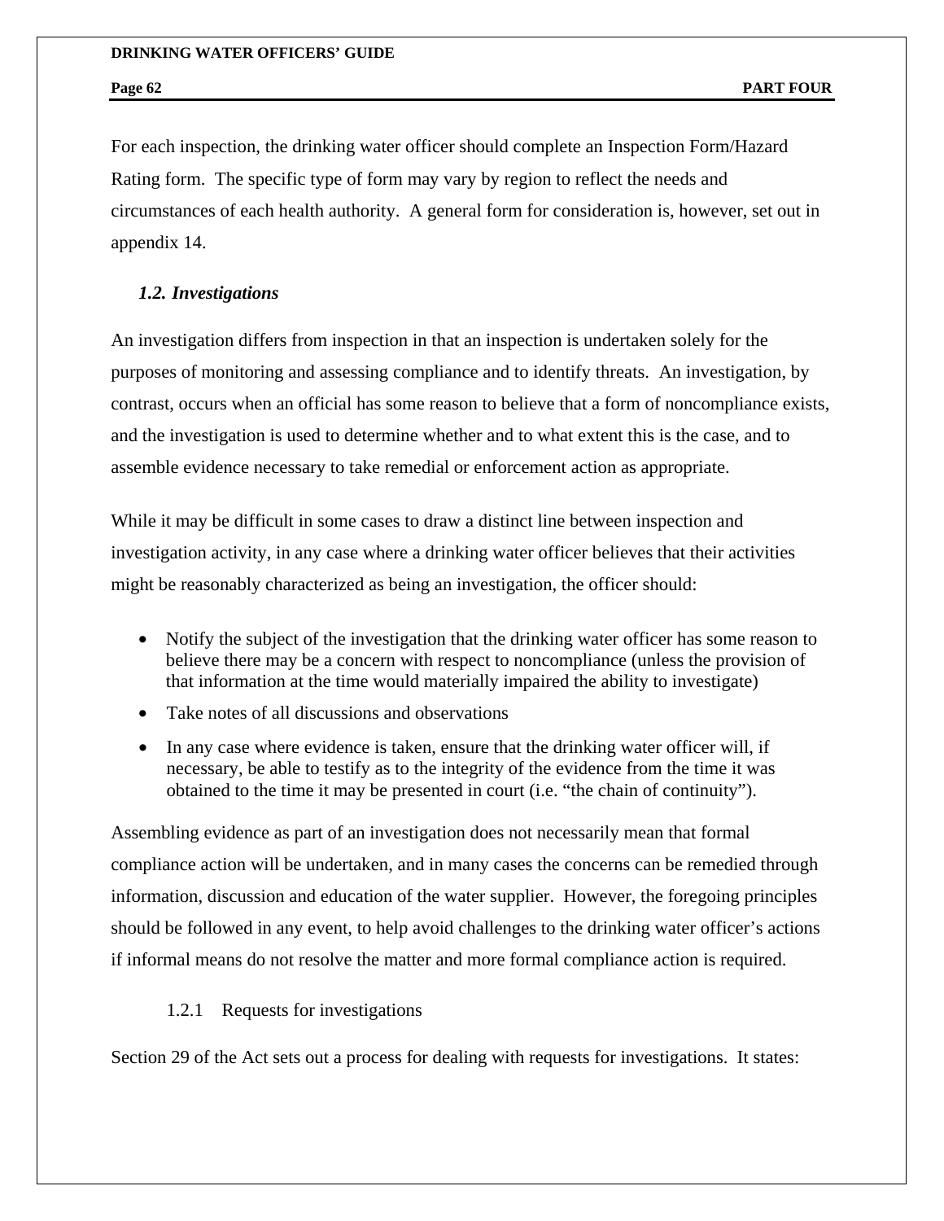For each inspection, the drinking water officer should complete an Inspection Form/Hazard Rating form. The specific type of form may vary by region to reflect the needs and circumstances of each health authority. A general form for consideration is, however, set out in appendix 14.

### *1.2. Investigations*

An investigation differs from inspection in that an inspection is undertaken solely for the purposes of monitoring and assessing compliance and to identify threats. An investigation, by contrast, occurs when an official has some reason to believe that a form of noncompliance exists, and the investigation is used to determine whether and to what extent this is the case, and to assemble evidence necessary to take remedial or enforcement action as appropriate.

While it may be difficult in some cases to draw a distinct line between inspection and investigation activity, in any case where a drinking water officer believes that their activities might be reasonably characterized as being an investigation, the officer should:

- Notify the subject of the investigation that the drinking water officer has some reason to believe there may be a concern with respect to noncompliance (unless the provision of that information at the time would materially impaired the ability to investigate)
- Take notes of all discussions and observations
- In any case where evidence is taken, ensure that the drinking water officer will, if necessary, be able to testify as to the integrity of the evidence from the time it was obtained to the time it may be presented in court (i.e. "the chain of continuity").

Assembling evidence as part of an investigation does not necessarily mean that formal compliance action will be undertaken, and in many cases the concerns can be remedied through information, discussion and education of the water supplier. However, the foregoing principles should be followed in any event, to help avoid challenges to the drinking water officer's actions if informal means do not resolve the matter and more formal compliance action is required.

#### 1.2.1 Requests for investigations

Section 29 of the Act sets out a process for dealing with requests for investigations. It states: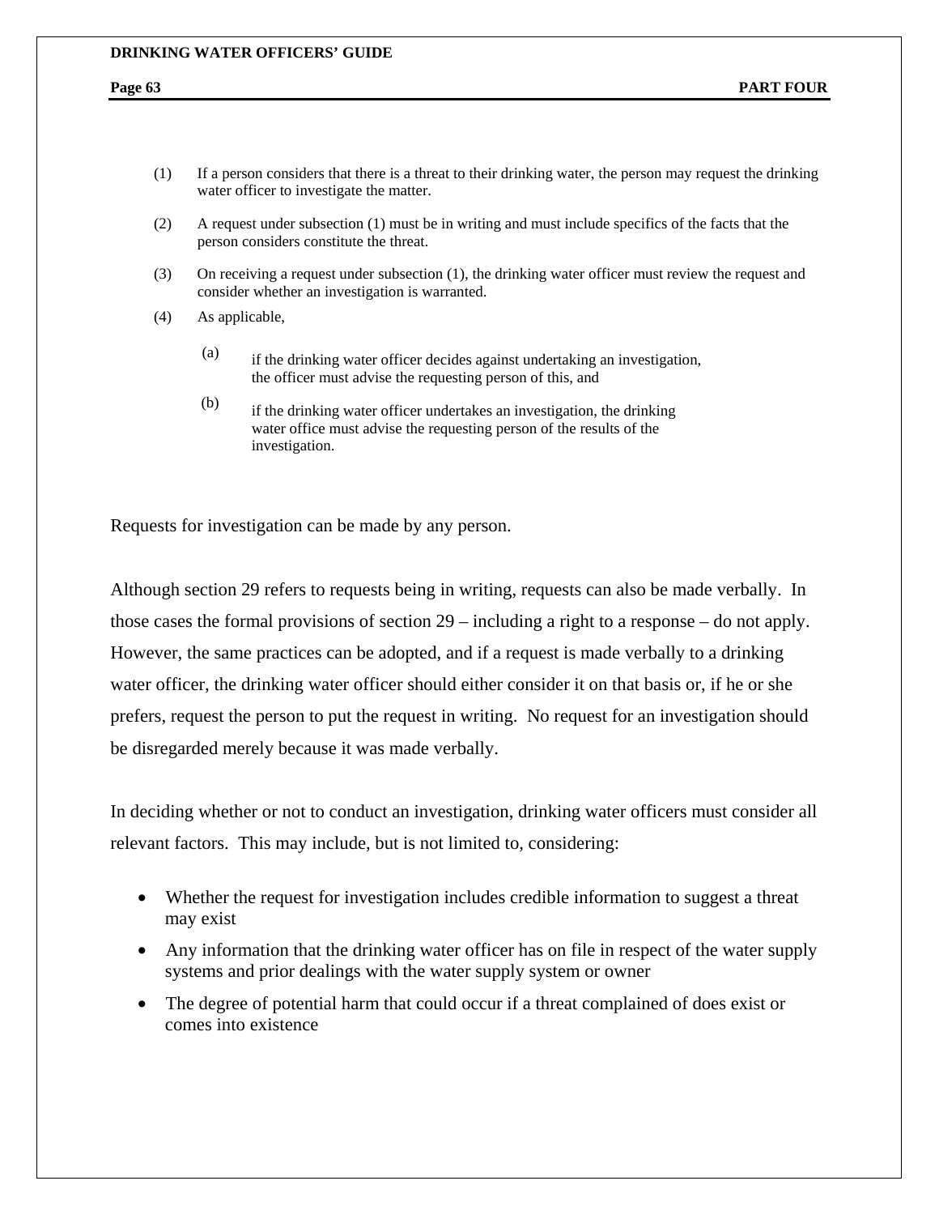(1) If a person considers that there is a threat to their drinking water, the person may request the drinking water officer to investigate the matter.

(2) A request under subsection (1) must be in writing and must include specifics of the facts that the person considers constitute the threat.

(3) On receiving a request under subsection (1), the drinking water officer must review the request and consider whether an investigation is warranted.

(4) As applicable,

   (a) if the drinking water officer decides against undertaking an investigation, the officer must advise the requesting person of this, and

   (b) if the drinking water officer undertakes an investigation, the drinking water office must advise the requesting person of the results of the investigation.

Requests for investigation can be made by any person.

Although section 29 refers to requests being in writing, requests can also be made verbally. In those cases the formal provisions of section 29 – including a right to a response – do not apply. However, the same practices can be adopted, and if a request is made verbally to a drinking water officer, the drinking water officer should either consider it on that basis or, if he or she prefers, request the person to put the request in writing. No request for an investigation should be disregarded merely because it was made verbally.

In deciding whether or not to conduct an investigation, drinking water officers must consider all relevant factors. This may include, but is not limited to, considering:

- Whether the request for investigation includes credible information to suggest a threat may exist
- Any information that the drinking water officer has on file in respect of the water supply systems and prior dealings with the water supply system or owner
- The degree of potential harm that could occur if a threat complained of does exist or comes into existence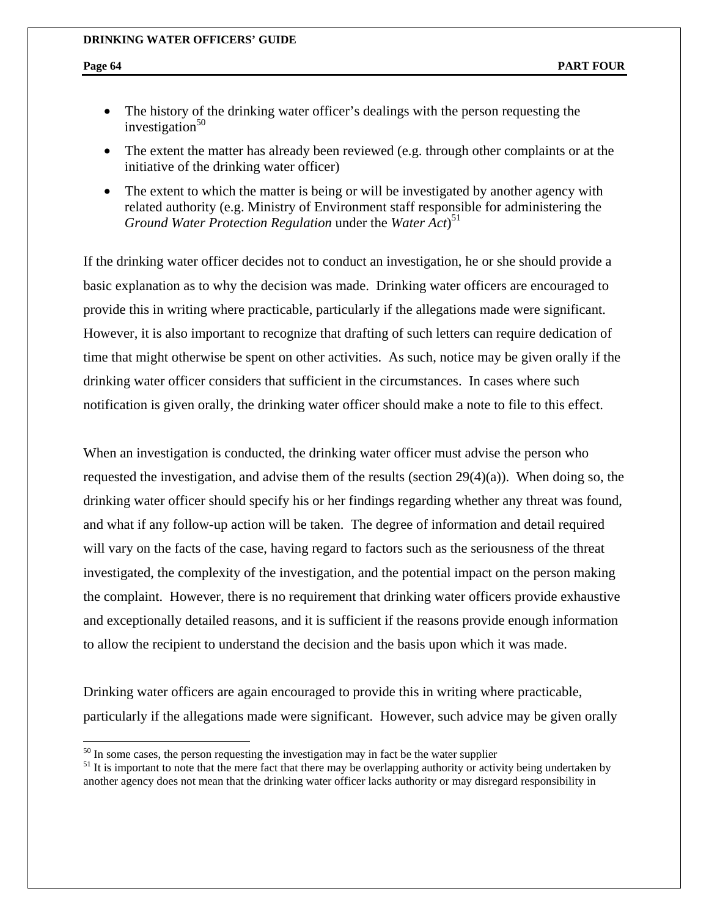- The history of the drinking water officer's dealings with the person requesting the investigation[50]
- The extent the matter has already been reviewed (e.g. through other complaints or at the initiative of the drinking water officer)
- The extent to which the matter is being or will be investigated by another agency with related authority (e.g. Ministry of Environment staff responsible for administering the *Ground Water Protection Regulation* under the *Water Act*)[51]

If the drinking water officer decides not to conduct an investigation, he or she should provide a basic explanation as to why the decision was made. Drinking water officers are encouraged to provide this in writing where practicable, particularly if the allegations made were significant. However, it is also important to recognize that drafting of such letters can require dedication of time that might otherwise be spent on other activities. As such, notice may be given orally if the drinking water officer considers that sufficient in the circumstances. In cases where such notification is given orally, the drinking water officer should make a note to file to this effect.

When an investigation is conducted, the drinking water officer must advise the person who requested the investigation, and advise them of the results (section 29(4)(a)). When doing so, the drinking water officer should specify his or her findings regarding whether any threat was found, and what if any follow-up action will be taken. The degree of information and detail required will vary on the facts of the case, having regard to factors such as the seriousness of the threat investigated, the complexity of the investigation, and the potential impact on the person making the complaint. However, there is no requirement that drinking water officers provide exhaustive and exceptionally detailed reasons, and it is sufficient if the reasons provide enough information to allow the recipient to understand the decision and the basis upon which it was made.

Drinking water officers are again encouraged to provide this in writing where practicable, particularly if the allegations made were significant. However, such advice may be given orally

[50] In some cases, the person requesting the investigation may in fact be the water supplier

[51] It is important to note that the mere fact that there may be overlapping authority or activity being undertaken by another agency does not mean that the drinking water officer lacks authority or may disregard responsibility in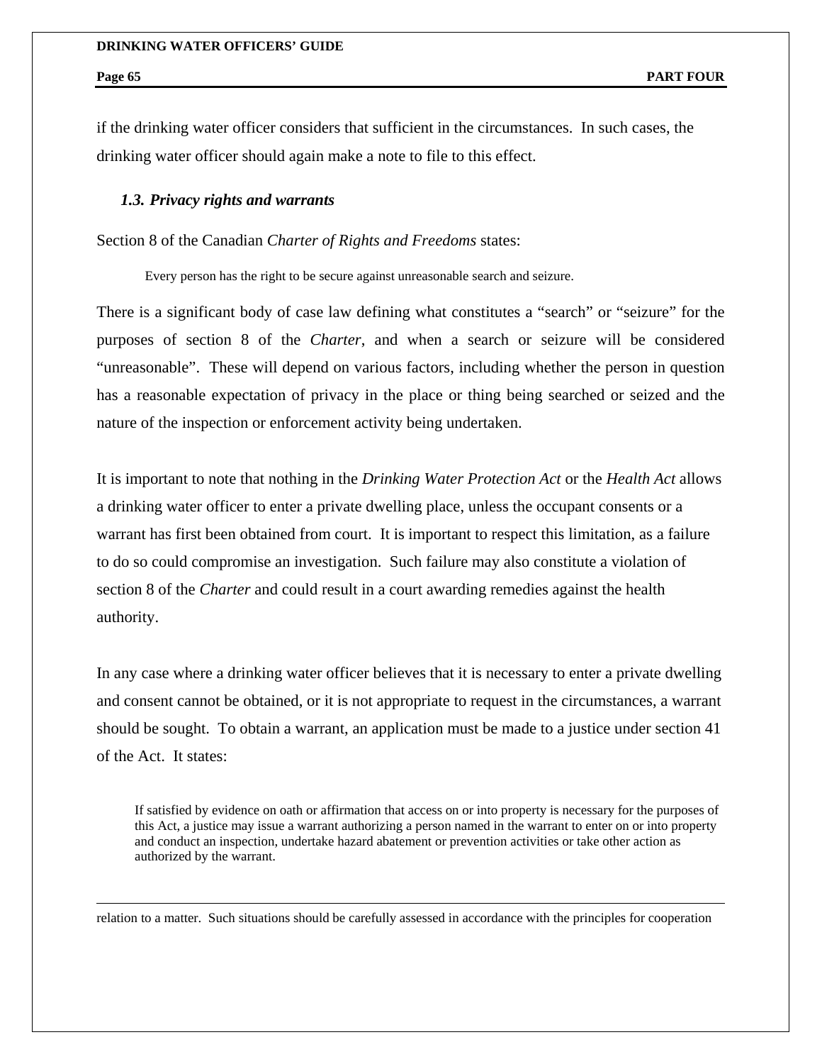if the drinking water officer considers that sufficient in the circumstances. In such cases, the drinking water officer should again make a note to file to this effect.

### *1.3. Privacy rights and warrants*

Section 8 of the Canadian *Charter of Rights and Freedoms* states:

> Every person has the right to be secure against unreasonable search and seizure.

There is a significant body of case law defining what constitutes a "search" or "seizure" for the purposes of section 8 of the *Charter*, and when a search or seizure will be considered "unreasonable". These will depend on various factors, including whether the person in question has a reasonable expectation of privacy in the place or thing being searched or seized and the nature of the inspection or enforcement activity being undertaken.

It is important to note that nothing in the *Drinking Water Protection Act* or the *Health Act* allows a drinking water officer to enter a private dwelling place, unless the occupant consents or a warrant has first been obtained from court. It is important to respect this limitation, as a failure to do so could compromise an investigation. Such failure may also constitute a violation of section 8 of the *Charter* and could result in a court awarding remedies against the health authority.

In any case where a drinking water officer believes that it is necessary to enter a private dwelling and consent cannot be obtained, or it is not appropriate to request in the circumstances, a warrant should be sought. To obtain a warrant, an application must be made to a justice under section 41 of the Act. It states:

> If satisfied by evidence on oath or affirmation that access on or into property is necessary for the purposes of this Act, a justice may issue a warrant authorizing a person named in the warrant to enter on or into property and conduct an inspection, undertake hazard abatement or prevention activities or take other action as authorized by the warrant.

---

relation to a matter. Such situations should be carefully assessed in accordance with the principles for cooperation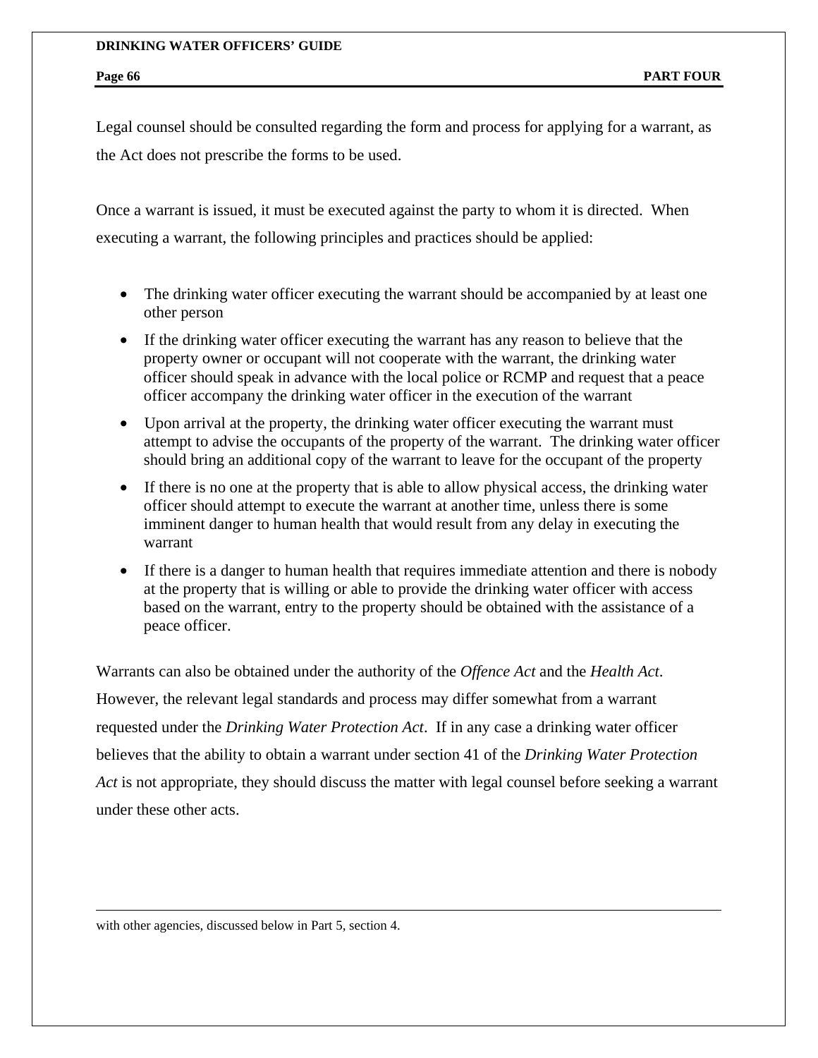Legal counsel should be consulted regarding the form and process for applying for a warrant, as the Act does not prescribe the forms to be used.

Once a warrant is issued, it must be executed against the party to whom it is directed. When executing a warrant, the following principles and practices should be applied:

- The drinking water officer executing the warrant should be accompanied by at least one other person
- If the drinking water officer executing the warrant has any reason to believe that the property owner or occupant will not cooperate with the warrant, the drinking water officer should speak in advance with the local police or RCMP and request that a peace officer accompany the drinking water officer in the execution of the warrant
- Upon arrival at the property, the drinking water officer executing the warrant must attempt to advise the occupants of the property of the warrant. The drinking water officer should bring an additional copy of the warrant to leave for the occupant of the property
- If there is no one at the property that is able to allow physical access, the drinking water officer should attempt to execute the warrant at another time, unless there is some imminent danger to human health that would result from any delay in executing the warrant
- If there is a danger to human health that requires immediate attention and there is nobody at the property that is willing or able to provide the drinking water officer with access based on the warrant, entry to the property should be obtained with the assistance of a peace officer.

Warrants can also be obtained under the authority of the *Offence Act* and the *Health Act*. However, the relevant legal standards and process may differ somewhat from a warrant requested under the *Drinking Water Protection Act*. If in any case a drinking water officer believes that the ability to obtain a warrant under section 41 of the *Drinking Water Protection Act* is not appropriate, they should discuss the matter with legal counsel before seeking a warrant under these other acts.

---

with other agencies, discussed below in Part 5, section 4.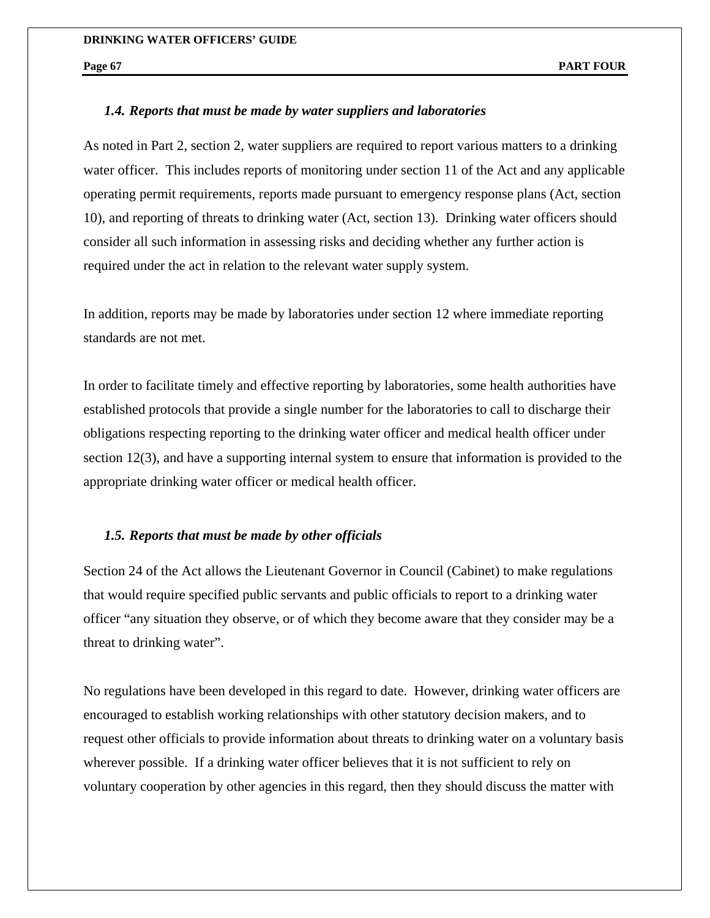### *1.4. Reports that must be made by water suppliers and laboratories*

As noted in Part 2, section 2, water suppliers are required to report various matters to a drinking water officer. This includes reports of monitoring under section 11 of the Act and any applicable operating permit requirements, reports made pursuant to emergency response plans (Act, section 10), and reporting of threats to drinking water (Act, section 13). Drinking water officers should consider all such information in assessing risks and deciding whether any further action is required under the act in relation to the relevant water supply system.

In addition, reports may be made by laboratories under section 12 where immediate reporting standards are not met.

In order to facilitate timely and effective reporting by laboratories, some health authorities have established protocols that provide a single number for the laboratories to call to discharge their obligations respecting reporting to the drinking water officer and medical health officer under section 12(3), and have a supporting internal system to ensure that information is provided to the appropriate drinking water officer or medical health officer.

### *1.5. Reports that must be made by other officials*

Section 24 of the Act allows the Lieutenant Governor in Council (Cabinet) to make regulations that would require specified public servants and public officials to report to a drinking water officer "any situation they observe, or of which they become aware that they consider may be a threat to drinking water".

No regulations have been developed in this regard to date. However, drinking water officers are encouraged to establish working relationships with other statutory decision makers, and to request other officials to provide information about threats to drinking water on a voluntary basis wherever possible. If a drinking water officer believes that it is not sufficient to rely on voluntary cooperation by other agencies in this regard, then they should discuss the matter with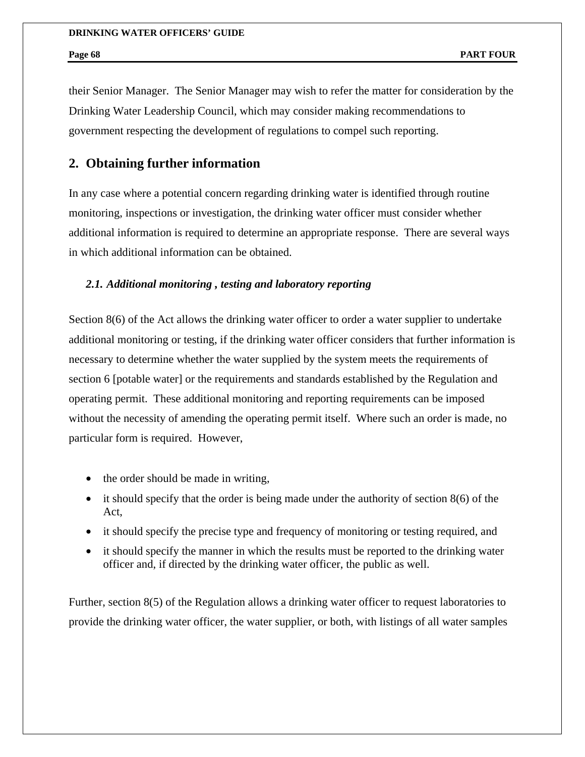their Senior Manager. The Senior Manager may wish to refer the matter for consideration by the Drinking Water Leadership Council, which may consider making recommendations to government respecting the development of regulations to compel such reporting.

## 2. Obtaining further information

In any case where a potential concern regarding drinking water is identified through routine monitoring, inspections or investigation, the drinking water officer must consider whether additional information is required to determine an appropriate response. There are several ways in which additional information can be obtained.

### *2.1. Additional monitoring , testing and laboratory reporting*

Section 8(6) of the Act allows the drinking water officer to order a water supplier to undertake additional monitoring or testing, if the drinking water officer considers that further information is necessary to determine whether the water supplied by the system meets the requirements of section 6 [potable water] or the requirements and standards established by the Regulation and operating permit. These additional monitoring and reporting requirements can be imposed without the necessity of amending the operating permit itself. Where such an order is made, no particular form is required. However,

- the order should be made in writing,
- it should specify that the order is being made under the authority of section 8(6) of the Act,
- it should specify the precise type and frequency of monitoring or testing required, and
- it should specify the manner in which the results must be reported to the drinking water officer and, if directed by the drinking water officer, the public as well.

Further, section 8(5) of the Regulation allows a drinking water officer to request laboratories to provide the drinking water officer, the water supplier, or both, with listings of all water samples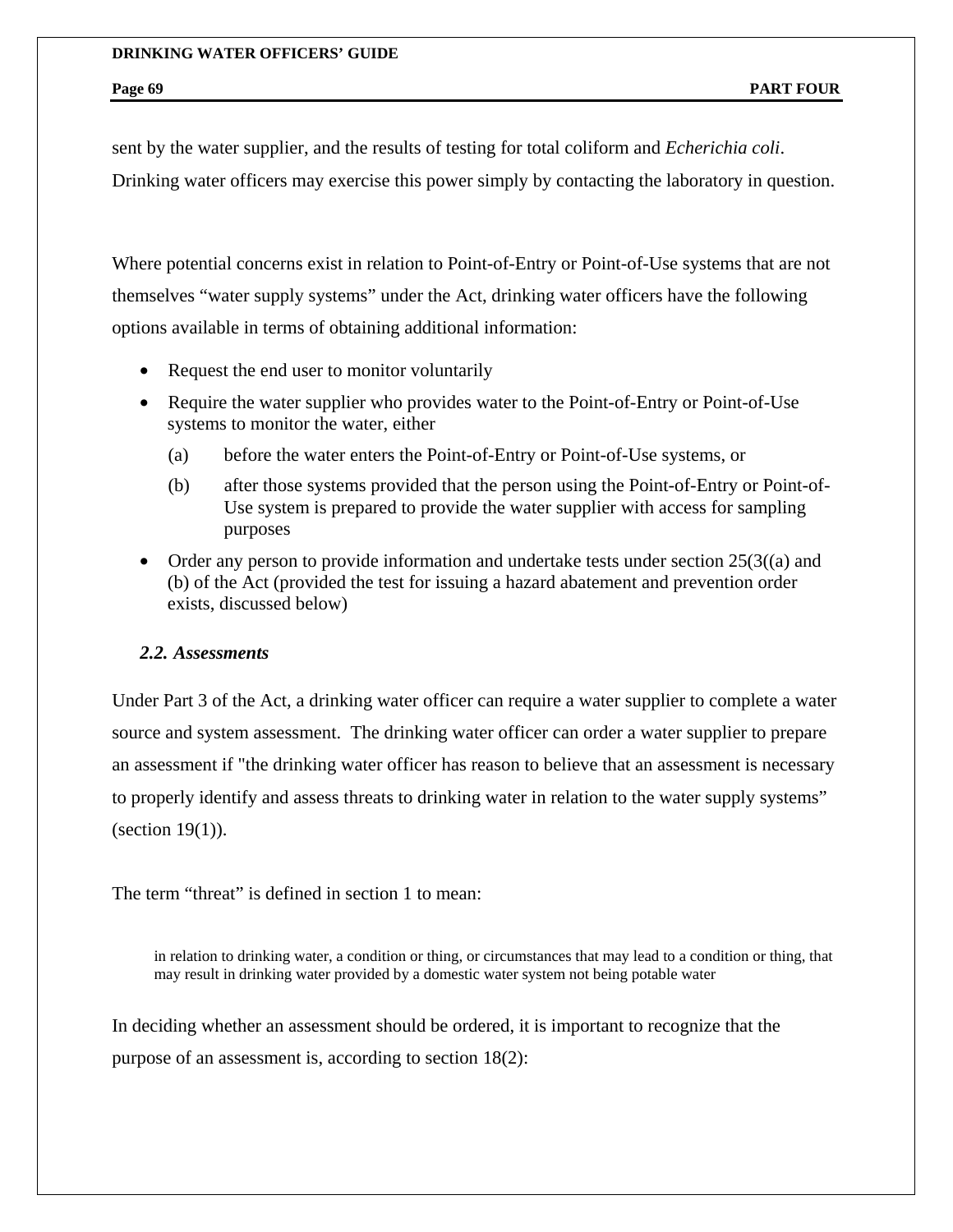sent by the water supplier, and the results of testing for total coliform and *Echerichia coli*. Drinking water officers may exercise this power simply by contacting the laboratory in question.

Where potential concerns exist in relation to Point-of-Entry or Point-of-Use systems that are not themselves "water supply systems" under the Act, drinking water officers have the following options available in terms of obtaining additional information:

- Request the end user to monitor voluntarily
- Require the water supplier who provides water to the Point-of-Entry or Point-of-Use systems to monitor the water, either
  - (a) before the water enters the Point-of-Entry or Point-of-Use systems, or
  - (b) after those systems provided that the person using the Point-of-Entry or Point-of-Use system is prepared to provide the water supplier with access for sampling purposes
- Order any person to provide information and undertake tests under section 25(3((a) and (b) of the Act (provided the test for issuing a hazard abatement and prevention order exists, discussed below)

### *2.2. Assessments*

Under Part 3 of the Act, a drinking water officer can require a water supplier to complete a water source and system assessment. The drinking water officer can order a water supplier to prepare an assessment if "the drinking water officer has reason to believe that an assessment is necessary to properly identify and assess threats to drinking water in relation to the water supply systems" (section 19(1)).

The term "threat" is defined in section 1 to mean:

> in relation to drinking water, a condition or thing, or circumstances that may lead to a condition or thing, that may result in drinking water provided by a domestic water system not being potable water

In deciding whether an assessment should be ordered, it is important to recognize that the purpose of an assessment is, according to section 18(2):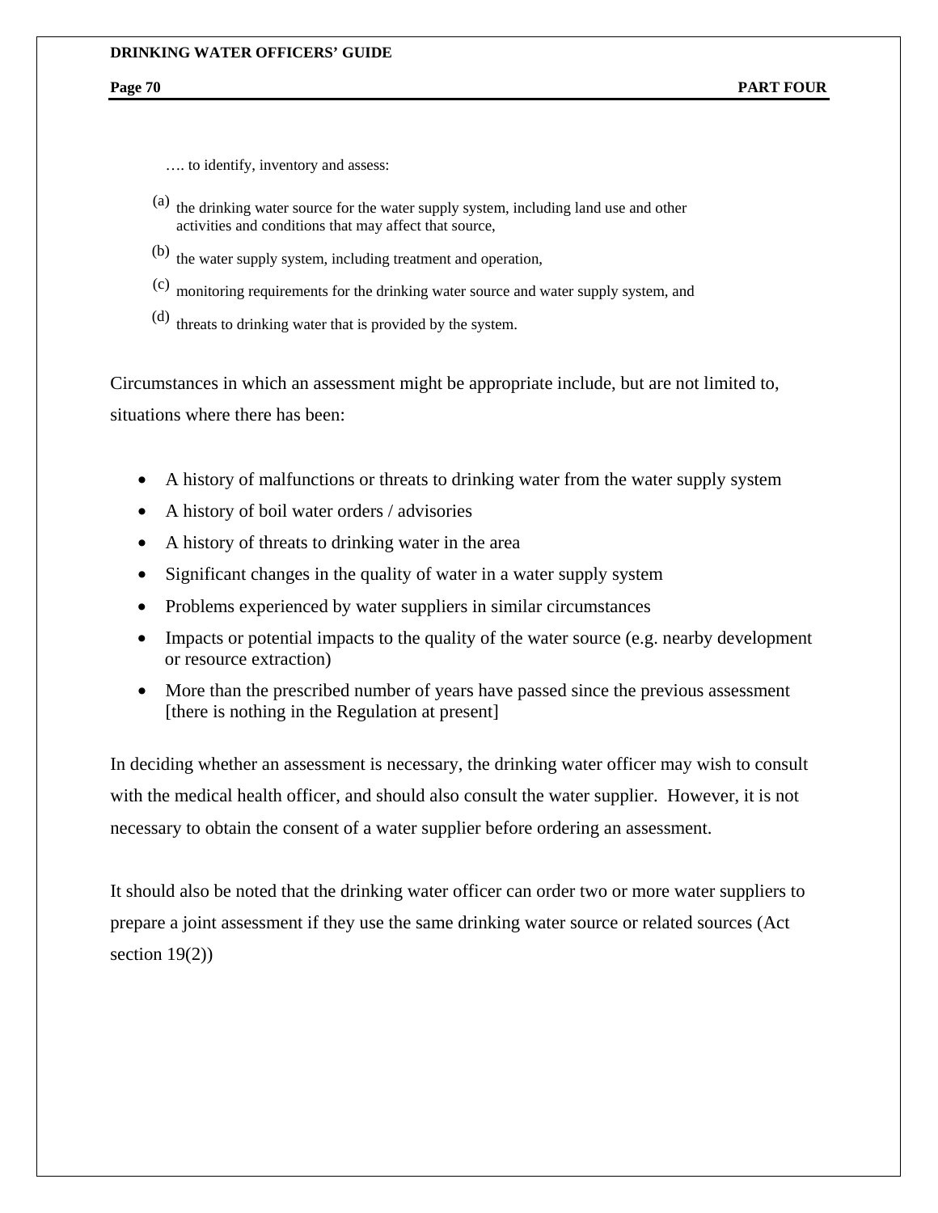…. to identify, inventory and assess:

(a) the drinking water source for the water supply system, including land use and other activities and conditions that may affect that source,

(b) the water supply system, including treatment and operation,

(c) monitoring requirements for the drinking water source and water supply system, and

(d) threats to drinking water that is provided by the system.

Circumstances in which an assessment might be appropriate include, but are not limited to, situations where there has been:

- A history of malfunctions or threats to drinking water from the water supply system
- A history of boil water orders / advisories
- A history of threats to drinking water in the area
- Significant changes in the quality of water in a water supply system
- Problems experienced by water suppliers in similar circumstances
- Impacts or potential impacts to the quality of the water source (e.g. nearby development or resource extraction)
- More than the prescribed number of years have passed since the previous assessment [there is nothing in the Regulation at present]

In deciding whether an assessment is necessary, the drinking water officer may wish to consult with the medical health officer, and should also consult the water supplier. However, it is not necessary to obtain the consent of a water supplier before ordering an assessment.

It should also be noted that the drinking water officer can order two or more water suppliers to prepare a joint assessment if they use the same drinking water source or related sources (Act section 19(2))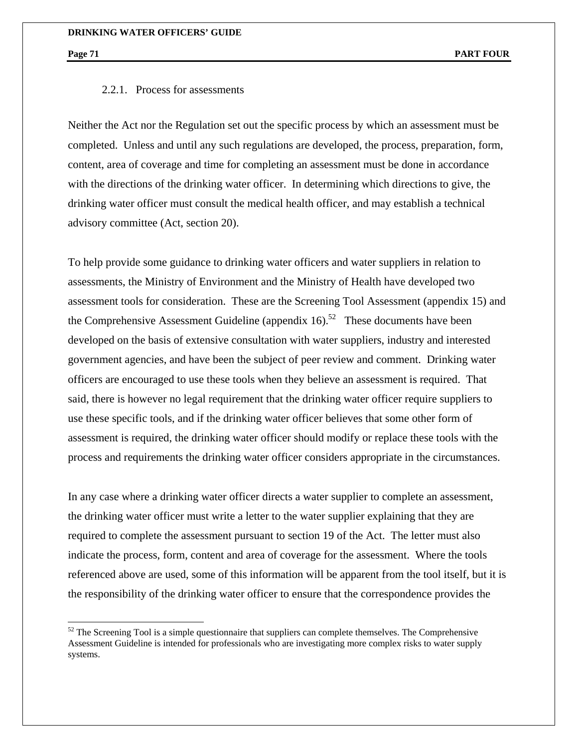### 2.2.1. Process for assessments

Neither the Act nor the Regulation set out the specific process by which an assessment must be completed. Unless and until any such regulations are developed, the process, preparation, form, content, area of coverage and time for completing an assessment must be done in accordance with the directions of the drinking water officer. In determining which directions to give, the drinking water officer must consult the medical health officer, and may establish a technical advisory committee (Act, section 20).

To help provide some guidance to drinking water officers and water suppliers in relation to assessments, the Ministry of Environment and the Ministry of Health have developed two assessment tools for consideration. These are the Screening Tool Assessment (appendix 15) and the Comprehensive Assessment Guideline (appendix 16).[52] These documents have been developed on the basis of extensive consultation with water suppliers, industry and interested government agencies, and have been the subject of peer review and comment. Drinking water officers are encouraged to use these tools when they believe an assessment is required. That said, there is however no legal requirement that the drinking water officer require suppliers to use these specific tools, and if the drinking water officer believes that some other form of assessment is required, the drinking water officer should modify or replace these tools with the process and requirements the drinking water officer considers appropriate in the circumstances.

In any case where a drinking water officer directs a water supplier to complete an assessment, the drinking water officer must write a letter to the water supplier explaining that they are required to complete the assessment pursuant to section 19 of the Act. The letter must also indicate the process, form, content and area of coverage for the assessment. Where the tools referenced above are used, some of this information will be apparent from the tool itself, but it is the responsibility of the drinking water officer to ensure that the correspondence provides the

---

[52] The Screening Tool is a simple questionnaire that suppliers can complete themselves. The Comprehensive Assessment Guideline is intended for professionals who are investigating more complex risks to water supply systems.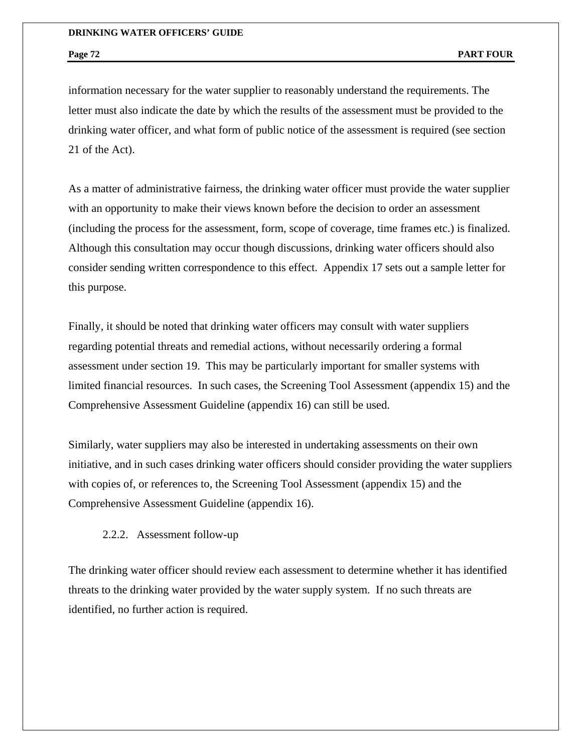information necessary for the water supplier to reasonably understand the requirements. The letter must also indicate the date by which the results of the assessment must be provided to the drinking water officer, and what form of public notice of the assessment is required (see section 21 of the Act).

As a matter of administrative fairness, the drinking water officer must provide the water supplier with an opportunity to make their views known before the decision to order an assessment (including the process for the assessment, form, scope of coverage, time frames etc.) is finalized. Although this consultation may occur though discussions, drinking water officers should also consider sending written correspondence to this effect. Appendix 17 sets out a sample letter for this purpose.

Finally, it should be noted that drinking water officers may consult with water suppliers regarding potential threats and remedial actions, without necessarily ordering a formal assessment under section 19. This may be particularly important for smaller systems with limited financial resources. In such cases, the Screening Tool Assessment (appendix 15) and the Comprehensive Assessment Guideline (appendix 16) can still be used.

Similarly, water suppliers may also be interested in undertaking assessments on their own initiative, and in such cases drinking water officers should consider providing the water suppliers with copies of, or references to, the Screening Tool Assessment (appendix 15) and the Comprehensive Assessment Guideline (appendix 16).

#### 2.2.2. Assessment follow-up

The drinking water officer should review each assessment to determine whether it has identified threats to the drinking water provided by the water supply system. If no such threats are identified, no further action is required.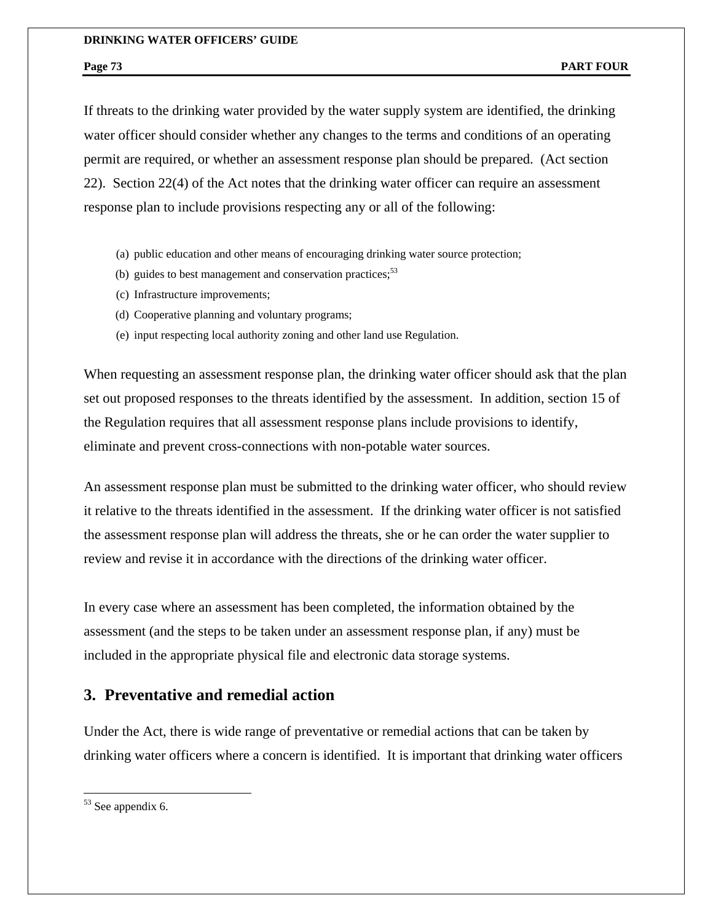If threats to the drinking water provided by the water supply system are identified, the drinking water officer should consider whether any changes to the terms and conditions of an operating permit are required, or whether an assessment response plan should be prepared. (Act section 22). Section 22(4) of the Act notes that the drinking water officer can require an assessment response plan to include provisions respecting any or all of the following:

(a) public education and other means of encouraging drinking water source protection;
(b) guides to best management and conservation practices;[53]
(c) Infrastructure improvements;
(d) Cooperative planning and voluntary programs;
(e) input respecting local authority zoning and other land use Regulation.

When requesting an assessment response plan, the drinking water officer should ask that the plan set out proposed responses to the threats identified by the assessment. In addition, section 15 of the Regulation requires that all assessment response plans include provisions to identify, eliminate and prevent cross-connections with non-potable water sources.

An assessment response plan must be submitted to the drinking water officer, who should review it relative to the threats identified in the assessment. If the drinking water officer is not satisfied the assessment response plan will address the threats, she or he can order the water supplier to review and revise it in accordance with the directions of the drinking water officer.

In every case where an assessment has been completed, the information obtained by the assessment (and the steps to be taken under an assessment response plan, if any) must be included in the appropriate physical file and electronic data storage systems.

## 3. Preventative and remedial action

Under the Act, there is wide range of preventative or remedial actions that can be taken by drinking water officers where a concern is identified. It is important that drinking water officers

---

[53] See appendix 6.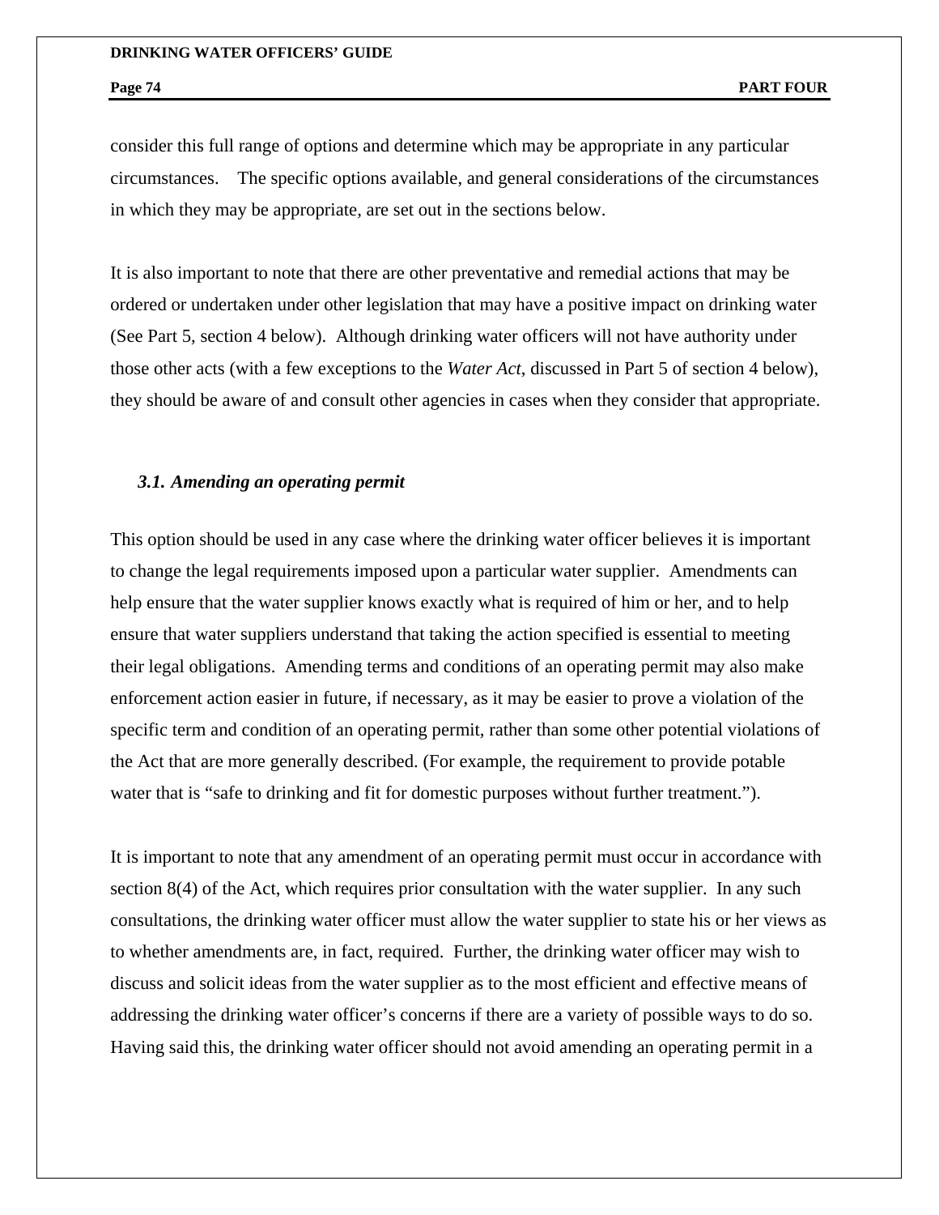consider this full range of options and determine which may be appropriate in any particular circumstances. The specific options available, and general considerations of the circumstances in which they may be appropriate, are set out in the sections below.

It is also important to note that there are other preventative and remedial actions that may be ordered or undertaken under other legislation that may have a positive impact on drinking water (See Part 5, section 4 below). Although drinking water officers will not have authority under those other acts (with a few exceptions to the *Water Act*, discussed in Part 5 of section 4 below), they should be aware of and consult other agencies in cases when they consider that appropriate.

### *3.1. Amending an operating permit*

This option should be used in any case where the drinking water officer believes it is important to change the legal requirements imposed upon a particular water supplier. Amendments can help ensure that the water supplier knows exactly what is required of him or her, and to help ensure that water suppliers understand that taking the action specified is essential to meeting their legal obligations. Amending terms and conditions of an operating permit may also make enforcement action easier in future, if necessary, as it may be easier to prove a violation of the specific term and condition of an operating permit, rather than some other potential violations of the Act that are more generally described. (For example, the requirement to provide potable water that is "safe to drinking and fit for domestic purposes without further treatment.").

It is important to note that any amendment of an operating permit must occur in accordance with section 8(4) of the Act, which requires prior consultation with the water supplier. In any such consultations, the drinking water officer must allow the water supplier to state his or her views as to whether amendments are, in fact, required. Further, the drinking water officer may wish to discuss and solicit ideas from the water supplier as to the most efficient and effective means of addressing the drinking water officer's concerns if there are a variety of possible ways to do so. Having said this, the drinking water officer should not avoid amending an operating permit in a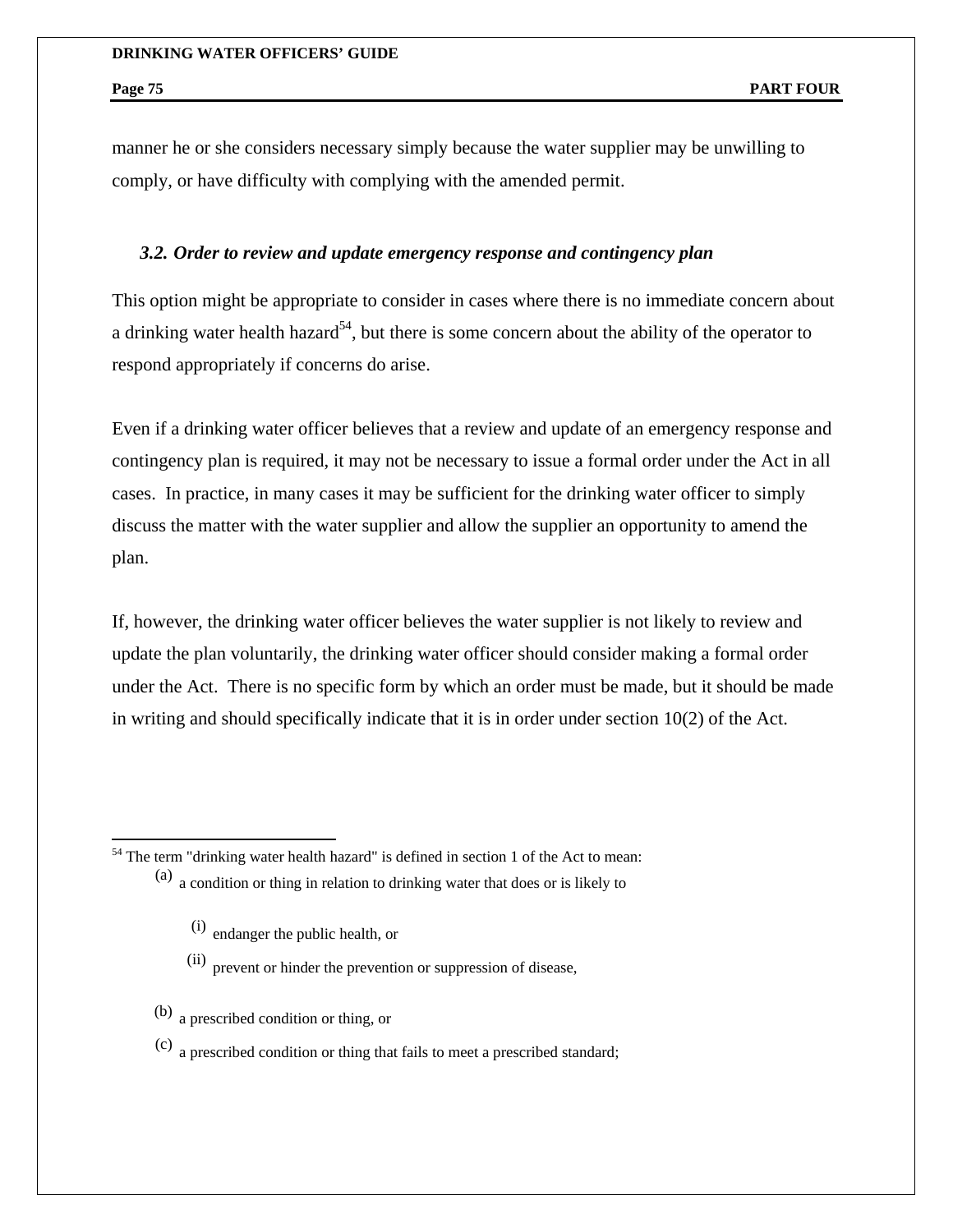manner he or she considers necessary simply because the water supplier may be unwilling to comply, or have difficulty with complying with the amended permit.

### *3.2. Order to review and update emergency response and contingency plan*

This option might be appropriate to consider in cases where there is no immediate concern about a drinking water health hazard[54], but there is some concern about the ability of the operator to respond appropriately if concerns do arise.

Even if a drinking water officer believes that a review and update of an emergency response and contingency plan is required, it may not be necessary to issue a formal order under the Act in all cases. In practice, in many cases it may be sufficient for the drinking water officer to simply discuss the matter with the water supplier and allow the supplier an opportunity to amend the plan.

If, however, the drinking water officer believes the water supplier is not likely to review and update the plan voluntarily, the drinking water officer should consider making a formal order under the Act. There is no specific form by which an order must be made, but it should be made in writing and should specifically indicate that it is in order under section 10(2) of the Act.

---

[54] The term "drinking water health hazard" is defined in section 1 of the Act to mean:

(a) a condition or thing in relation to drinking water that does or is likely to

(i) endanger the public health, or

(ii) prevent or hinder the prevention or suppression of disease,

(b) a prescribed condition or thing, or

(c) a prescribed condition or thing that fails to meet a prescribed standard;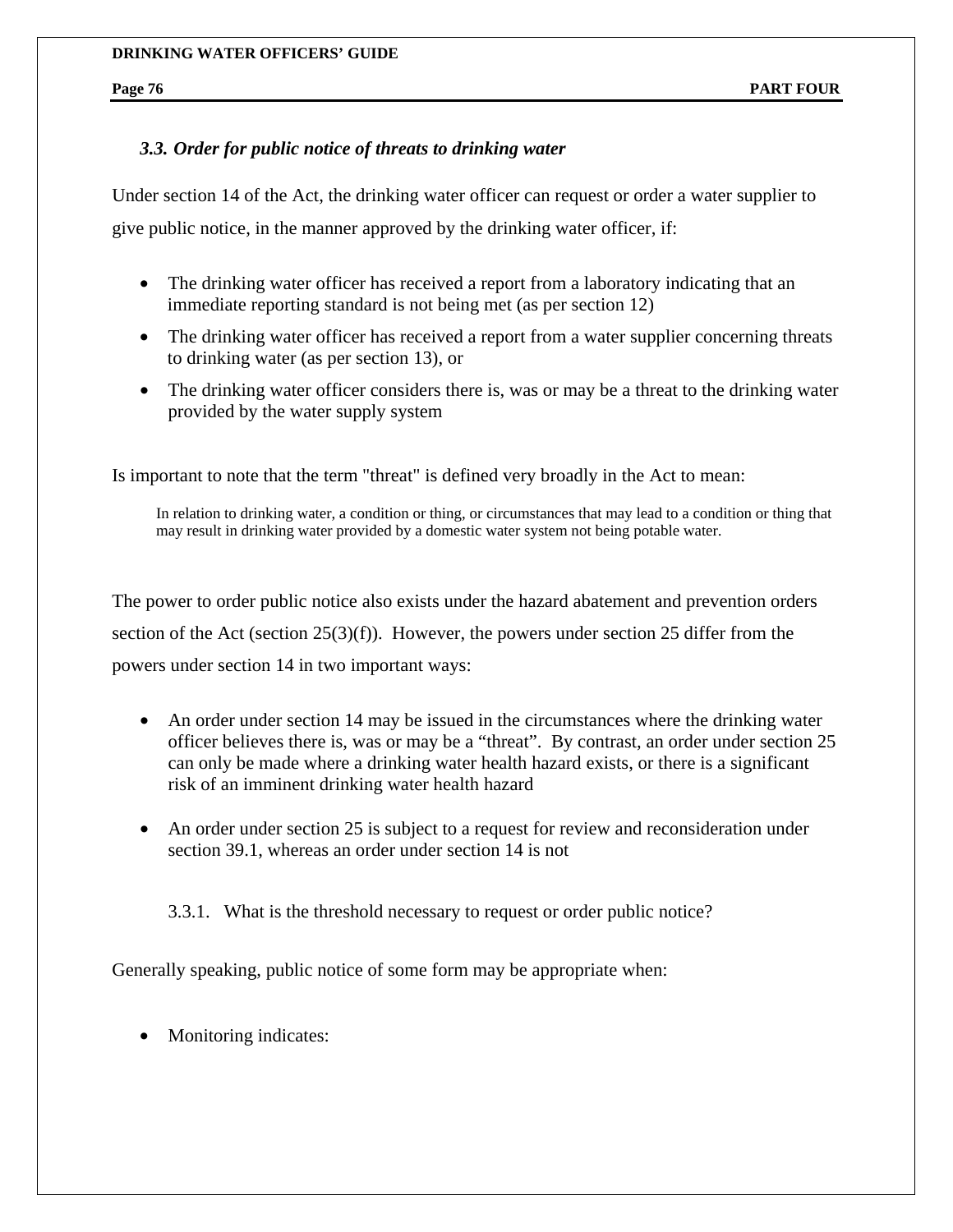### *3.3. Order for public notice of threats to drinking water*

Under section 14 of the Act, the drinking water officer can request or order a water supplier to give public notice, in the manner approved by the drinking water officer, if:

- The drinking water officer has received a report from a laboratory indicating that an immediate reporting standard is not being met (as per section 12)
- The drinking water officer has received a report from a water supplier concerning threats to drinking water (as per section 13), or
- The drinking water officer considers there is, was or may be a threat to the drinking water provided by the water supply system

Is important to note that the term "threat" is defined very broadly in the Act to mean:

> In relation to drinking water, a condition or thing, or circumstances that may lead to a condition or thing that may result in drinking water provided by a domestic water system not being potable water.

The power to order public notice also exists under the hazard abatement and prevention orders section of the Act (section 25(3)(f)). However, the powers under section 25 differ from the powers under section 14 in two important ways:

- An order under section 14 may be issued in the circumstances where the drinking water officer believes there is, was or may be a “threat”. By contrast, an order under section 25 can only be made where a drinking water health hazard exists, or there is a significant risk of an imminent drinking water health hazard
- An order under section 25 is subject to a request for review and reconsideration under section 39.1, whereas an order under section 14 is not

#### 3.3.1. What is the threshold necessary to request or order public notice?

Generally speaking, public notice of some form may be appropriate when:

- Monitoring indicates: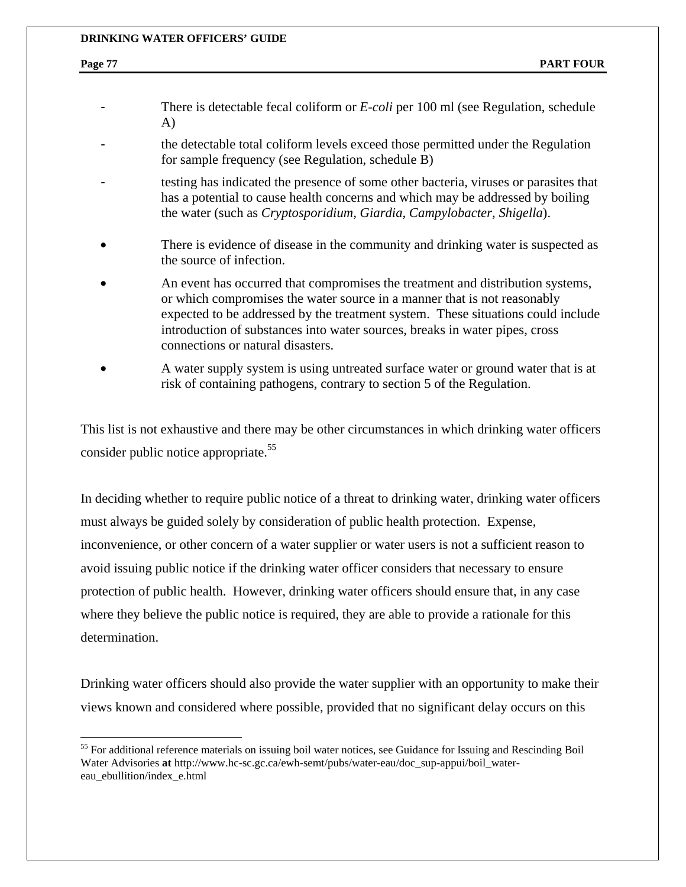- There is detectable fecal coliform or *E-coli* per 100 ml (see Regulation, schedule A)
- the detectable total coliform levels exceed those permitted under the Regulation for sample frequency (see Regulation, schedule B)
- testing has indicated the presence of some other bacteria, viruses or parasites that has a potential to cause health concerns and which may be addressed by boiling the water (such as *Cryptosporidium, Giardia, Campylobacter, Shigella*).

- There is evidence of disease in the community and drinking water is suspected as the source of infection.
- An event has occurred that compromises the treatment and distribution systems, or which compromises the water source in a manner that is not reasonably expected to be addressed by the treatment system. These situations could include introduction of substances into water sources, breaks in water pipes, cross connections or natural disasters.
- A water supply system is using untreated surface water or ground water that is at risk of containing pathogens, contrary to section 5 of the Regulation.

This list is not exhaustive and there may be other circumstances in which drinking water officers consider public notice appropriate.[55]

In deciding whether to require public notice of a threat to drinking water, drinking water officers must always be guided solely by consideration of public health protection. Expense, inconvenience, or other concern of a water supplier or water users is not a sufficient reason to avoid issuing public notice if the drinking water officer considers that necessary to ensure protection of public health. However, drinking water officers should ensure that, in any case where they believe the public notice is required, they are able to provide a rationale for this determination.

Drinking water officers should also provide the water supplier with an opportunity to make their views known and considered where possible, provided that no significant delay occurs on this

[55] For additional reference materials on issuing boil water notices, see Guidance for Issuing and Rescinding Boil Water Advisories **at** http://www.hc-sc.gc.ca/ewh-semt/pubs/water-eau/doc_sup-appui/boil_water-eau_ebullition/index_e.html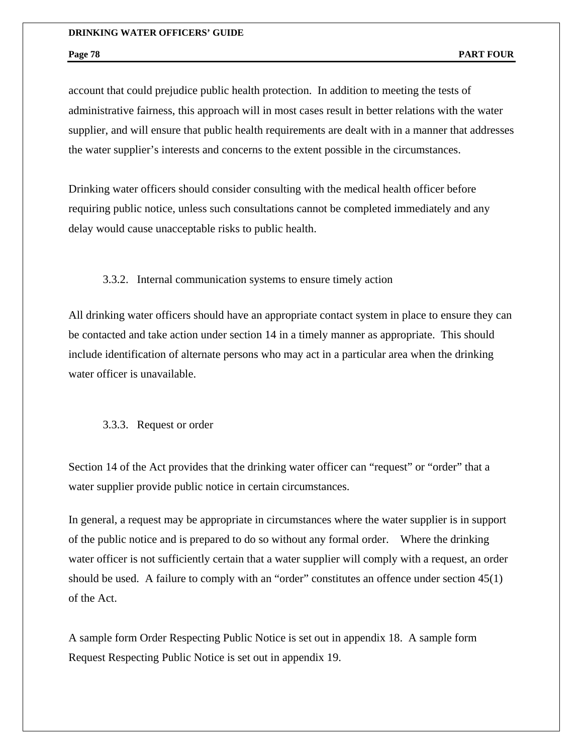account that could prejudice public health protection. In addition to meeting the tests of administrative fairness, this approach will in most cases result in better relations with the water supplier, and will ensure that public health requirements are dealt with in a manner that addresses the water supplier's interests and concerns to the extent possible in the circumstances.

Drinking water officers should consider consulting with the medical health officer before requiring public notice, unless such consultations cannot be completed immediately and any delay would cause unacceptable risks to public health.

### 3.3.2. Internal communication systems to ensure timely action

All drinking water officers should have an appropriate contact system in place to ensure they can be contacted and take action under section 14 in a timely manner as appropriate. This should include identification of alternate persons who may act in a particular area when the drinking water officer is unavailable.

### 3.3.3. Request or order

Section 14 of the Act provides that the drinking water officer can "request" or "order" that a water supplier provide public notice in certain circumstances.

In general, a request may be appropriate in circumstances where the water supplier is in support of the public notice and is prepared to do so without any formal order. Where the drinking water officer is not sufficiently certain that a water supplier will comply with a request, an order should be used. A failure to comply with an "order" constitutes an offence under section 45(1) of the Act.

A sample form Order Respecting Public Notice is set out in appendix 18. A sample form Request Respecting Public Notice is set out in appendix 19.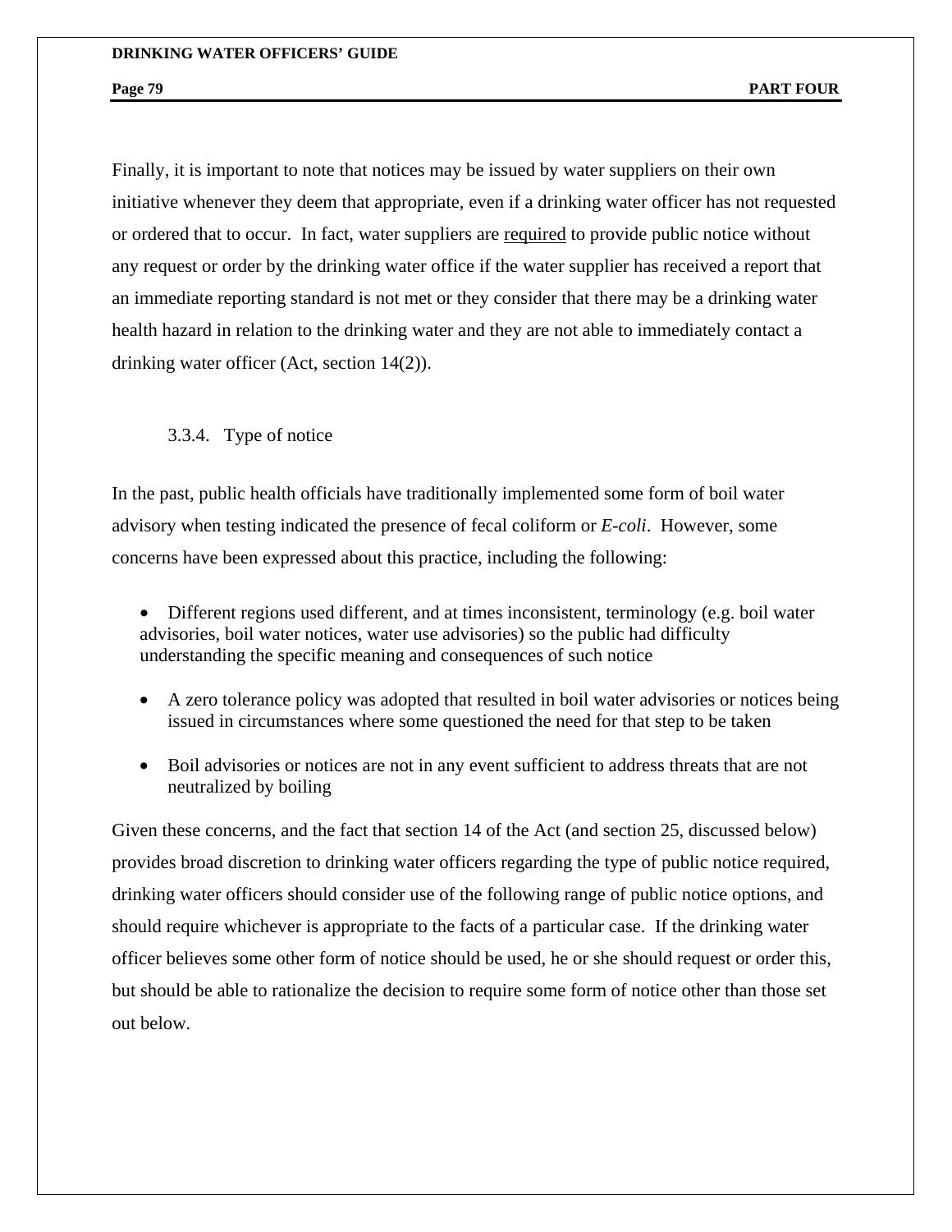Finally, it is important to note that notices may be issued by water suppliers on their own initiative whenever they deem that appropriate, even if a drinking water officer has not requested or ordered that to occur. In fact, water suppliers are required to provide public notice without any request or order by the drinking water office if the water supplier has received a report that an immediate reporting standard is not met or they consider that there may be a drinking water health hazard in relation to the drinking water and they are not able to immediately contact a drinking water officer (Act, section 14(2)).

### 3.3.4. Type of notice

In the past, public health officials have traditionally implemented some form of boil water advisory when testing indicated the presence of fecal coliform or *E-coli*. However, some concerns have been expressed about this practice, including the following:

- Different regions used different, and at times inconsistent, terminology (e.g. boil water advisories, boil water notices, water use advisories) so the public had difficulty understanding the specific meaning and consequences of such notice
- A zero tolerance policy was adopted that resulted in boil water advisories or notices being issued in circumstances where some questioned the need for that step to be taken
- Boil advisories or notices are not in any event sufficient to address threats that are not neutralized by boiling

Given these concerns, and the fact that section 14 of the Act (and section 25, discussed below) provides broad discretion to drinking water officers regarding the type of public notice required, drinking water officers should consider use of the following range of public notice options, and should require whichever is appropriate to the facts of a particular case. If the drinking water officer believes some other form of notice should be used, he or she should request or order this, but should be able to rationalize the decision to require some form of notice other than those set out below.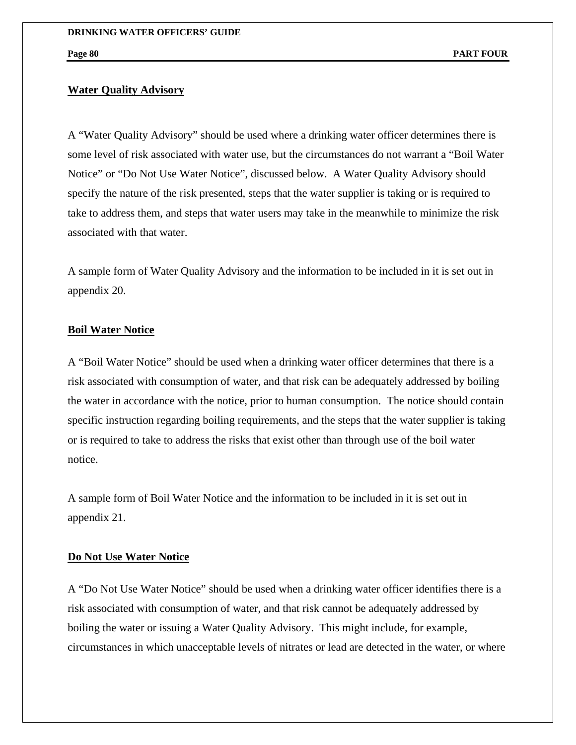## Water Quality Advisory

A "Water Quality Advisory" should be used where a drinking water officer determines there is some level of risk associated with water use, but the circumstances do not warrant a "Boil Water Notice" or "Do Not Use Water Notice", discussed below. A Water Quality Advisory should specify the nature of the risk presented, steps that the water supplier is taking or is required to take to address them, and steps that water users may take in the meanwhile to minimize the risk associated with that water.

A sample form of Water Quality Advisory and the information to be included in it is set out in appendix 20.

## Boil Water Notice

A "Boil Water Notice" should be used when a drinking water officer determines that there is a risk associated with consumption of water, and that risk can be adequately addressed by boiling the water in accordance with the notice, prior to human consumption. The notice should contain specific instruction regarding boiling requirements, and the steps that the water supplier is taking or is required to take to address the risks that exist other than through use of the boil water notice.

A sample form of Boil Water Notice and the information to be included in it is set out in appendix 21.

## Do Not Use Water Notice

A "Do Not Use Water Notice" should be used when a drinking water officer identifies there is a risk associated with consumption of water, and that risk cannot be adequately addressed by boiling the water or issuing a Water Quality Advisory. This might include, for example, circumstances in which unacceptable levels of nitrates or lead are detected in the water, or where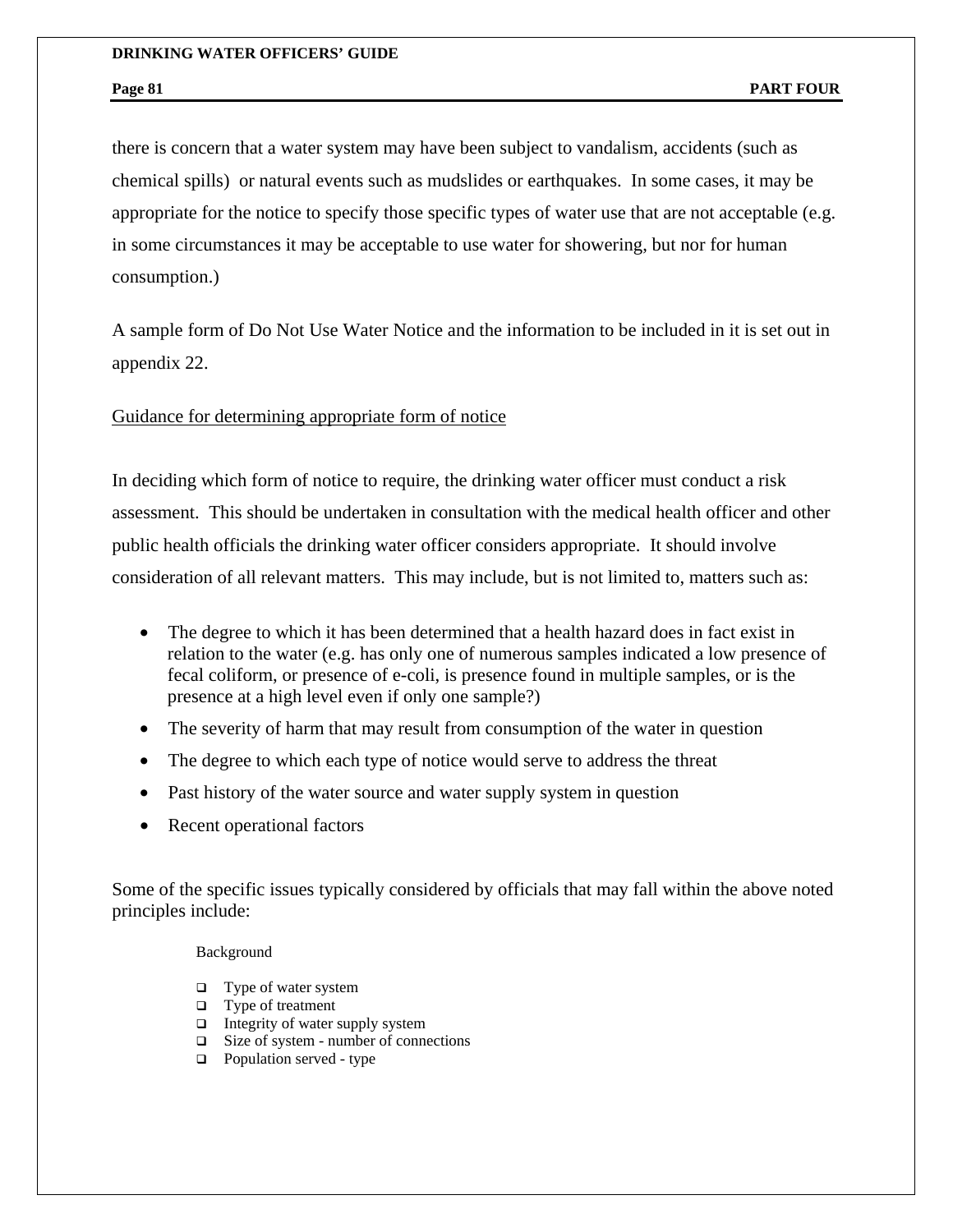there is concern that a water system may have been subject to vandalism, accidents (such as chemical spills) or natural events such as mudslides or earthquakes. In some cases, it may be appropriate for the notice to specify those specific types of water use that are not acceptable (e.g. in some circumstances it may be acceptable to use water for showering, but nor for human consumption.)

A sample form of Do Not Use Water Notice and the information to be included in it is set out in appendix 22.

<u>Guidance for determining appropriate form of notice</u>

In deciding which form of notice to require, the drinking water officer must conduct a risk assessment. This should be undertaken in consultation with the medical health officer and other public health officials the drinking water officer considers appropriate. It should involve consideration of all relevant matters. This may include, but is not limited to, matters such as:

- The degree to which it has been determined that a health hazard does in fact exist in relation to the water (e.g. has only one of numerous samples indicated a low presence of fecal coliform, or presence of e-coli, is presence found in multiple samples, or is the presence at a high level even if only one sample?)
- The severity of harm that may result from consumption of the water in question
- The degree to which each type of notice would serve to address the threat
- Past history of the water source and water supply system in question
- Recent operational factors

Some of the specific issues typically considered by officials that may fall within the above noted principles include:

Background

- ❑ Type of water system
- ❑ Type of treatment
- ❑ Integrity of water supply system
- ❑ Size of system - number of connections
- ❑ Population served - type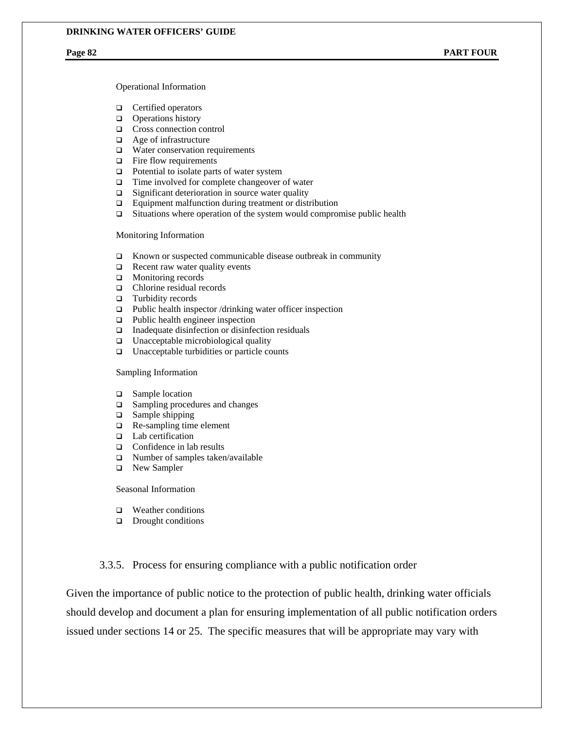Operational Information

- Certified operators
- Operations history
- Cross connection control
- Age of infrastructure
- Water conservation requirements
- Fire flow requirements
- Potential to isolate parts of water system
- Time involved for complete changeover of water
- Significant deterioration in source water quality
- Equipment malfunction during treatment or distribution
- Situations where operation of the system would compromise public health

Monitoring Information

- Known or suspected communicable disease outbreak in community
- Recent raw water quality events
- Monitoring records
- Chlorine residual records
- Turbidity records
- Public health inspector /drinking water officer inspection
- Public health engineer inspection
- Inadequate disinfection or disinfection residuals
- Unacceptable microbiological quality
- Unacceptable turbidities or particle counts

Sampling Information

- Sample location
- Sampling procedures and changes
- Sample shipping
- Re-sampling time element
- Lab certification
- Confidence in lab results
- Number of samples taken/available
- New Sampler

Seasonal Information

- Weather conditions
- Drought conditions

### 3.3.5. Process for ensuring compliance with a public notification order

Given the importance of public notice to the protection of public health, drinking water officials should develop and document a plan for ensuring implementation of all public notification orders issued under sections 14 or 25. The specific measures that will be appropriate may vary with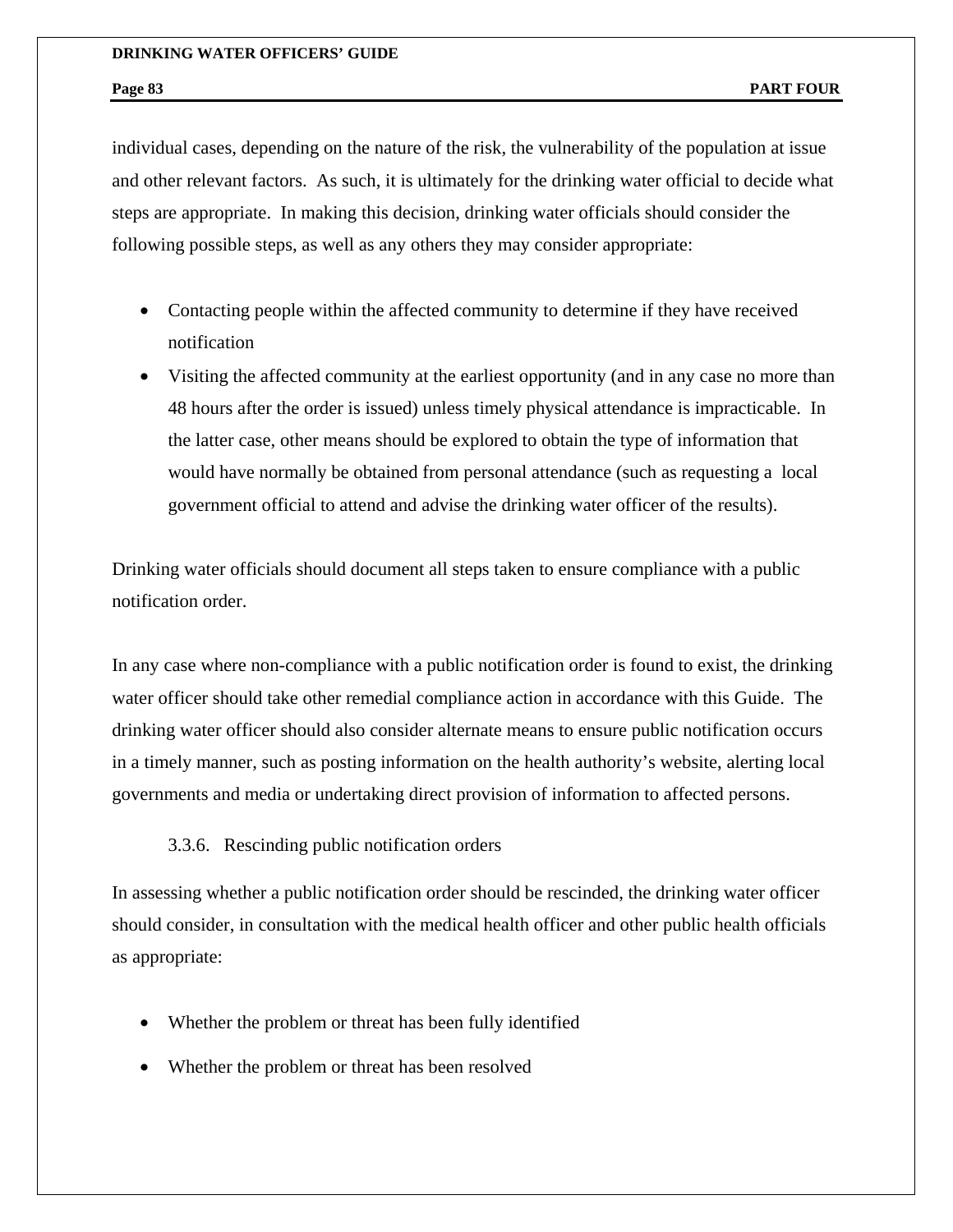individual cases, depending on the nature of the risk, the vulnerability of the population at issue and other relevant factors. As such, it is ultimately for the drinking water official to decide what steps are appropriate. In making this decision, drinking water officials should consider the following possible steps, as well as any others they may consider appropriate:

- Contacting people within the affected community to determine if they have received notification
- Visiting the affected community at the earliest opportunity (and in any case no more than 48 hours after the order is issued) unless timely physical attendance is impracticable. In the latter case, other means should be explored to obtain the type of information that would have normally be obtained from personal attendance (such as requesting a local government official to attend and advise the drinking water officer of the results).

Drinking water officials should document all steps taken to ensure compliance with a public notification order.

In any case where non-compliance with a public notification order is found to exist, the drinking water officer should take other remedial compliance action in accordance with this Guide. The drinking water officer should also consider alternate means to ensure public notification occurs in a timely manner, such as posting information on the health authority's website, alerting local governments and media or undertaking direct provision of information to affected persons.

### 3.3.6. Rescinding public notification orders

In assessing whether a public notification order should be rescinded, the drinking water officer should consider, in consultation with the medical health officer and other public health officials as appropriate:

- Whether the problem or threat has been fully identified
- Whether the problem or threat has been resolved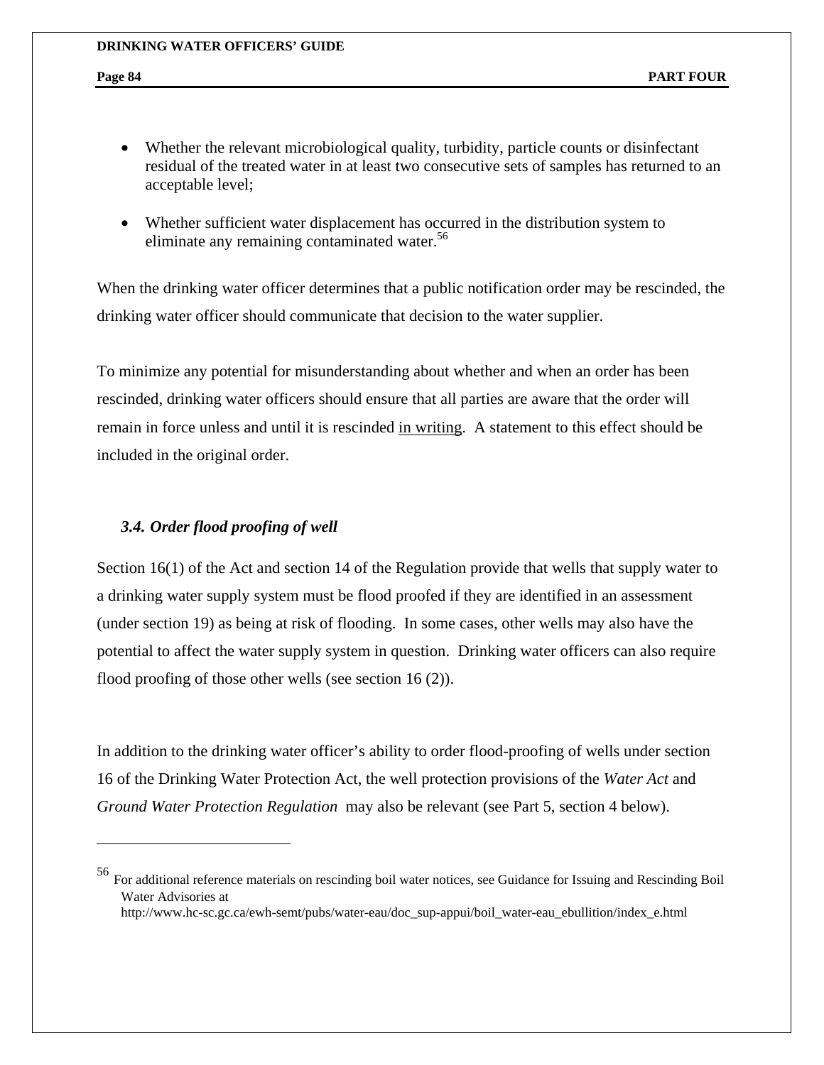- Whether the relevant microbiological quality, turbidity, particle counts or disinfectant residual of the treated water in at least two consecutive sets of samples has returned to an acceptable level;

- Whether sufficient water displacement has occurred in the distribution system to eliminate any remaining contaminated water.[56]

When the drinking water officer determines that a public notification order may be rescinded, the drinking water officer should communicate that decision to the water supplier.

To minimize any potential for misunderstanding about whether and when an order has been rescinded, drinking water officers should ensure that all parties are aware that the order will remain in force unless and until it is rescinded <u>in writing</u>. A statement to this effect should be included in the original order.

### *3.4. Order flood proofing of well*

Section 16(1) of the Act and section 14 of the Regulation provide that wells that supply water to a drinking water supply system must be flood proofed if they are identified in an assessment (under section 19) as being at risk of flooding. In some cases, other wells may also have the potential to affect the water supply system in question. Drinking water officers can also require flood proofing of those other wells (see section 16 (2)).

In addition to the drinking water officer's ability to order flood-proofing of wells under section 16 of the Drinking Water Protection Act, the well protection provisions of the *Water Act* and *Ground Water Protection Regulation* may also be relevant (see Part 5, section 4 below).

---

[56] For additional reference materials on rescinding boil water notices, see Guidance for Issuing and Rescinding Boil Water Advisories at http://www.hc-sc.gc.ca/ewh-semt/pubs/water-eau/doc_sup-appui/boil_water-eau_ebullition/index_e.html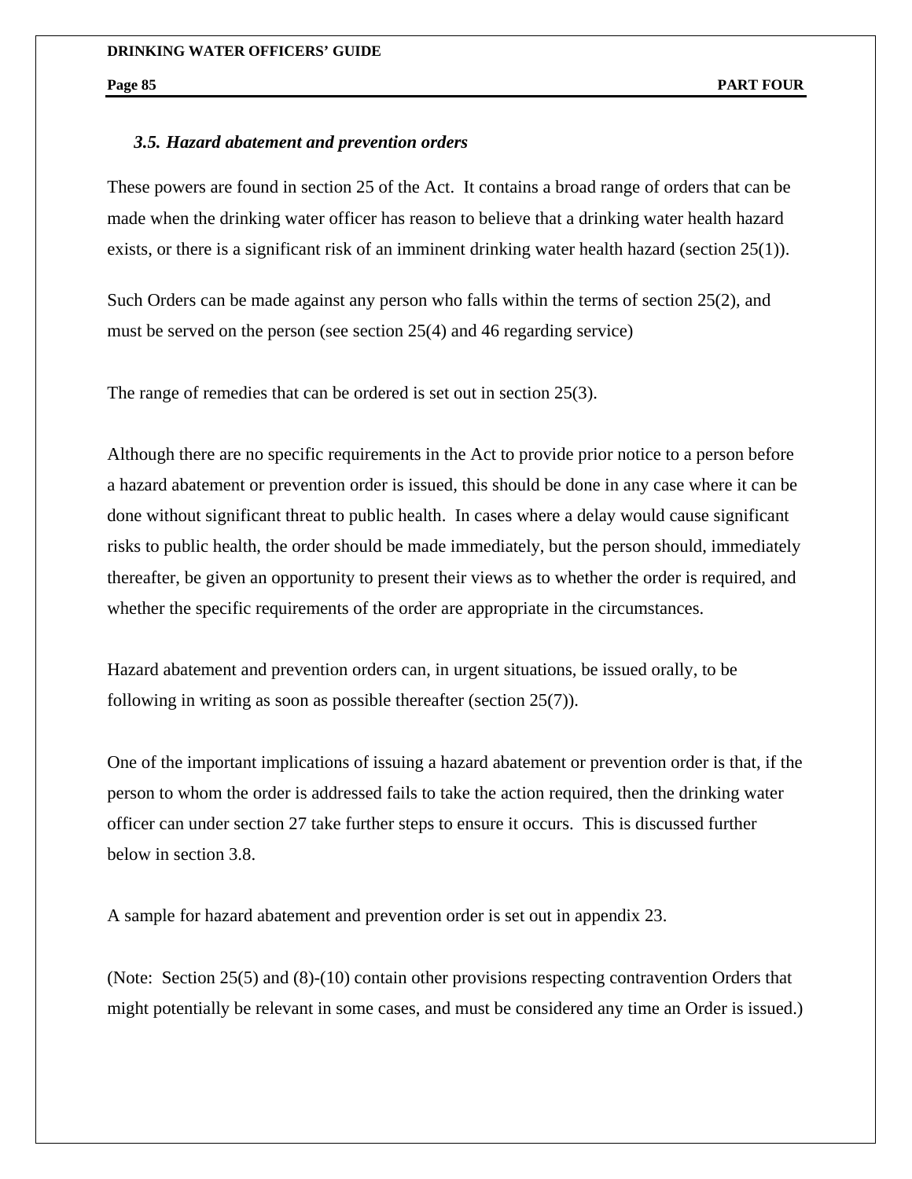### *3.5. Hazard abatement and prevention orders*

These powers are found in section 25 of the Act. It contains a broad range of orders that can be made when the drinking water officer has reason to believe that a drinking water health hazard exists, or there is a significant risk of an imminent drinking water health hazard (section 25(1)).

Such Orders can be made against any person who falls within the terms of section 25(2), and must be served on the person (see section 25(4) and 46 regarding service)

The range of remedies that can be ordered is set out in section 25(3).

Although there are no specific requirements in the Act to provide prior notice to a person before a hazard abatement or prevention order is issued, this should be done in any case where it can be done without significant threat to public health. In cases where a delay would cause significant risks to public health, the order should be made immediately, but the person should, immediately thereafter, be given an opportunity to present their views as to whether the order is required, and whether the specific requirements of the order are appropriate in the circumstances.

Hazard abatement and prevention orders can, in urgent situations, be issued orally, to be following in writing as soon as possible thereafter (section 25(7)).

One of the important implications of issuing a hazard abatement or prevention order is that, if the person to whom the order is addressed fails to take the action required, then the drinking water officer can under section 27 take further steps to ensure it occurs. This is discussed further below in section 3.8.

A sample for hazard abatement and prevention order is set out in appendix 23.

(Note: Section 25(5) and (8)-(10) contain other provisions respecting contravention Orders that might potentially be relevant in some cases, and must be considered any time an Order is issued.)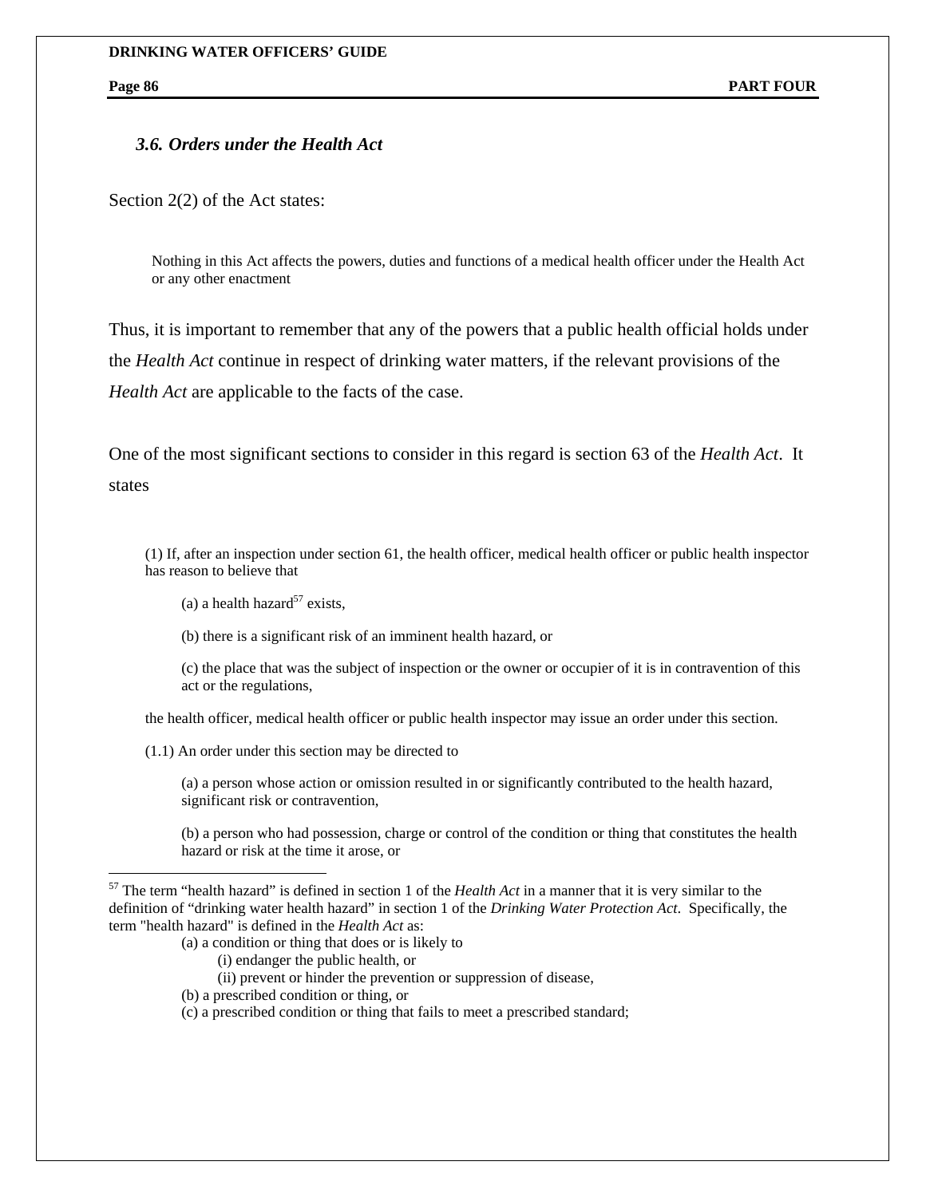### *3.6. Orders under the Health Act*

Section 2(2) of the Act states:

> Nothing in this Act affects the powers, duties and functions of a medical health officer under the Health Act or any other enactment

Thus, it is important to remember that any of the powers that a public health official holds under the *Health Act* continue in respect of drinking water matters, if the relevant provisions of the *Health Act* are applicable to the facts of the case.

One of the most significant sections to consider in this regard is section 63 of the *Health Act*. It states

> (1) If, after an inspection under section 61, the health officer, medical health officer or public health inspector has reason to believe that
>
> (a) a health hazard[57] exists,
>
> (b) there is a significant risk of an imminent health hazard, or
>
> (c) the place that was the subject of inspection or the owner or occupier of it is in contravention of this act or the regulations,
>
> the health officer, medical health officer or public health inspector may issue an order under this section.
>
> (1.1) An order under this section may be directed to
>
> (a) a person whose action or omission resulted in or significantly contributed to the health hazard, significant risk or contravention,
>
> (b) a person who had possession, charge or control of the condition or thing that constitutes the health hazard or risk at the time it arose, or

---

[57] The term "health hazard" is defined in section 1 of the *Health Act* in a manner that it is very similar to the definition of "drinking water health hazard" in section 1 of the *Drinking Water Protection Act*. Specifically, the term "health hazard" is defined in the *Health Act* as:

> (a) a condition or thing that does or is likely to
>
> (i) endanger the public health, or
>
> (ii) prevent or hinder the prevention or suppression of disease,
>
> (b) a prescribed condition or thing, or
>
> (c) a prescribed condition or thing that fails to meet a prescribed standard;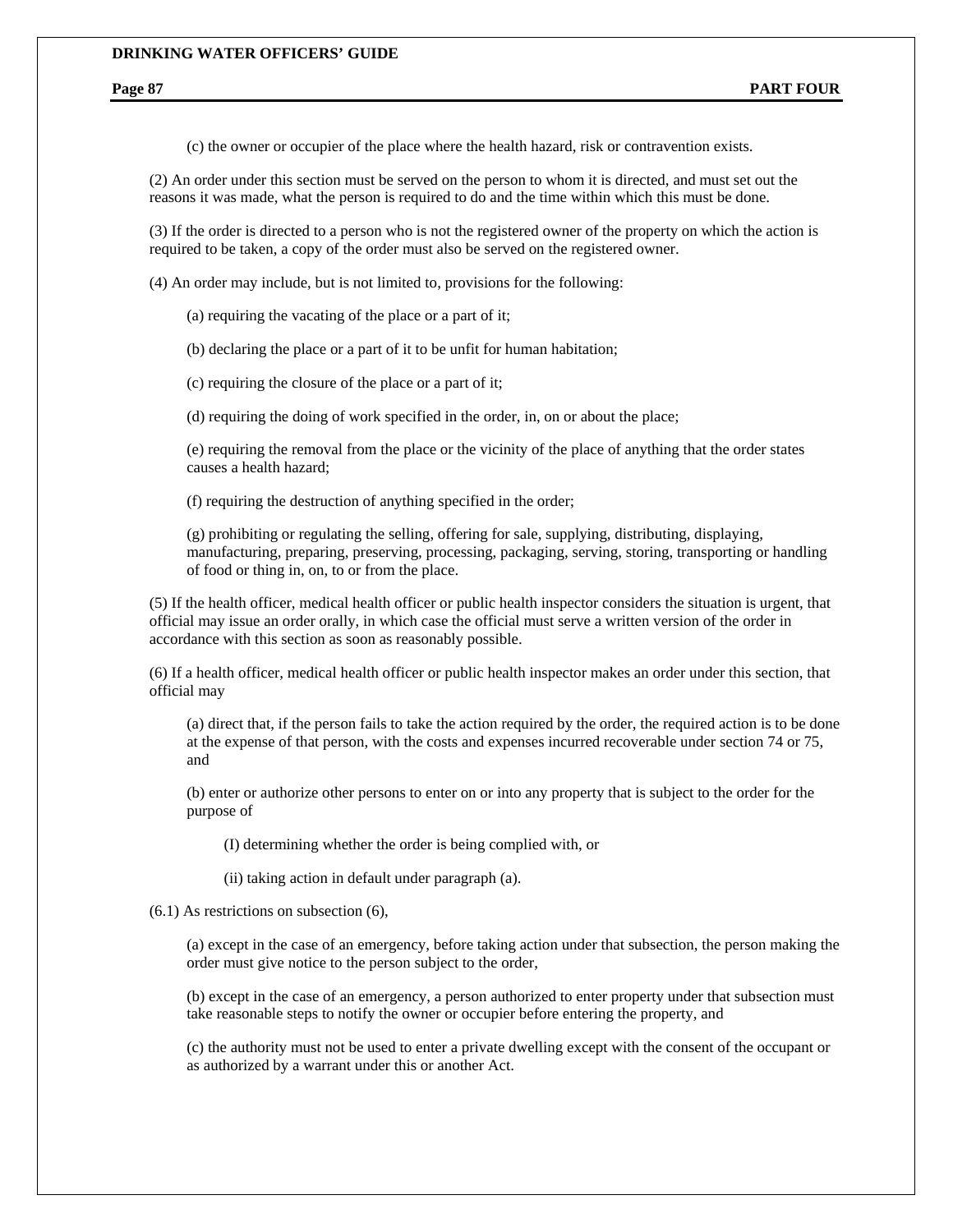(c) the owner or occupier of the place where the health hazard, risk or contravention exists.

(2) An order under this section must be served on the person to whom it is directed, and must set out the reasons it was made, what the person is required to do and the time within which this must be done.

(3) If the order is directed to a person who is not the registered owner of the property on which the action is required to be taken, a copy of the order must also be served on the registered owner.

(4) An order may include, but is not limited to, provisions for the following:

(a) requiring the vacating of the place or a part of it;

(b) declaring the place or a part of it to be unfit for human habitation;

(c) requiring the closure of the place or a part of it;

(d) requiring the doing of work specified in the order, in, on or about the place;

(e) requiring the removal from the place or the vicinity of the place of anything that the order states causes a health hazard;

(f) requiring the destruction of anything specified in the order;

(g) prohibiting or regulating the selling, offering for sale, supplying, distributing, displaying, manufacturing, preparing, preserving, processing, packaging, serving, storing, transporting or handling of food or thing in, on, to or from the place.

(5) If the health officer, medical health officer or public health inspector considers the situation is urgent, that official may issue an order orally, in which case the official must serve a written version of the order in accordance with this section as soon as reasonably possible.

(6) If a health officer, medical health officer or public health inspector makes an order under this section, that official may

(a) direct that, if the person fails to take the action required by the order, the required action is to be done at the expense of that person, with the costs and expenses incurred recoverable under section 74 or 75, and

(b) enter or authorize other persons to enter on or into any property that is subject to the order for the purpose of

(I) determining whether the order is being complied with, or

(ii) taking action in default under paragraph (a).

(6.1) As restrictions on subsection (6),

(a) except in the case of an emergency, before taking action under that subsection, the person making the order must give notice to the person subject to the order,

(b) except in the case of an emergency, a person authorized to enter property under that subsection must take reasonable steps to notify the owner or occupier before entering the property, and

(c) the authority must not be used to enter a private dwelling except with the consent of the occupant or as authorized by a warrant under this or another Act.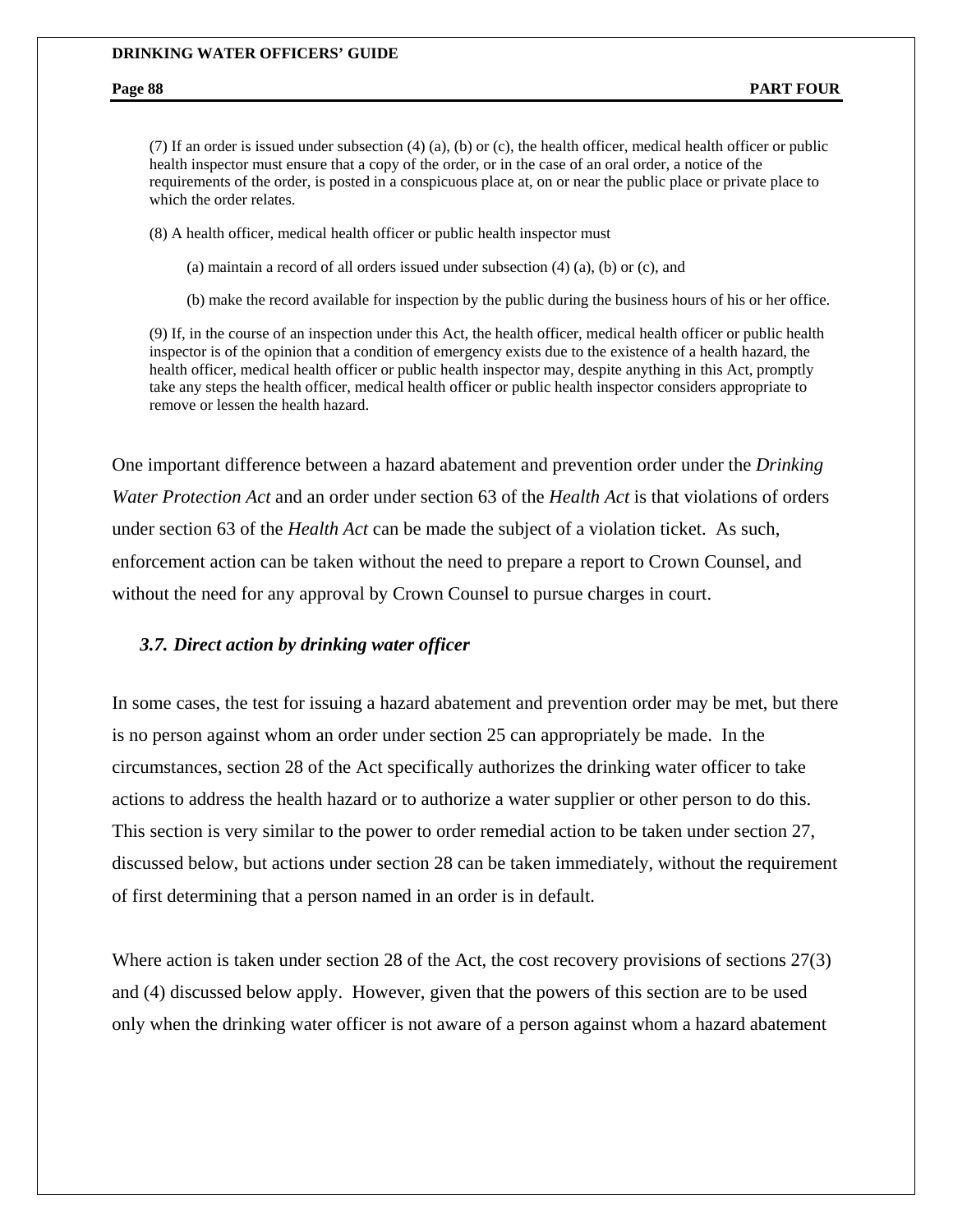(7) If an order is issued under subsection (4) (a), (b) or (c), the health officer, medical health officer or public health inspector must ensure that a copy of the order, or in the case of an oral order, a notice of the requirements of the order, is posted in a conspicuous place at, on or near the public place or private place to which the order relates.

(8) A health officer, medical health officer or public health inspector must

(a) maintain a record of all orders issued under subsection (4) (a), (b) or (c), and

(b) make the record available for inspection by the public during the business hours of his or her office.

(9) If, in the course of an inspection under this Act, the health officer, medical health officer or public health inspector is of the opinion that a condition of emergency exists due to the existence of a health hazard, the health officer, medical health officer or public health inspector may, despite anything in this Act, promptly take any steps the health officer, medical health officer or public health inspector considers appropriate to remove or lessen the health hazard.

One important difference between a hazard abatement and prevention order under the *Drinking Water Protection Act* and an order under section 63 of the *Health Act* is that violations of orders under section 63 of the *Health Act* can be made the subject of a violation ticket. As such, enforcement action can be taken without the need to prepare a report to Crown Counsel, and without the need for any approval by Crown Counsel to pursue charges in court.

### *3.7. Direct action by drinking water officer*

In some cases, the test for issuing a hazard abatement and prevention order may be met, but there is no person against whom an order under section 25 can appropriately be made. In the circumstances, section 28 of the Act specifically authorizes the drinking water officer to take actions to address the health hazard or to authorize a water supplier or other person to do this. This section is very similar to the power to order remedial action to be taken under section 27, discussed below, but actions under section 28 can be taken immediately, without the requirement of first determining that a person named in an order is in default.

Where action is taken under section 28 of the Act, the cost recovery provisions of sections 27(3) and (4) discussed below apply. However, given that the powers of this section are to be used only when the drinking water officer is not aware of a person against whom a hazard abatement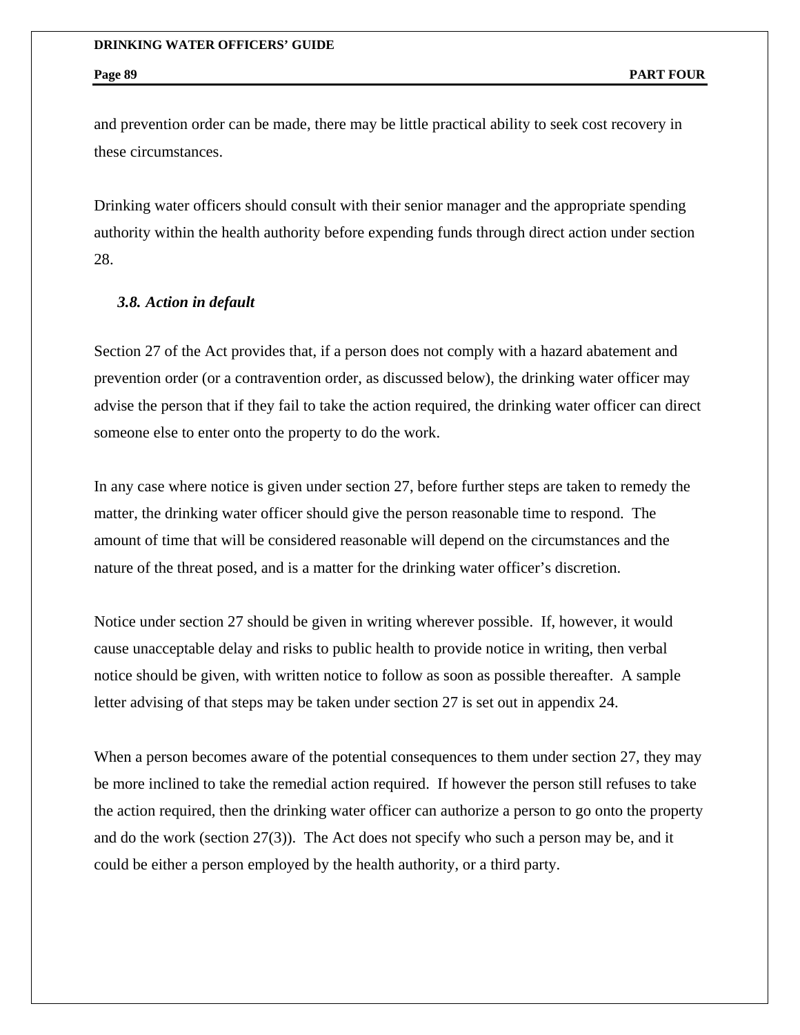and prevention order can be made, there may be little practical ability to seek cost recovery in these circumstances.

Drinking water officers should consult with their senior manager and the appropriate spending authority within the health authority before expending funds through direct action under section 28.

### *3.8. Action in default*

Section 27 of the Act provides that, if a person does not comply with a hazard abatement and prevention order (or a contravention order, as discussed below), the drinking water officer may advise the person that if they fail to take the action required, the drinking water officer can direct someone else to enter onto the property to do the work.

In any case where notice is given under section 27, before further steps are taken to remedy the matter, the drinking water officer should give the person reasonable time to respond. The amount of time that will be considered reasonable will depend on the circumstances and the nature of the threat posed, and is a matter for the drinking water officer's discretion.

Notice under section 27 should be given in writing wherever possible. If, however, it would cause unacceptable delay and risks to public health to provide notice in writing, then verbal notice should be given, with written notice to follow as soon as possible thereafter. A sample letter advising of that steps may be taken under section 27 is set out in appendix 24.

When a person becomes aware of the potential consequences to them under section 27, they may be more inclined to take the remedial action required. If however the person still refuses to take the action required, then the drinking water officer can authorize a person to go onto the property and do the work (section 27(3)). The Act does not specify who such a person may be, and it could be either a person employed by the health authority, or a third party.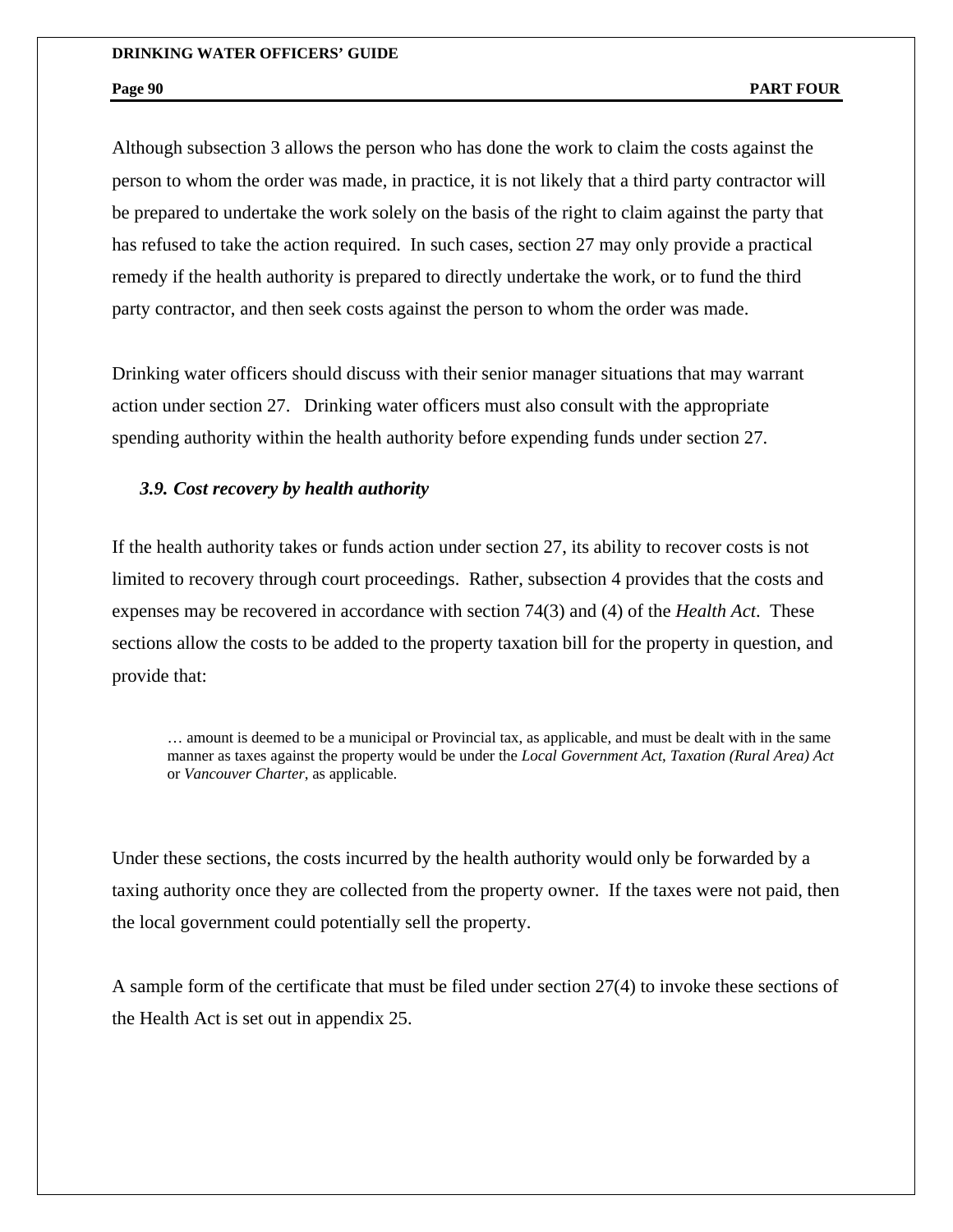Although subsection 3 allows the person who has done the work to claim the costs against the person to whom the order was made, in practice, it is not likely that a third party contractor will be prepared to undertake the work solely on the basis of the right to claim against the party that has refused to take the action required. In such cases, section 27 may only provide a practical remedy if the health authority is prepared to directly undertake the work, or to fund the third party contractor, and then seek costs against the person to whom the order was made.

Drinking water officers should discuss with their senior manager situations that may warrant action under section 27. Drinking water officers must also consult with the appropriate spending authority within the health authority before expending funds under section 27.

### *3.9. Cost recovery by health authority*

If the health authority takes or funds action under section 27, its ability to recover costs is not limited to recovery through court proceedings. Rather, subsection 4 provides that the costs and expenses may be recovered in accordance with section 74(3) and (4) of the *Health Act*. These sections allow the costs to be added to the property taxation bill for the property in question, and provide that:

> … amount is deemed to be a municipal or Provincial tax, as applicable, and must be dealt with in the same manner as taxes against the property would be under the *Local Government Act*, *Taxation (Rural Area) Act* or *Vancouver Charter*, as applicable.

Under these sections, the costs incurred by the health authority would only be forwarded by a taxing authority once they are collected from the property owner. If the taxes were not paid, then the local government could potentially sell the property.

A sample form of the certificate that must be filed under section 27(4) to invoke these sections of the Health Act is set out in appendix 25.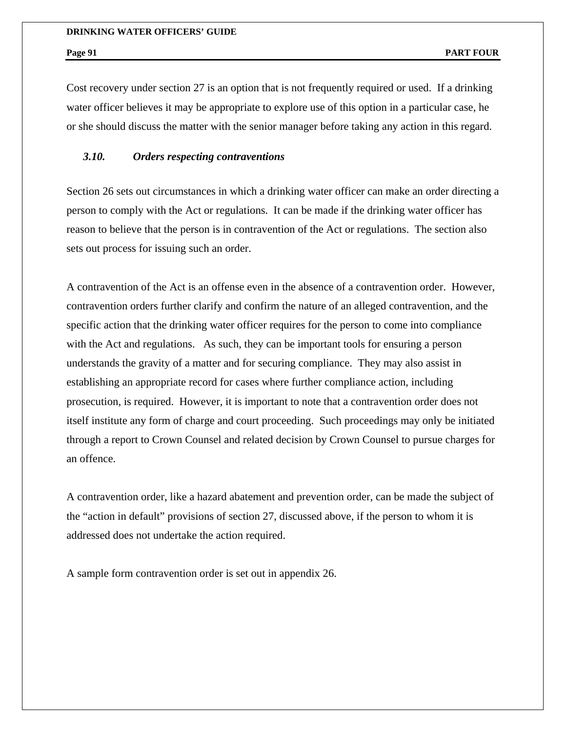Cost recovery under section 27 is an option that is not frequently required or used. If a drinking water officer believes it may be appropriate to explore use of this option in a particular case, he or she should discuss the matter with the senior manager before taking any action in this regard.

### *3.10. Orders respecting contraventions*

Section 26 sets out circumstances in which a drinking water officer can make an order directing a person to comply with the Act or regulations. It can be made if the drinking water officer has reason to believe that the person is in contravention of the Act or regulations. The section also sets out process for issuing such an order.

A contravention of the Act is an offense even in the absence of a contravention order. However, contravention orders further clarify and confirm the nature of an alleged contravention, and the specific action that the drinking water officer requires for the person to come into compliance with the Act and regulations. As such, they can be important tools for ensuring a person understands the gravity of a matter and for securing compliance. They may also assist in establishing an appropriate record for cases where further compliance action, including prosecution, is required. However, it is important to note that a contravention order does not itself institute any form of charge and court proceeding. Such proceedings may only be initiated through a report to Crown Counsel and related decision by Crown Counsel to pursue charges for an offence.

A contravention order, like a hazard abatement and prevention order, can be made the subject of the "action in default" provisions of section 27, discussed above, if the person to whom it is addressed does not undertake the action required.

A sample form contravention order is set out in appendix 26.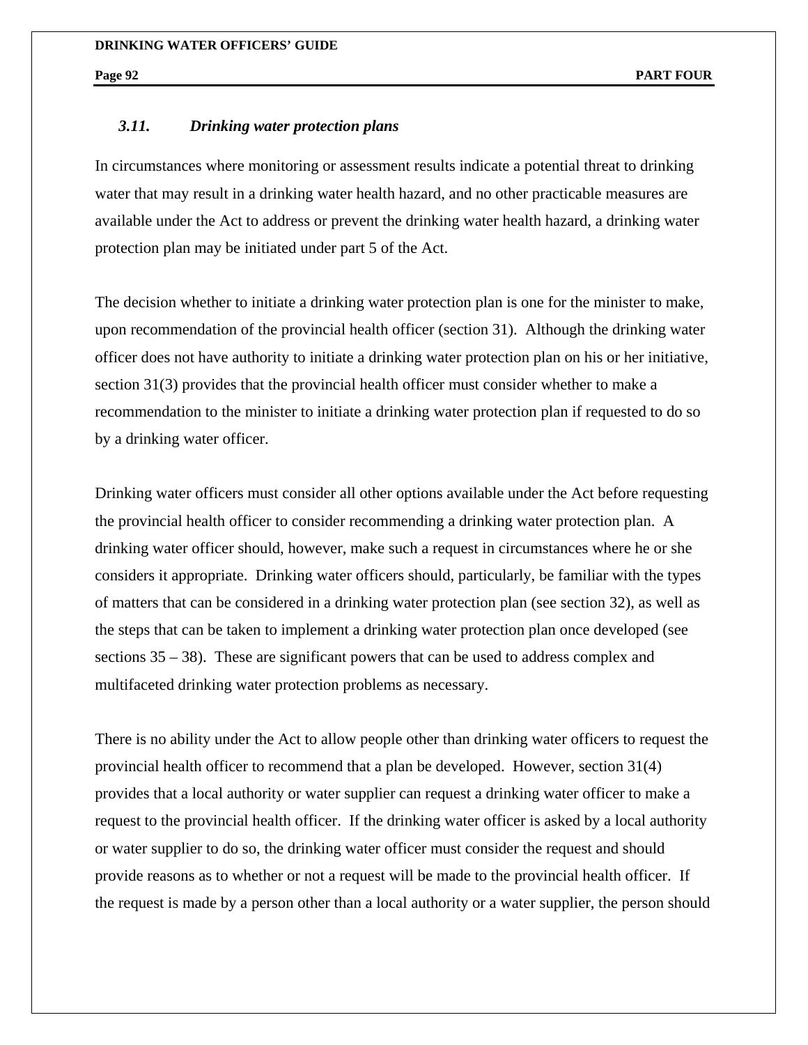### *3.11. Drinking water protection plans*

In circumstances where monitoring or assessment results indicate a potential threat to drinking water that may result in a drinking water health hazard, and no other practicable measures are available under the Act to address or prevent the drinking water health hazard, a drinking water protection plan may be initiated under part 5 of the Act.

The decision whether to initiate a drinking water protection plan is one for the minister to make, upon recommendation of the provincial health officer (section 31). Although the drinking water officer does not have authority to initiate a drinking water protection plan on his or her initiative, section 31(3) provides that the provincial health officer must consider whether to make a recommendation to the minister to initiate a drinking water protection plan if requested to do so by a drinking water officer.

Drinking water officers must consider all other options available under the Act before requesting the provincial health officer to consider recommending a drinking water protection plan. A drinking water officer should, however, make such a request in circumstances where he or she considers it appropriate. Drinking water officers should, particularly, be familiar with the types of matters that can be considered in a drinking water protection plan (see section 32), as well as the steps that can be taken to implement a drinking water protection plan once developed (see sections 35 – 38). These are significant powers that can be used to address complex and multifaceted drinking water protection problems as necessary.

There is no ability under the Act to allow people other than drinking water officers to request the provincial health officer to recommend that a plan be developed. However, section 31(4) provides that a local authority or water supplier can request a drinking water officer to make a request to the provincial health officer. If the drinking water officer is asked by a local authority or water supplier to do so, the drinking water officer must consider the request and should provide reasons as to whether or not a request will be made to the provincial health officer. If the request is made by a person other than a local authority or a water supplier, the person should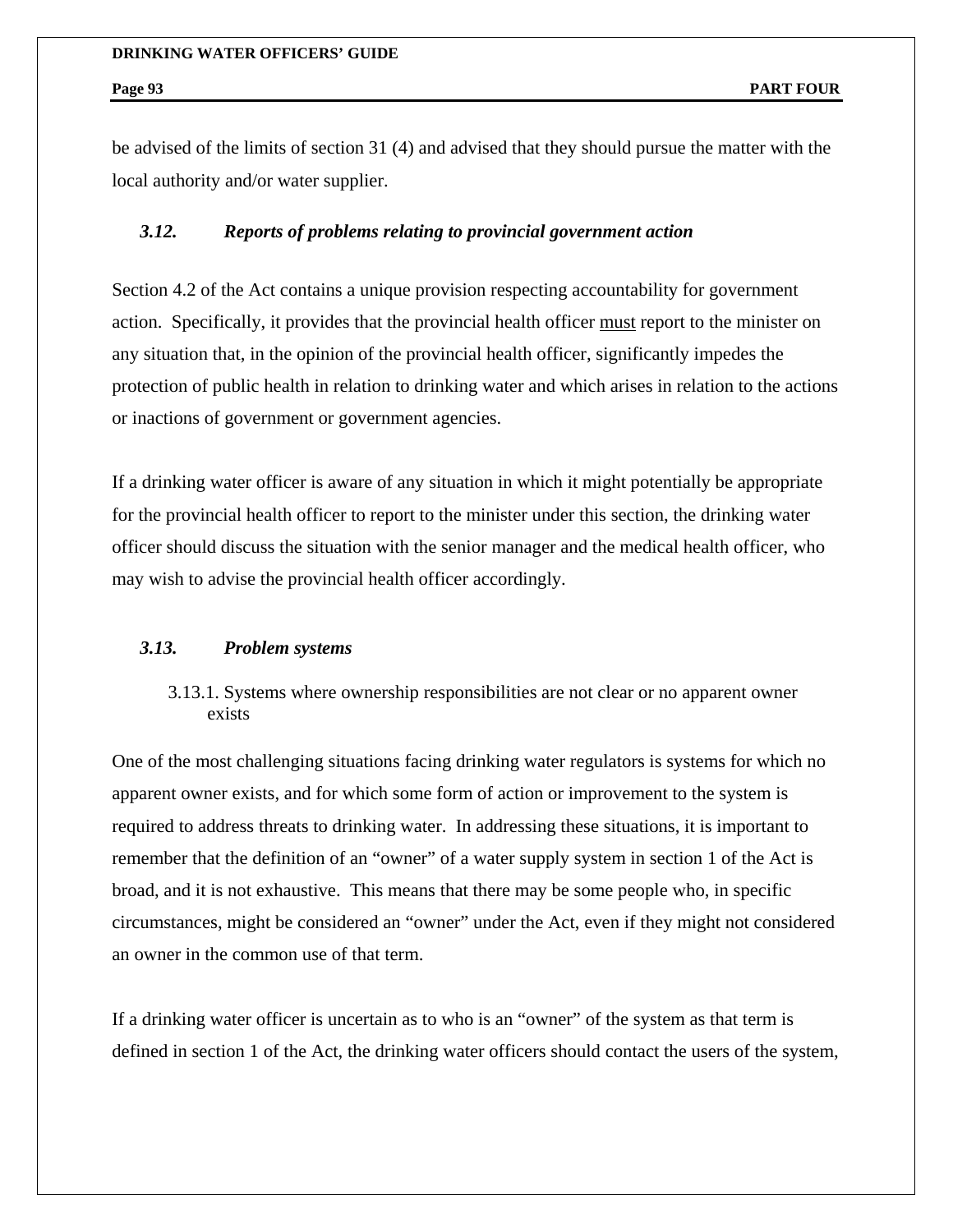be advised of the limits of section 31 (4) and advised that they should pursue the matter with the local authority and/or water supplier.

### *3.12. Reports of problems relating to provincial government action*

Section 4.2 of the Act contains a unique provision respecting accountability for government action. Specifically, it provides that the provincial health officer <u>must</u> report to the minister on any situation that, in the opinion of the provincial health officer, significantly impedes the protection of public health in relation to drinking water and which arises in relation to the actions or inactions of government or government agencies.

If a drinking water officer is aware of any situation in which it might potentially be appropriate for the provincial health officer to report to the minister under this section, the drinking water officer should discuss the situation with the senior manager and the medical health officer, who may wish to advise the provincial health officer accordingly.

### *3.13. Problem systems*

#### 3.13.1. Systems where ownership responsibilities are not clear or no apparent owner exists

One of the most challenging situations facing drinking water regulators is systems for which no apparent owner exists, and for which some form of action or improvement to the system is required to address threats to drinking water. In addressing these situations, it is important to remember that the definition of an "owner" of a water supply system in section 1 of the Act is broad, and it is not exhaustive. This means that there may be some people who, in specific circumstances, might be considered an "owner" under the Act, even if they might not considered an owner in the common use of that term.

If a drinking water officer is uncertain as to who is an "owner" of the system as that term is defined in section 1 of the Act, the drinking water officers should contact the users of the system,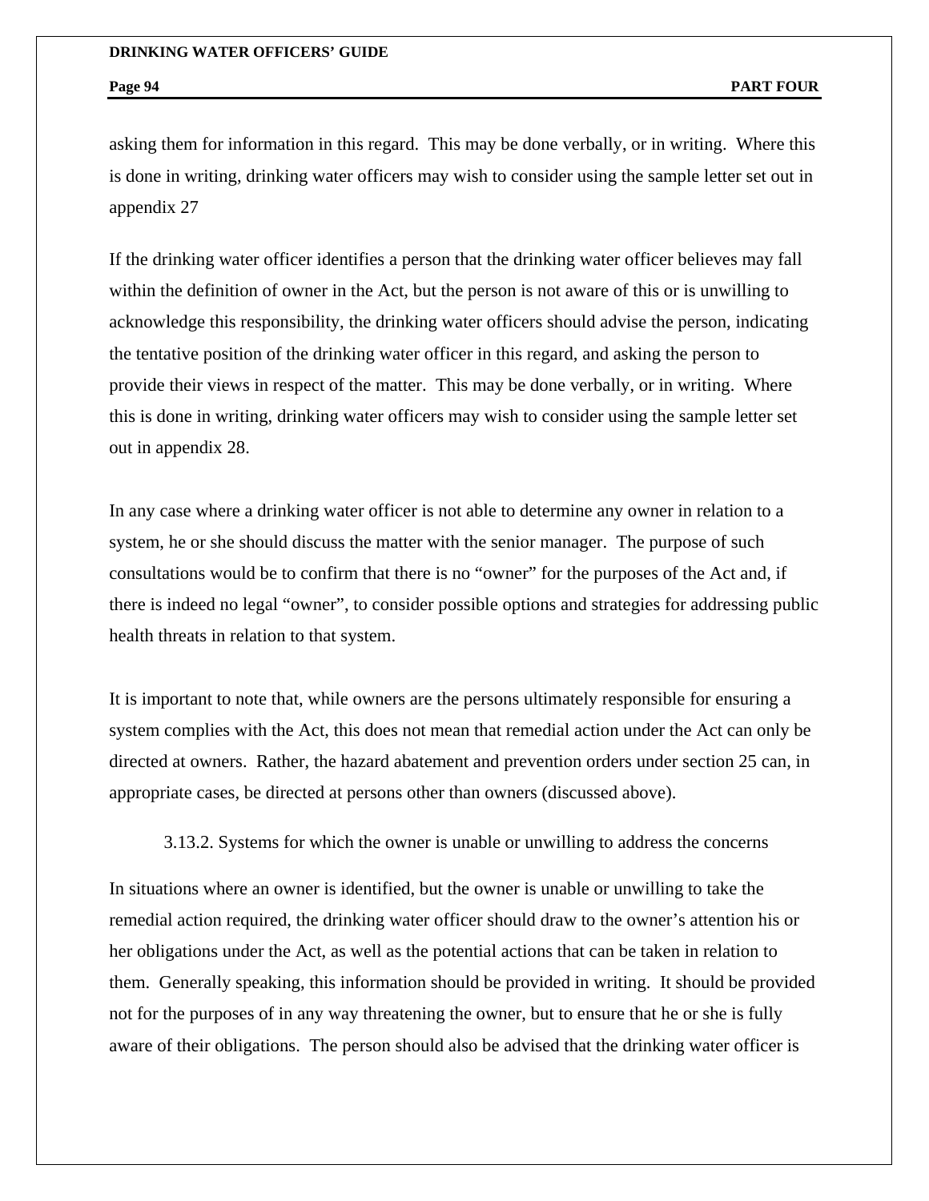asking them for information in this regard. This may be done verbally, or in writing. Where this is done in writing, drinking water officers may wish to consider using the sample letter set out in appendix 27

If the drinking water officer identifies a person that the drinking water officer believes may fall within the definition of owner in the Act, but the person is not aware of this or is unwilling to acknowledge this responsibility, the drinking water officers should advise the person, indicating the tentative position of the drinking water officer in this regard, and asking the person to provide their views in respect of the matter. This may be done verbally, or in writing. Where this is done in writing, drinking water officers may wish to consider using the sample letter set out in appendix 28.

In any case where a drinking water officer is not able to determine any owner in relation to a system, he or she should discuss the matter with the senior manager. The purpose of such consultations would be to confirm that there is no "owner" for the purposes of the Act and, if there is indeed no legal "owner", to consider possible options and strategies for addressing public health threats in relation to that system.

It is important to note that, while owners are the persons ultimately responsible for ensuring a system complies with the Act, this does not mean that remedial action under the Act can only be directed at owners. Rather, the hazard abatement and prevention orders under section 25 can, in appropriate cases, be directed at persons other than owners (discussed above).

### 3.13.2. Systems for which the owner is unable or unwilling to address the concerns

In situations where an owner is identified, but the owner is unable or unwilling to take the remedial action required, the drinking water officer should draw to the owner's attention his or her obligations under the Act, as well as the potential actions that can be taken in relation to them. Generally speaking, this information should be provided in writing. It should be provided not for the purposes of in any way threatening the owner, but to ensure that he or she is fully aware of their obligations. The person should also be advised that the drinking water officer is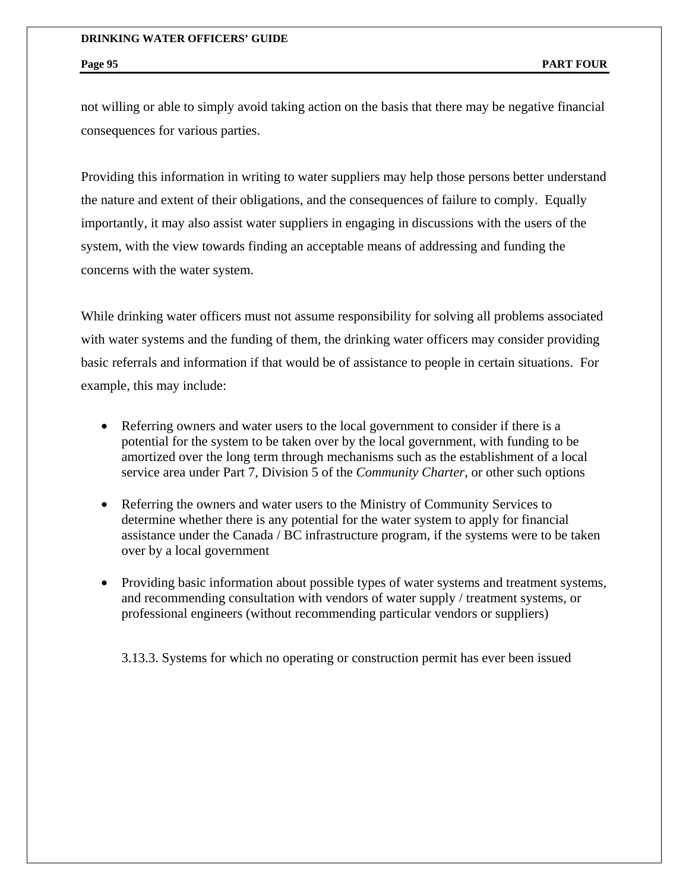not willing or able to simply avoid taking action on the basis that there may be negative financial consequences for various parties.

Providing this information in writing to water suppliers may help those persons better understand the nature and extent of their obligations, and the consequences of failure to comply. Equally importantly, it may also assist water suppliers in engaging in discussions with the users of the system, with the view towards finding an acceptable means of addressing and funding the concerns with the water system.

While drinking water officers must not assume responsibility for solving all problems associated with water systems and the funding of them, the drinking water officers may consider providing basic referrals and information if that would be of assistance to people in certain situations. For example, this may include:

- Referring owners and water users to the local government to consider if there is a potential for the system to be taken over by the local government, with funding to be amortized over the long term through mechanisms such as the establishment of a local service area under Part 7, Division 5 of the *Community Charter*, or other such options
- Referring the owners and water users to the Ministry of Community Services to determine whether there is any potential for the water system to apply for financial assistance under the Canada / BC infrastructure program, if the systems were to be taken over by a local government
- Providing basic information about possible types of water systems and treatment systems, and recommending consultation with vendors of water supply / treatment systems, or professional engineers (without recommending particular vendors or suppliers)

### 3.13.3. Systems for which no operating or construction permit has ever been issued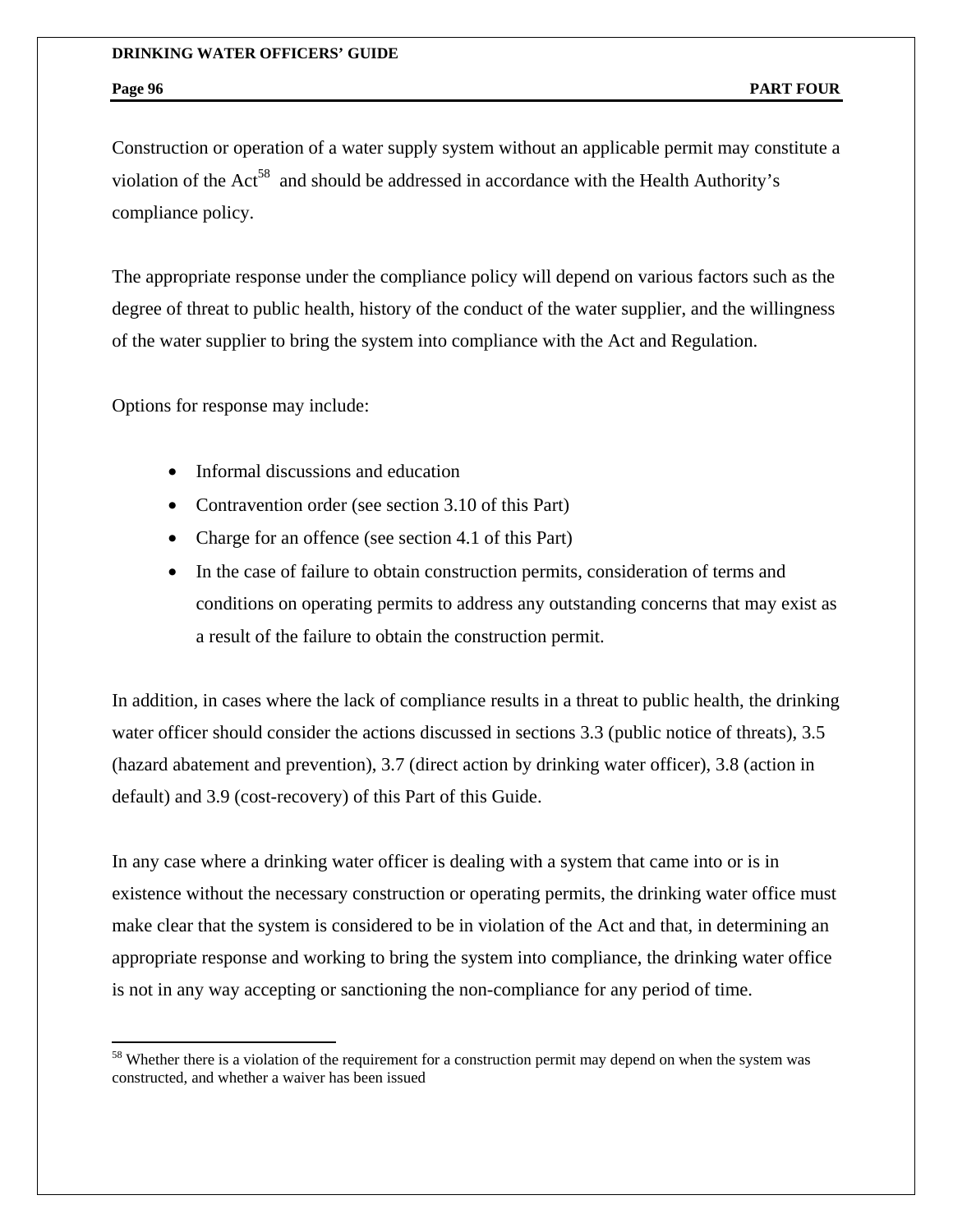Construction or operation of a water supply system without an applicable permit may constitute a violation of the Act[58] and should be addressed in accordance with the Health Authority's compliance policy.

The appropriate response under the compliance policy will depend on various factors such as the degree of threat to public health, history of the conduct of the water supplier, and the willingness of the water supplier to bring the system into compliance with the Act and Regulation.

Options for response may include:

- Informal discussions and education
- Contravention order (see section 3.10 of this Part)
- Charge for an offence (see section 4.1 of this Part)
- In the case of failure to obtain construction permits, consideration of terms and conditions on operating permits to address any outstanding concerns that may exist as a result of the failure to obtain the construction permit.

In addition, in cases where the lack of compliance results in a threat to public health, the drinking water officer should consider the actions discussed in sections 3.3 (public notice of threats), 3.5 (hazard abatement and prevention), 3.7 (direct action by drinking water officer), 3.8 (action in default) and 3.9 (cost-recovery) of this Part of this Guide.

In any case where a drinking water officer is dealing with a system that came into or is in existence without the necessary construction or operating permits, the drinking water office must make clear that the system is considered to be in violation of the Act and that, in determining an appropriate response and working to bring the system into compliance, the drinking water office is not in any way accepting or sanctioning the non-compliance for any period of time.

[58] Whether there is a violation of the requirement for a construction permit may depend on when the system was constructed, and whether a waiver has been issued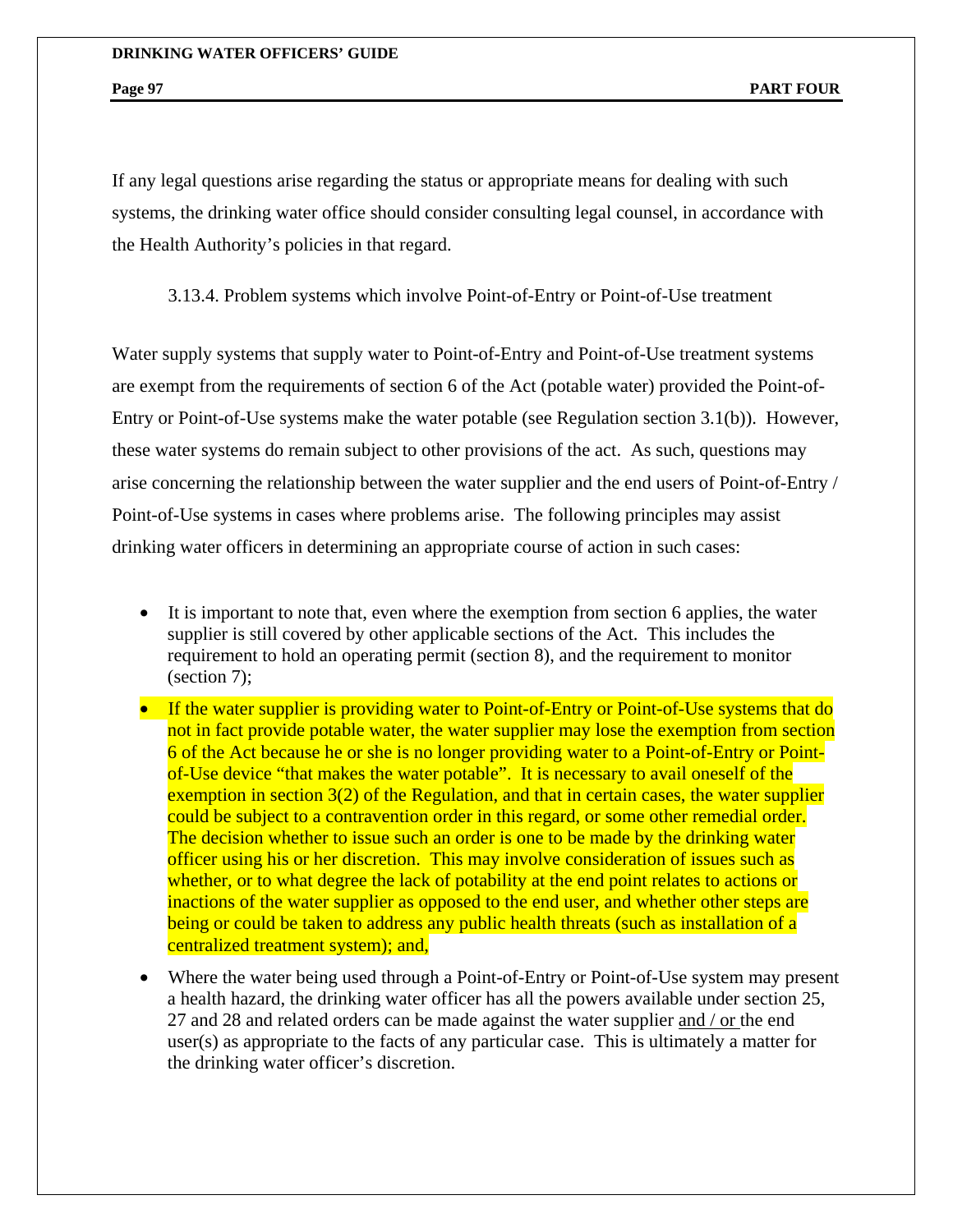If any legal questions arise regarding the status or appropriate means for dealing with such systems, the drinking water office should consider consulting legal counsel, in accordance with the Health Authority's policies in that regard.

### 3.13.4. Problem systems which involve Point-of-Entry or Point-of-Use treatment

Water supply systems that supply water to Point-of-Entry and Point-of-Use treatment systems are exempt from the requirements of section 6 of the Act (potable water) provided the Point-of-Entry or Point-of-Use systems make the water potable (see Regulation section 3.1(b)). However, these water systems do remain subject to other provisions of the act. As such, questions may arise concerning the relationship between the water supplier and the end users of Point-of-Entry / Point-of-Use systems in cases where problems arise. The following principles may assist drinking water officers in determining an appropriate course of action in such cases:

- It is important to note that, even where the exemption from section 6 applies, the water supplier is still covered by other applicable sections of the Act. This includes the requirement to hold an operating permit (section 8), and the requirement to monitor (section 7);
- If the water supplier is providing water to Point-of-Entry or Point-of-Use systems that do not in fact provide potable water, the water supplier may lose the exemption from section 6 of the Act because he or she is no longer providing water to a Point-of-Entry or Point-of-Use device "that makes the water potable". It is necessary to avail oneself of the exemption in section 3(2) of the Regulation, and that in certain cases, the water supplier could be subject to a contravention order in this regard, or some other remedial order. The decision whether to issue such an order is one to be made by the drinking water officer using his or her discretion. This may involve consideration of issues such as whether, or to what degree the lack of potability at the end point relates to actions or inactions of the water supplier as opposed to the end user, and whether other steps are being or could be taken to address any public health threats (such as installation of a centralized treatment system); and,
- Where the water being used through a Point-of-Entry or Point-of-Use system may present a health hazard, the drinking water officer has all the powers available under section 25, 27 and 28 and related orders can be made against the water supplier <u>and / or</u> the end user(s) as appropriate to the facts of any particular case. This is ultimately a matter for the drinking water officer's discretion.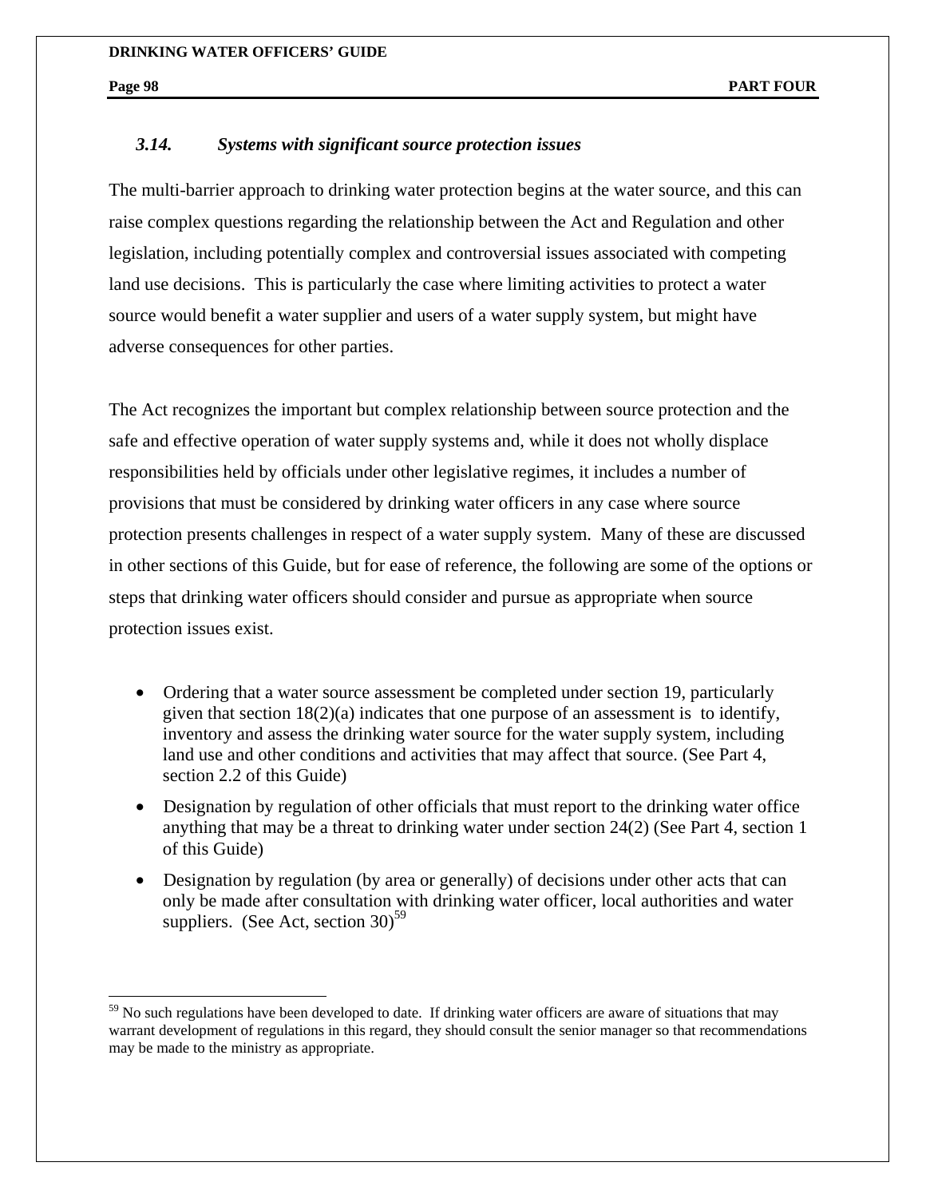### *3.14. Systems with significant source protection issues*

The multi-barrier approach to drinking water protection begins at the water source, and this can raise complex questions regarding the relationship between the Act and Regulation and other legislation, including potentially complex and controversial issues associated with competing land use decisions. This is particularly the case where limiting activities to protect a water source would benefit a water supplier and users of a water supply system, but might have adverse consequences for other parties.

The Act recognizes the important but complex relationship between source protection and the safe and effective operation of water supply systems and, while it does not wholly displace responsibilities held by officials under other legislative regimes, it includes a number of provisions that must be considered by drinking water officers in any case where source protection presents challenges in respect of a water supply system. Many of these are discussed in other sections of this Guide, but for ease of reference, the following are some of the options or steps that drinking water officers should consider and pursue as appropriate when source protection issues exist.

- Ordering that a water source assessment be completed under section 19, particularly given that section 18(2)(a) indicates that one purpose of an assessment is to identify, inventory and assess the drinking water source for the water supply system, including land use and other conditions and activities that may affect that source. (See Part 4, section 2.2 of this Guide)
- Designation by regulation of other officials that must report to the drinking water office anything that may be a threat to drinking water under section 24(2) (See Part 4, section 1 of this Guide)
- Designation by regulation (by area or generally) of decisions under other acts that can only be made after consultation with drinking water officer, local authorities and water suppliers. (See Act, section 30)[59]

[59] No such regulations have been developed to date. If drinking water officers are aware of situations that may warrant development of regulations in this regard, they should consult the senior manager so that recommendations may be made to the ministry as appropriate.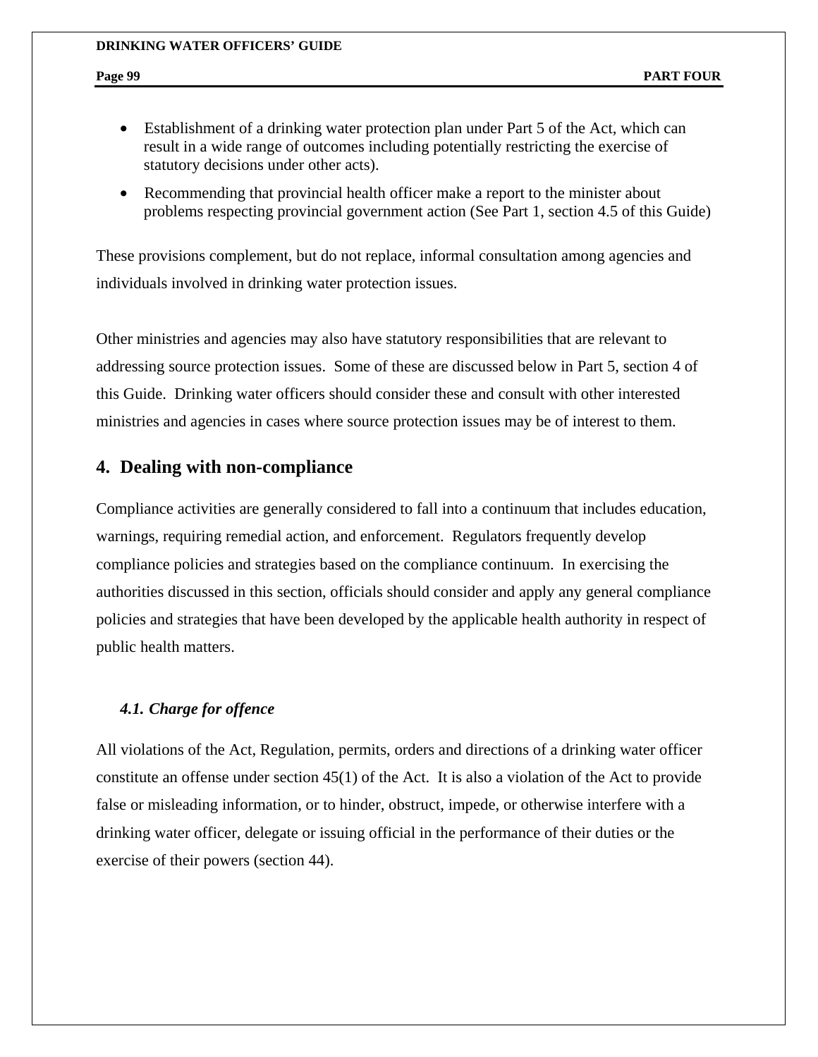- Establishment of a drinking water protection plan under Part 5 of the Act, which can result in a wide range of outcomes including potentially restricting the exercise of statutory decisions under other acts).
- Recommending that provincial health officer make a report to the minister about problems respecting provincial government action (See Part 1, section 4.5 of this Guide)

These provisions complement, but do not replace, informal consultation among agencies and individuals involved in drinking water protection issues.

Other ministries and agencies may also have statutory responsibilities that are relevant to addressing source protection issues. Some of these are discussed below in Part 5, section 4 of this Guide. Drinking water officers should consider these and consult with other interested ministries and agencies in cases where source protection issues may be of interest to them.

## 4. Dealing with non-compliance

Compliance activities are generally considered to fall into a continuum that includes education, warnings, requiring remedial action, and enforcement. Regulators frequently develop compliance policies and strategies based on the compliance continuum. In exercising the authorities discussed in this section, officials should consider and apply any general compliance policies and strategies that have been developed by the applicable health authority in respect of public health matters.

### *4.1. Charge for offence*

All violations of the Act, Regulation, permits, orders and directions of a drinking water officer constitute an offense under section 45(1) of the Act. It is also a violation of the Act to provide false or misleading information, or to hinder, obstruct, impede, or otherwise interfere with a drinking water officer, delegate or issuing official in the performance of their duties or the exercise of their powers (section 44).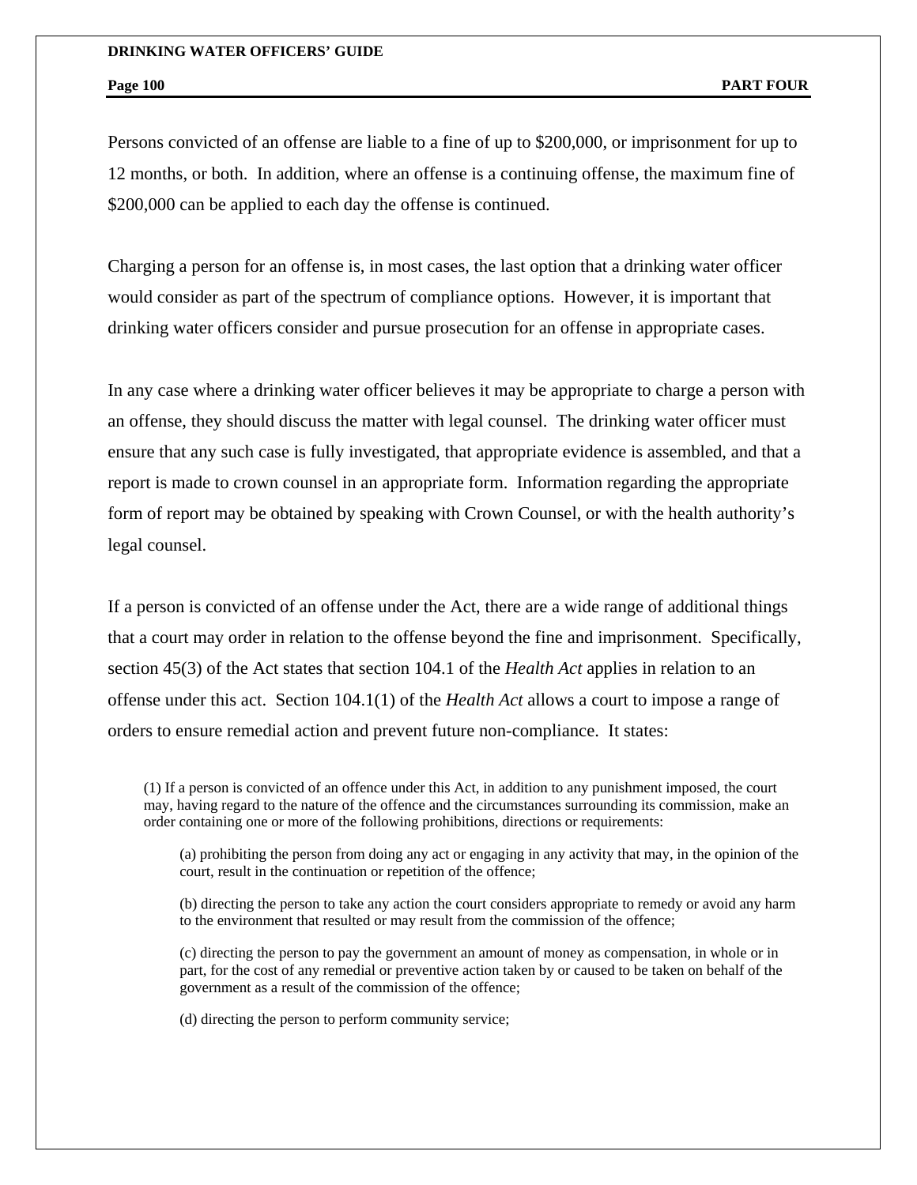Persons convicted of an offense are liable to a fine of up to $200,000, or imprisonment for up to 12 months, or both. In addition, where an offense is a continuing offense, the maximum fine of $200,000 can be applied to each day the offense is continued.

Charging a person for an offense is, in most cases, the last option that a drinking water officer would consider as part of the spectrum of compliance options. However, it is important that drinking water officers consider and pursue prosecution for an offense in appropriate cases.

In any case where a drinking water officer believes it may be appropriate to charge a person with an offense, they should discuss the matter with legal counsel. The drinking water officer must ensure that any such case is fully investigated, that appropriate evidence is assembled, and that a report is made to crown counsel in an appropriate form. Information regarding the appropriate form of report may be obtained by speaking with Crown Counsel, or with the health authority's legal counsel.

If a person is convicted of an offense under the Act, there are a wide range of additional things that a court may order in relation to the offense beyond the fine and imprisonment. Specifically, section 45(3) of the Act states that section 104.1 of the *Health Act* applies in relation to an offense under this act. Section 104.1(1) of the *Health Act* allows a court to impose a range of orders to ensure remedial action and prevent future non-compliance. It states:

> (1) If a person is convicted of an offence under this Act, in addition to any punishment imposed, the court may, having regard to the nature of the offence and the circumstances surrounding its commission, make an order containing one or more of the following prohibitions, directions or requirements:
>
> (a) prohibiting the person from doing any act or engaging in any activity that may, in the opinion of the court, result in the continuation or repetition of the offence;
>
> (b) directing the person to take any action the court considers appropriate to remedy or avoid any harm to the environment that resulted or may result from the commission of the offence;
>
> (c) directing the person to pay the government an amount of money as compensation, in whole or in part, for the cost of any remedial or preventive action taken by or caused to be taken on behalf of the government as a result of the commission of the offence;
>
> (d) directing the person to perform community service;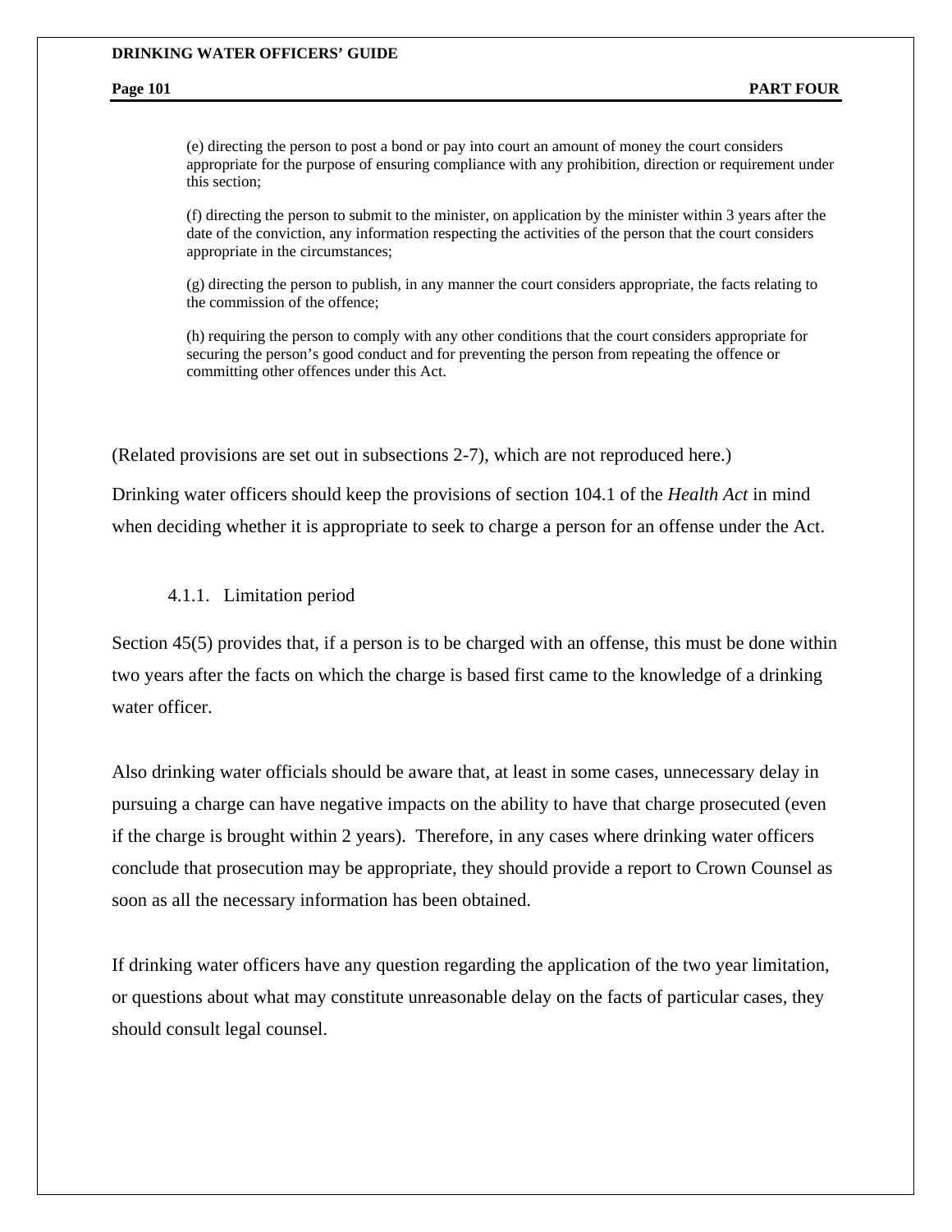(e) directing the person to post a bond or pay into court an amount of money the court considers appropriate for the purpose of ensuring compliance with any prohibition, direction or requirement under this section;

(f) directing the person to submit to the minister, on application by the minister within 3 years after the date of the conviction, any information respecting the activities of the person that the court considers appropriate in the circumstances;

(g) directing the person to publish, in any manner the court considers appropriate, the facts relating to the commission of the offence;

(h) requiring the person to comply with any other conditions that the court considers appropriate for securing the person's good conduct and for preventing the person from repeating the offence or committing other offences under this Act.

(Related provisions are set out in subsections 2-7), which are not reproduced here.)

Drinking water officers should keep the provisions of section 104.1 of the *Health Act* in mind when deciding whether it is appropriate to seek to charge a person for an offense under the Act.

### 4.1.1. Limitation period

Section 45(5) provides that, if a person is to be charged with an offense, this must be done within two years after the facts on which the charge is based first came to the knowledge of a drinking water officer.

Also drinking water officials should be aware that, at least in some cases, unnecessary delay in pursuing a charge can have negative impacts on the ability to have that charge prosecuted (even if the charge is brought within 2 years). Therefore, in any cases where drinking water officers conclude that prosecution may be appropriate, they should provide a report to Crown Counsel as soon as all the necessary information has been obtained.

If drinking water officers have any question regarding the application of the two year limitation, or questions about what may constitute unreasonable delay on the facts of particular cases, they should consult legal counsel.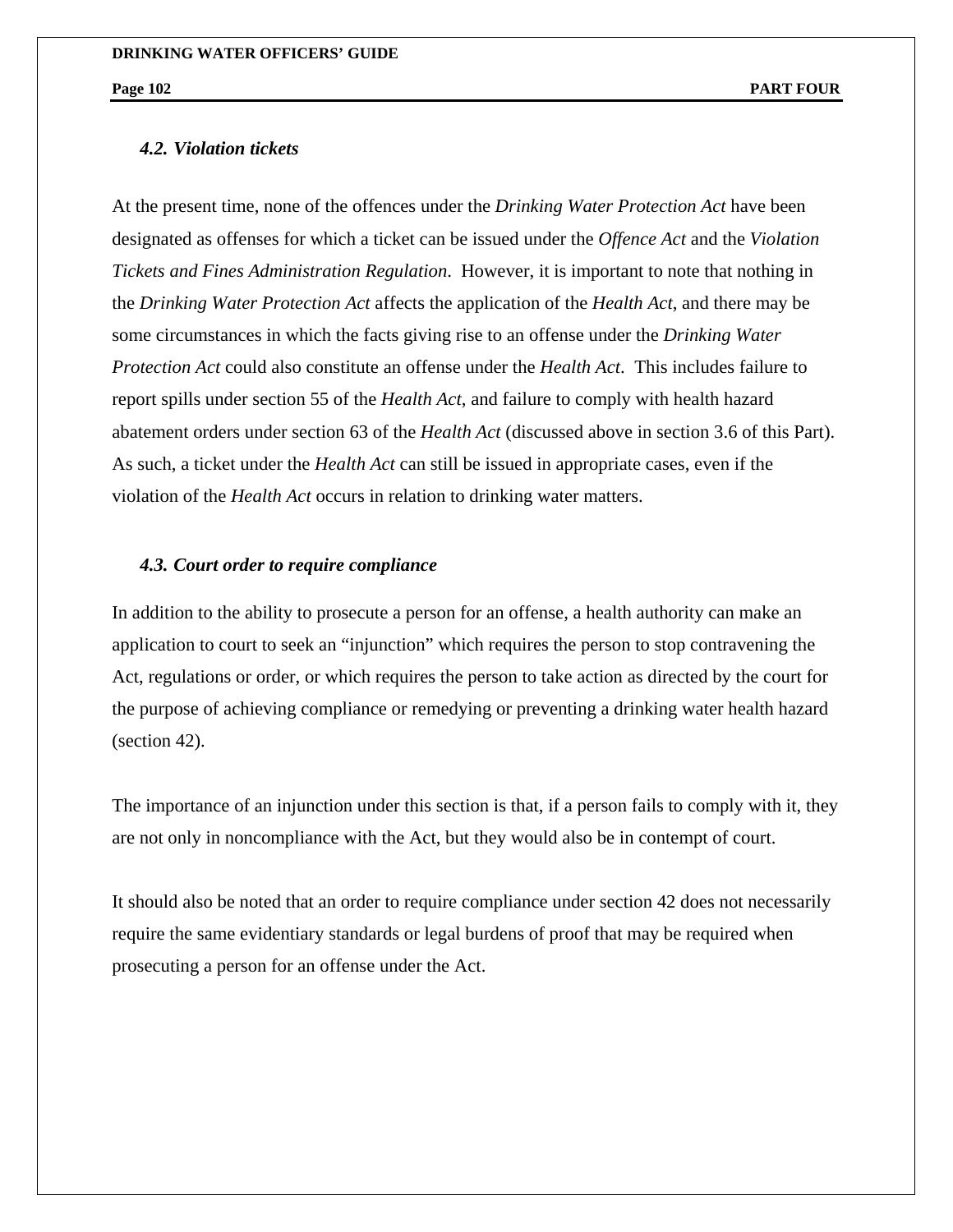### *4.2. Violation tickets*

At the present time, none of the offences under the *Drinking Water Protection Act* have been designated as offenses for which a ticket can be issued under the *Offence Act* and the *Violation Tickets and Fines Administration Regulation*. However, it is important to note that nothing in the *Drinking Water Protection Act* affects the application of the *Health Act*, and there may be some circumstances in which the facts giving rise to an offense under the *Drinking Water Protection Act* could also constitute an offense under the *Health Act*. This includes failure to report spills under section 55 of the *Health Act*, and failure to comply with health hazard abatement orders under section 63 of the *Health Act* (discussed above in section 3.6 of this Part). As such, a ticket under the *Health Act* can still be issued in appropriate cases, even if the violation of the *Health Act* occurs in relation to drinking water matters.

### *4.3. Court order to require compliance*

In addition to the ability to prosecute a person for an offense, a health authority can make an application to court to seek an "injunction" which requires the person to stop contravening the Act, regulations or order, or which requires the person to take action as directed by the court for the purpose of achieving compliance or remedying or preventing a drinking water health hazard (section 42).

The importance of an injunction under this section is that, if a person fails to comply with it, they are not only in noncompliance with the Act, but they would also be in contempt of court.

It should also be noted that an order to require compliance under section 42 does not necessarily require the same evidentiary standards or legal burdens of proof that may be required when prosecuting a person for an offense under the Act.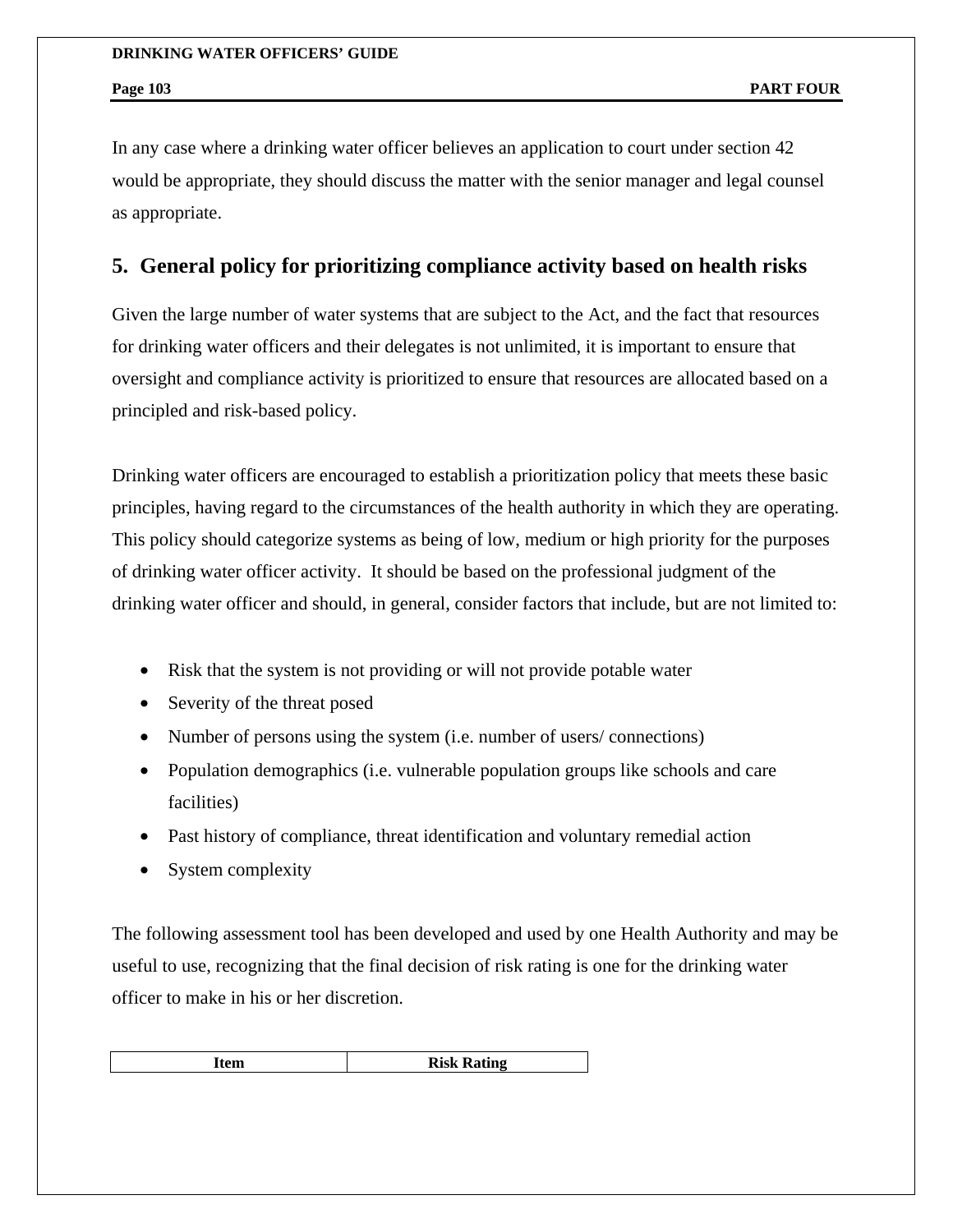In any case where a drinking water officer believes an application to court under section 42 would be appropriate, they should discuss the matter with the senior manager and legal counsel as appropriate.

## 5. General policy for prioritizing compliance activity based on health risks

Given the large number of water systems that are subject to the Act, and the fact that resources for drinking water officers and their delegates is not unlimited, it is important to ensure that oversight and compliance activity is prioritized to ensure that resources are allocated based on a principled and risk-based policy.

Drinking water officers are encouraged to establish a prioritization policy that meets these basic principles, having regard to the circumstances of the health authority in which they are operating. This policy should categorize systems as being of low, medium or high priority for the purposes of drinking water officer activity. It should be based on the professional judgment of the drinking water officer and should, in general, consider factors that include, but are not limited to:

- Risk that the system is not providing or will not provide potable water
- Severity of the threat posed
- Number of persons using the system (i.e. number of users/ connections)
- Population demographics (i.e. vulnerable population groups like schools and care facilities)
- Past history of compliance, threat identification and voluntary remedial action
- System complexity

The following assessment tool has been developed and used by one Health Authority and may be useful to use, recognizing that the final decision of risk rating is one for the drinking water officer to make in his or her discretion.

| Item | Risk Rating |
|---|---|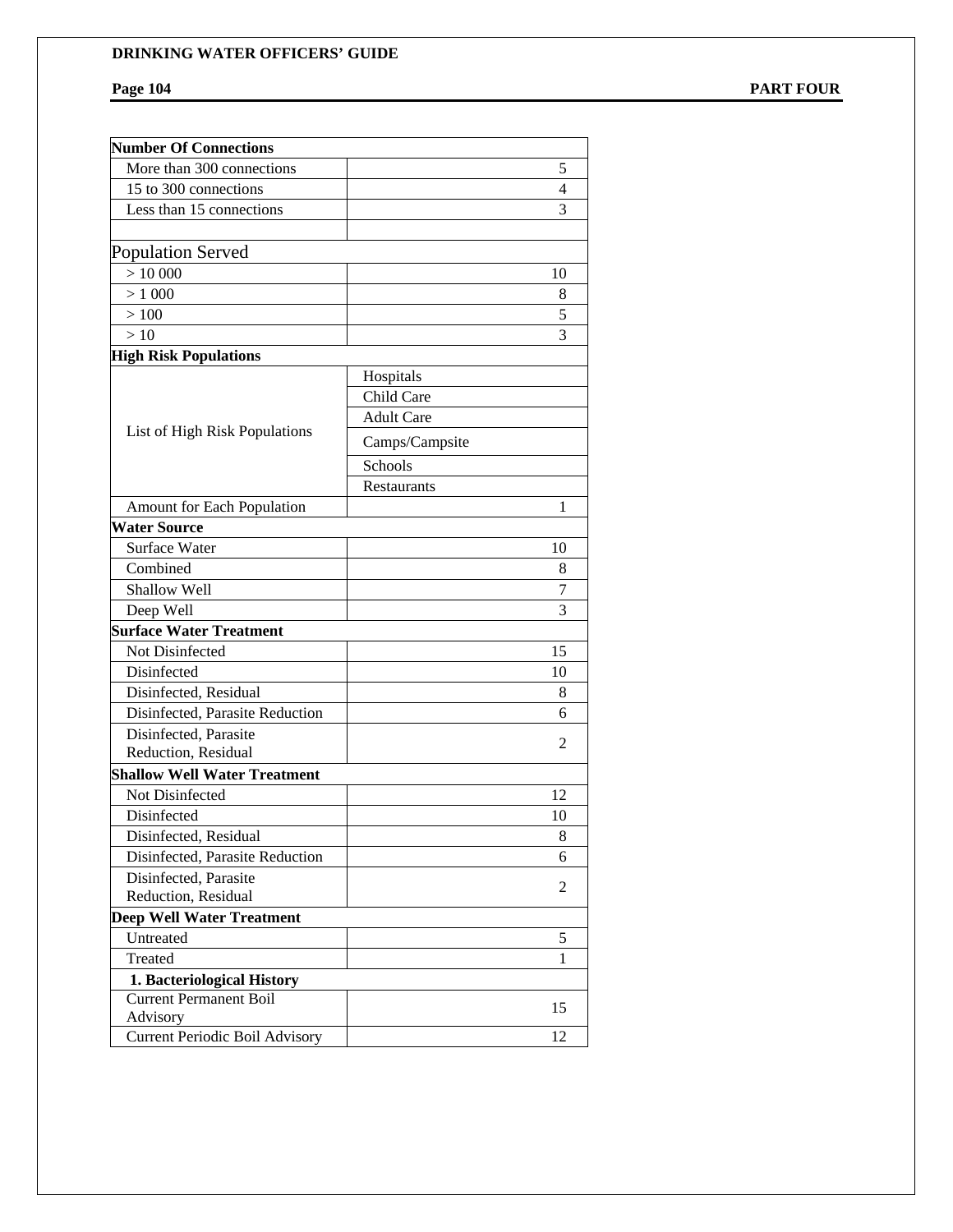| **Number Of Connections** | |
|---|---|
| More than 300 connections | 5 |
| 15 to 300 connections | 4 |
| Less than 15 connections | 3 |
| | |
| Population Served | |
| > 10 000 | 10 |
| > 1 000 | 8 |
| > 100 | 5 |
| > 10 | 3 |
| **High Risk Populations** | |
| List of High Risk Populations | Hospitals |
| | Child Care |
| | Adult Care |
| | Camps/Campsite |
| | Schools |
| | Restaurants |
| Amount for Each Population | 1 |
| **Water Source** | |
| Surface Water | 10 |
| Combined | 8 |
| Shallow Well | 7 |
| Deep Well | 3 |
| **Surface Water Treatment** | |
| Not Disinfected | 15 |
| Disinfected | 10 |
| Disinfected, Residual | 8 |
| Disinfected, Parasite Reduction | 6 |
| Disinfected, Parasite Reduction, Residual | 2 |
| **Shallow Well Water Treatment** | |
| Not Disinfected | 12 |
| Disinfected | 10 |
| Disinfected, Residual | 8 |
| Disinfected, Parasite Reduction | 6 |
| Disinfected, Parasite Reduction, Residual | 2 |
| **Deep Well Water Treatment** | |
| Untreated | 5 |
| Treated | 1 |
| **1. Bacteriological History** | |
| Current Permanent Boil Advisory | 15 |
| Current Periodic Boil Advisory | 12 |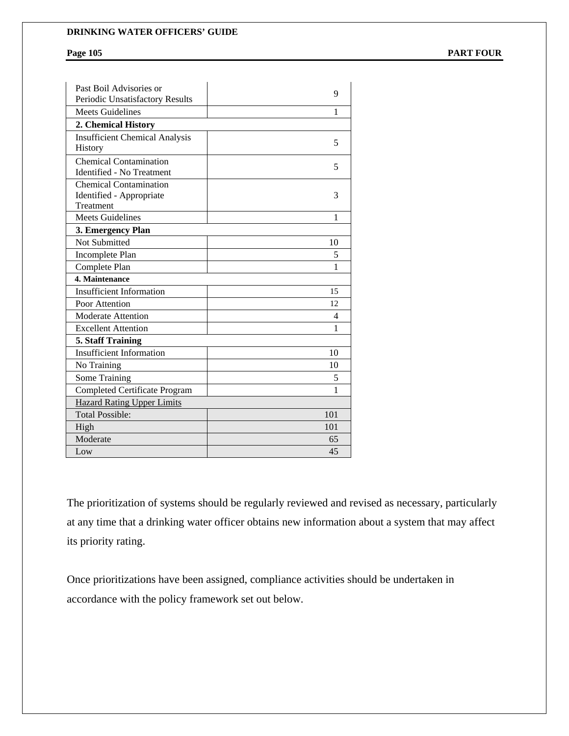| | |
|---|---|
| Past Boil Advisories or Periodic Unsatisfactory Results | 9 |
| Meets Guidelines | 1 |
| **2. Chemical History** | |
| Insufficient Chemical Analysis History | 5 |
| Chemical Contamination Identified - No Treatment | 5 |
| Chemical Contamination Identified - Appropriate Treatment | 3 |
| Meets Guidelines | 1 |
| **3. Emergency Plan** | |
| Not Submitted | 10 |
| Incomplete Plan | 5 |
| Complete Plan | 1 |
| **4. Maintenance** | |
| Insufficient Information | 15 |
| Poor Attention | 12 |
| Moderate Attention | 4 |
| Excellent Attention | 1 |
| **5. Staff Training** | |
| Insufficient Information | 10 |
| No Training | 10 |
| Some Training | 5 |
| Completed Certificate Program | 1 |
| Hazard Rating Upper Limits | |
| Total Possible: | 101 |
| High | 101 |
| Moderate | 65 |
| Low | 45 |

The prioritization of systems should be regularly reviewed and revised as necessary, particularly at any time that a drinking water officer obtains new information about a system that may affect its priority rating.

Once prioritizations have been assigned, compliance activities should be undertaken in accordance with the policy framework set out below.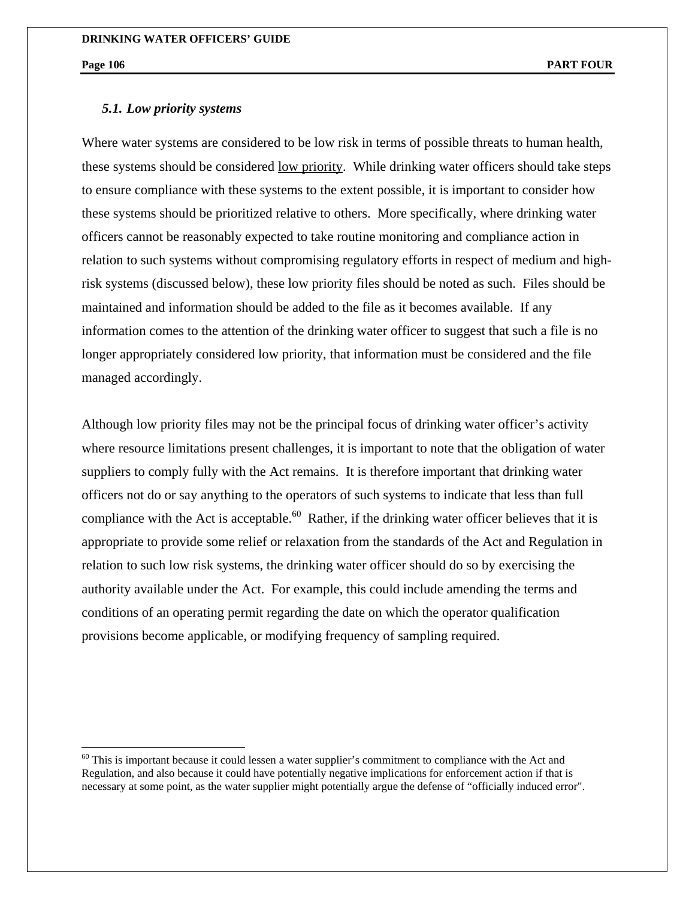### *5.1. Low priority systems*

Where water systems are considered to be low risk in terms of possible threats to human health, these systems should be considered <u>low priority</u>. While drinking water officers should take steps to ensure compliance with these systems to the extent possible, it is important to consider how these systems should be prioritized relative to others. More specifically, where drinking water officers cannot be reasonably expected to take routine monitoring and compliance action in relation to such systems without compromising regulatory efforts in respect of medium and high-risk systems (discussed below), these low priority files should be noted as such. Files should be maintained and information should be added to the file as it becomes available. If any information comes to the attention of the drinking water officer to suggest that such a file is no longer appropriately considered low priority, that information must be considered and the file managed accordingly.

Although low priority files may not be the principal focus of drinking water officer's activity where resource limitations present challenges, it is important to note that the obligation of water suppliers to comply fully with the Act remains. It is therefore important that drinking water officers not do or say anything to the operators of such systems to indicate that less than full compliance with the Act is acceptable.[60] Rather, if the drinking water officer believes that it is appropriate to provide some relief or relaxation from the standards of the Act and Regulation in relation to such low risk systems, the drinking water officer should do so by exercising the authority available under the Act. For example, this could include amending the terms and conditions of an operating permit regarding the date on which the operator qualification provisions become applicable, or modifying frequency of sampling required.

---

[60] This is important because it could lessen a water supplier's commitment to compliance with the Act and Regulation, and also because it could have potentially negative implications for enforcement action if that is necessary at some point, as the water supplier might potentially argue the defense of "officially induced error".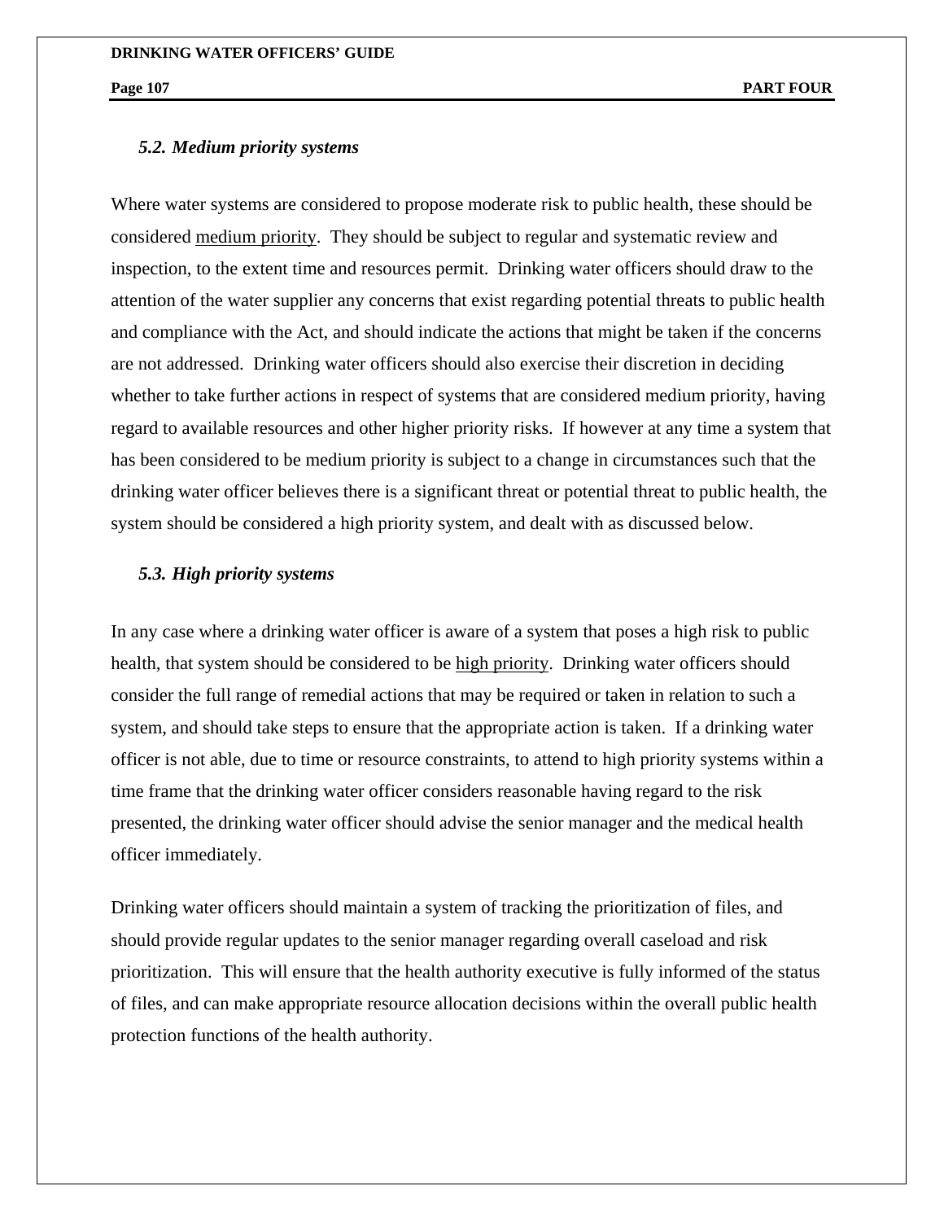### *5.2. Medium priority systems*

Where water systems are considered to propose moderate risk to public health, these should be considered medium priority. They should be subject to regular and systematic review and inspection, to the extent time and resources permit. Drinking water officers should draw to the attention of the water supplier any concerns that exist regarding potential threats to public health and compliance with the Act, and should indicate the actions that might be taken if the concerns are not addressed. Drinking water officers should also exercise their discretion in deciding whether to take further actions in respect of systems that are considered medium priority, having regard to available resources and other higher priority risks. If however at any time a system that has been considered to be medium priority is subject to a change in circumstances such that the drinking water officer believes there is a significant threat or potential threat to public health, the system should be considered a high priority system, and dealt with as discussed below.

### *5.3. High priority systems*

In any case where a drinking water officer is aware of a system that poses a high risk to public health, that system should be considered to be high priority. Drinking water officers should consider the full range of remedial actions that may be required or taken in relation to such a system, and should take steps to ensure that the appropriate action is taken. If a drinking water officer is not able, due to time or resource constraints, to attend to high priority systems within a time frame that the drinking water officer considers reasonable having regard to the risk presented, the drinking water officer should advise the senior manager and the medical health officer immediately.

Drinking water officers should maintain a system of tracking the prioritization of files, and should provide regular updates to the senior manager regarding overall caseload and risk prioritization. This will ensure that the health authority executive is fully informed of the status of files, and can make appropriate resource allocation decisions within the overall public health protection functions of the health authority.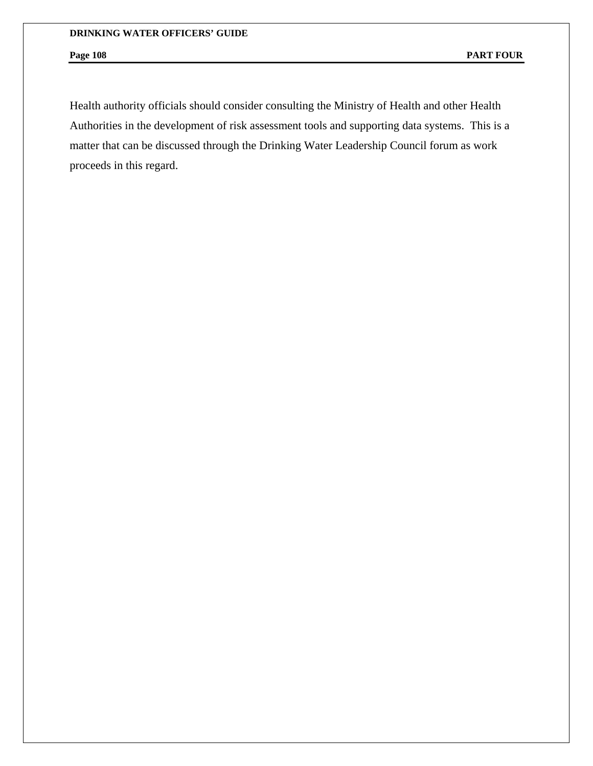Health authority officials should consider consulting the Ministry of Health and other Health Authorities in the development of risk assessment tools and supporting data systems.  This is a matter that can be discussed through the Drinking Water Leadership Council forum as work proceeds in this regard.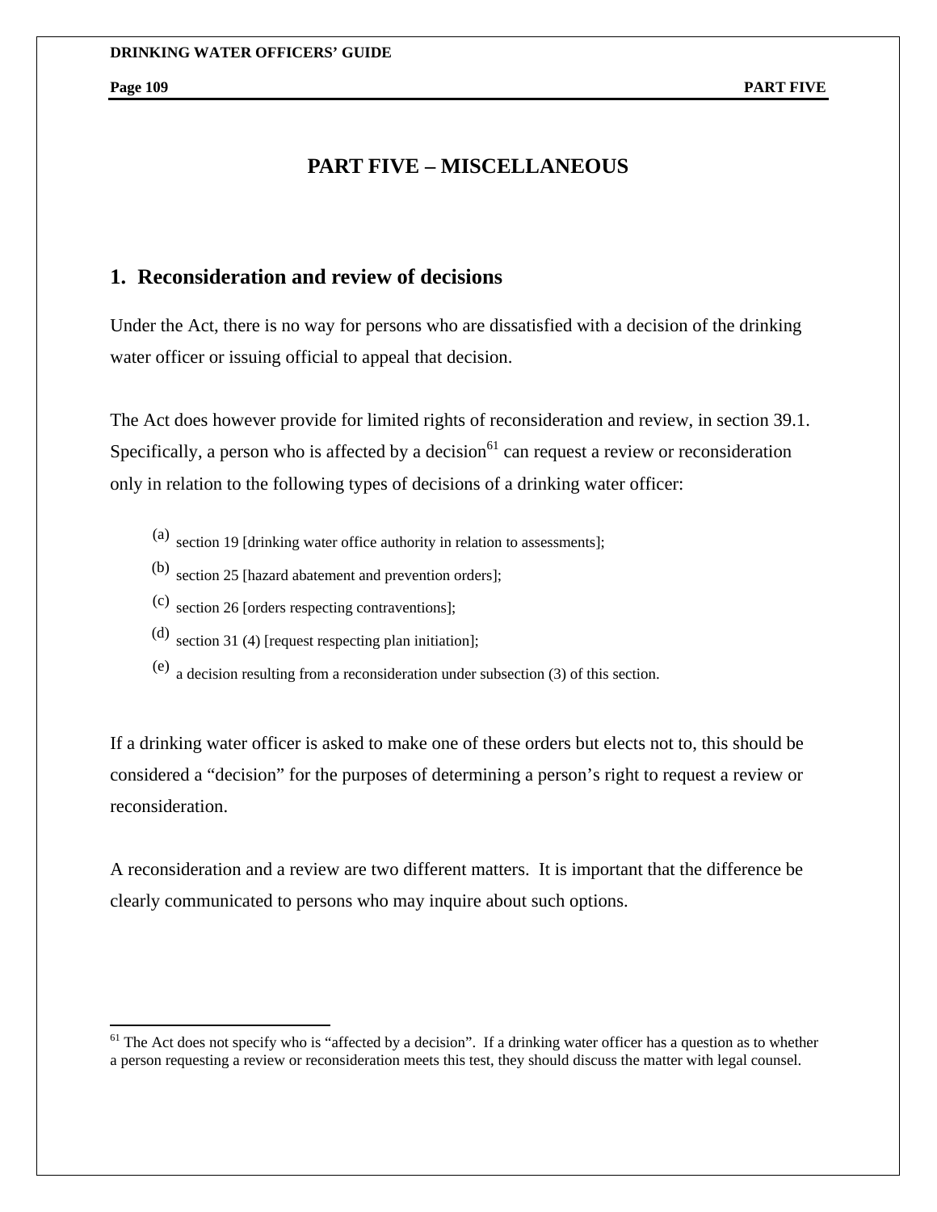# PART FIVE – MISCELLANEOUS

## 1. Reconsideration and review of decisions

Under the Act, there is no way for persons who are dissatisfied with a decision of the drinking water officer or issuing official to appeal that decision.

The Act does however provide for limited rights of reconsideration and review, in section 39.1. Specifically, a person who is affected by a decision[61] can request a review or reconsideration only in relation to the following types of decisions of a drinking water officer:

(a) section 19 [drinking water office authority in relation to assessments];

(b) section 25 [hazard abatement and prevention orders];

(c) section 26 [orders respecting contraventions];

(d) section 31 (4) [request respecting plan initiation];

(e) a decision resulting from a reconsideration under subsection (3) of this section.

If a drinking water officer is asked to make one of these orders but elects not to, this should be considered a "decision" for the purposes of determining a person's right to request a review or reconsideration.

A reconsideration and a review are two different matters. It is important that the difference be clearly communicated to persons who may inquire about such options.

---

[61] The Act does not specify who is "affected by a decision". If a drinking water officer has a question as to whether a person requesting a review or reconsideration meets this test, they should discuss the matter with legal counsel.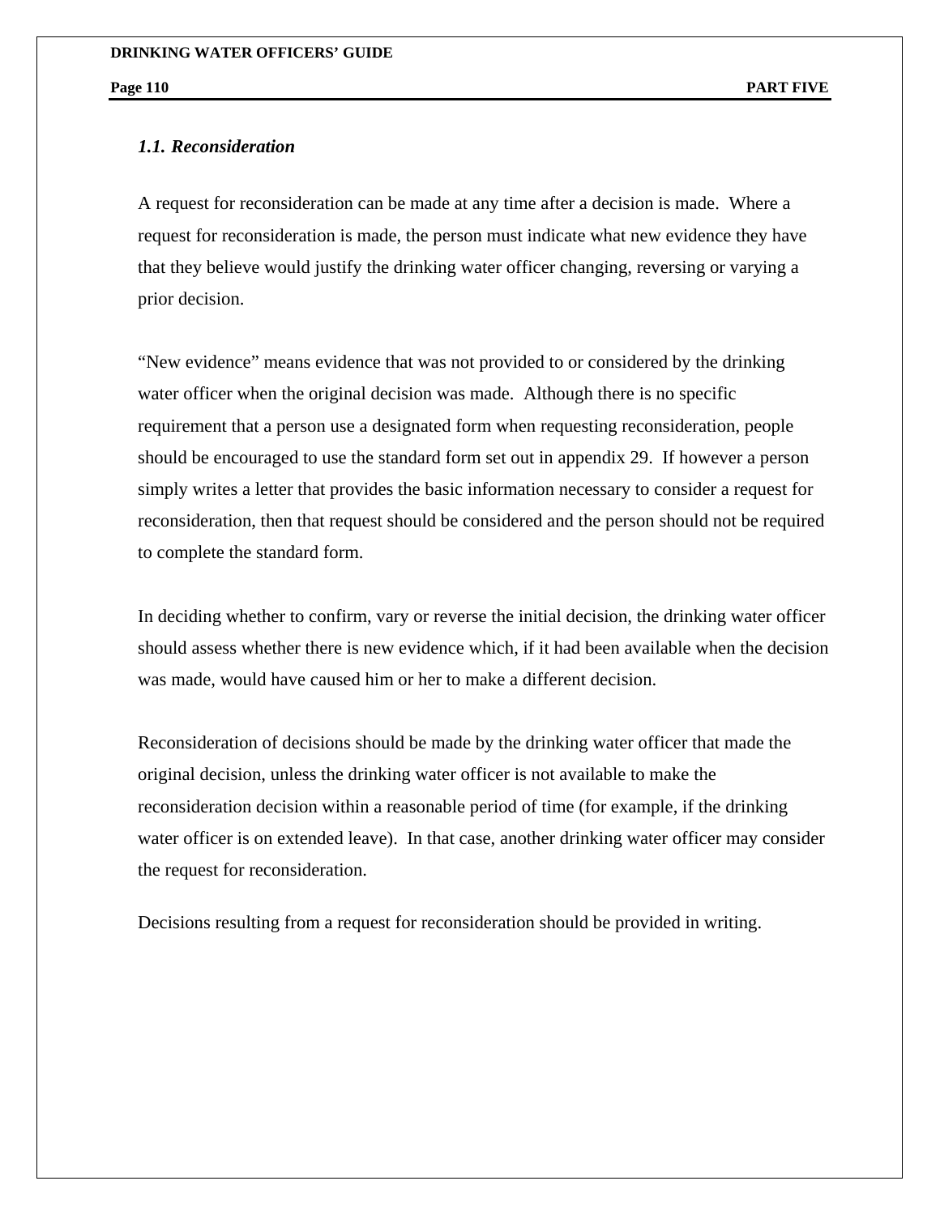### *1.1. Reconsideration*

A request for reconsideration can be made at any time after a decision is made. Where a request for reconsideration is made, the person must indicate what new evidence they have that they believe would justify the drinking water officer changing, reversing or varying a prior decision.

"New evidence" means evidence that was not provided to or considered by the drinking water officer when the original decision was made. Although there is no specific requirement that a person use a designated form when requesting reconsideration, people should be encouraged to use the standard form set out in appendix 29. If however a person simply writes a letter that provides the basic information necessary to consider a request for reconsideration, then that request should be considered and the person should not be required to complete the standard form.

In deciding whether to confirm, vary or reverse the initial decision, the drinking water officer should assess whether there is new evidence which, if it had been available when the decision was made, would have caused him or her to make a different decision.

Reconsideration of decisions should be made by the drinking water officer that made the original decision, unless the drinking water officer is not available to make the reconsideration decision within a reasonable period of time (for example, if the drinking water officer is on extended leave). In that case, another drinking water officer may consider the request for reconsideration.

Decisions resulting from a request for reconsideration should be provided in writing.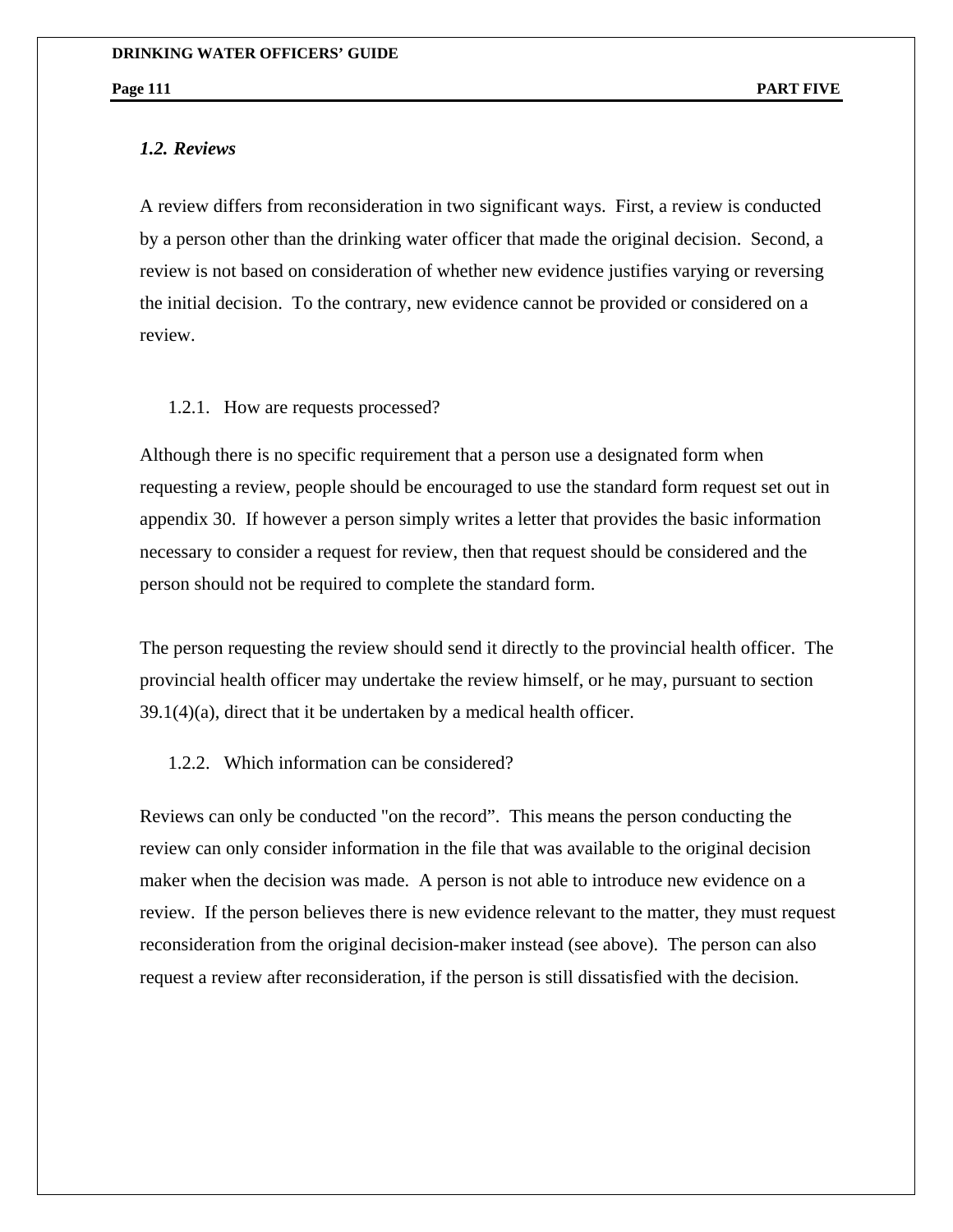### *1.2. Reviews*

A review differs from reconsideration in two significant ways. First, a review is conducted by a person other than the drinking water officer that made the original decision. Second, a review is not based on consideration of whether new evidence justifies varying or reversing the initial decision. To the contrary, new evidence cannot be provided or considered on a review.

#### 1.2.1. How are requests processed?

Although there is no specific requirement that a person use a designated form when requesting a review, people should be encouraged to use the standard form request set out in appendix 30. If however a person simply writes a letter that provides the basic information necessary to consider a request for review, then that request should be considered and the person should not be required to complete the standard form.

The person requesting the review should send it directly to the provincial health officer. The provincial health officer may undertake the review himself, or he may, pursuant to section 39.1(4)(a), direct that it be undertaken by a medical health officer.

#### 1.2.2. Which information can be considered?

Reviews can only be conducted "on the record". This means the person conducting the review can only consider information in the file that was available to the original decision maker when the decision was made. A person is not able to introduce new evidence on a review. If the person believes there is new evidence relevant to the matter, they must request reconsideration from the original decision-maker instead (see above). The person can also request a review after reconsideration, if the person is still dissatisfied with the decision.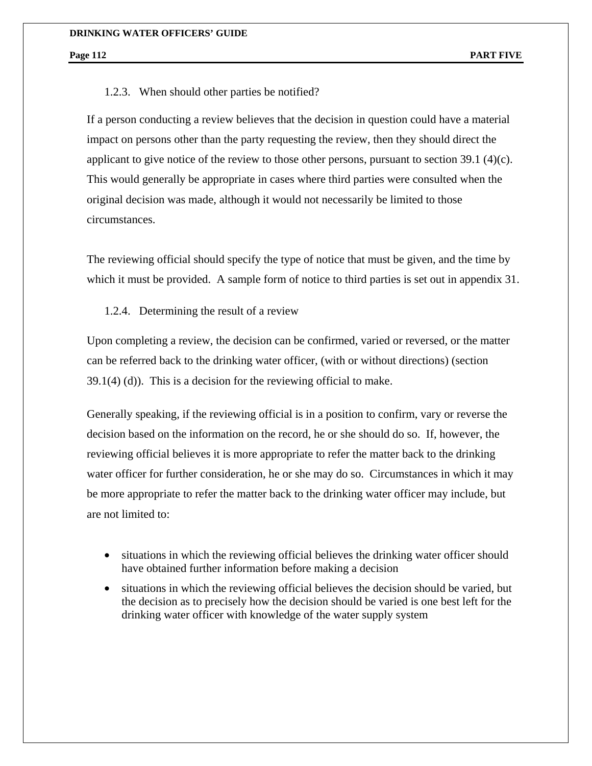### 1.2.3. When should other parties be notified?

If a person conducting a review believes that the decision in question could have a material impact on persons other than the party requesting the review, then they should direct the applicant to give notice of the review to those other persons, pursuant to section 39.1 (4)(c). This would generally be appropriate in cases where third parties were consulted when the original decision was made, although it would not necessarily be limited to those circumstances.

The reviewing official should specify the type of notice that must be given, and the time by which it must be provided. A sample form of notice to third parties is set out in appendix 31.

### 1.2.4. Determining the result of a review

Upon completing a review, the decision can be confirmed, varied or reversed, or the matter can be referred back to the drinking water officer, (with or without directions) (section 39.1(4) (d)). This is a decision for the reviewing official to make.

Generally speaking, if the reviewing official is in a position to confirm, vary or reverse the decision based on the information on the record, he or she should do so. If, however, the reviewing official believes it is more appropriate to refer the matter back to the drinking water officer for further consideration, he or she may do so. Circumstances in which it may be more appropriate to refer the matter back to the drinking water officer may include, but are not limited to:

- situations in which the reviewing official believes the drinking water officer should have obtained further information before making a decision
- situations in which the reviewing official believes the decision should be varied, but the decision as to precisely how the decision should be varied is one best left for the drinking water officer with knowledge of the water supply system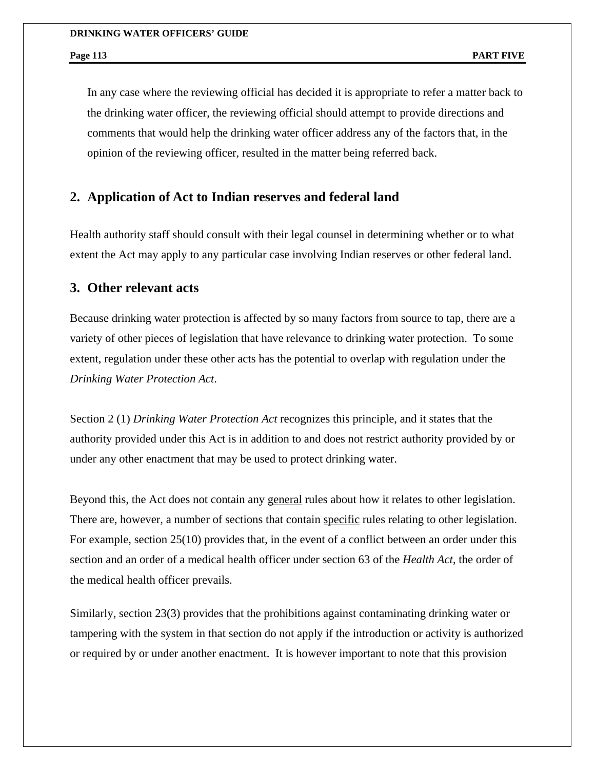In any case where the reviewing official has decided it is appropriate to refer a matter back to the drinking water officer, the reviewing official should attempt to provide directions and comments that would help the drinking water officer address any of the factors that, in the opinion of the reviewing officer, resulted in the matter being referred back.

## 2. Application of Act to Indian reserves and federal land

Health authority staff should consult with their legal counsel in determining whether or to what extent the Act may apply to any particular case involving Indian reserves or other federal land.

## 3. Other relevant acts

Because drinking water protection is affected by so many factors from source to tap, there are a variety of other pieces of legislation that have relevance to drinking water protection. To some extent, regulation under these other acts has the potential to overlap with regulation under the *Drinking Water Protection Act*.

Section 2 (1) *Drinking Water Protection Act* recognizes this principle, and it states that the authority provided under this Act is in addition to and does not restrict authority provided by or under any other enactment that may be used to protect drinking water.

Beyond this, the Act does not contain any general rules about how it relates to other legislation. There are, however, a number of sections that contain specific rules relating to other legislation. For example, section 25(10) provides that, in the event of a conflict between an order under this section and an order of a medical health officer under section 63 of the *Health Act*, the order of the medical health officer prevails.

Similarly, section 23(3) provides that the prohibitions against contaminating drinking water or tampering with the system in that section do not apply if the introduction or activity is authorized or required by or under another enactment. It is however important to note that this provision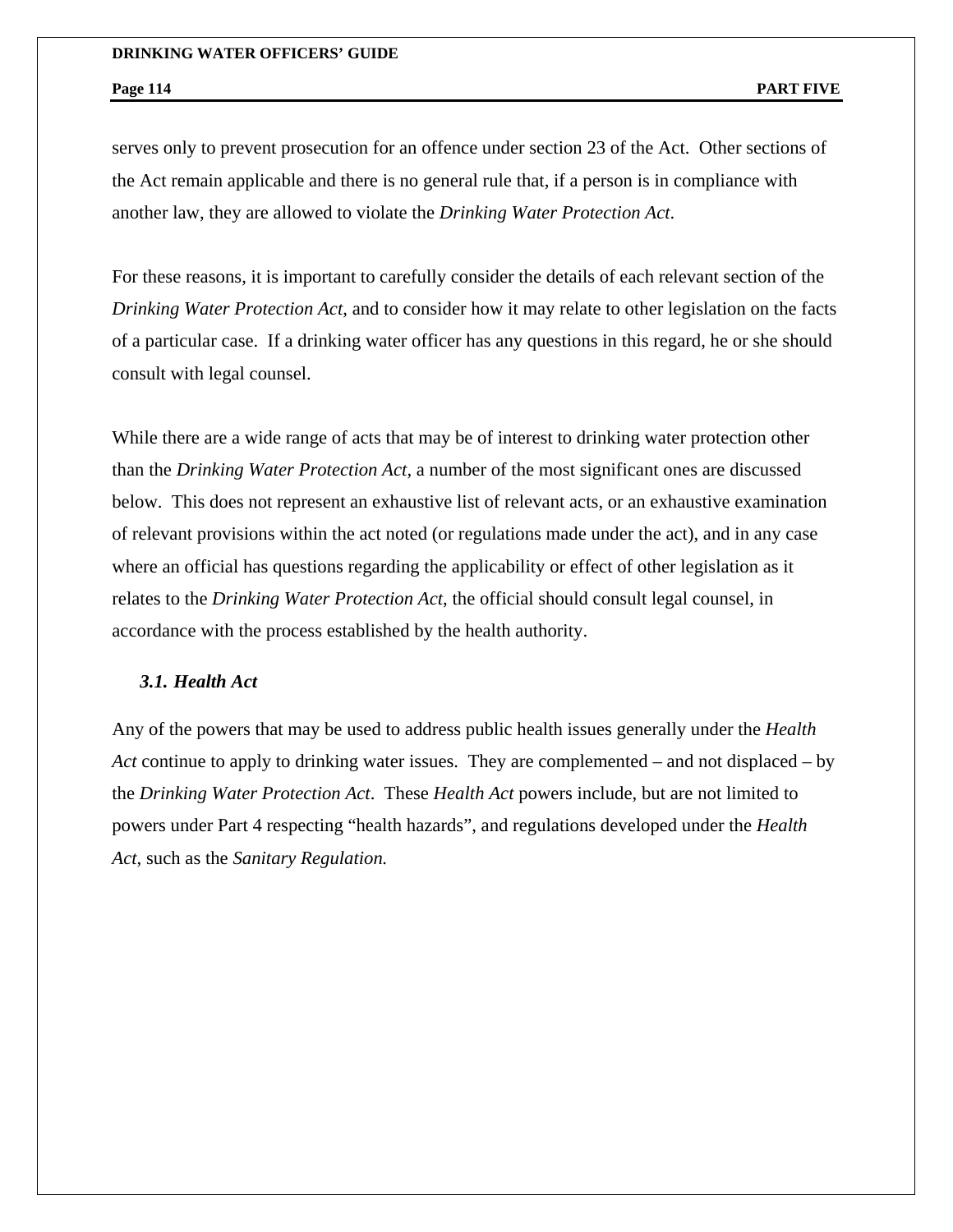serves only to prevent prosecution for an offence under section 23 of the Act. Other sections of the Act remain applicable and there is no general rule that, if a person is in compliance with another law, they are allowed to violate the *Drinking Water Protection Act*.

For these reasons, it is important to carefully consider the details of each relevant section of the *Drinking Water Protection Act,* and to consider how it may relate to other legislation on the facts of a particular case. If a drinking water officer has any questions in this regard, he or she should consult with legal counsel.

While there are a wide range of acts that may be of interest to drinking water protection other than the *Drinking Water Protection Act*, a number of the most significant ones are discussed below. This does not represent an exhaustive list of relevant acts, or an exhaustive examination of relevant provisions within the act noted (or regulations made under the act), and in any case where an official has questions regarding the applicability or effect of other legislation as it relates to the *Drinking Water Protection Act*, the official should consult legal counsel, in accordance with the process established by the health authority.

### *3.1. Health Act*

Any of the powers that may be used to address public health issues generally under the *Health Act* continue to apply to drinking water issues. They are complemented – and not displaced – by the *Drinking Water Protection Act*. These *Health Act* powers include, but are not limited to powers under Part 4 respecting “health hazards”, and regulations developed under the *Health Act*, such as the *Sanitary Regulation.*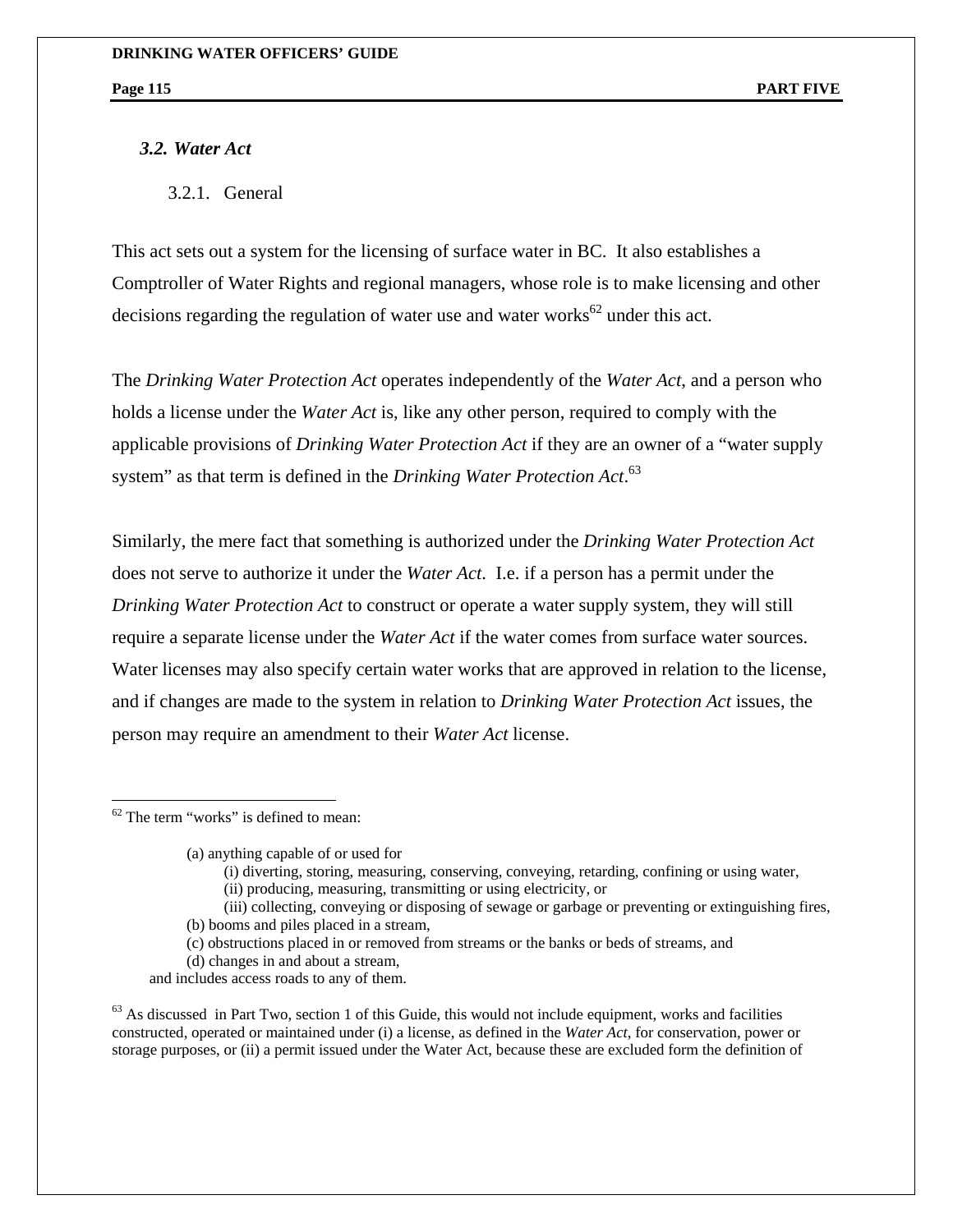### *3.2. Water Act*

#### 3.2.1. General

This act sets out a system for the licensing of surface water in BC. It also establishes a Comptroller of Water Rights and regional managers, whose role is to make licensing and other decisions regarding the regulation of water use and water works[62] under this act.

The *Drinking Water Protection Act* operates independently of the *Water Act*, and a person who holds a license under the *Water Act* is, like any other person, required to comply with the applicable provisions of *Drinking Water Protection Act* if they are an owner of a "water supply system" as that term is defined in the *Drinking Water Protection Act*.[63]

Similarly, the mere fact that something is authorized under the *Drinking Water Protection Act* does not serve to authorize it under the *Water Act*. I.e. if a person has a permit under the *Drinking Water Protection Act* to construct or operate a water supply system, they will still require a separate license under the *Water Act* if the water comes from surface water sources. Water licenses may also specify certain water works that are approved in relation to the license, and if changes are made to the system in relation to *Drinking Water Protection Act* issues, the person may require an amendment to their *Water Act* license.

---

[62] The term "works" is defined to mean:

> (a) anything capable of or used for
>
> > (i) diverting, storing, measuring, conserving, conveying, retarding, confining or using water,
> > (ii) producing, measuring, transmitting or using electricity, or
> > (iii) collecting, conveying or disposing of sewage or garbage or preventing or extinguishing fires,
>
> (b) booms and piles placed in a stream,
> (c) obstructions placed in or removed from streams or the banks or beds of streams, and
> (d) changes in and about a stream,
>
> and includes access roads to any of them.

[63] As discussed in Part Two, section 1 of this Guide, this would not include equipment, works and facilities constructed, operated or maintained under (i) a license, as defined in the *Water Act*, for conservation, power or storage purposes, or (ii) a permit issued under the Water Act, because these are excluded form the definition of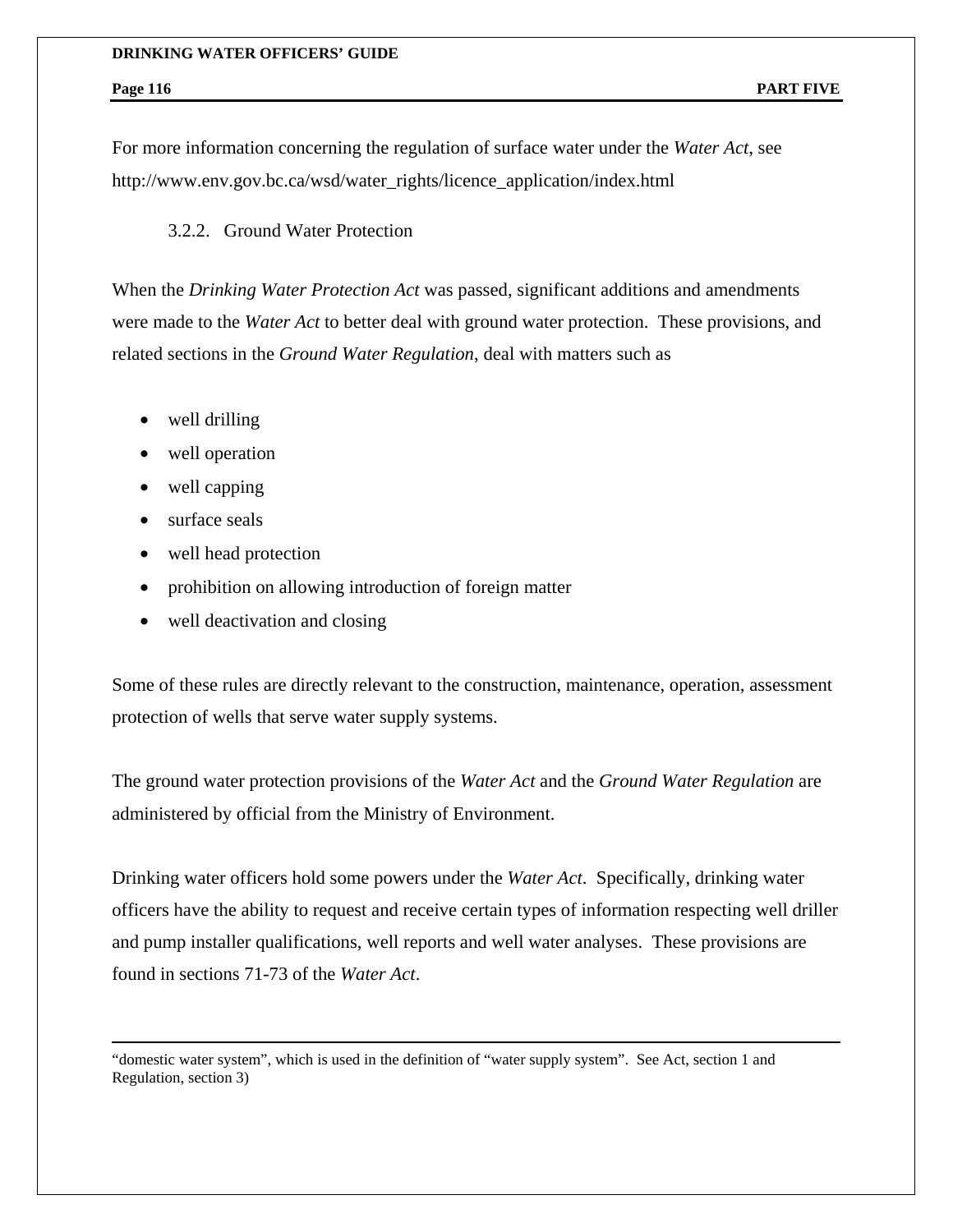For more information concerning the regulation of surface water under the *Water Act*, see http://www.env.gov.bc.ca/wsd/water_rights/licence_application/index.html

### 3.2.2. Ground Water Protection

When the *Drinking Water Protection Act* was passed, significant additions and amendments were made to the *Water Act* to better deal with ground water protection. These provisions, and related sections in the *Ground Water Regulation*, deal with matters such as

- well drilling
- well operation
- well capping
- surface seals
- well head protection
- prohibition on allowing introduction of foreign matter
- well deactivation and closing

Some of these rules are directly relevant to the construction, maintenance, operation, assessment protection of wells that serve water supply systems.

The ground water protection provisions of the *Water Act* and the *Ground Water Regulation* are administered by official from the Ministry of Environment.

Drinking water officers hold some powers under the *Water Act*. Specifically, drinking water officers have the ability to request and receive certain types of information respecting well driller and pump installer qualifications, well reports and well water analyses. These provisions are found in sections 71-73 of the *Water Act*.

---

"domestic water system", which is used in the definition of "water supply system". See Act, section 1 and Regulation, section 3)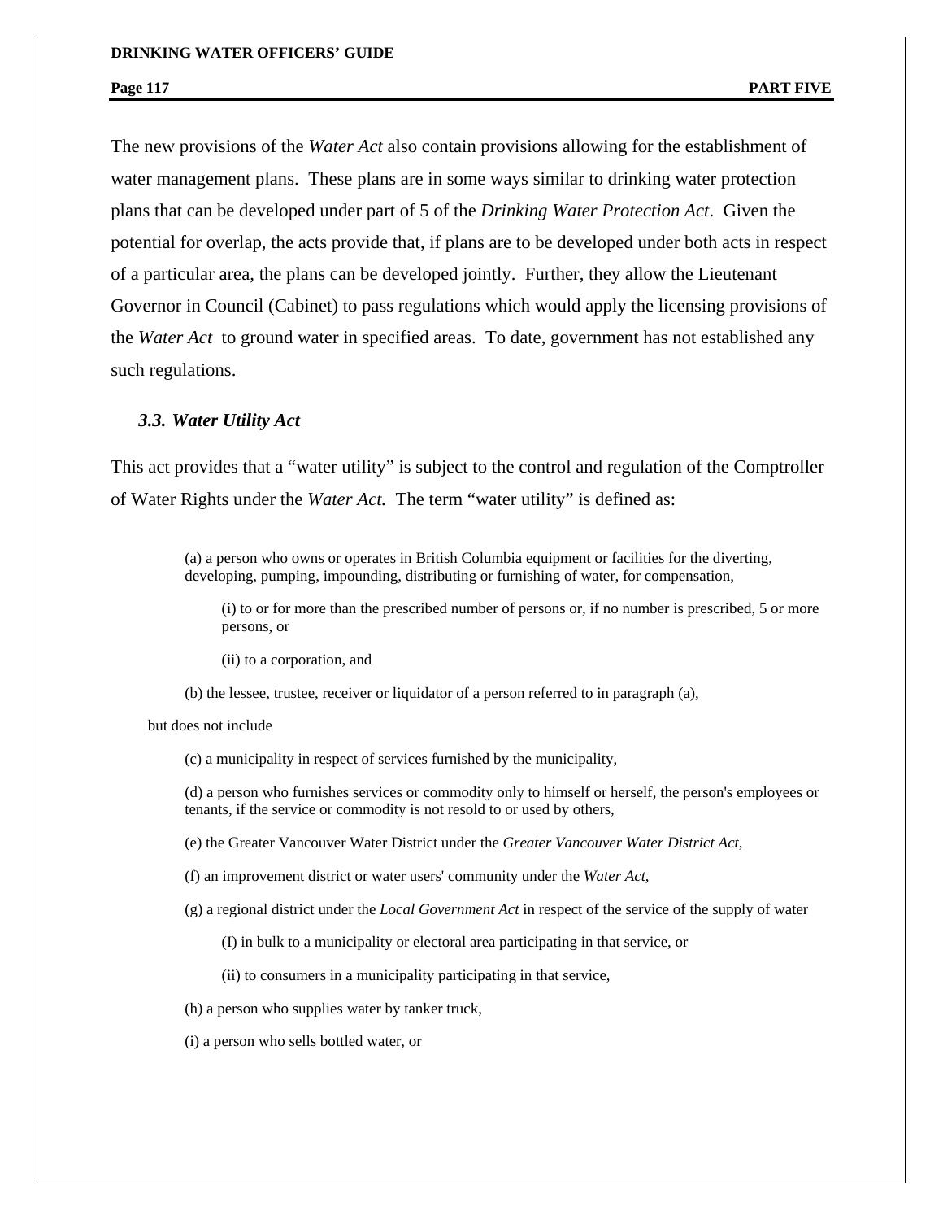The new provisions of the *Water Act* also contain provisions allowing for the establishment of water management plans. These plans are in some ways similar to drinking water protection plans that can be developed under part of 5 of the *Drinking Water Protection Act*. Given the potential for overlap, the acts provide that, if plans are to be developed under both acts in respect of a particular area, the plans can be developed jointly. Further, they allow the Lieutenant Governor in Council (Cabinet) to pass regulations which would apply the licensing provisions of the *Water Act* to ground water in specified areas. To date, government has not established any such regulations.

### *3.3. Water Utility Act*

This act provides that a "water utility" is subject to the control and regulation of the Comptroller of Water Rights under the *Water Act.* The term "water utility" is defined as:

> (a) a person who owns or operates in British Columbia equipment or facilities for the diverting, developing, pumping, impounding, distributing or furnishing of water, for compensation,
>
> > (i) to or for more than the prescribed number of persons or, if no number is prescribed, 5 or more persons, or
> >
> > (ii) to a corporation, and
>
> (b) the lessee, trustee, receiver or liquidator of a person referred to in paragraph (a),
>
> but does not include
>
> (c) a municipality in respect of services furnished by the municipality,
>
> (d) a person who furnishes services or commodity only to himself or herself, the person's employees or tenants, if the service or commodity is not resold to or used by others,
>
> (e) the Greater Vancouver Water District under the *Greater Vancouver Water District Act*,
>
> (f) an improvement district or water users' community under the *Water Act*,
>
> (g) a regional district under the *Local Government Act* in respect of the service of the supply of water
>
> > (I) in bulk to a municipality or electoral area participating in that service, or
> >
> > (ii) to consumers in a municipality participating in that service,
>
> (h) a person who supplies water by tanker truck,
>
> (i) a person who sells bottled water, or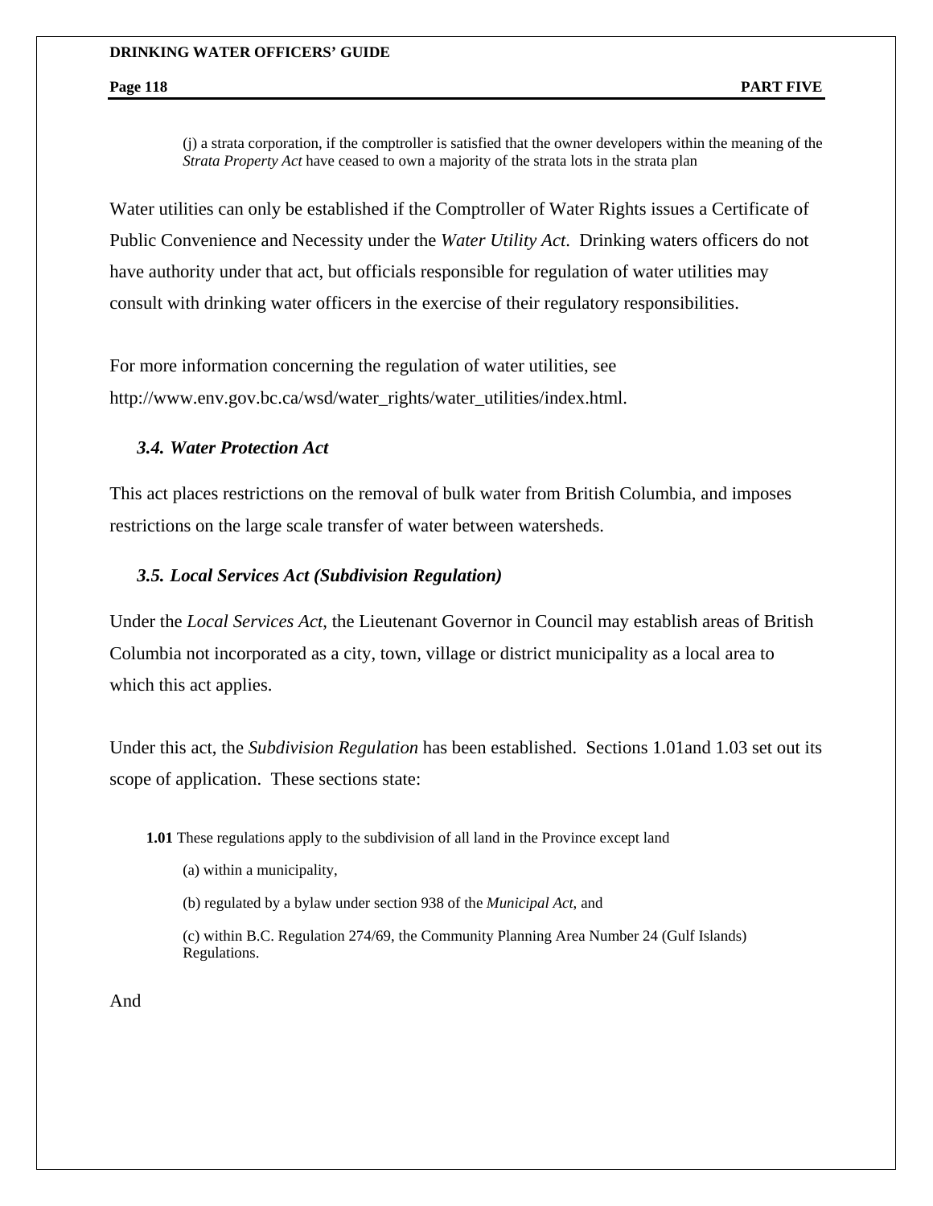(j) a strata corporation, if the comptroller is satisfied that the owner developers within the meaning of the *Strata Property Act* have ceased to own a majority of the strata lots in the strata plan

Water utilities can only be established if the Comptroller of Water Rights issues a Certificate of Public Convenience and Necessity under the *Water Utility Act*. Drinking waters officers do not have authority under that act, but officials responsible for regulation of water utilities may consult with drinking water officers in the exercise of their regulatory responsibilities.

For more information concerning the regulation of water utilities, see http://www.env.gov.bc.ca/wsd/water_rights/water_utilities/index.html.

### *3.4. Water Protection Act*

This act places restrictions on the removal of bulk water from British Columbia, and imposes restrictions on the large scale transfer of water between watersheds.

### *3.5. Local Services Act (Subdivision Regulation)*

Under the *Local Services Act*, the Lieutenant Governor in Council may establish areas of British Columbia not incorporated as a city, town, village or district municipality as a local area to which this act applies.

Under this act, the *Subdivision Regulation* has been established. Sections 1.01and 1.03 set out its scope of application. These sections state:

**1.01** These regulations apply to the subdivision of all land in the Province except land

(a) within a municipality,

(b) regulated by a bylaw under section 938 of the *Municipal Act*, and

(c) within B.C. Regulation 274/69, the Community Planning Area Number 24 (Gulf Islands) Regulations.

And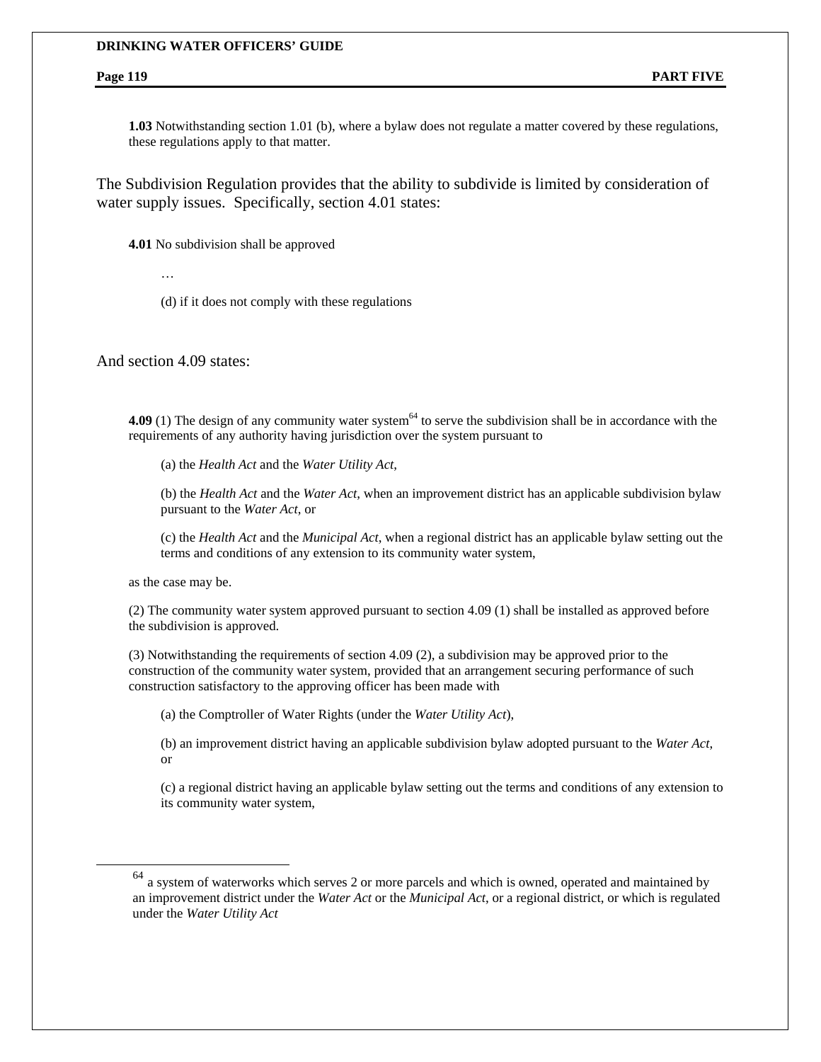**1.03** Notwithstanding section 1.01 (b), where a bylaw does not regulate a matter covered by these regulations, these regulations apply to that matter.

The Subdivision Regulation provides that the ability to subdivide is limited by consideration of water supply issues. Specifically, section 4.01 states:

> **4.01** No subdivision shall be approved
>
> …
>
> (d) if it does not comply with these regulations

And section 4.09 states:

> **4.09** (1) The design of any community water system[64] to serve the subdivision shall be in accordance with the requirements of any authority having jurisdiction over the system pursuant to
>
> (a) the *Health Act* and the *Water Utility Act*,
>
> (b) the *Health Act* and the *Water Act*, when an improvement district has an applicable subdivision bylaw pursuant to the *Water Act*, or
>
> (c) the *Health Act* and the *Municipal Act*, when a regional district has an applicable bylaw setting out the terms and conditions of any extension to its community water system,
>
> as the case may be.
>
> (2) The community water system approved pursuant to section 4.09 (1) shall be installed as approved before the subdivision is approved.
>
> (3) Notwithstanding the requirements of section 4.09 (2), a subdivision may be approved prior to the construction of the community water system, provided that an arrangement securing performance of such construction satisfactory to the approving officer has been made with
>
> (a) the Comptroller of Water Rights (under the *Water Utility Act*),
>
> (b) an improvement district having an applicable subdivision bylaw adopted pursuant to the *Water Act*, or
>
> (c) a regional district having an applicable bylaw setting out the terms and conditions of any extension to its community water system,

---

[64] a system of waterworks which serves 2 or more parcels and which is owned, operated and maintained by an improvement district under the *Water Act* or the *Municipal Act*, or a regional district, or which is regulated under the *Water Utility Act*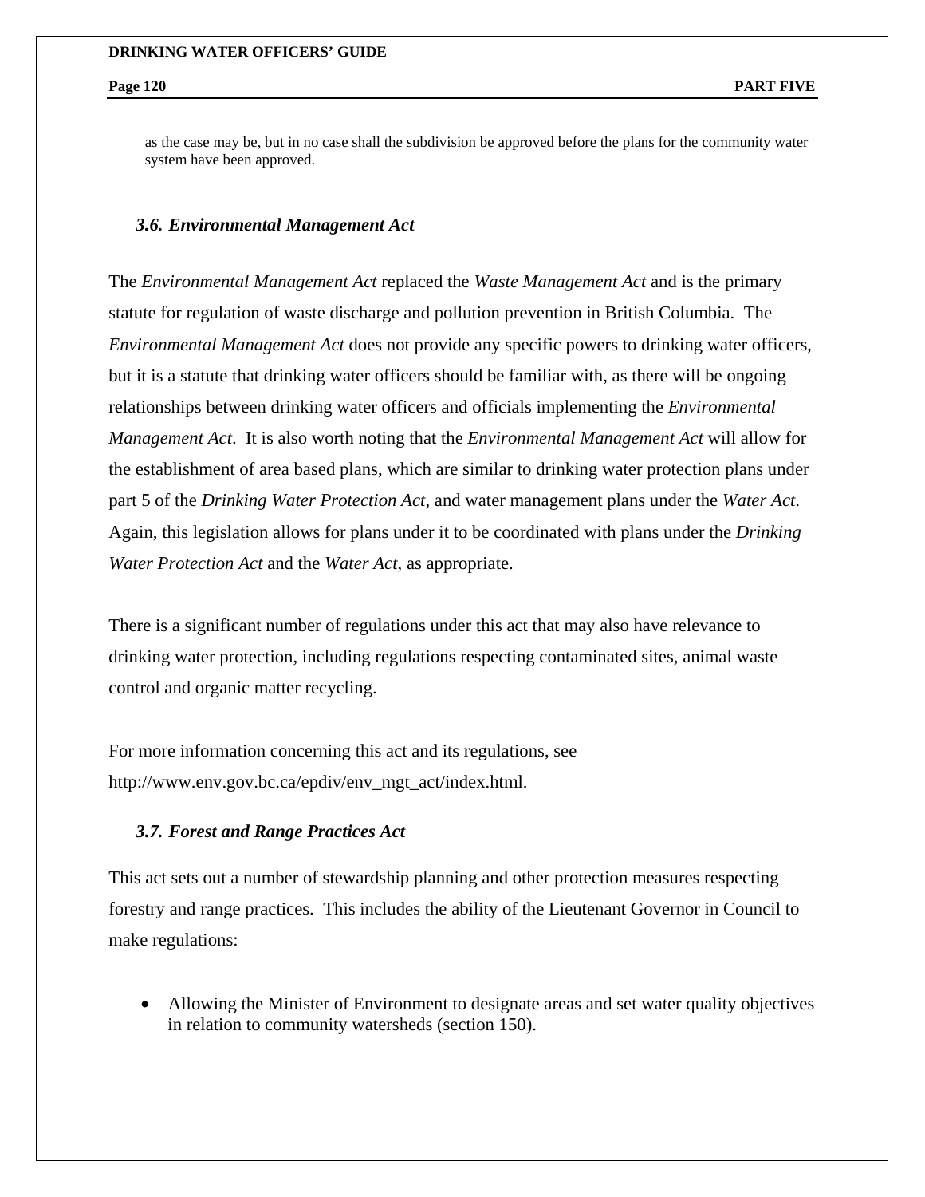as the case may be, but in no case shall the subdivision be approved before the plans for the community water system have been approved.

### *3.6. Environmental Management Act*

The *Environmental Management Act* replaced the *Waste Management Act* and is the primary statute for regulation of waste discharge and pollution prevention in British Columbia. The *Environmental Management Act* does not provide any specific powers to drinking water officers, but it is a statute that drinking water officers should be familiar with, as there will be ongoing relationships between drinking water officers and officials implementing the *Environmental Management Act*. It is also worth noting that the *Environmental Management Act* will allow for the establishment of area based plans, which are similar to drinking water protection plans under part 5 of the *Drinking Water Protection Act*, and water management plans under the *Water Act*. Again, this legislation allows for plans under it to be coordinated with plans under the *Drinking Water Protection Act* and the *Water Act*, as appropriate.

There is a significant number of regulations under this act that may also have relevance to drinking water protection, including regulations respecting contaminated sites, animal waste control and organic matter recycling.

For more information concerning this act and its regulations, see http://www.env.gov.bc.ca/epdiv/env_mgt_act/index.html.

### *3.7. Forest and Range Practices Act*

This act sets out a number of stewardship planning and other protection measures respecting forestry and range practices. This includes the ability of the Lieutenant Governor in Council to make regulations:

- Allowing the Minister of Environment to designate areas and set water quality objectives in relation to community watersheds (section 150).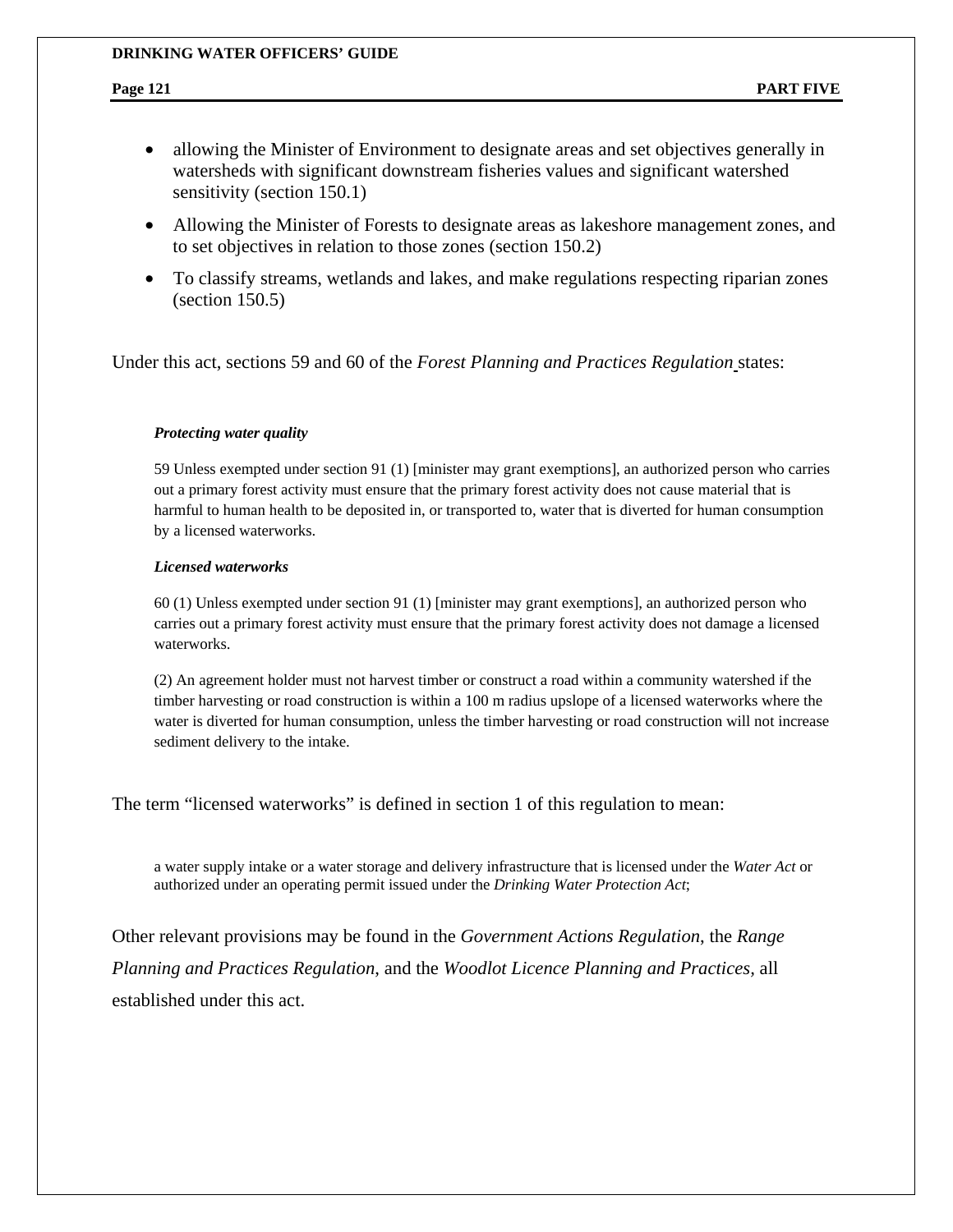- allowing the Minister of Environment to designate areas and set objectives generally in watersheds with significant downstream fisheries values and significant watershed sensitivity (section 150.1)
- Allowing the Minister of Forests to designate areas as lakeshore management zones, and to set objectives in relation to those zones (section 150.2)
- To classify streams, wetlands and lakes, and make regulations respecting riparian zones (section 150.5)

Under this act, sections 59 and 60 of the *Forest Planning and Practices Regulation* states:

> ***Protecting water quality***
>
> 59 Unless exempted under section 91 (1) [minister may grant exemptions], an authorized person who carries out a primary forest activity must ensure that the primary forest activity does not cause material that is harmful to human health to be deposited in, or transported to, water that is diverted for human consumption by a licensed waterworks.
>
> ***Licensed waterworks***
>
> 60 (1) Unless exempted under section 91 (1) [minister may grant exemptions], an authorized person who carries out a primary forest activity must ensure that the primary forest activity does not damage a licensed waterworks.
>
> (2) An agreement holder must not harvest timber or construct a road within a community watershed if the timber harvesting or road construction is within a 100 m radius upslope of a licensed waterworks where the water is diverted for human consumption, unless the timber harvesting or road construction will not increase sediment delivery to the intake.

The term "licensed waterworks" is defined in section 1 of this regulation to mean:

> a water supply intake or a water storage and delivery infrastructure that is licensed under the *Water Act* or authorized under an operating permit issued under the *Drinking Water Protection Act*;

Other relevant provisions may be found in the *Government Actions Regulation*, the *Range Planning and Practices Regulation*, and the *Woodlot Licence Planning and Practices*, all established under this act.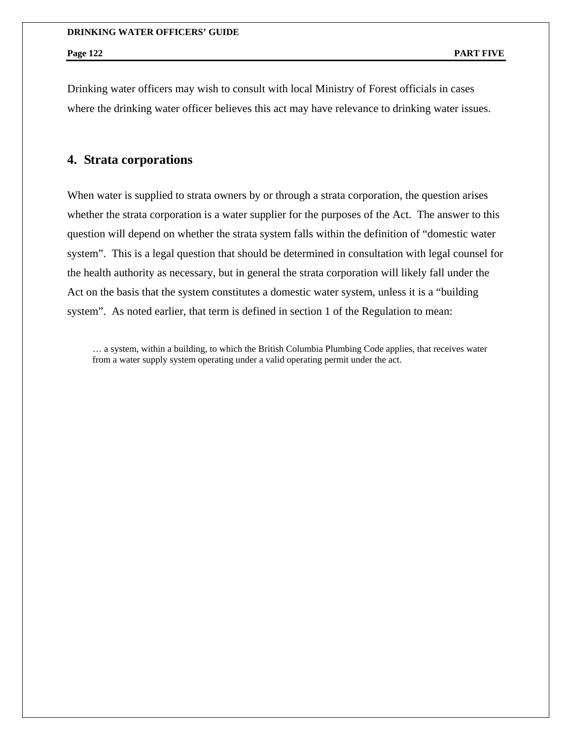Drinking water officers may wish to consult with local Ministry of Forest officials in cases where the drinking water officer believes this act may have relevance to drinking water issues.

## 4. Strata corporations

When water is supplied to strata owners by or through a strata corporation, the question arises whether the strata corporation is a water supplier for the purposes of the Act. The answer to this question will depend on whether the strata system falls within the definition of "domestic water system". This is a legal question that should be determined in consultation with legal counsel for the health authority as necessary, but in general the strata corporation will likely fall under the Act on the basis that the system constitutes a domestic water system, unless it is a "building system". As noted earlier, that term is defined in section 1 of the Regulation to mean:

> … a system, within a building, to which the British Columbia Plumbing Code applies, that receives water from a water supply system operating under a valid operating permit under the act.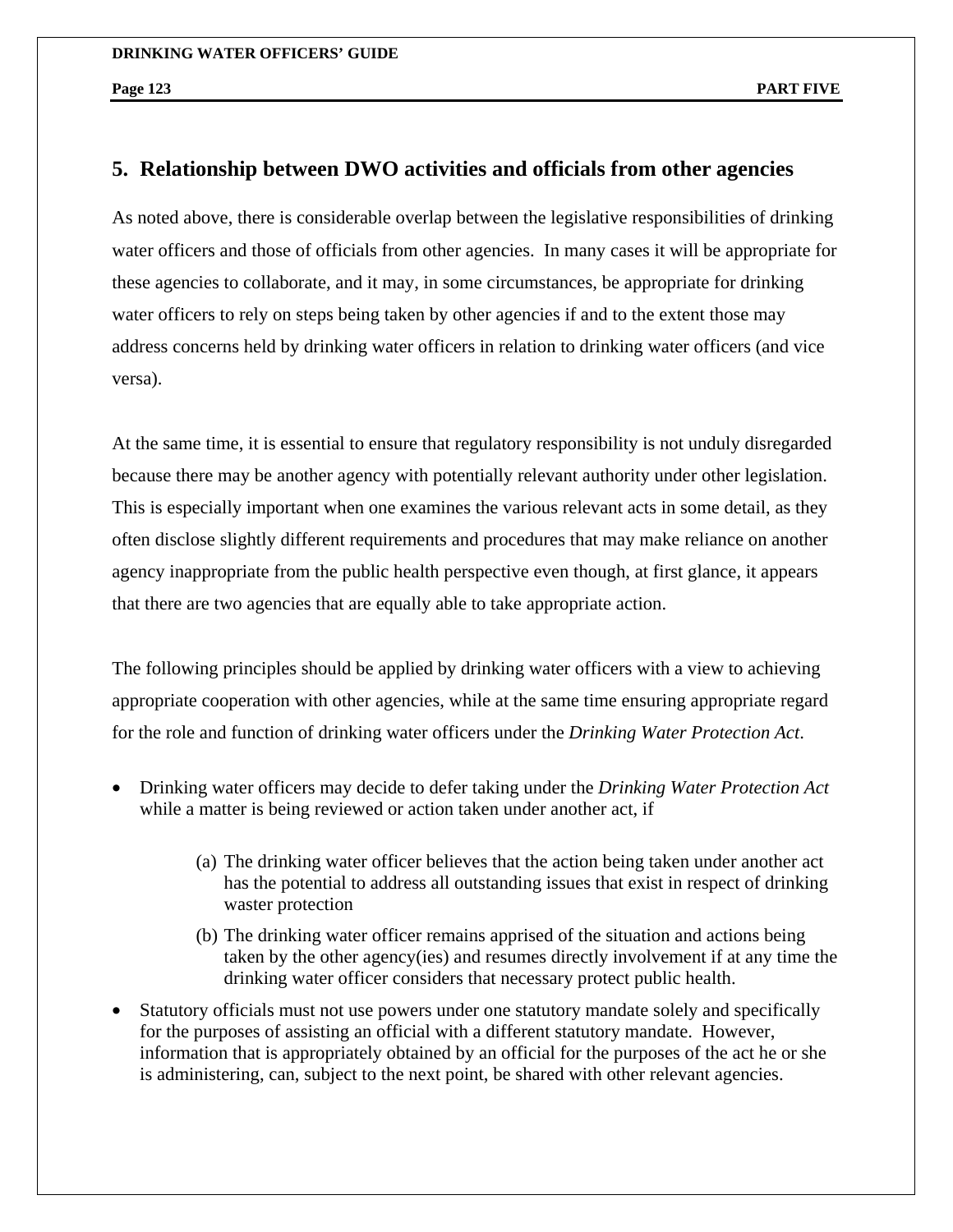## 5. Relationship between DWO activities and officials from other agencies

As noted above, there is considerable overlap between the legislative responsibilities of drinking water officers and those of officials from other agencies. In many cases it will be appropriate for these agencies to collaborate, and it may, in some circumstances, be appropriate for drinking water officers to rely on steps being taken by other agencies if and to the extent those may address concerns held by drinking water officers in relation to drinking water officers (and vice versa).

At the same time, it is essential to ensure that regulatory responsibility is not unduly disregarded because there may be another agency with potentially relevant authority under other legislation. This is especially important when one examines the various relevant acts in some detail, as they often disclose slightly different requirements and procedures that may make reliance on another agency inappropriate from the public health perspective even though, at first glance, it appears that there are two agencies that are equally able to take appropriate action.

The following principles should be applied by drinking water officers with a view to achieving appropriate cooperation with other agencies, while at the same time ensuring appropriate regard for the role and function of drinking water officers under the *Drinking Water Protection Act*.

- Drinking water officers may decide to defer taking under the *Drinking Water Protection Act* while a matter is being reviewed or action taken under another act, if
  - (a) The drinking water officer believes that the action being taken under another act has the potential to address all outstanding issues that exist in respect of drinking waster protection
  - (b) The drinking water officer remains apprised of the situation and actions being taken by the other agency(ies) and resumes directly involvement if at any time the drinking water officer considers that necessary protect public health.
- Statutory officials must not use powers under one statutory mandate solely and specifically for the purposes of assisting an official with a different statutory mandate. However, information that is appropriately obtained by an official for the purposes of the act he or she is administering, can, subject to the next point, be shared with other relevant agencies.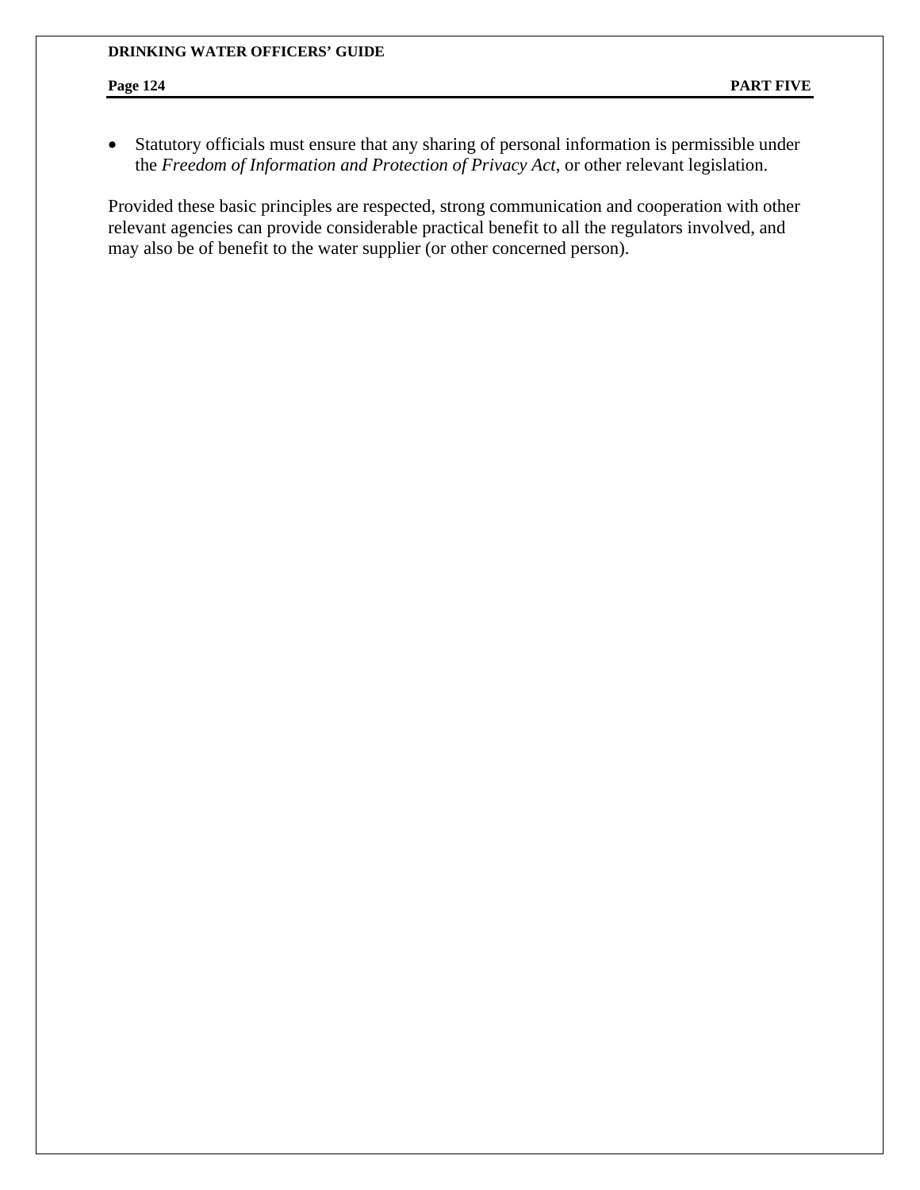- Statutory officials must ensure that any sharing of personal information is permissible under the *Freedom of Information and Protection of Privacy Act*, or other relevant legislation.

Provided these basic principles are respected, strong communication and cooperation with other relevant agencies can provide considerable practical benefit to all the regulators involved, and may also be of benefit to the water supplier (or other concerned person).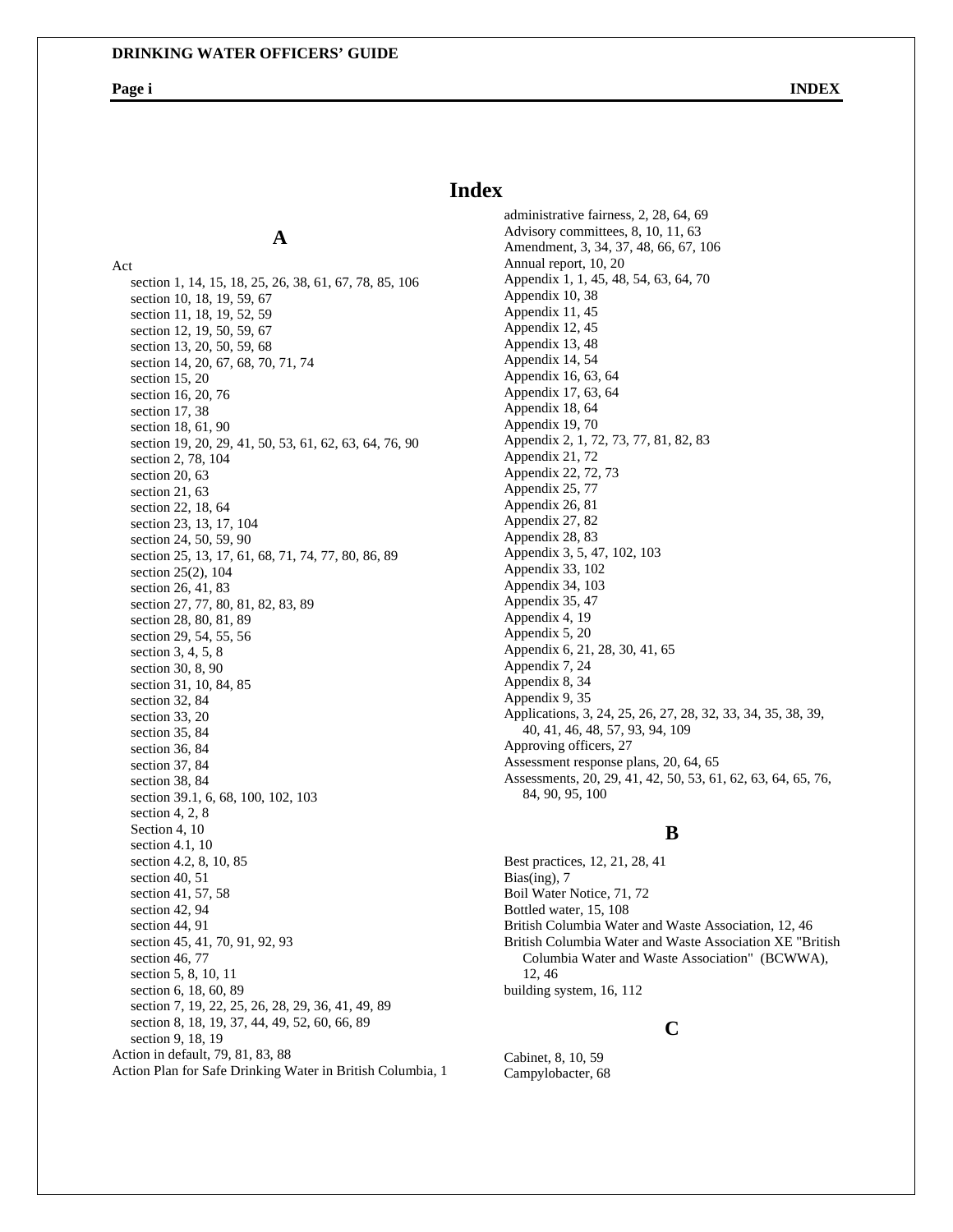# Index

## A

Act
- section 1, 14, 15, 18, 25, 26, 38, 61, 67, 78, 85, 106
- section 10, 18, 19, 59, 67
- section 11, 18, 19, 52, 59
- section 12, 19, 50, 59, 67
- section 13, 20, 50, 59, 68
- section 14, 20, 67, 68, 70, 71, 74
- section 15, 20
- section 16, 20, 76
- section 17, 38
- section 18, 61, 90
- section 19, 20, 29, 41, 50, 53, 61, 62, 63, 64, 76, 90
- section 2, 78, 104
- section 20, 63
- section 21, 63
- section 22, 18, 64
- section 23, 13, 17, 104
- section 24, 50, 59, 90
- section 25, 13, 17, 61, 68, 71, 74, 77, 80, 86, 89
- section 25(2), 104
- section 26, 41, 83
- section 27, 77, 80, 81, 82, 83, 89
- section 28, 80, 81, 89
- section 29, 54, 55, 56
- section 3, 4, 5, 8
- section 30, 8, 90
- section 31, 10, 84, 85
- section 32, 84
- section 33, 20
- section 35, 84
- section 36, 84
- section 37, 84
- section 38, 84
- section 39.1, 6, 68, 100, 102, 103
- section 4, 2, 8
- Section 4, 10
- section 4.1, 10
- section 4.2, 8, 10, 85
- section 40, 51
- section 41, 57, 58
- section 42, 94
- section 44, 91
- section 45, 41, 70, 91, 92, 93
- section 46, 77
- section 5, 8, 10, 11
- section 6, 18, 60, 89
- section 7, 19, 22, 25, 26, 28, 29, 36, 41, 49, 89
- section 8, 18, 19, 37, 44, 49, 52, 60, 66, 89
- section 9, 18, 19

Action in default, 79, 81, 83, 88
Action Plan for Safe Drinking Water in British Columbia, 1
administrative fairness, 2, 28, 64, 69
Advisory committees, 8, 10, 11, 63
Amendment, 3, 34, 37, 48, 66, 67, 106
Annual report, 10, 20
Appendix 1, 1, 45, 48, 54, 63, 64, 70
Appendix 10, 38
Appendix 11, 45
Appendix 12, 45
Appendix 13, 48
Appendix 14, 54
Appendix 16, 63, 64
Appendix 17, 63, 64
Appendix 18, 64
Appendix 19, 70
Appendix 2, 1, 72, 73, 77, 81, 82, 83
Appendix 21, 72
Appendix 22, 72, 73
Appendix 25, 77
Appendix 26, 81
Appendix 27, 82
Appendix 28, 83
Appendix 3, 5, 47, 102, 103
Appendix 33, 102
Appendix 34, 103
Appendix 35, 47
Appendix 4, 19
Appendix 5, 20
Appendix 6, 21, 28, 30, 41, 65
Appendix 7, 24
Appendix 8, 34
Appendix 9, 35
Applications, 3, 24, 25, 26, 27, 28, 32, 33, 34, 35, 38, 39, 40, 41, 46, 48, 57, 93, 94, 109
Approving officers, 27
Assessment response plans, 20, 64, 65
Assessments, 20, 29, 41, 42, 50, 53, 61, 62, 63, 64, 65, 76, 84, 90, 95, 100

## B

Best practices, 12, 21, 28, 41
Bias(ing), 7
Boil Water Notice, 71, 72
Bottled water, 15, 108
British Columbia Water and Waste Association, 12, 46
British Columbia Water and Waste Association XE "British Columbia Water and Waste Association" (BCWWA), 12, 46
building system, 16, 112

## C

Cabinet, 8, 10, 59
Campylobacter, 68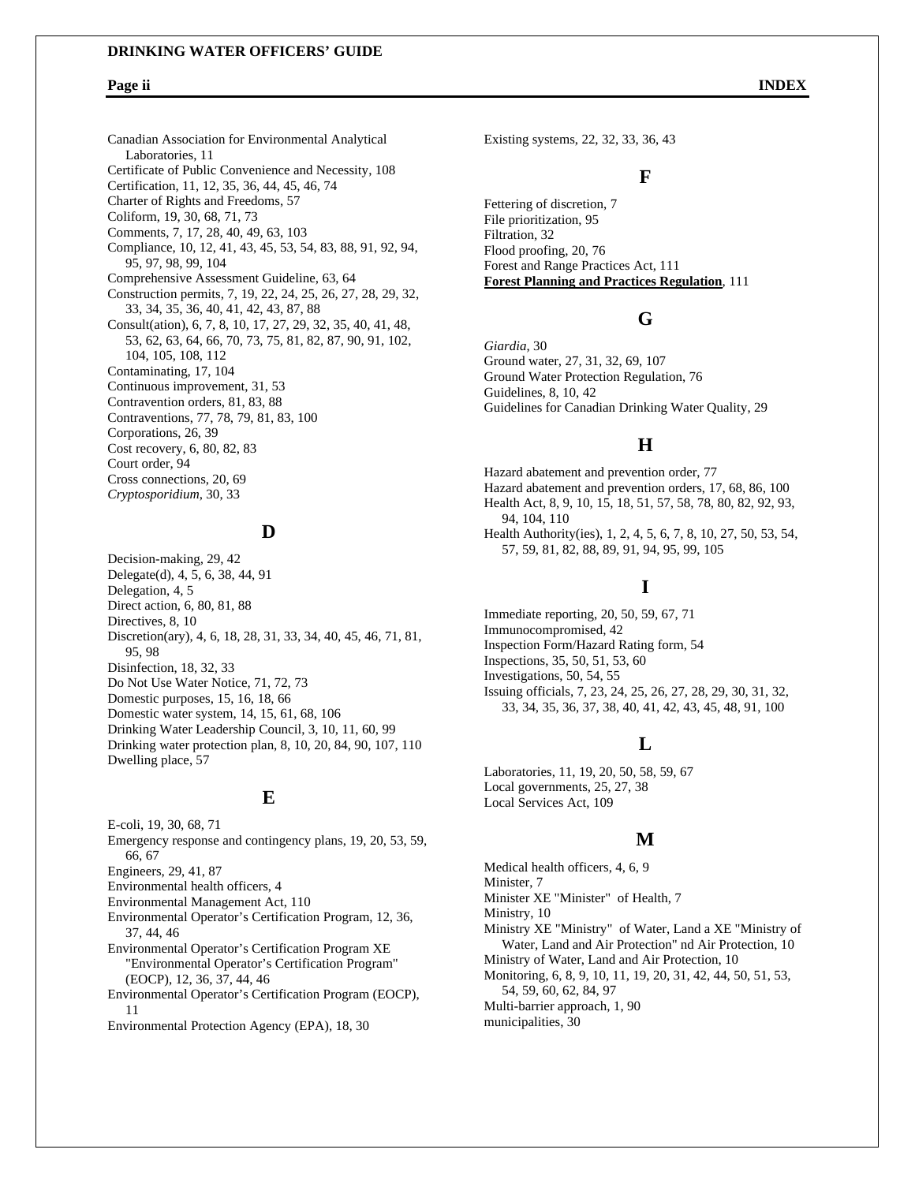Canadian Association for Environmental Analytical Laboratories, 11
Certificate of Public Convenience and Necessity, 108
Certification, 11, 12, 35, 36, 44, 45, 46, 74
Charter of Rights and Freedoms, 57
Coliform, 19, 30, 68, 71, 73
Comments, 7, 17, 28, 40, 49, 63, 103
Compliance, 10, 12, 41, 43, 45, 53, 54, 83, 88, 91, 92, 94, 95, 97, 98, 99, 104
Comprehensive Assessment Guideline, 63, 64
Construction permits, 7, 19, 22, 24, 25, 26, 27, 28, 29, 32, 33, 34, 35, 36, 40, 41, 42, 43, 87, 88
Consult(ation), 6, 7, 8, 10, 17, 27, 29, 32, 35, 40, 41, 48, 53, 62, 63, 64, 66, 70, 73, 75, 81, 82, 87, 90, 91, 102, 104, 105, 108, 112
Contaminating, 17, 104
Continuous improvement, 31, 53
Contravention orders, 81, 83, 88
Contraventions, 77, 78, 79, 81, 83, 100
Corporations, 26, 39
Cost recovery, 6, 80, 82, 83
Court order, 94
Cross connections, 20, 69
*Cryptosporidium*, 30, 33

## D

Decision-making, 29, 42
Delegate(d), 4, 5, 6, 38, 44, 91
Delegation, 4, 5
Direct action, 6, 80, 81, 88
Directives, 8, 10
Discretion(ary), 4, 6, 18, 28, 31, 33, 34, 40, 45, 46, 71, 81, 95, 98
Disinfection, 18, 32, 33
Do Not Use Water Notice, 71, 72, 73
Domestic purposes, 15, 16, 18, 66
Domestic water system, 14, 15, 61, 68, 106
Drinking Water Leadership Council, 3, 10, 11, 60, 99
Drinking water protection plan, 8, 10, 20, 84, 90, 107, 110
Dwelling place, 57

## E

E-coli, 19, 30, 68, 71
Emergency response and contingency plans, 19, 20, 53, 59, 66, 67
Engineers, 29, 41, 87
Environmental health officers, 4
Environmental Management Act, 110
Environmental Operator's Certification Program, 12, 36, 37, 44, 46
Environmental Operator's Certification Program XE "Environmental Operator's Certification Program" (EOCP), 12, 36, 37, 44, 46
Environmental Operator's Certification Program (EOCP), 11
Environmental Protection Agency (EPA), 18, 30

Existing systems, 22, 32, 33, 36, 43

## F

Fettering of discretion, 7
File prioritization, 95
Filtration, 32
Flood proofing, 20, 76
Forest and Range Practices Act, 111
**Forest Planning and Practices Regulation**, 111

## G

*Giardia*, 30
Ground water, 27, 31, 32, 69, 107
Ground Water Protection Regulation, 76
Guidelines, 8, 10, 42
Guidelines for Canadian Drinking Water Quality, 29

## H

Hazard abatement and prevention order, 77
Hazard abatement and prevention orders, 17, 68, 86, 100
Health Act, 8, 9, 10, 15, 18, 51, 57, 58, 78, 80, 82, 92, 93, 94, 104, 110
Health Authority(ies), 1, 2, 4, 5, 6, 7, 8, 10, 27, 50, 53, 54, 57, 59, 81, 82, 88, 89, 91, 94, 95, 99, 105

## I

Immediate reporting, 20, 50, 59, 67, 71
Immunocompromised, 42
Inspection Form/Hazard Rating form, 54
Inspections, 35, 50, 51, 53, 60
Investigations, 50, 54, 55
Issuing officials, 7, 23, 24, 25, 26, 27, 28, 29, 30, 31, 32, 33, 34, 35, 36, 37, 38, 40, 41, 42, 43, 45, 48, 91, 100

## L

Laboratories, 11, 19, 20, 50, 58, 59, 67
Local governments, 25, 27, 38
Local Services Act, 109

## M

Medical health officers, 4, 6, 9
Minister, 7
Minister XE "Minister" of Health, 7
Ministry, 10
Ministry XE "Ministry" of Water, Land a XE "Ministry of Water, Land and Air Protection" nd Air Protection, 10
Ministry of Water, Land and Air Protection, 10
Monitoring, 6, 8, 9, 10, 11, 19, 20, 31, 42, 44, 50, 51, 53, 54, 59, 60, 62, 84, 97
Multi-barrier approach, 1, 90
municipalities, 30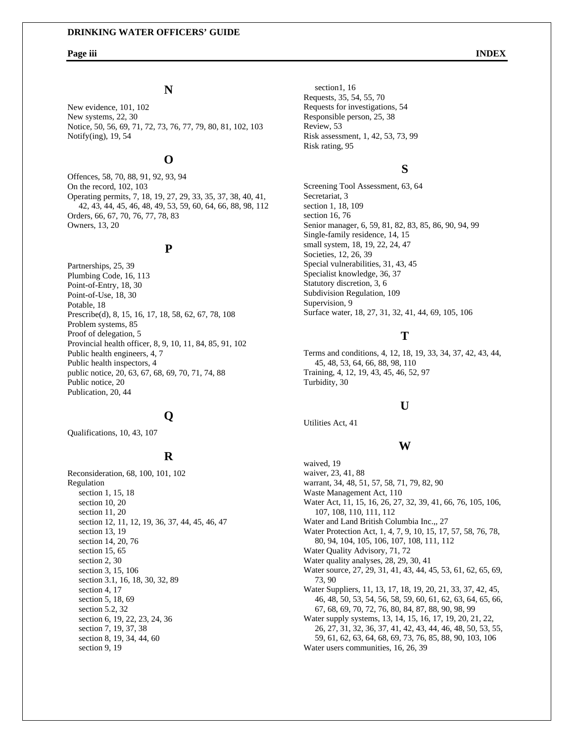## N

New evidence, 101, 102
New systems, 22, 30
Notice, 50, 56, 69, 71, 72, 73, 76, 77, 79, 80, 81, 102, 103
Notify(ing), 19, 54

## O

Offences, 58, 70, 88, 91, 92, 93, 94
On the record, 102, 103
Operating permits, 7, 18, 19, 27, 29, 33, 35, 37, 38, 40, 41, 42, 43, 44, 45, 46, 48, 49, 53, 59, 60, 64, 66, 88, 98, 112
Orders, 66, 67, 70, 76, 77, 78, 83
Owners, 13, 20

## P

Partnerships, 25, 39
Plumbing Code, 16, 113
Point-of-Entry, 18, 30
Point-of-Use, 18, 30
Potable, 18
Prescribe(d), 8, 15, 16, 17, 18, 58, 62, 67, 78, 108
Problem systems, 85
Proof of delegation, 5
Provincial health officer, 8, 9, 10, 11, 84, 85, 91, 102
Public health engineers, 4, 7
Public health inspectors, 4
public notice, 20, 63, 67, 68, 69, 70, 71, 74, 88
Public notice, 20
Publication, 20, 44

## Q

Qualifications, 10, 43, 107

## R

Reconsideration, 68, 100, 101, 102
Regulation
- section 1, 15, 18
- section 10, 20
- section 11, 20
- section 12, 11, 12, 19, 36, 37, 44, 45, 46, 47
- section 13, 19
- section 14, 20, 76
- section 15, 65
- section 2, 30
- section 3, 15, 106
- section 3.1, 16, 18, 30, 32, 89
- section 4, 17
- section 5, 18, 69
- section 5.2, 32
- section 6, 19, 22, 23, 24, 36
- section 7, 19, 37, 38
- section 8, 19, 34, 44, 60
- section 9, 19
- section1, 16

Requests, 35, 54, 55, 70
Requests for investigations, 54
Responsible person, 25, 38
Review, 53
Risk assessment, 1, 42, 53, 73, 99
Risk rating, 95

## S

Screening Tool Assessment, 63, 64
Secretariat, 3
section 1, 18, 109
section 16, 76
Senior manager, 6, 59, 81, 82, 83, 85, 86, 90, 94, 99
Single-family residence, 14, 15
small system, 18, 19, 22, 24, 47
Societies, 12, 26, 39
Special vulnerabilities, 31, 43, 45
Specialist knowledge, 36, 37
Statutory discretion, 3, 6
Subdivision Regulation, 109
Supervision, 9
Surface water, 18, 27, 31, 32, 41, 44, 69, 105, 106

## T

Terms and conditions, 4, 12, 18, 19, 33, 34, 37, 42, 43, 44, 45, 48, 53, 64, 66, 88, 98, 110
Training, 4, 12, 19, 43, 45, 46, 52, 97
Turbidity, 30

## U

Utilities Act, 41

## W

waived, 19
waiver, 23, 41, 88
warrant, 34, 48, 51, 57, 58, 71, 79, 82, 90
Waste Management Act, 110
Water Act, 11, 15, 16, 26, 27, 32, 39, 41, 66, 76, 105, 106, 107, 108, 110, 111, 112
Water and Land British Columbia Inc.,, 27
Water Protection Act, 1, 4, 7, 9, 10, 15, 17, 57, 58, 76, 78, 80, 94, 104, 105, 106, 107, 108, 111, 112
Water Quality Advisory, 71, 72
Water quality analyses, 28, 29, 30, 41
Water source, 27, 29, 31, 41, 43, 44, 45, 53, 61, 62, 65, 69, 73, 90
Water Suppliers, 11, 13, 17, 18, 19, 20, 21, 33, 37, 42, 45, 46, 48, 50, 53, 54, 56, 58, 59, 60, 61, 62, 63, 64, 65, 66, 67, 68, 69, 70, 72, 76, 80, 84, 87, 88, 90, 98, 99
Water supply systems, 13, 14, 15, 16, 17, 19, 20, 21, 22, 26, 27, 31, 32, 36, 37, 41, 42, 43, 44, 46, 48, 50, 53, 55, 59, 61, 62, 63, 64, 68, 69, 73, 76, 85, 88, 90, 103, 106
Water users communities, 16, 26, 39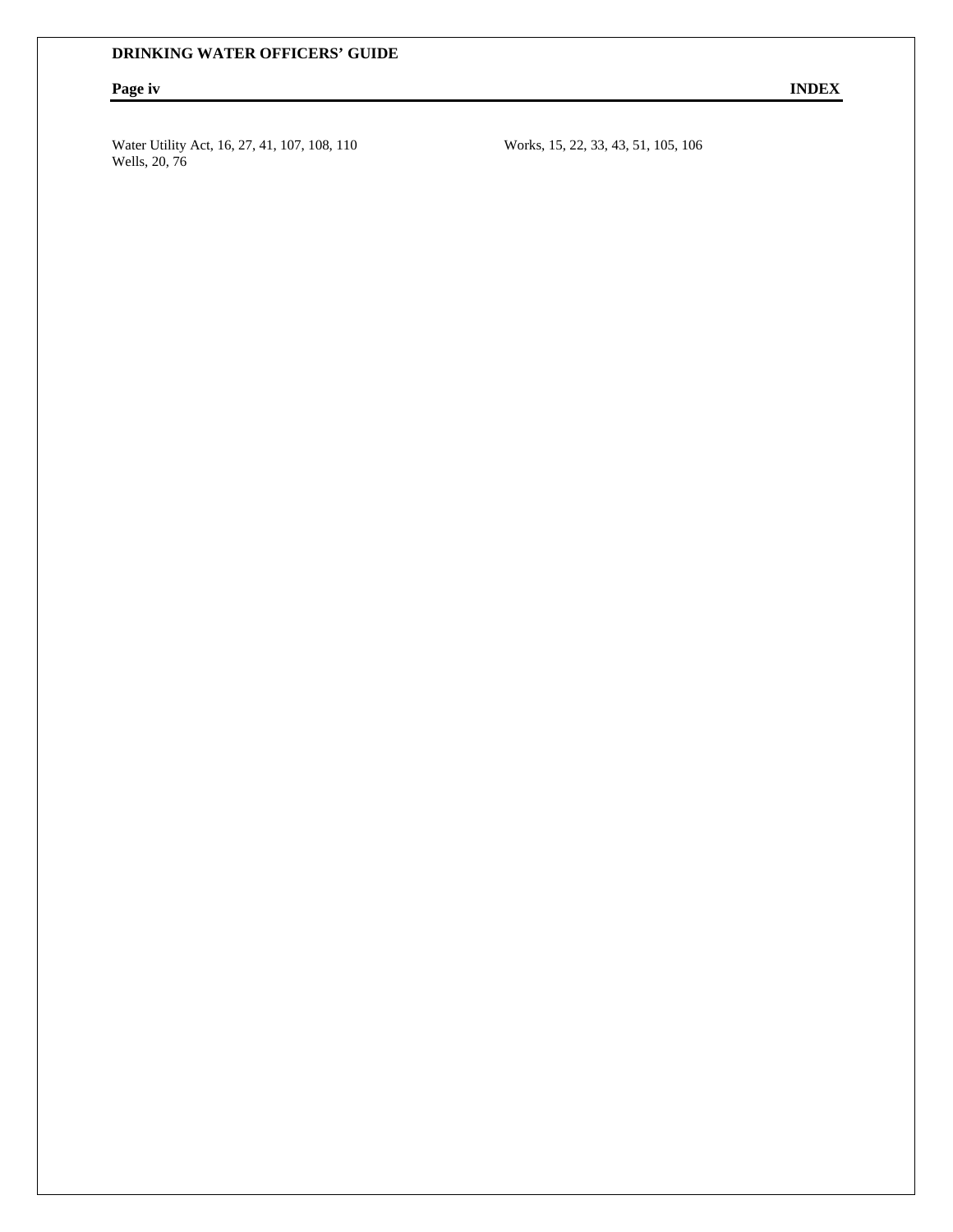Water Utility Act, 16, 27, 41, 107, 108, 110
Wells, 20, 76
Works, 15, 22, 33, 43, 51, 105, 106